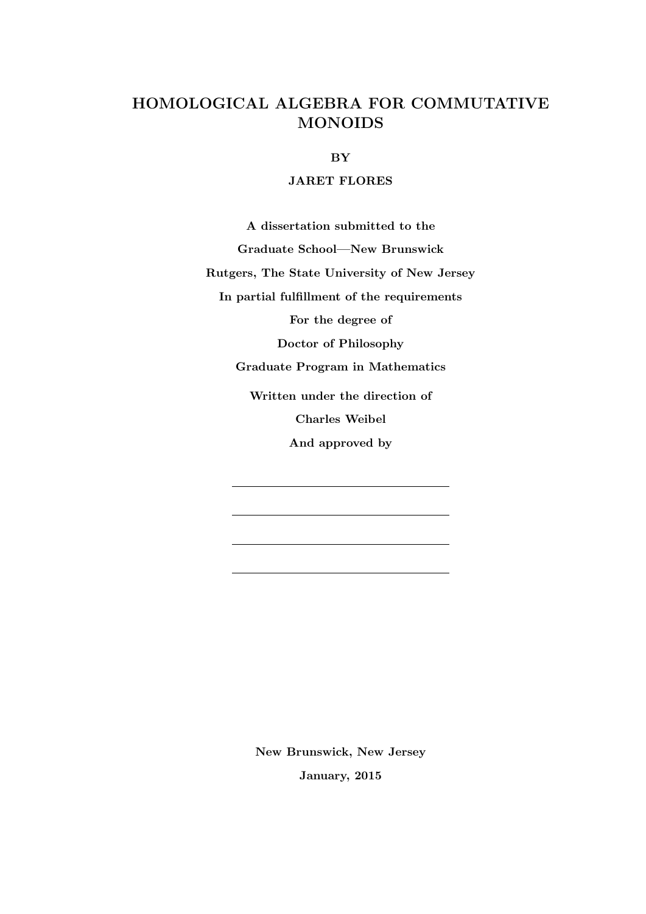# HOMOLOGICAL ALGEBRA FOR COMMUTATIVE MONOIDS

**BY**

**JARET FLORES**

**A dissertation submitted to the**

**Graduate School—New Brunswick**

**Rutgers, The State University of New Jersey**

**In partial fulfillment of the requirements**

**For the degree of**

**Doctor of Philosophy**

**Graduate Program in Mathematics**

**Written under the direction of**

**Charles Weibel**

**And approved by**

\_\_\_\_\_\_\_\_\_\_\_\_\_\_\_\_\_\_\_\_\_\_\_\_\_\_\_\_\_\_

\_\_\_\_\_\_\_\_\_\_\_\_\_\_\_\_\_\_\_\_\_\_\_\_\_\_\_\_\_\_

\_\_\_\_\_\_\_\_\_\_\_\_\_\_\_\_\_\_\_\_\_\_\_\_\_\_\_\_\_\_

\_\_\_\_\_\_\_\_\_\_\_\_\_\_\_\_\_\_\_\_\_\_\_\_\_\_\_\_\_\_

**New Brunswick, New Jersey**

**January, 2015**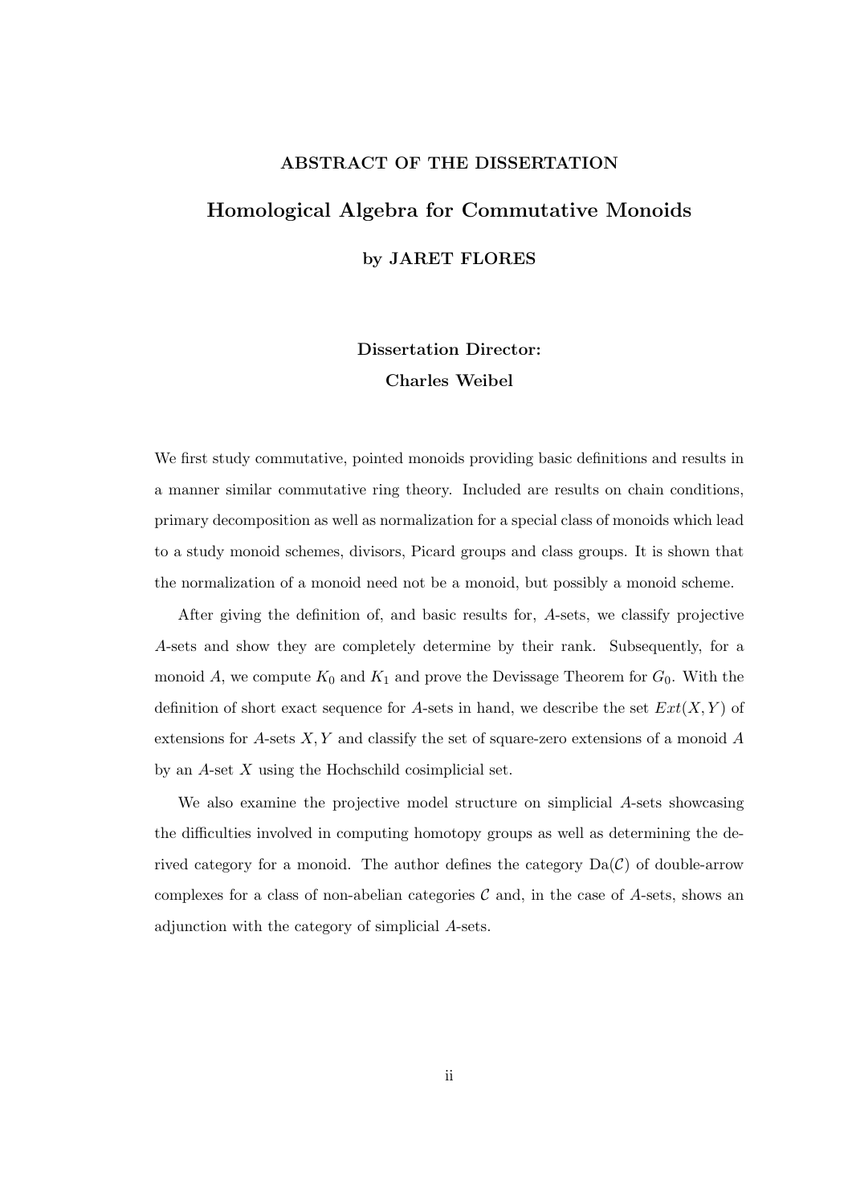## ABSTRACT OF THE DISSERTATION

# Homological Algebra for Commutative Monoids

**by JARET FLORES**

**Dissertation Director:**
**Charles Weibel**

We first study commutative, pointed monoids providing basic definitions and results in a manner similar commutative ring theory. Included are results on chain conditions, primary decomposition as well as normalization for a special class of monoids which lead to a study monoid schemes, divisors, Picard groups and class groups. It is shown that the normalization of a monoid need not be a monoid, but possibly a monoid scheme.

After giving the definition of, and basic results for, $A$-sets, we classify projective $A$-sets and show they are completely determine by their rank. Subsequently, for a monoid $A$, we compute $K_0$ and $K_1$ and prove the Devissage Theorem for $G_0$. With the definition of short exact sequence for $A$-sets in hand, we describe the set $Ext(X, Y)$ of extensions for $A$-sets $X, Y$ and classify the set of square-zero extensions of a monoid $A$ by an $A$-set $X$ using the Hochschild cosimplicial set.

We also examine the projective model structure on simplicial $A$-sets showcasing the difficulties involved in computing homotopy groups as well as determining the derived category for a monoid. The author defines the category $\mathrm{Da}(\mathcal{C})$ of double-arrow complexes for a class of non-abelian categories $\mathcal{C}$ and, in the case of $A$-sets, shows an adjunction with the category of simplicial $A$-sets.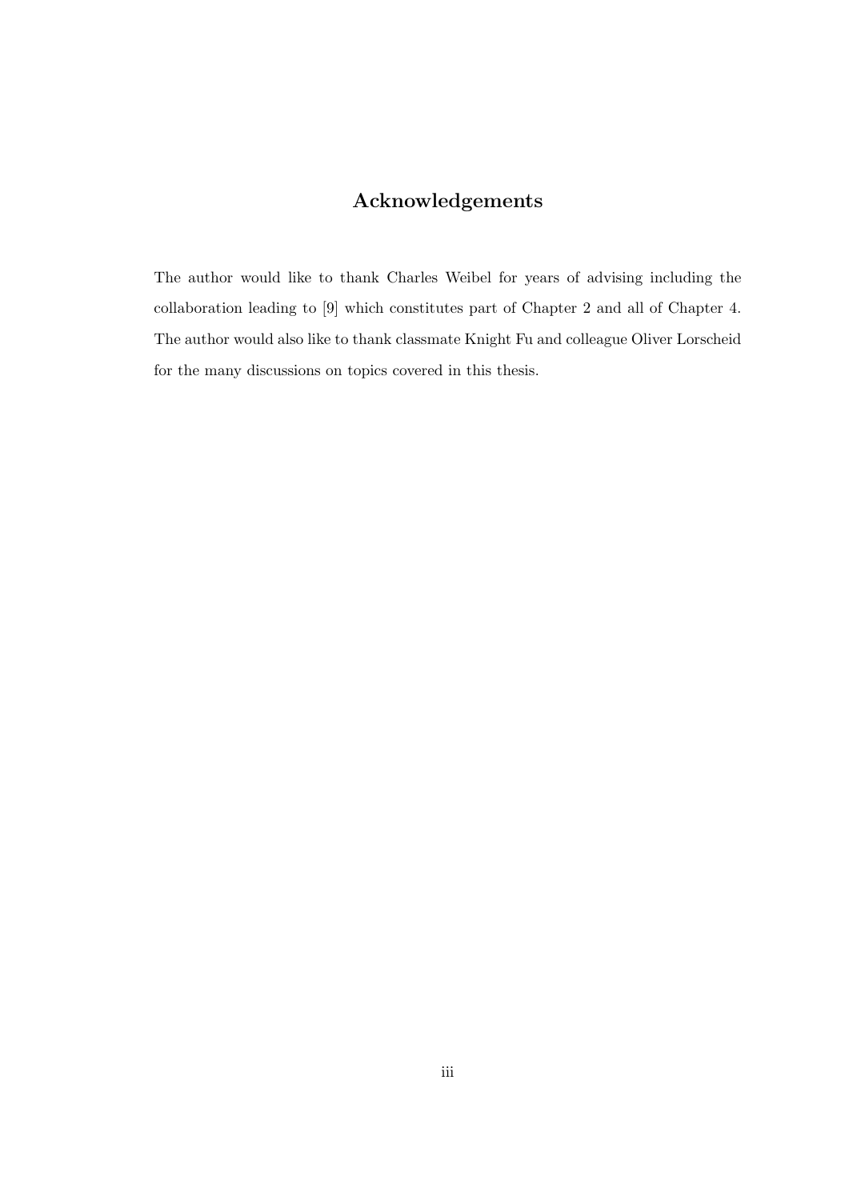## Acknowledgements

The author would like to thank Charles Weibel for years of advising including the collaboration leading to [9] which constitutes part of Chapter 2 and all of Chapter 4. The author would also like to thank classmate Knight Fu and colleague Oliver Lorscheid for the many discussions on topics covered in this thesis.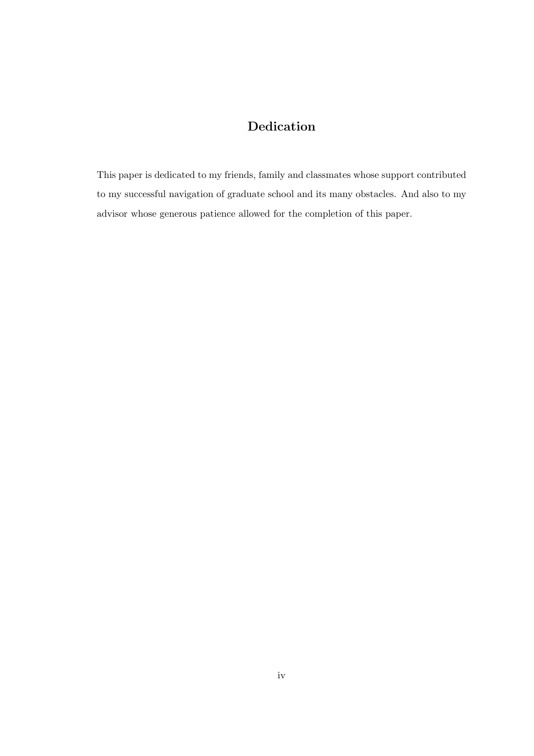# Dedication

This paper is dedicated to my friends, family and classmates whose support contributed to my successful navigation of graduate school and its many obstacles. And also to my advisor whose generous patience allowed for the completion of this paper.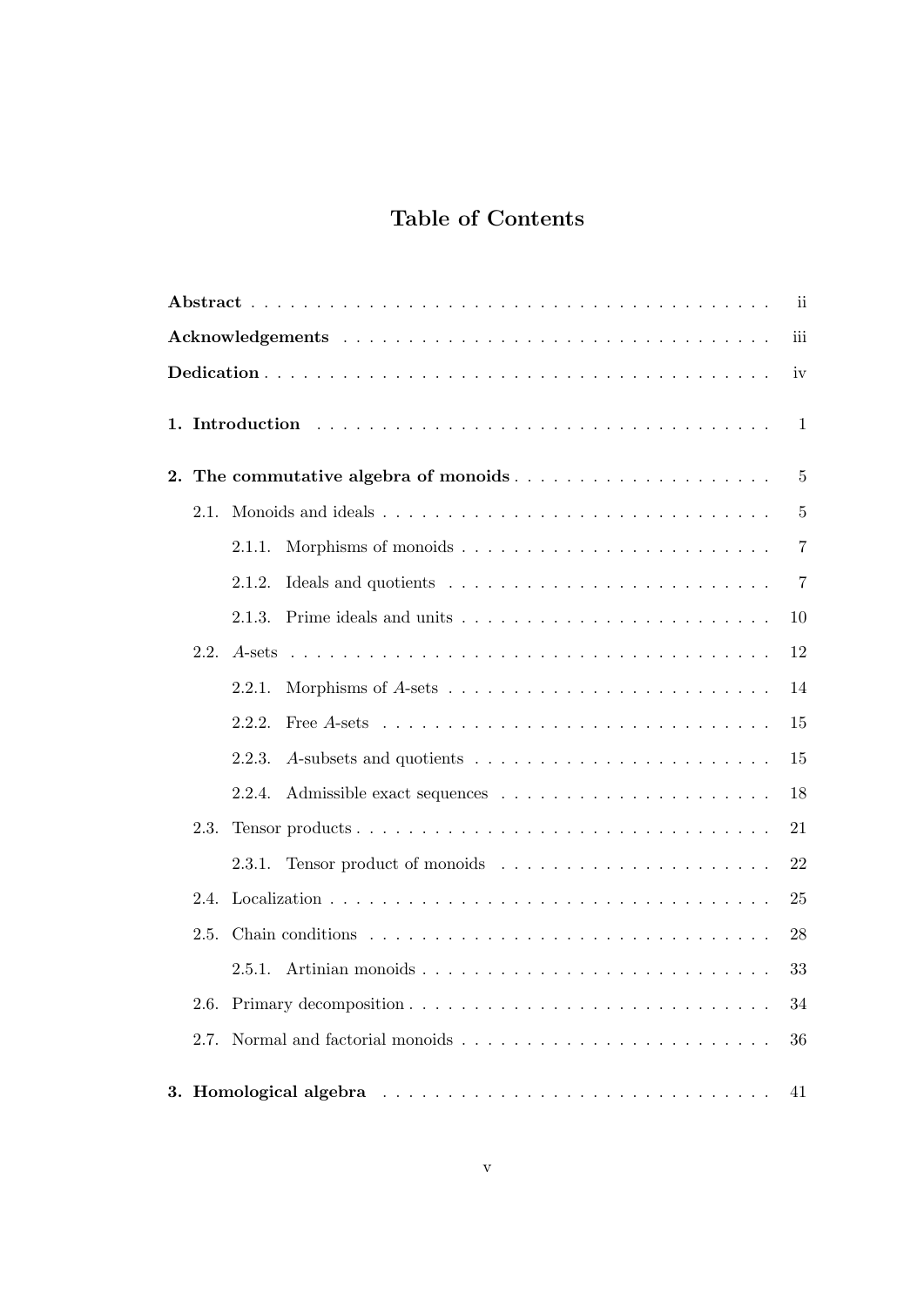# Table of Contents

**Abstract** . . . . . . . . . . . . . . . . . . . . . . . . . . . . . . . . . . . . . . . . ii

**Acknowledgements** . . . . . . . . . . . . . . . . . . . . . . . . . . . . . . . . . . . iii

**Dedication** . . . . . . . . . . . . . . . . . . . . . . . . . . . . . . . . . . . . . . . iv

**1. Introduction** . . . . . . . . . . . . . . . . . . . . . . . . . . . . . . . . . . . 1

**2. The commutative algebra of monoids** . . . . . . . . . . . . . . . . . . . . 5

- 2.1. Monoids and ideals . . . . . . . . . . . . . . . . . . . . . . . . . . . . . . 5
  - 2.1.1. Morphisms of monoids . . . . . . . . . . . . . . . . . . . . . . . . 7
  - 2.1.2. Ideals and quotients . . . . . . . . . . . . . . . . . . . . . . . . . 7
  - 2.1.3. Prime ideals and units . . . . . . . . . . . . . . . . . . . . . . . . 10
- 2.2. $A$-sets . . . . . . . . . . . . . . . . . . . . . . . . . . . . . . . . . . . . 12
  - 2.2.1. Morphisms of $A$-sets . . . . . . . . . . . . . . . . . . . . . . . . 14
  - 2.2.2. Free $A$-sets . . . . . . . . . . . . . . . . . . . . . . . . . . . . . 15
  - 2.2.3. $A$-subsets and quotients . . . . . . . . . . . . . . . . . . . . . . 15
  - 2.2.4. Admissible exact sequences . . . . . . . . . . . . . . . . . . . . . 18
- 2.3. Tensor products . . . . . . . . . . . . . . . . . . . . . . . . . . . . . . . 21
  - 2.3.1. Tensor product of monoids . . . . . . . . . . . . . . . . . . . . . 22
- 2.4. Localization . . . . . . . . . . . . . . . . . . . . . . . . . . . . . . . . . 25
- 2.5. Chain conditions . . . . . . . . . . . . . . . . . . . . . . . . . . . . . . 28
  - 2.5.1. Artinian monoids . . . . . . . . . . . . . . . . . . . . . . . . . . . 33
- 2.6. Primary decomposition . . . . . . . . . . . . . . . . . . . . . . . . . . . 34
- 2.7. Normal and factorial monoids . . . . . . . . . . . . . . . . . . . . . . . 36

**3. Homological algebra** . . . . . . . . . . . . . . . . . . . . . . . . . . . . . . 41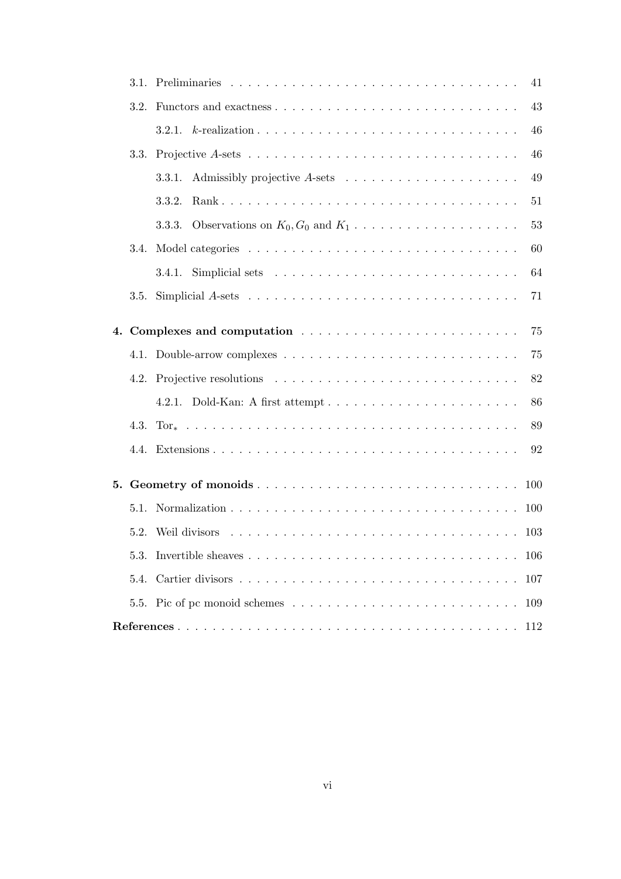- 3.1. Preliminaries . . . . . . . . . . 41
- 3.2. Functors and exactness . . . . . . . . . . 43
  - 3.2.1. $k$-realization . . . . . . . . . . 46
- 3.3. Projective $A$-sets . . . . . . . . . . 46
  - 3.3.1. Admissibly projective $A$-sets . . . . . . . . . . 49
  - 3.3.2. Rank . . . . . . . . . . 51
  - 3.3.3. Observations on $K_0, G_0$ and $K_1$ . . . . . . . . . . 53
- 3.4. Model categories . . . . . . . . . . 60
  - 3.4.1. Simplicial sets . . . . . . . . . . 64
- 3.5. Simplicial $A$-sets . . . . . . . . . . 71

**4. Complexes and computation** . . . . . . . . . . 75

- 4.1. Double-arrow complexes . . . . . . . . . . 75
- 4.2. Projective resolutions . . . . . . . . . . 82
  - 4.2.1. Dold-Kan: A first attempt . . . . . . . . . . 86
- 4.3. $\mathrm{Tor}_*$ . . . . . . . . . . 89
- 4.4. Extensions . . . . . . . . . . 92

**5. Geometry of monoids** . . . . . . . . . . 100

- 5.1. Normalization . . . . . . . . . . 100
- 5.2. Weil divisors . . . . . . . . . . 103
- 5.3. Invertible sheaves . . . . . . . . . . 106
- 5.4. Cartier divisors . . . . . . . . . . 107
- 5.5. Pic of pc monoid schemes . . . . . . . . . . 109

**References** . . . . . . . . . . 112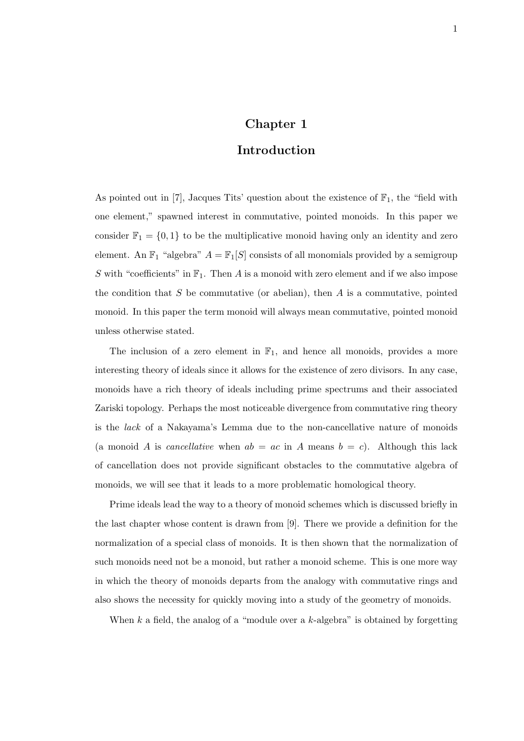# Chapter 1

# Introduction

As pointed out in [7], Jacques Tits' question about the existence of $\mathbb{F}_1$, the "field with one element," spawned interest in commutative, pointed monoids. In this paper we consider $\mathbb{F}_1 = \{0, 1\}$ to be the multiplicative monoid having only an identity and zero element. An $\mathbb{F}_1$ "algebra" $A = \mathbb{F}_1[S]$ consists of all monomials provided by a semigroup $S$ with "coefficients" in $\mathbb{F}_1$. Then $A$ is a monoid with zero element and if we also impose the condition that $S$ be commutative (or abelian), then $A$ is a commutative, pointed monoid. In this paper the term monoid will always mean commutative, pointed monoid unless otherwise stated.

The inclusion of a zero element in $\mathbb{F}_1$, and hence all monoids, provides a more interesting theory of ideals since it allows for the existence of zero divisors. In any case, monoids have a rich theory of ideals including prime spectrums and their associated Zariski topology. Perhaps the most noticeable divergence from commutative ring theory is the *lack* of a Nakayama's Lemma due to the non-cancellative nature of monoids (a monoid $A$ is *cancellative* when $ab = ac$ in $A$ means $b = c$). Although this lack of cancellation does not provide significant obstacles to the commutative algebra of monoids, we will see that it leads to a more problematic homological theory.

Prime ideals lead the way to a theory of monoid schemes which is discussed briefly in the last chapter whose content is drawn from [9]. There we provide a definition for the normalization of a special class of monoids. It is then shown that the normalization of such monoids need not be a monoid, but rather a monoid scheme. This is one more way in which the theory of monoids departs from the analogy with commutative rings and also shows the necessity for quickly moving into a study of the geometry of monoids.

When $k$ a field, the analog of a "module over a $k$-algebra" is obtained by forgetting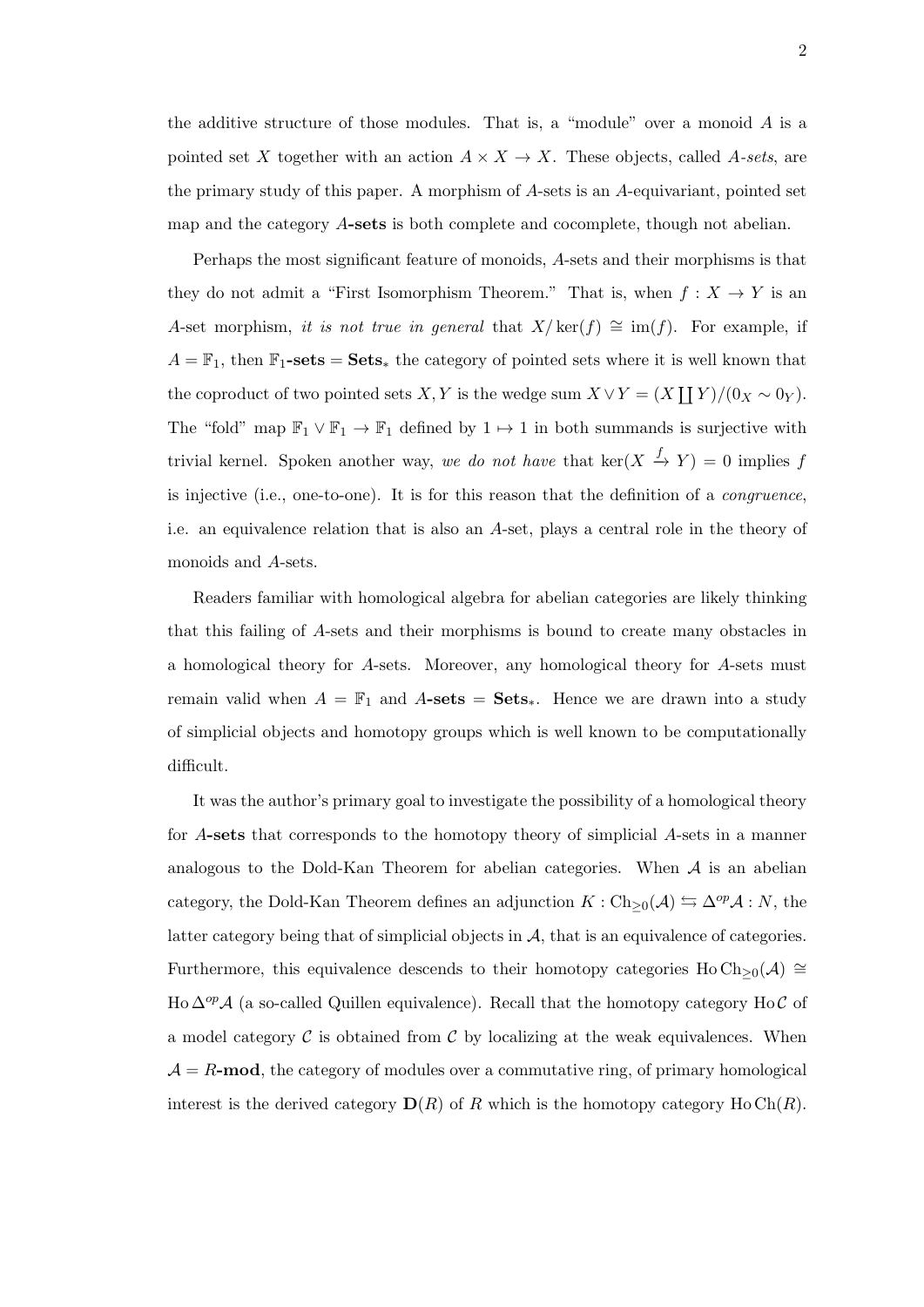the additive structure of those modules. That is, a "module" over a monoid $A$ is a pointed set $X$ together with an action $A \times X \to X$. These objects, called *$A$-sets*, are the primary study of this paper. A morphism of $A$-sets is an $A$-equivariant, pointed set map and the category **$A$-sets** is both complete and cocomplete, though not abelian.

Perhaps the most significant feature of monoids, $A$-sets and their morphisms is that they do not admit a "First Isomorphism Theorem." That is, when $f : X \to Y$ is an $A$-set morphism, *it is not true in general* that $X/\ker(f) \cong \operatorname{im}(f)$. For example, if $A = \mathbb{F}_1$, then $\mathbb{F}_1$**-sets** $=$ **Sets**$_*$ the category of pointed sets where it is well known that the coproduct of two pointed sets $X, Y$ is the wedge sum $X \vee Y = (X \coprod Y)/(0_X \sim 0_Y)$. The "fold" map $\mathbb{F}_1 \vee \mathbb{F}_1 \to \mathbb{F}_1$ defined by $1 \mapsto 1$ in both summands is surjective with trivial kernel. Spoken another way, *we do not have* that $\ker(X \xrightarrow{f} Y) = 0$ implies $f$ is injective (i.e., one-to-one). It is for this reason that the definition of a *congruence*, i.e. an equivalence relation that is also an $A$-set, plays a central role in the theory of monoids and $A$-sets.

Readers familiar with homological algebra for abelian categories are likely thinking that this failing of $A$-sets and their morphisms is bound to create many obstacles in a homological theory for $A$-sets. Moreover, any homological theory for $A$-sets must remain valid when $A = \mathbb{F}_1$ and **$A$-sets** $=$ **Sets**$_*$. Hence we are drawn into a study of simplicial objects and homotopy groups which is well known to be computationally difficult.

It was the author's primary goal to investigate the possibility of a homological theory for **$A$-sets** that corresponds to the homotopy theory of simplicial $A$-sets in a manner analogous to the Dold-Kan Theorem for abelian categories. When $\mathcal{A}$ is an abelian category, the Dold-Kan Theorem defines an adjunction $K : \mathrm{Ch}_{\geq 0}(\mathcal{A}) \leftrightarrows \Delta^{op}\mathcal{A} : N$, the latter category being that of simplicial objects in $\mathcal{A}$, that is an equivalence of categories. Furthermore, this equivalence descends to their homotopy categories $\operatorname{Ho}\mathrm{Ch}_{\geq 0}(\mathcal{A}) \cong \operatorname{Ho}\Delta^{op}\mathcal{A}$ (a so-called Quillen equivalence). Recall that the homotopy category $\operatorname{Ho}\mathcal{C}$ of a model category $\mathcal{C}$ is obtained from $\mathcal{C}$ by localizing at the weak equivalences. When $\mathcal{A} = R$**-mod**, the category of modules over a commutative ring, of primary homological interest is the derived category $\mathbf{D}(R)$ of $R$ which is the homotopy category $\operatorname{Ho}\mathrm{Ch}(R)$.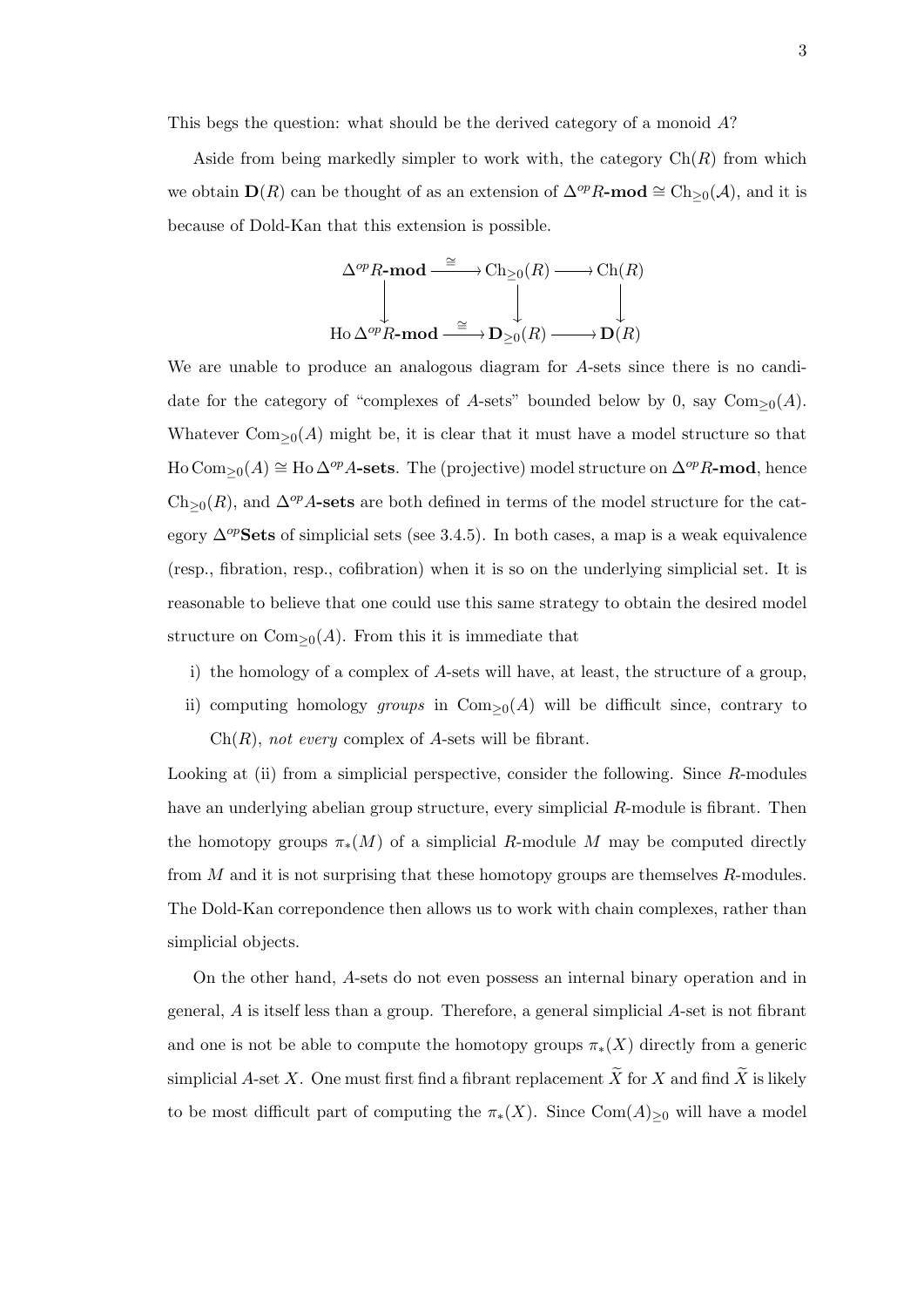This begs the question: what should be the derived category of a monoid $A$?

Aside from being markedly simpler to work with, the category $\mathrm{Ch}(R)$ from which we obtain $\mathbf{D}(R)$ can be thought of as an extension of $\Delta^{op}R\text{-}\mathbf{mod} \cong \mathrm{Ch}_{\geq 0}(\mathcal{A})$, and it is because of Dold-Kan that this extension is possible.

$$\begin{array}{ccccc}
\Delta^{op}R\text{-}\mathbf{mod} & \xrightarrow{\cong} & \mathrm{Ch}_{\geq 0}(R) & \longrightarrow & \mathrm{Ch}(R) \\
\downarrow & & \downarrow & & \downarrow \\
\mathrm{Ho}\,\Delta^{op}R\text{-}\mathbf{mod} & \xrightarrow{\cong} & \mathbf{D}_{\geq 0}(R) & \longrightarrow & \mathbf{D}(R)
\end{array}$$

We are unable to produce an analogous diagram for $A$-sets since there is no candidate for the category of "complexes of $A$-sets" bounded below by 0, say $\mathrm{Com}_{\geq 0}(A)$. Whatever $\mathrm{Com}_{\geq 0}(A)$ might be, it is clear that it must have a model structure so that $\mathrm{Ho}\,\mathrm{Com}_{\geq 0}(A) \cong \mathrm{Ho}\,\Delta^{op}A\text{-}\mathbf{sets}$. The (projective) model structure on $\Delta^{op}R\text{-}\mathbf{mod}$, hence $\mathrm{Ch}_{\geq 0}(R)$, and $\Delta^{op}A\text{-}\mathbf{sets}$ are both defined in terms of the model structure for the category $\Delta^{op}\mathbf{Sets}$ of simplicial sets (see 3.4.5). In both cases, a map is a weak equivalence (resp., fibration, resp., cofibration) when it is so on the underlying simplicial set. It is reasonable to believe that one could use this same strategy to obtain the desired model structure on $\mathrm{Com}_{\geq 0}(A)$. From this it is immediate that

i) the homology of a complex of $A$-sets will have, at least, the structure of a group,

ii) computing homology *groups* in $\mathrm{Com}_{\geq 0}(A)$ will be difficult since, contrary to $\mathrm{Ch}(R)$, *not every* complex of $A$-sets will be fibrant.

Looking at (ii) from a simplicial perspective, consider the following. Since $R$-modules have an underlying abelian group structure, every simplicial $R$-module is fibrant. Then the homotopy groups $\pi_*(M)$ of a simplicial $R$-module $M$ may be computed directly from $M$ and it is not surprising that these homotopy groups are themselves $R$-modules. The Dold-Kan correpondence then allows us to work with chain complexes, rather than simplicial objects.

On the other hand, $A$-sets do not even possess an internal binary operation and in general, $A$ is itself less than a group. Therefore, a general simplicial $A$-set is not fibrant and one is not be able to compute the homotopy groups $\pi_*(X)$ directly from a generic simplicial $A$-set $X$. One must first find a fibrant replacement $\widetilde{X}$ for $X$ and find $\widetilde{X}$ is likely to be most difficult part of computing the $\pi_*(X)$. Since $\mathrm{Com}(A)_{\geq 0}$ will have a model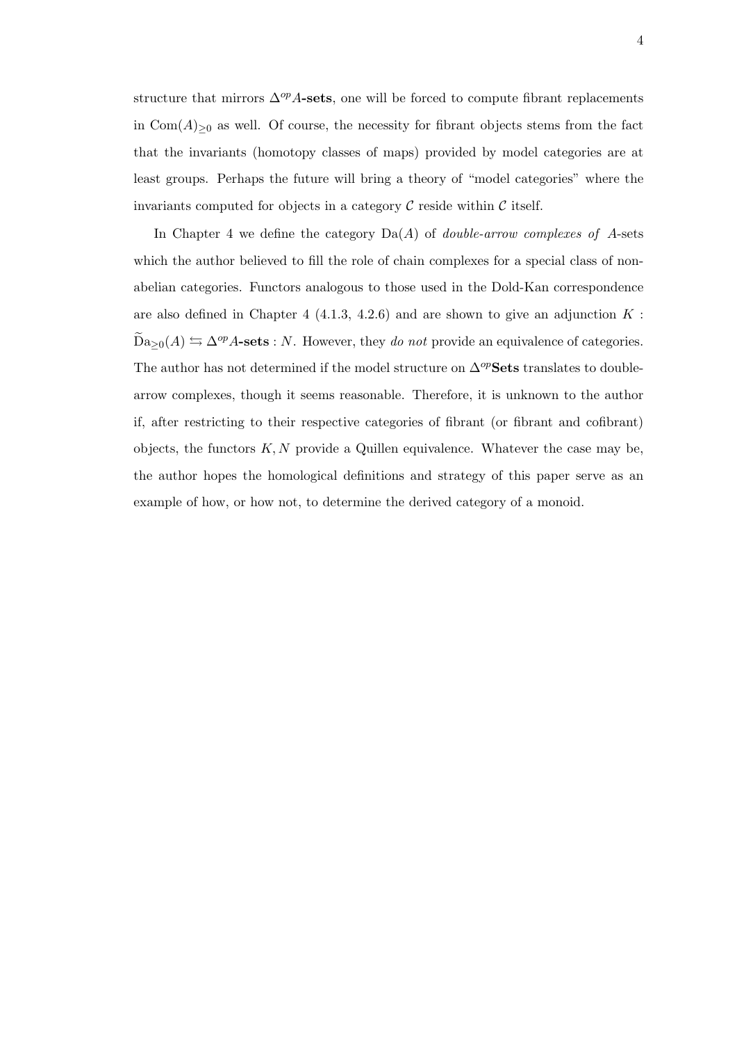structure that mirrors $\Delta^{op}A$**-sets**, one will be forced to compute fibrant replacements in $\mathrm{Com}(A)_{\geq 0}$ as well. Of course, the necessity for fibrant objects stems from the fact that the invariants (homotopy classes of maps) provided by model categories are at least groups. Perhaps the future will bring a theory of "model categories" where the invariants computed for objects in a category $\mathcal{C}$ reside within $\mathcal{C}$ itself.

In Chapter 4 we define the category $\mathrm{Da}(A)$ of *double-arrow complexes of* $A$-sets which the author believed to fill the role of chain complexes for a special class of non-abelian categories. Functors analogous to those used in the Dold-Kan correspondence are also defined in Chapter 4 (4.1.3, 4.2.6) and are shown to give an adjunction $K : \widetilde{\mathrm{Da}}_{\geq 0}(A) \leftrightarrows \Delta^{op}A\textbf{-sets} : N$. However, they *do not* provide an equivalence of categories. The author has not determined if the model structure on $\Delta^{op}\mathbf{Sets}$ translates to double-arrow complexes, though it seems reasonable. Therefore, it is unknown to the author if, after restricting to their respective categories of fibrant (or fibrant and cofibrant) objects, the functors $K, N$ provide a Quillen equivalence. Whatever the case may be, the author hopes the homological definitions and strategy of this paper serve as an example of how, or how not, to determine the derived category of a monoid.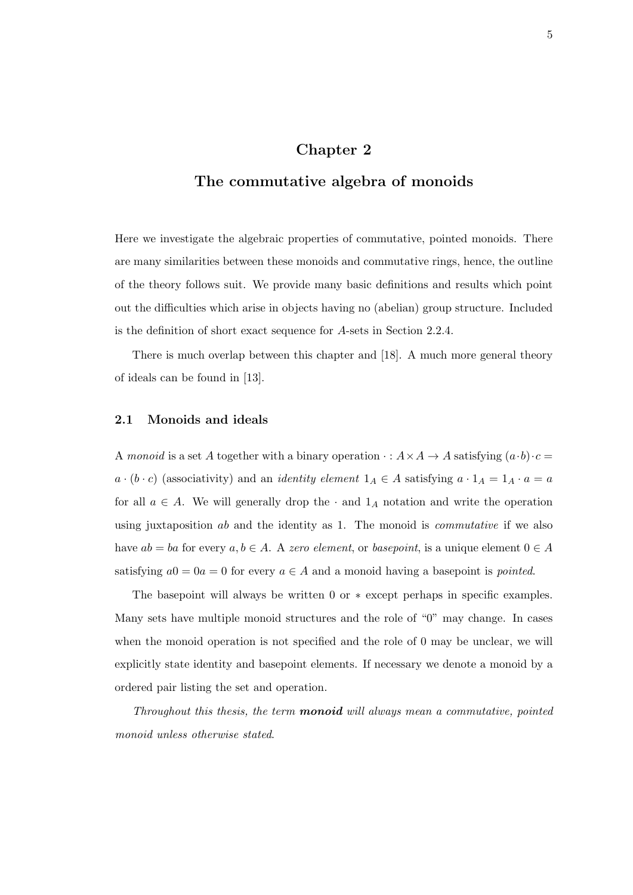# Chapter 2

# The commutative algebra of monoids

Here we investigate the algebraic properties of commutative, pointed monoids. There are many similarities between these monoids and commutative rings, hence, the outline of the theory follows suit. We provide many basic definitions and results which point out the difficulties which arise in objects having no (abelian) group structure. Included is the definition of short exact sequence for $A$-sets in Section 2.2.4.

There is much overlap between this chapter and [18]. A much more general theory of ideals can be found in [13].

## 2.1 Monoids and ideals

A *monoid* is a set $A$ together with a binary operation $\cdot : A \times A \to A$ satisfying $(a \cdot b) \cdot c = a \cdot (b \cdot c)$ (associativity) and an *identity element* $1_A \in A$ satisfying $a \cdot 1_A = 1_A \cdot a = a$ for all $a \in A$. We will generally drop the $\cdot$ and $1_A$ notation and write the operation using juxtaposition $ab$ and the identity as 1. The monoid is *commutative* if we also have $ab = ba$ for every $a, b \in A$. A *zero element*, or *basepoint*, is a unique element $0 \in A$ satisfying $a0 = 0a = 0$ for every $a \in A$ and a monoid having a basepoint is *pointed*.

The basepoint will always be written 0 or $*$ except perhaps in specific examples. Many sets have multiple monoid structures and the role of "0" may change. In cases when the monoid operation is not specified and the role of 0 may be unclear, we will explicitly state identity and basepoint elements. If necessary we denote a monoid by a ordered pair listing the set and operation.

*Throughout this thesis, the term* ***monoid*** *will always mean a commutative, pointed monoid unless otherwise stated.*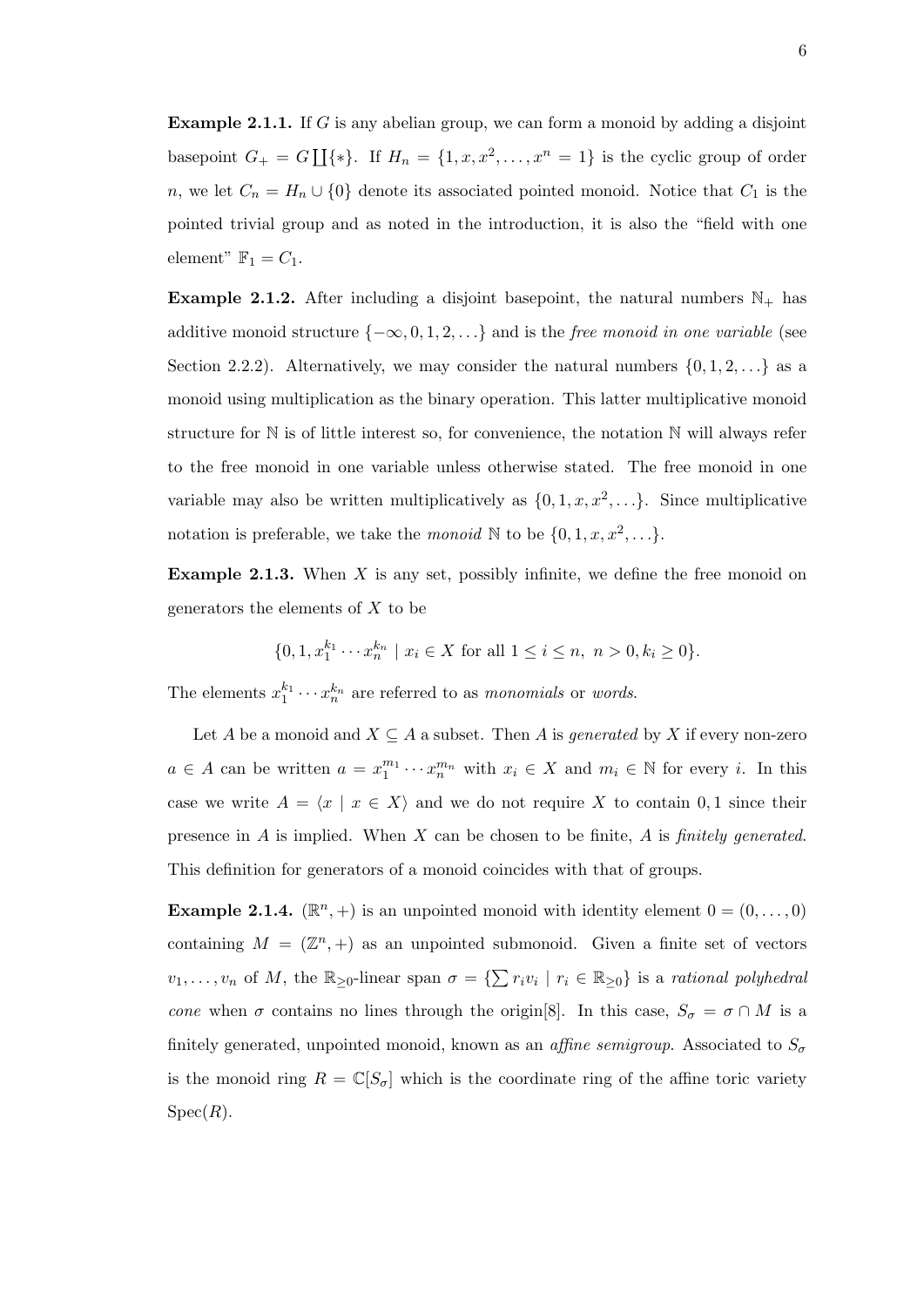**Example 2.1.1.** If $G$ is any abelian group, we can form a monoid by adding a disjoint basepoint $G_+ = G \coprod \{*\}$. If $H_n = \{1, x, x^2, \ldots, x^n = 1\}$ is the cyclic group of order $n$, we let $C_n = H_n \cup \{0\}$ denote its associated pointed monoid. Notice that $C_1$ is the pointed trivial group and as noted in the introduction, it is also the "field with one element" $\mathbb{F}_1 = C_1$.

**Example 2.1.2.** After including a disjoint basepoint, the natural numbers $\mathbb{N}_+$ has additive monoid structure $\{-\infty, 0, 1, 2, \ldots\}$ and is the *free monoid in one variable* (see Section 2.2.2). Alternatively, we may consider the natural numbers $\{0, 1, 2, \ldots\}$ as a monoid using multiplication as the binary operation. This latter multiplicative monoid structure for $\mathbb{N}$ is of little interest so, for convenience, the notation $\mathbb{N}$ will always refer to the free monoid in one variable unless otherwise stated. The free monoid in one variable may also be written multiplicatively as $\{0, 1, x, x^2, \ldots\}$. Since multiplicative notation is preferable, we take the *monoid* $\mathbb{N}$ to be $\{0, 1, x, x^2, \ldots\}$.

**Example 2.1.3.** When $X$ is any set, possibly infinite, we define the free monoid on generators the elements of $X$ to be

$$\{0, 1, x_1^{k_1} \cdots x_n^{k_n} \mid x_i \in X \text{ for all } 1 \leq i \leq n,\ n > 0, k_i \geq 0\}.$$

The elements $x_1^{k_1} \cdots x_n^{k_n}$ are referred to as *monomials* or *words*.

Let $A$ be a monoid and $X \subseteq A$ a subset. Then $A$ is *generated* by $X$ if every non-zero $a \in A$ can be written $a = x_1^{m_1} \cdots x_n^{m_n}$ with $x_i \in X$ and $m_i \in \mathbb{N}$ for every $i$. In this case we write $A = \langle x \mid x \in X \rangle$ and we do not require $X$ to contain $0, 1$ since their presence in $A$ is implied. When $X$ can be chosen to be finite, $A$ is *finitely generated*. This definition for generators of a monoid coincides with that of groups.

**Example 2.1.4.** $(\mathbb{R}^n, +)$ is an unpointed monoid with identity element $0 = (0, \ldots, 0)$ containing $M = (\mathbb{Z}^n, +)$ as an unpointed submonoid. Given a finite set of vectors $v_1, \ldots, v_n$ of $M$, the $\mathbb{R}_{\geq 0}$-linear span $\sigma = \{\sum r_i v_i \mid r_i \in \mathbb{R}_{\geq 0}\}$ is a *rational polyhedral cone* when $\sigma$ contains no lines through the origin[8]. In this case, $S_\sigma = \sigma \cap M$ is a finitely generated, unpointed monoid, known as an *affine semigroup*. Associated to $S_\sigma$ is the monoid ring $R = \mathbb{C}[S_\sigma]$ which is the coordinate ring of the affine toric variety $\mathrm{Spec}(R)$.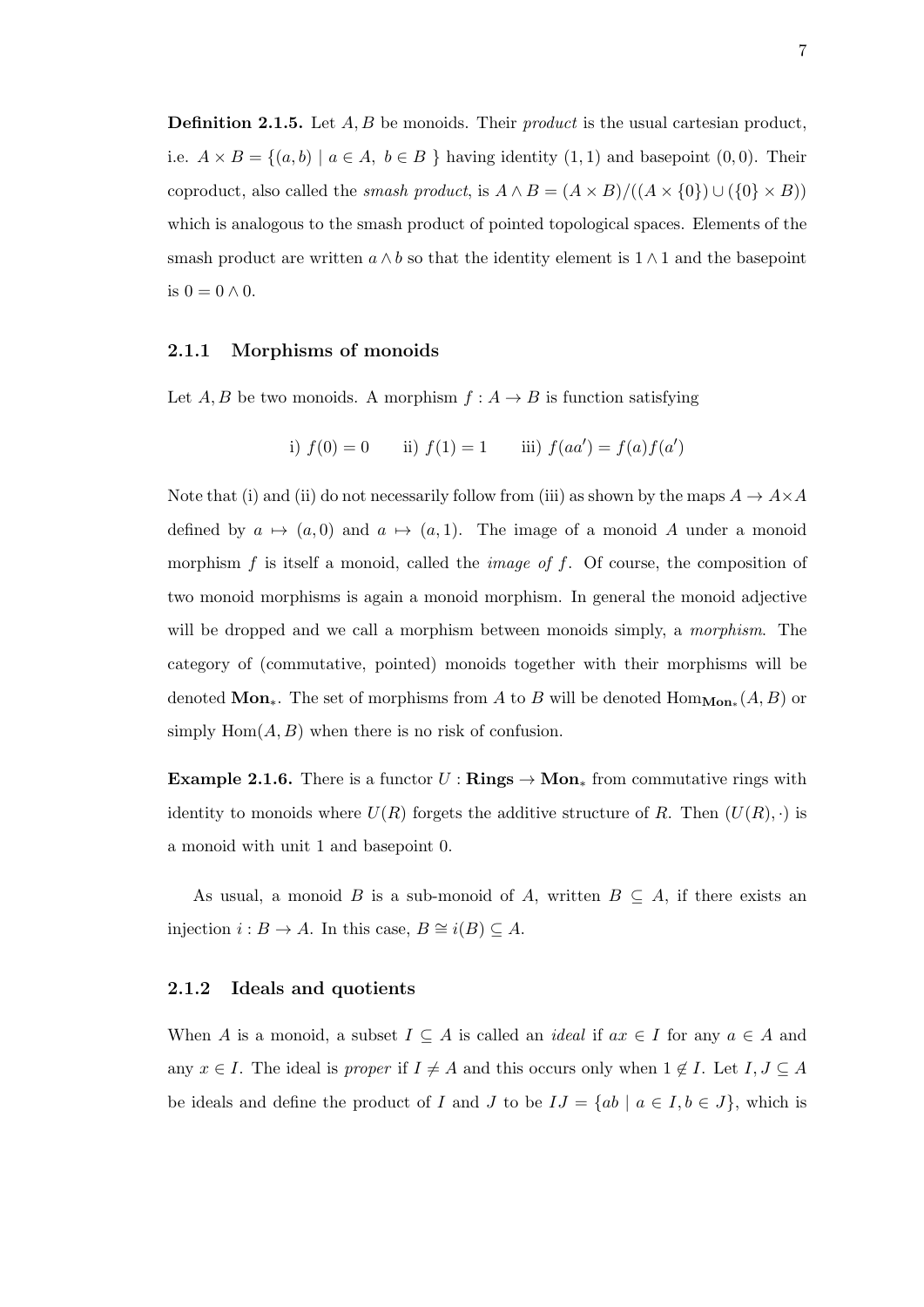**Definition 2.1.5.** Let $A, B$ be monoids. Their *product* is the usual cartesian product, i.e. $A \times B = \{(a, b) \mid a \in A,\ b \in B\ \}$ having identity $(1, 1)$ and basepoint $(0, 0)$. Their coproduct, also called the *smash product*, is $A \wedge B = (A \times B)/((A \times \{0\}) \cup (\{0\} \times B))$ which is analogous to the smash product of pointed topological spaces. Elements of the smash product are written $a \wedge b$ so that the identity element is $1 \wedge 1$ and the basepoint is $0 = 0 \wedge 0$.

### 2.1.1 Morphisms of monoids

Let $A, B$ be two monoids. A morphism $f : A \to B$ is function satisfying

$$\text{i) } f(0) = 0 \qquad \text{ii) } f(1) = 1 \qquad \text{iii) } f(aa') = f(a)f(a')$$

Note that (i) and (ii) do not necessarily follow from (iii) as shown by the maps $A \to A \times A$ defined by $a \mapsto (a, 0)$ and $a \mapsto (a, 1)$. The image of a monoid $A$ under a monoid morphism $f$ is itself a monoid, called the *image of* $f$. Of course, the composition of two monoid morphisms is again a monoid morphism. In general the monoid adjective will be dropped and we call a morphism between monoids simply, a *morphism*. The category of (commutative, pointed) monoids together with their morphisms will be denoted $\mathbf{Mon}_*$. The set of morphisms from $A$ to $B$ will be denoted $\mathrm{Hom}_{\mathbf{Mon}_*}(A, B)$ or simply $\mathrm{Hom}(A, B)$ when there is no risk of confusion.

**Example 2.1.6.** There is a functor $U : \mathbf{Rings} \to \mathbf{Mon}_*$ from commutative rings with identity to monoids where $U(R)$ forgets the additive structure of $R$. Then $(U(R), \cdot)$ is a monoid with unit 1 and basepoint 0.

As usual, a monoid $B$ is a sub-monoid of $A$, written $B \subseteq A$, if there exists an injection $i : B \to A$. In this case, $B \cong i(B) \subseteq A$.

### 2.1.2 Ideals and quotients

When $A$ is a monoid, a subset $I \subseteq A$ is called an *ideal* if $ax \in I$ for any $a \in A$ and any $x \in I$. The ideal is *proper* if $I \neq A$ and this occurs only when $1 \notin I$. Let $I, J \subseteq A$ be ideals and define the product of $I$ and $J$ to be $IJ = \{ab \mid a \in I, b \in J\}$, which is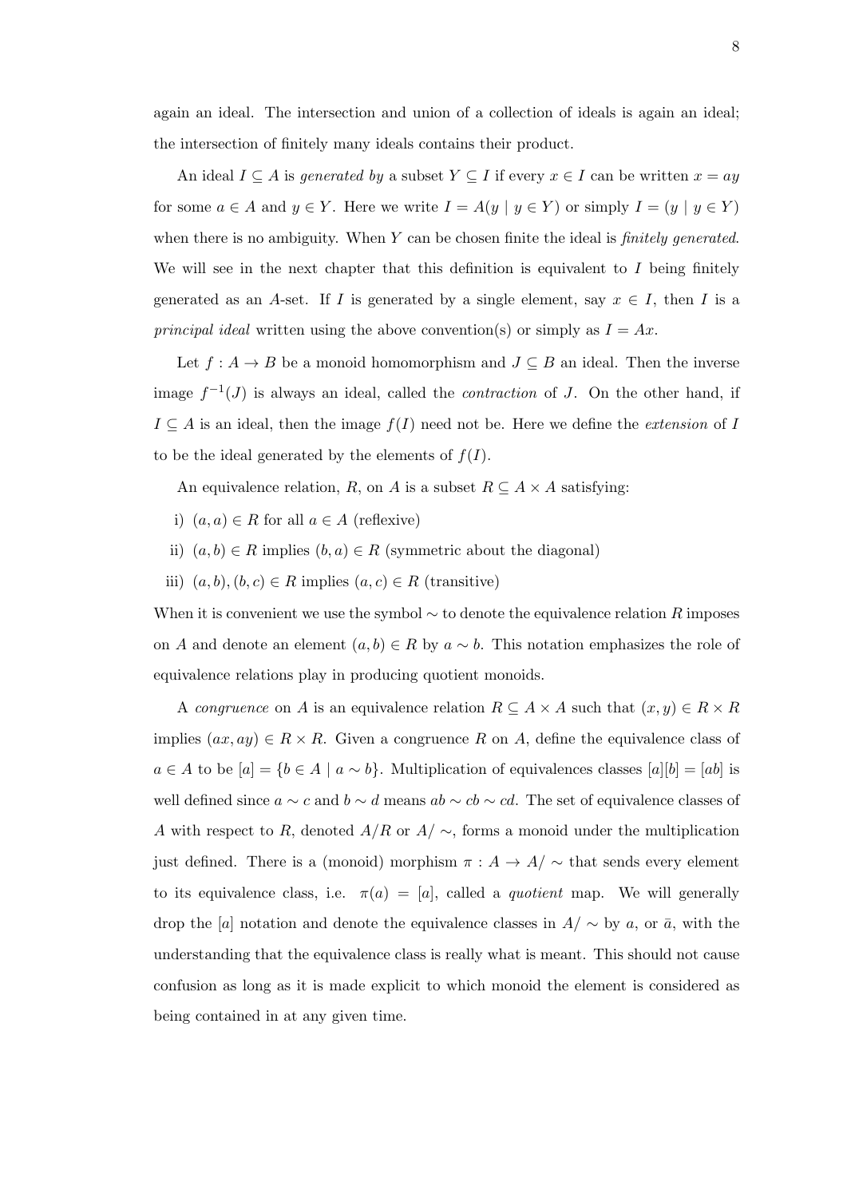again an ideal. The intersection and union of a collection of ideals is again an ideal; the intersection of finitely many ideals contains their product.

An ideal $I \subseteq A$ is *generated by* a subset $Y \subseteq I$ if every $x \in I$ can be written $x = ay$ for some $a \in A$ and $y \in Y$. Here we write $I = A(y \mid y \in Y)$ or simply $I = (y \mid y \in Y)$ when there is no ambiguity. When $Y$ can be chosen finite the ideal is *finitely generated*. We will see in the next chapter that this definition is equivalent to $I$ being finitely generated as an $A$-set. If $I$ is generated by a single element, say $x \in I$, then $I$ is a *principal ideal* written using the above convention(s) or simply as $I = Ax$.

Let $f : A \to B$ be a monoid homomorphism and $J \subseteq B$ an ideal. Then the inverse image $f^{-1}(J)$ is always an ideal, called the *contraction* of $J$. On the other hand, if $I \subseteq A$ is an ideal, then the image $f(I)$ need not be. Here we define the *extension* of $I$ to be the ideal generated by the elements of $f(I)$.

An equivalence relation, $R$, on $A$ is a subset $R \subseteq A \times A$ satisfying:

i) $(a, a) \in R$ for all $a \in A$ (reflexive)

ii) $(a, b) \in R$ implies $(b, a) \in R$ (symmetric about the diagonal)

iii) $(a, b), (b, c) \in R$ implies $(a, c) \in R$ (transitive)

When it is convenient we use the symbol $\sim$ to denote the equivalence relation $R$ imposes on $A$ and denote an element $(a, b) \in R$ by $a \sim b$. This notation emphasizes the role of equivalence relations play in producing quotient monoids.

A *congruence* on $A$ is an equivalence relation $R \subseteq A \times A$ such that $(x, y) \in R \times R$ implies $(ax, ay) \in R \times R$. Given a congruence $R$ on $A$, define the equivalence class of $a \in A$ to be $[a] = \{b \in A \mid a \sim b\}$. Multiplication of equivalences classes $[a][b] = [ab]$ is well defined since $a \sim c$ and $b \sim d$ means $ab \sim cb \sim cd$. The set of equivalence classes of $A$ with respect to $R$, denoted $A/R$ or $A/\sim$, forms a monoid under the multiplication just defined. There is a (monoid) morphism $\pi : A \to A/\sim$ that sends every element to its equivalence class, i.e. $\pi(a) = [a]$, called a *quotient* map. We will generally drop the $[a]$ notation and denote the equivalence classes in $A/\sim$ by $a$, or $\bar{a}$, with the understanding that the equivalence class is really what is meant. This should not cause confusion as long as it is made explicit to which monoid the element is considered as being contained in at any given time.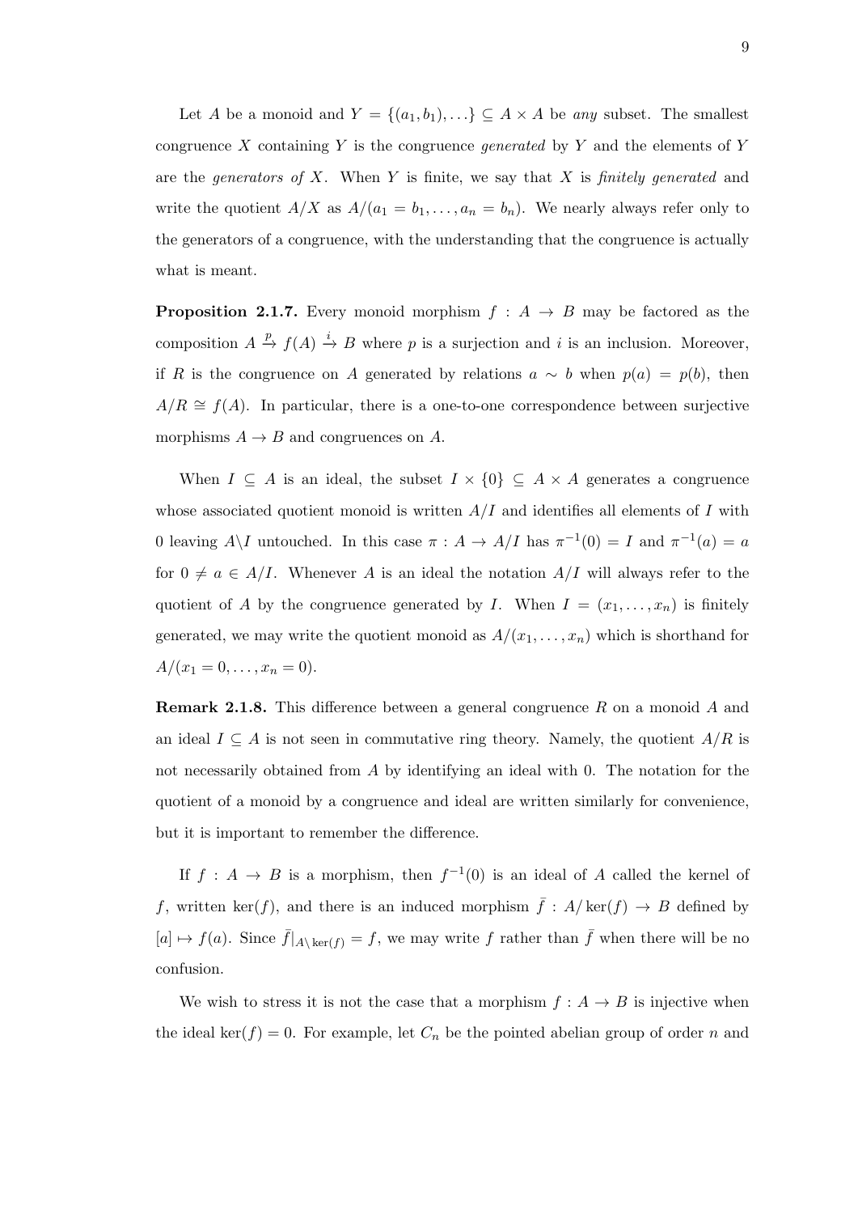Let $A$ be a monoid and $Y = \{(a_1, b_1), \ldots\} \subseteq A \times A$ be *any* subset. The smallest congruence $X$ containing $Y$ is the congruence *generated* by $Y$ and the elements of $Y$ are the *generators of* $X$. When $Y$ is finite, we say that $X$ is *finitely generated* and write the quotient $A/X$ as $A/(a_1 = b_1, \ldots, a_n = b_n)$. We nearly always refer only to the generators of a congruence, with the understanding that the congruence is actually what is meant.

**Proposition 2.1.7.** Every monoid morphism $f : A \to B$ may be factored as the composition $A \xrightarrow{p} f(A) \xrightarrow{i} B$ where $p$ is a surjection and $i$ is an inclusion. Moreover, if $R$ is the congruence on $A$ generated by relations $a \sim b$ when $p(a) = p(b)$, then $A/R \cong f(A)$. In particular, there is a one-to-one correspondence between surjective morphisms $A \to B$ and congruences on $A$.

When $I \subseteq A$ is an ideal, the subset $I \times \{0\} \subseteq A \times A$ generates a congruence whose associated quotient monoid is written $A/I$ and identifies all elements of $I$ with 0 leaving $A \backslash I$ untouched. In this case $\pi : A \to A/I$ has $\pi^{-1}(0) = I$ and $\pi^{-1}(a) = a$ for $0 \neq a \in A/I$. Whenever $A$ is an ideal the notation $A/I$ will always refer to the quotient of $A$ by the congruence generated by $I$. When $I = (x_1, \ldots, x_n)$ is finitely generated, we may write the quotient monoid as $A/(x_1, \ldots, x_n)$ which is shorthand for $A/(x_1 = 0, \ldots, x_n = 0)$.

**Remark 2.1.8.** This difference between a general congruence $R$ on a monoid $A$ and an ideal $I \subseteq A$ is not seen in commutative ring theory. Namely, the quotient $A/R$ is not necessarily obtained from $A$ by identifying an ideal with 0. The notation for the quotient of a monoid by a congruence and ideal are written similarly for convenience, but it is important to remember the difference.

If $f : A \to B$ is a morphism, then $f^{-1}(0)$ is an ideal of $A$ called the kernel of $f$, written $\ker(f)$, and there is an induced morphism $\bar{f} : A/\ker(f) \to B$ defined by $[a] \mapsto f(a)$. Since $\bar{f}|_{A \backslash \ker(f)} = f$, we may write $f$ rather than $\bar{f}$ when there will be no confusion.

We wish to stress it is not the case that a morphism $f : A \to B$ is injective when the ideal $\ker(f) = 0$. For example, let $C_n$ be the pointed abelian group of order $n$ and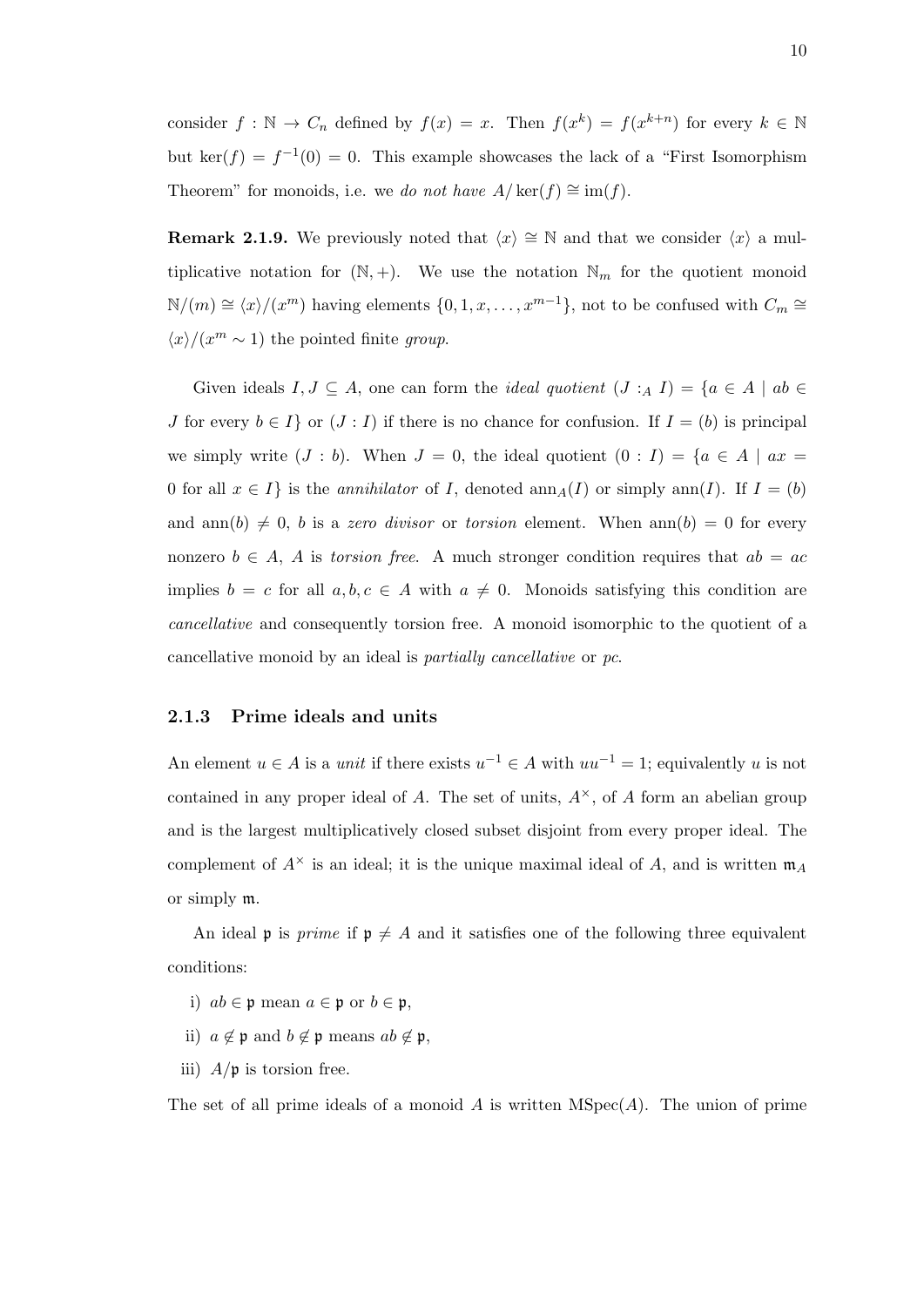consider $f : \mathbb{N} \to C_n$ defined by $f(x) = x$. Then $f(x^k) = f(x^{k+n})$ for every $k \in \mathbb{N}$ but $\ker(f) = f^{-1}(0) = 0$. This example showcases the lack of a "First Isomorphism Theorem" for monoids, i.e. we *do not have* $A/\ker(f) \cong \operatorname{im}(f)$.

**Remark 2.1.9.** We previously noted that $\langle x\rangle \cong \mathbb{N}$ and that we consider $\langle x\rangle$ a multiplicative notation for $(\mathbb{N}, +)$. We use the notation $\mathbb{N}_m$ for the quotient monoid $\mathbb{N}/(m) \cong \langle x\rangle/(x^m)$ having elements $\{0, 1, x, \dots, x^{m-1}\}$, not to be confused with $C_m \cong \langle x\rangle/(x^m \sim 1)$ the pointed finite *group*.

Given ideals $I, J \subseteq A$, one can form the *ideal quotient* $(J :_A I) = \{a \in A \mid ab \in J \text{ for every } b \in I\}$ or $(J : I)$ if there is no chance for confusion. If $I = (b)$ is principal we simply write $(J : b)$. When $J = 0$, the ideal quotient $(0 : I) = \{a \in A \mid ax = 0 \text{ for all } x \in I\}$ is the *annihilator* of $I$, denoted $\operatorname{ann}_A(I)$ or simply $\operatorname{ann}(I)$. If $I = (b)$ and $\operatorname{ann}(b) \neq 0$, $b$ is a *zero divisor* or *torsion* element. When $\operatorname{ann}(b) = 0$ for every nonzero $b \in A$, $A$ is *torsion free*. A much stronger condition requires that $ab = ac$ implies $b = c$ for all $a, b, c \in A$ with $a \neq 0$. Monoids satisfying this condition are *cancellative* and consequently torsion free. A monoid isomorphic to the quotient of a cancellative monoid by an ideal is *partially cancellative* or *pc*.

### 2.1.3 Prime ideals and units

An element $u \in A$ is a *unit* if there exists $u^{-1} \in A$ with $uu^{-1} = 1$; equivalently $u$ is not contained in any proper ideal of $A$. The set of units, $A^\times$, of $A$ form an abelian group and is the largest multiplicatively closed subset disjoint from every proper ideal. The complement of $A^\times$ is an ideal; it is the unique maximal ideal of $A$, and is written $\mathfrak{m}_A$ or simply $\mathfrak{m}$.

An ideal $\mathfrak{p}$ is *prime* if $\mathfrak{p} \neq A$ and it satisfies one of the following three equivalent conditions:

i) $ab \in \mathfrak{p}$ mean $a \in \mathfrak{p}$ or $b \in \mathfrak{p}$,

ii) $a \notin \mathfrak{p}$ and $b \notin \mathfrak{p}$ means $ab \notin \mathfrak{p}$,

iii) $A/\mathfrak{p}$ is torsion free.

The set of all prime ideals of a monoid $A$ is written $\operatorname{MSpec}(A)$. The union of prime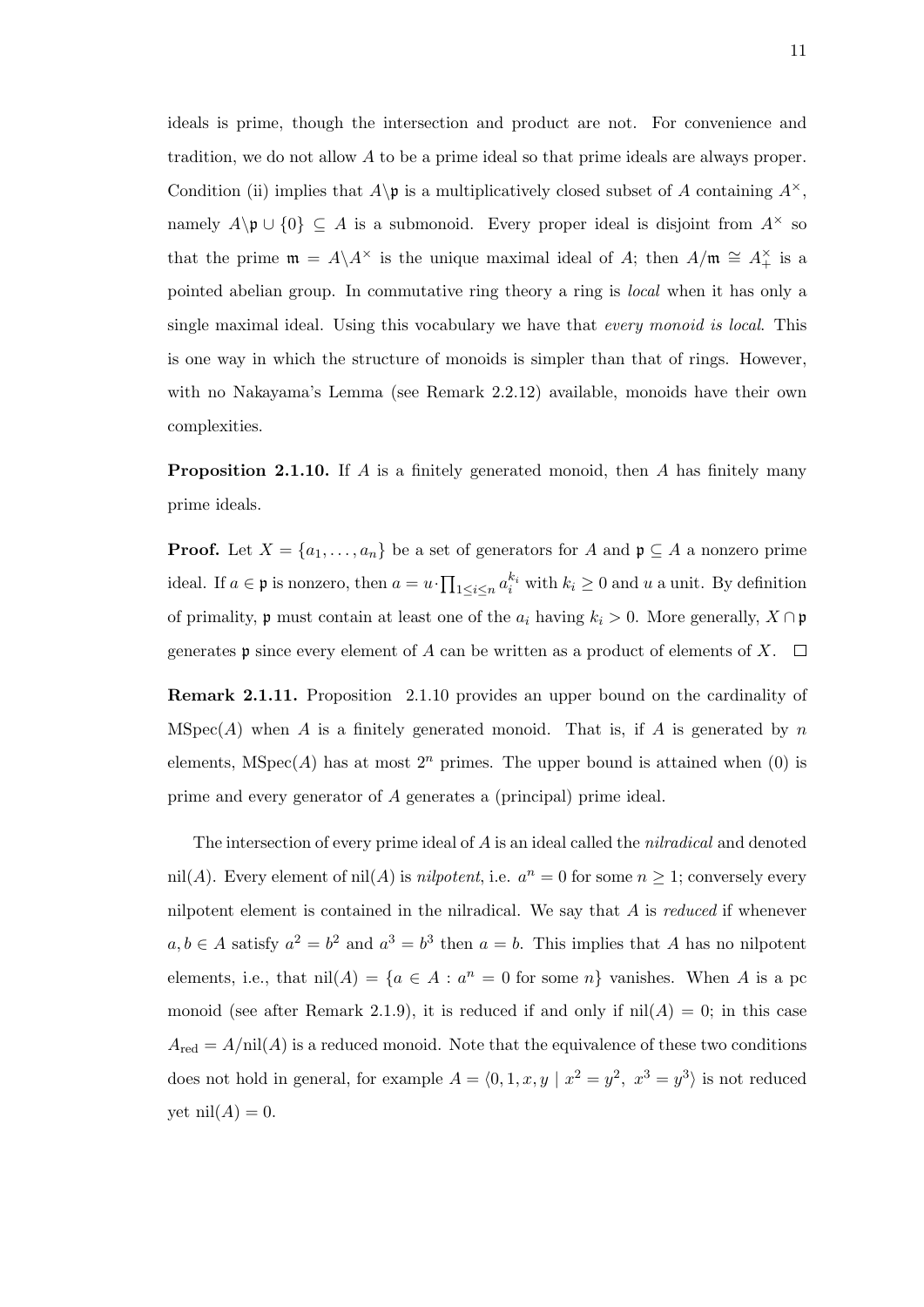ideals is prime, though the intersection and product are not. For convenience and tradition, we do not allow $A$ to be a prime ideal so that prime ideals are always proper. Condition (ii) implies that $A\backslash\mathfrak{p}$ is a multiplicatively closed subset of $A$ containing $A^\times$, namely $A\backslash\mathfrak{p}\cup\{0\}\subseteq A$ is a submonoid. Every proper ideal is disjoint from $A^\times$ so that the prime $\mathfrak{m}=A\backslash A^\times$ is the unique maximal ideal of $A$; then $A/\mathfrak{m}\cong A^\times_+$ is a pointed abelian group. In commutative ring theory a ring is *local* when it has only a single maximal ideal. Using this vocabulary we have that *every monoid is local*. This is one way in which the structure of monoids is simpler than that of rings. However, with no Nakayama's Lemma (see Remark 2.2.12) available, monoids have their own complexities.

**Proposition 2.1.10.** If $A$ is a finitely generated monoid, then $A$ has finitely many prime ideals.

**Proof.** Let $X=\{a_1,\dots,a_n\}$ be a set of generators for $A$ and $\mathfrak{p}\subseteq A$ a nonzero prime ideal. If $a\in\mathfrak{p}$ is nonzero, then $a=u\cdot\prod_{1\leq i\leq n}a_i^{k_i}$ with $k_i\geq 0$ and $u$ a unit. By definition of primality, $\mathfrak{p}$ must contain at least one of the $a_i$ having $k_i>0$. More generally, $X\cap\mathfrak{p}$ generates $\mathfrak{p}$ since every element of $A$ can be written as a product of elements of $X$. $\square$

**Remark 2.1.11.** Proposition 2.1.10 provides an upper bound on the cardinality of $\mathrm{MSpec}(A)$ when $A$ is a finitely generated monoid. That is, if $A$ is generated by $n$ elements, $\mathrm{MSpec}(A)$ has at most $2^n$ primes. The upper bound is attained when $(0)$ is prime and every generator of $A$ generates a (principal) prime ideal.

The intersection of every prime ideal of $A$ is an ideal called the *nilradical* and denoted $\mathrm{nil}(A)$. Every element of $\mathrm{nil}(A)$ is *nilpotent*, i.e. $a^n=0$ for some $n\geq 1$; conversely every nilpotent element is contained in the nilradical. We say that $A$ is *reduced* if whenever $a,b\in A$ satisfy $a^2=b^2$ and $a^3=b^3$ then $a=b$. This implies that $A$ has no nilpotent elements, i.e., that $\mathrm{nil}(A)=\{a\in A: a^n=0 \text{ for some } n\}$ vanishes. When $A$ is a pc monoid (see after Remark 2.1.9), it is reduced if and only if $\mathrm{nil}(A)=0$; in this case $A_{\mathrm{red}}=A/\mathrm{nil}(A)$ is a reduced monoid. Note that the equivalence of these two conditions does not hold in general, for example $A=\langle 0,1,x,y\mid x^2=y^2,\ x^3=y^3\rangle$ is not reduced yet $\mathrm{nil}(A)=0$.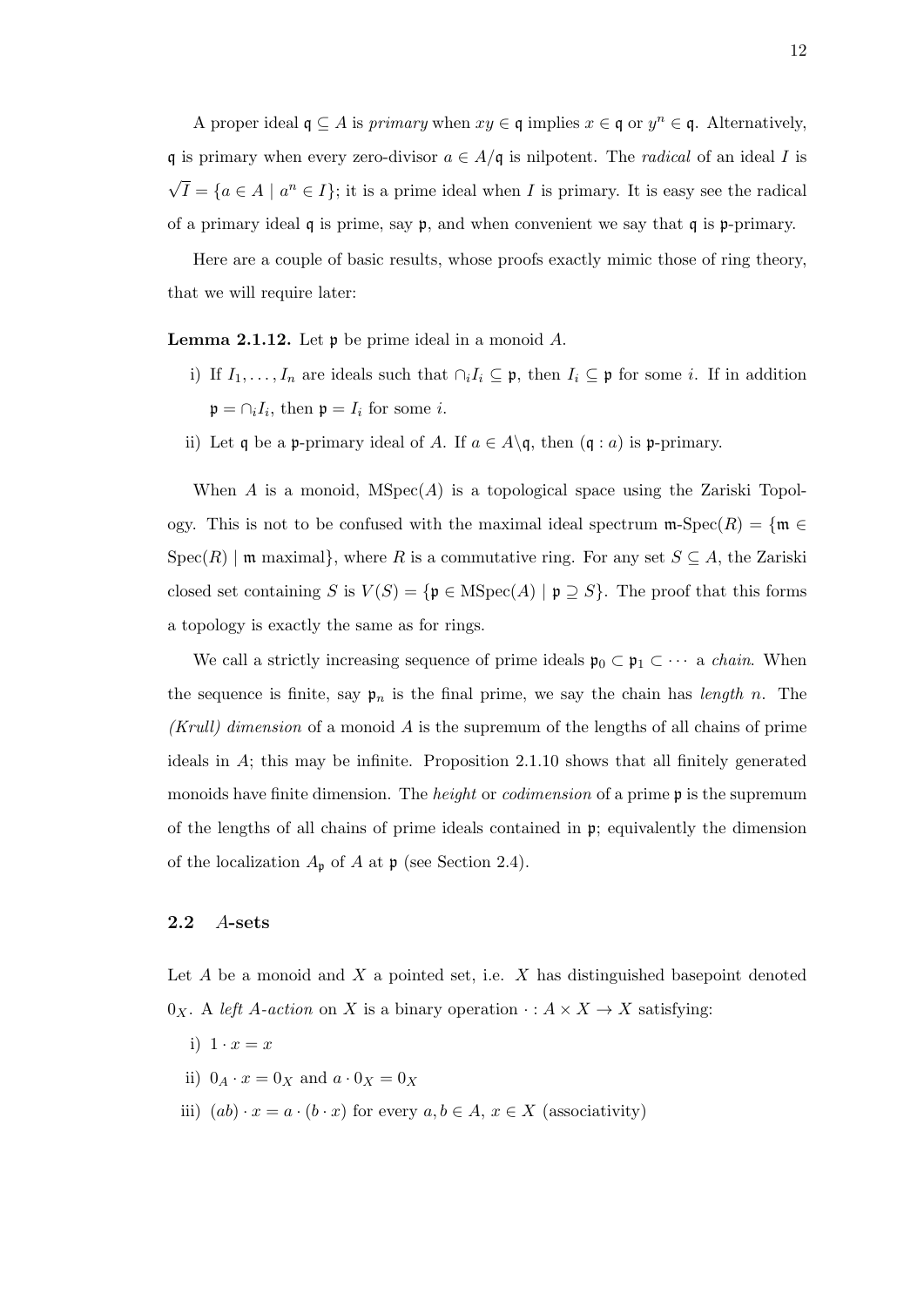A proper ideal $\mathfrak{q} \subseteq A$ is *primary* when $xy \in \mathfrak{q}$ implies $x \in \mathfrak{q}$ or $y^n \in \mathfrak{q}$. Alternatively, $\mathfrak{q}$ is primary when every zero-divisor $a \in A/\mathfrak{q}$ is nilpotent. The *radical* of an ideal $I$ is $\sqrt{I} = \{a \in A \mid a^n \in I\}$; it is a prime ideal when $I$ is primary. It is easy see the radical of a primary ideal $\mathfrak{q}$ is prime, say $\mathfrak{p}$, and when convenient we say that $\mathfrak{q}$ is $\mathfrak{p}$-primary.

Here are a couple of basic results, whose proofs exactly mimic those of ring theory, that we will require later:

**Lemma 2.1.12.** Let $\mathfrak{p}$ be prime ideal in a monoid $A$.

i) If $I_1, \ldots, I_n$ are ideals such that $\cap_i I_i \subseteq \mathfrak{p}$, then $I_i \subseteq \mathfrak{p}$ for some $i$. If in addition $\mathfrak{p} = \cap_i I_i$, then $\mathfrak{p} = I_i$ for some $i$.

ii) Let $\mathfrak{q}$ be a $\mathfrak{p}$-primary ideal of $A$. If $a \in A \backslash \mathfrak{q}$, then $(\mathfrak{q} : a)$ is $\mathfrak{p}$-primary.

When $A$ is a monoid, $\mathrm{MSpec}(A)$ is a topological space using the Zariski Topology. This is not to be confused with the maximal ideal spectrum $\mathfrak{m}\text{-}\mathrm{Spec}(R) = \{\mathfrak{m} \in \mathrm{Spec}(R) \mid \mathfrak{m} \text{ maximal}\}$, where $R$ is a commutative ring. For any set $S \subseteq A$, the Zariski closed set containing $S$ is $V(S) = \{\mathfrak{p} \in \mathrm{MSpec}(A) \mid \mathfrak{p} \supseteq S\}$. The proof that this forms a topology is exactly the same as for rings.

We call a strictly increasing sequence of prime ideals $\mathfrak{p}_0 \subset \mathfrak{p}_1 \subset \cdots$ a *chain*. When the sequence is finite, say $\mathfrak{p}_n$ is the final prime, we say the chain has *length* $n$. The *(Krull) dimension* of a monoid $A$ is the supremum of the lengths of all chains of prime ideals in $A$; this may be infinite. Proposition 2.1.10 shows that all finitely generated monoids have finite dimension. The *height* or *codimension* of a prime $\mathfrak{p}$ is the supremum of the lengths of all chains of prime ideals contained in $\mathfrak{p}$; equivalently the dimension of the localization $A_{\mathfrak{p}}$ of $A$ at $\mathfrak{p}$ (see Section 2.4).

## 2.2 $A$-sets

Let $A$ be a monoid and $X$ a pointed set, i.e. $X$ has distinguished basepoint denoted $0_X$. A *left $A$-action* on $X$ is a binary operation $\cdot : A \times X \to X$ satisfying:

i) $1 \cdot x = x$

ii) $0_A \cdot x = 0_X$ and $a \cdot 0_X = 0_X$

iii) $(ab) \cdot x = a \cdot (b \cdot x)$ for every $a, b \in A$, $x \in X$ (associativity)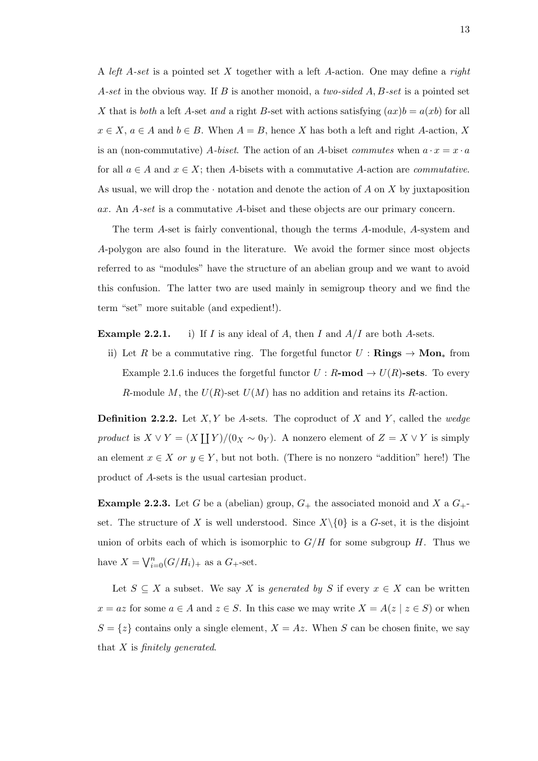A *left A-set* is a pointed set $X$ together with a left $A$-action. One may define a *right A-set* in the obvious way. If $B$ is another monoid, a *two-sided A, B-set* is a pointed set $X$ that is *both* a left $A$-set *and* a right $B$-set with actions satisfying $(ax)b = a(xb)$ for all $x \in X$, $a \in A$ and $b \in B$. When $A = B$, hence $X$ has both a left and right $A$-action, $X$ is an (non-commutative) *A-biset*. The action of an $A$-biset *commutes* when $a \cdot x = x \cdot a$ for all $a \in A$ and $x \in X$; then $A$-bisets with a commutative $A$-action are *commutative*. As usual, we will drop the $\cdot$ notation and denote the action of $A$ on $X$ by juxtaposition $ax$. An *A-set* is a commutative $A$-biset and these objects are our primary concern.

The term $A$-set is fairly conventional, though the terms $A$-module, $A$-system and $A$-polygon are also found in the literature. We avoid the former since most objects referred to as "modules" have the structure of an abelian group and we want to avoid this confusion. The latter two are used mainly in semigroup theory and we find the term "set" more suitable (and expedient!).

**Example 2.2.1.** i) If $I$ is any ideal of $A$, then $I$ and $A/I$ are both $A$-sets.

ii) Let $R$ be a commutative ring. The forgetful functor $U : \mathbf{Rings} \to \mathbf{Mon}_*$ from Example 2.1.6 induces the forgetful functor $U : R\text{-}\mathbf{mod} \to U(R)\text{-}\mathbf{sets}$. To every $R$-module $M$, the $U(R)$-set $U(M)$ has no addition and retains its $R$-action.

**Definition 2.2.2.** Let $X, Y$ be $A$-sets. The coproduct of $X$ and $Y$, called the *wedge product* is $X \vee Y = (X \coprod Y)/(0_X \sim 0_Y)$. A nonzero element of $Z = X \vee Y$ is simply an element $x \in X$ *or* $y \in Y$, but not both. (There is no nonzero "addition" here!) The product of $A$-sets is the usual cartesian product.

**Example 2.2.3.** Let $G$ be a (abelian) group, $G_+$ the associated monoid and $X$ a $G_+$-set. The structure of $X$ is well understood. Since $X \backslash \{0\}$ is a $G$-set, it is the disjoint union of orbits each of which is isomorphic to $G/H$ for some subgroup $H$. Thus we have $X = \bigvee_{i=0}^{n} (G/H_i)_+$ as a $G_+$-set.

Let $S \subseteq X$ a subset. We say $X$ is *generated by* $S$ if every $x \in X$ can be written $x = az$ for some $a \in A$ and $z \in S$. In this case we may write $X = A(z \mid z \in S)$ or when $S = \{z\}$ contains only a single element, $X = Az$. When $S$ can be chosen finite, we say that $X$ is *finitely generated*.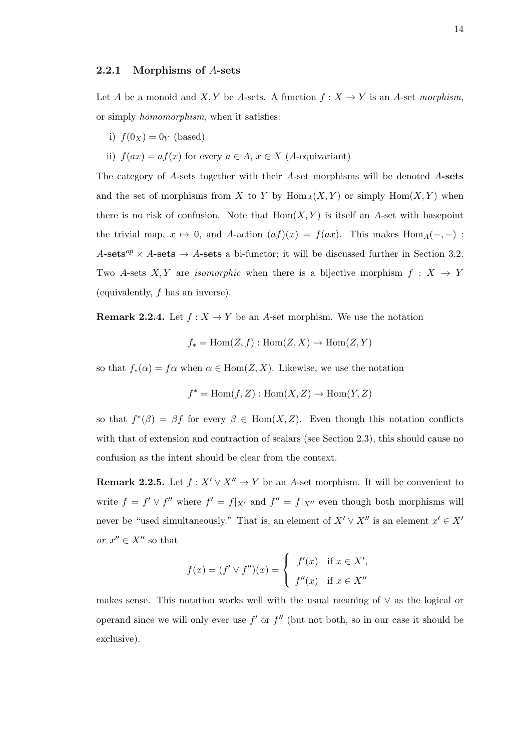### 2.2.1 Morphisms of $A$-sets

Let $A$ be a monoid and $X, Y$ be $A$-sets. A function $f : X \to Y$ is an $A$-set *morphism*, or simply *homomorphism*, when it satisfies:

i) $f(0_X) = 0_Y$ (based)

ii) $f(ax) = af(x)$ for every $a \in A$, $x \in X$ ($A$-equivariant)

The category of $A$-sets together with their $A$-set morphisms will be denoted $A$**-sets** and the set of morphisms from $X$ to $Y$ by $\mathrm{Hom}_A(X, Y)$ or simply $\mathrm{Hom}(X, Y)$ when there is no risk of confusion. Note that $\mathrm{Hom}(X, Y)$ is itself an $A$-set with basepoint the trivial map, $x \mapsto 0$, and $A$-action $(af)(x) = f(ax)$. This makes $\mathrm{Hom}_A(-,-) : A\textbf{-sets}^{op} \times A\textbf{-sets} \to A\textbf{-sets}$ a bi-functor; it will be discussed further in Section 3.2. Two $A$-sets $X, Y$ are *isomorphic* when there is a bijective morphism $f : X \to Y$ (equivalently, $f$ has an inverse).

**Remark 2.2.4.** Let $f : X \to Y$ be an $A$-set morphism. We use the notation

$$f_* = \mathrm{Hom}(Z, f) : \mathrm{Hom}(Z, X) \to \mathrm{Hom}(Z, Y)$$

so that $f_*(\alpha) = f\alpha$ when $\alpha \in \mathrm{Hom}(Z, X)$. Likewise, we use the notation

$$f^* = \mathrm{Hom}(f, Z) : \mathrm{Hom}(X, Z) \to \mathrm{Hom}(Y, Z)$$

so that $f^*(\beta) = \beta f$ for every $\beta \in \mathrm{Hom}(X, Z)$. Even though this notation conflicts with that of extension and contraction of scalars (see Section 2.3), this should cause no confusion as the intent should be clear from the context.

**Remark 2.2.5.** Let $f : X' \vee X'' \to Y$ be an $A$-set morphism. It will be convenient to write $f = f' \vee f''$ where $f' = f|_{X'}$ and $f'' = f|_{X''}$ even though both morphisms will never be "used simultaneously." That is, an element of $X' \vee X''$ is an element $x' \in X'$ *or* $x'' \in X''$ so that

$$f(x) = (f' \vee f'')(x) = \begin{cases} f'(x) & \text{if } x \in X', \\ f''(x) & \text{if } x \in X'' \end{cases}$$

makes sense. This notation works well with the usual meaning of $\vee$ as the logical or operand since we will only ever use $f'$ or $f''$ (but not both, so in our case it should be exclusive).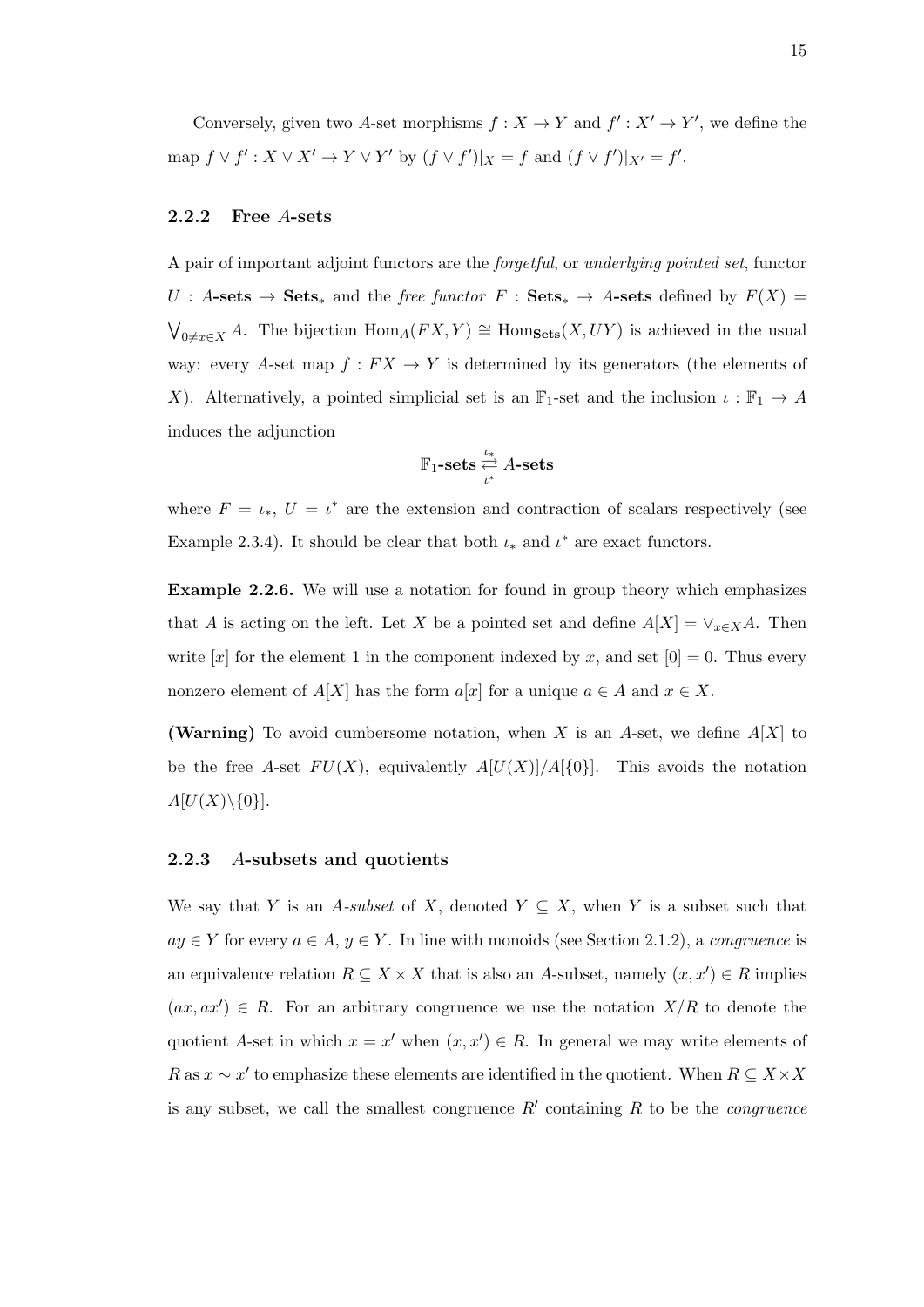Conversely, given two $A$-set morphisms $f : X \to Y$ and $f' : X' \to Y'$, we define the map $f \vee f' : X \vee X' \to Y \vee Y'$ by $(f \vee f')|_X = f$ and $(f \vee f')|_{X'} = f'$.

### 2.2.2 Free $A$-sets

A pair of important adjoint functors are the *forgetful*, or *underlying pointed set*, functor $U : A\textbf{-sets} \to \mathbf{Sets}_*$ and the *free functor* $F : \mathbf{Sets}_* \to A\textbf{-sets}$ defined by $F(X) = \bigvee_{0 \neq x \in X} A$. The bijection $\mathrm{Hom}_A(FX, Y) \cong \mathrm{Hom}_{\mathbf{Sets}}(X, UY)$ is achieved in the usual way: every $A$-set map $f : FX \to Y$ is determined by its generators (the elements of $X$). Alternatively, a pointed simplicial set is an $\mathbb{F}_1$-set and the inclusion $\iota : \mathbb{F}_1 \to A$ induces the adjunction

$$\mathbb{F}_1\textbf{-sets} \underset{\iota^*}{\overset{\iota_*}{\rightleftarrows}} A\textbf{-sets}$$

where $F = \iota_*$, $U = \iota^*$ are the extension and contraction of scalars respectively (see Example 2.3.4). It should be clear that both $\iota_*$ and $\iota^*$ are exact functors.

**Example 2.2.6.** We will use a notation for found in group theory which emphasizes that $A$ is acting on the left. Let $X$ be a pointed set and define $A[X] = \vee_{x \in X} A$. Then write $[x]$ for the element 1 in the component indexed by $x$, and set $[0] = 0$. Thus every nonzero element of $A[X]$ has the form $a[x]$ for a unique $a \in A$ and $x \in X$.

**(Warning)** To avoid cumbersome notation, when $X$ is an $A$-set, we define $A[X]$ to be the free $A$-set $FU(X)$, equivalently $A[U(X)]/A[\{0\}]$. This avoids the notation $A[U(X) \backslash \{0\}]$.

### 2.2.3 $A$-subsets and quotients

We say that $Y$ is an *$A$-subset* of $X$, denoted $Y \subseteq X$, when $Y$ is a subset such that $ay \in Y$ for every $a \in A$, $y \in Y$. In line with monoids (see Section 2.1.2), a *congruence* is an equivalence relation $R \subseteq X \times X$ that is also an $A$-subset, namely $(x, x') \in R$ implies $(ax, ax') \in R$. For an arbitrary congruence we use the notation $X/R$ to denote the quotient $A$-set in which $x = x'$ when $(x, x') \in R$. In general we may write elements of $R$ as $x \sim x'$ to emphasize these elements are identified in the quotient. When $R \subseteq X \times X$ is any subset, we call the smallest congruence $R'$ containing $R$ to be the *congruence*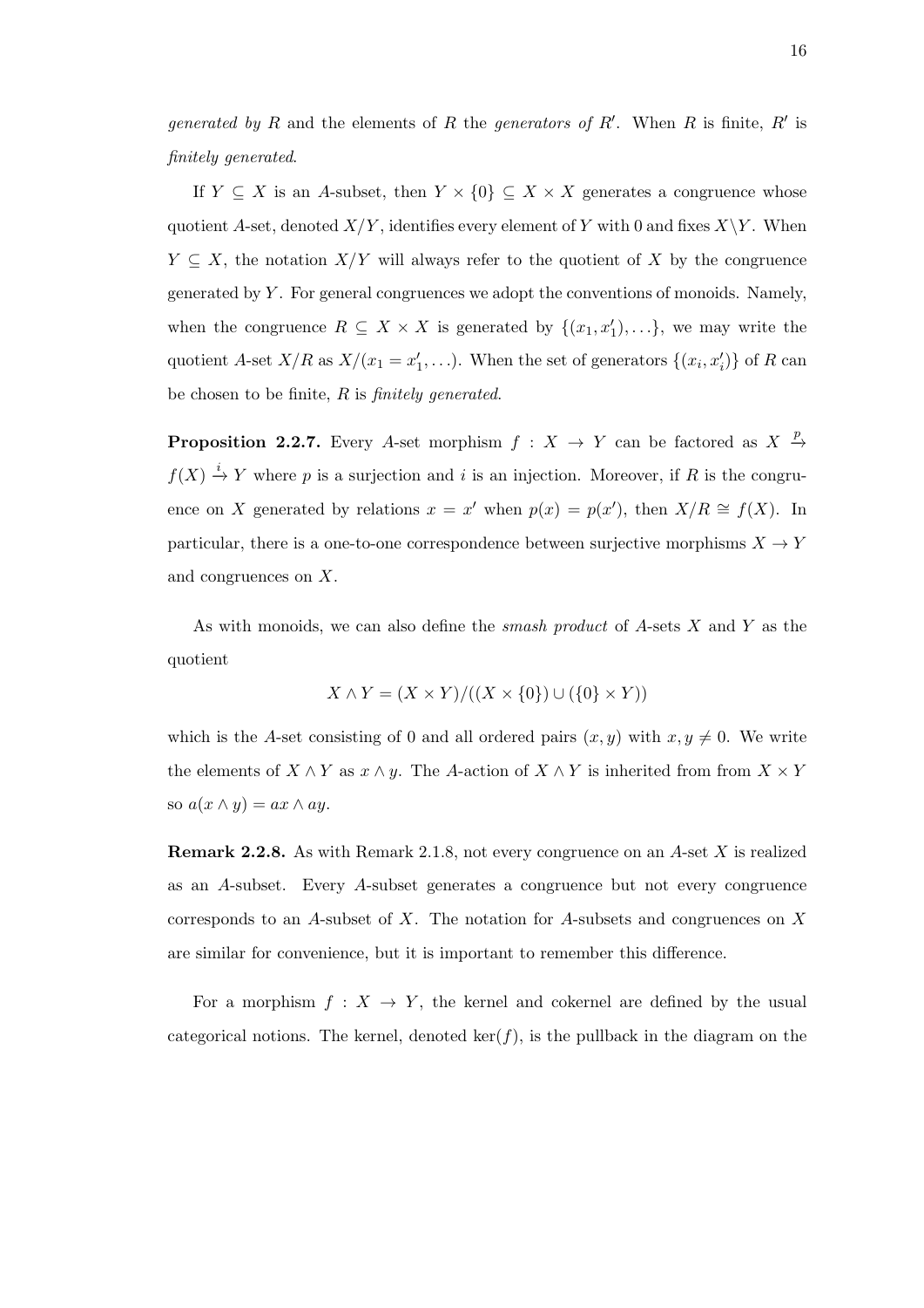*generated by* $R$ and the elements of $R$ the *generators of* $R'$. When $R$ is finite, $R'$ is *finitely generated*.

If $Y \subseteq X$ is an $A$-subset, then $Y \times \{0\} \subseteq X \times X$ generates a congruence whose quotient $A$-set, denoted $X/Y$, identifies every element of $Y$ with 0 and fixes $X \backslash Y$. When $Y \subseteq X$, the notation $X/Y$ will always refer to the quotient of $X$ by the congruence generated by $Y$. For general congruences we adopt the conventions of monoids. Namely, when the congruence $R \subseteq X \times X$ is generated by $\{(x_1, x_1'), \ldots\}$, we may write the quotient $A$-set $X/R$ as $X/(x_1 = x_1', \ldots)$. When the set of generators $\{(x_i, x_i')\}$ of $R$ can be chosen to be finite, $R$ is *finitely generated*.

**Proposition 2.2.7.** Every $A$-set morphism $f : X \to Y$ can be factored as $X \xrightarrow{p} f(X) \xrightarrow{i} Y$ where $p$ is a surjection and $i$ is an injection. Moreover, if $R$ is the congruence on $X$ generated by relations $x = x'$ when $p(x) = p(x')$, then $X/R \cong f(X)$. In particular, there is a one-to-one correspondence between surjective morphisms $X \to Y$ and congruences on $X$.

As with monoids, we can also define the *smash product* of $A$-sets $X$ and $Y$ as the quotient

$$X \wedge Y = (X \times Y)/((X \times \{0\}) \cup (\{0\} \times Y))$$

which is the $A$-set consisting of 0 and all ordered pairs $(x, y)$ with $x, y \neq 0$. We write the elements of $X \wedge Y$ as $x \wedge y$. The $A$-action of $X \wedge Y$ is inherited from from $X \times Y$ so $a(x \wedge y) = ax \wedge ay$.

**Remark 2.2.8.** As with Remark 2.1.8, not every congruence on an $A$-set $X$ is realized as an $A$-subset. Every $A$-subset generates a congruence but not every congruence corresponds to an $A$-subset of $X$. The notation for $A$-subsets and congruences on $X$ are similar for convenience, but it is important to remember this difference.

For a morphism $f : X \to Y$, the kernel and cokernel are defined by the usual categorical notions. The kernel, denoted $\ker(f)$, is the pullback in the diagram on the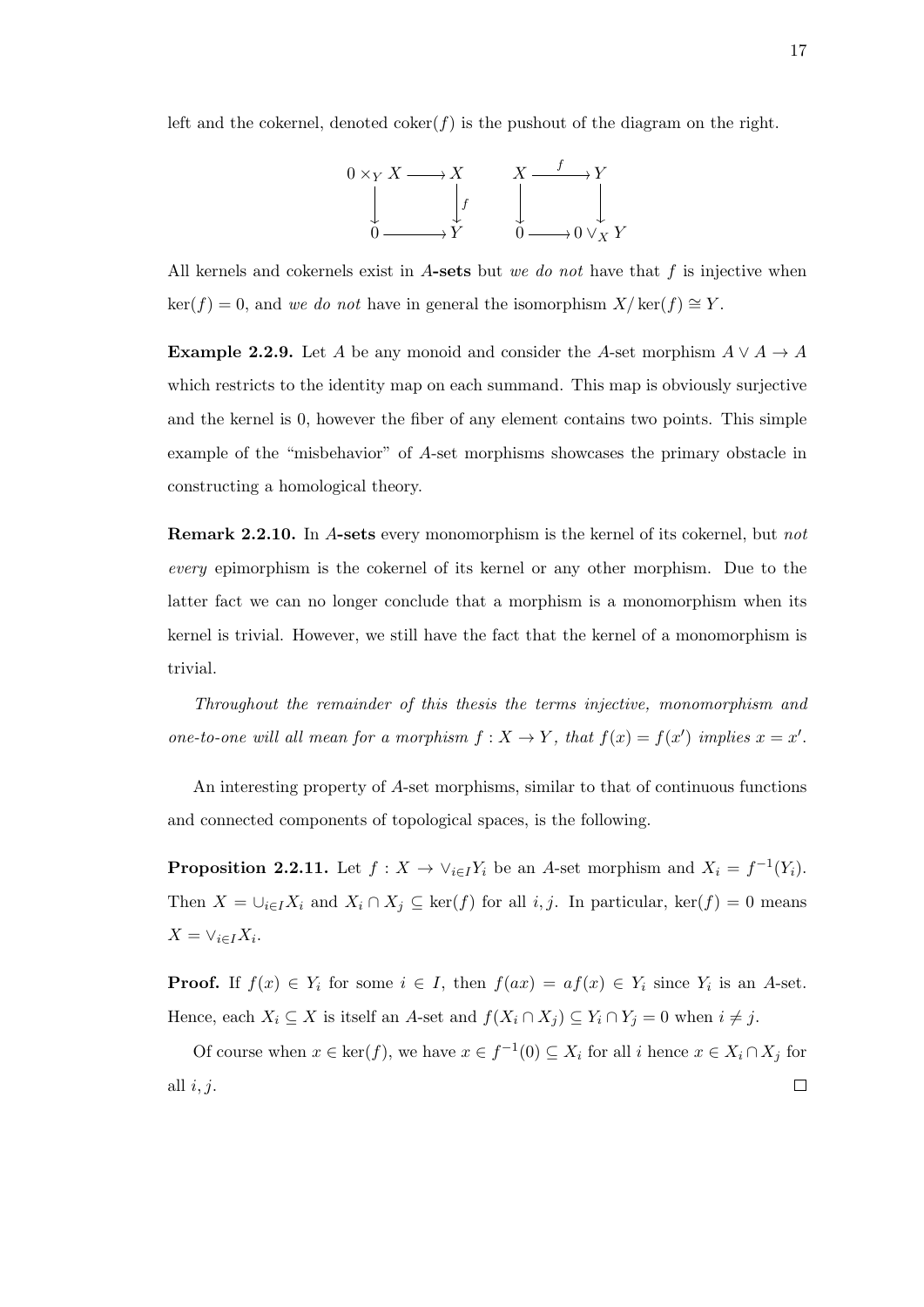left and the cokernel, denoted $\text{coker}(f)$ is the pushout of the diagram on the right.

$$
\begin{array}{ccc}
0 \times_Y X & \longrightarrow & X \\
\big\downarrow & & \big\downarrow f \\
0 & \longrightarrow & Y
\end{array}
\qquad
\begin{array}{ccc}
X & \xrightarrow{f} & Y \\
\big\downarrow & & \big\downarrow \\
0 & \longrightarrow & 0 \vee_X Y
\end{array}
$$

All kernels and cokernels exist in **$A$-sets** but *we do not* have that $f$ is injective when $\ker(f) = 0$, and *we do not* have in general the isomorphism $X/\ker(f) \cong Y$.

**Example 2.2.9.** Let $A$ be any monoid and consider the $A$-set morphism $A \vee A \to A$ which restricts to the identity map on each summand. This map is obviously surjective and the kernel is 0, however the fiber of any element contains two points. This simple example of the "misbehavior" of $A$-set morphisms showcases the primary obstacle in constructing a homological theory.

**Remark 2.2.10.** In **$A$-sets** every monomorphism is the kernel of its cokernel, but *not every* epimorphism is the cokernel of its kernel or any other morphism. Due to the latter fact we can no longer conclude that a morphism is a monomorphism when its kernel is trivial. However, we still have the fact that the kernel of a monomorphism is trivial.

*Throughout the remainder of this thesis the terms injective, monomorphism and one-to-one will all mean for a morphism $f : X \to Y$, that $f(x) = f(x')$ implies $x = x'$.*

An interesting property of $A$-set morphisms, similar to that of continuous functions and connected components of topological spaces, is the following.

**Proposition 2.2.11.** Let $f : X \to \vee_{i \in I} Y_i$ be an $A$-set morphism and $X_i = f^{-1}(Y_i)$. Then $X = \cup_{i \in I} X_i$ and $X_i \cap X_j \subseteq \ker(f)$ for all $i, j$. In particular, $\ker(f) = 0$ means $X = \vee_{i \in I} X_i$.

**Proof.** If $f(x) \in Y_i$ for some $i \in I$, then $f(ax) = af(x) \in Y_i$ since $Y_i$ is an $A$-set. Hence, each $X_i \subseteq X$ is itself an $A$-set and $f(X_i \cap X_j) \subseteq Y_i \cap Y_j = 0$ when $i \neq j$.

Of course when $x \in \ker(f)$, we have $x \in f^{-1}(0) \subseteq X_i$ for all $i$ hence $x \in X_i \cap X_j$ for all $i, j$. $\square$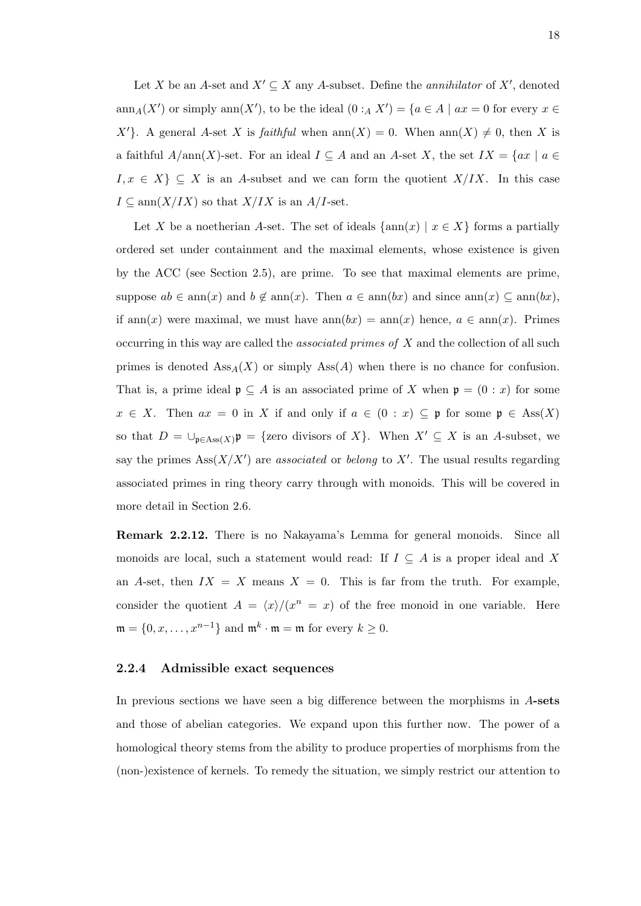Let $X$ be an $A$-set and $X' \subseteq X$ any $A$-subset. Define the *annihilator* of $X'$, denoted $\mathrm{ann}_A(X')$ or simply $\mathrm{ann}(X')$, to be the ideal $(0 :_A X') = \{a \in A \mid ax = 0 \text{ for every } x \in X'\}$. A general $A$-set $X$ is *faithful* when $\mathrm{ann}(X) = 0$. When $\mathrm{ann}(X) \neq 0$, then $X$ is a faithful $A/\mathrm{ann}(X)$-set. For an ideal $I \subseteq A$ and an $A$-set $X$, the set $IX = \{ax \mid a \in I, x \in X\} \subseteq X$ is an $A$-subset and we can form the quotient $X/IX$. In this case $I \subseteq \mathrm{ann}(X/IX)$ so that $X/IX$ is an $A/I$-set.

Let $X$ be a noetherian $A$-set. The set of ideals $\{\mathrm{ann}(x) \mid x \in X\}$ forms a partially ordered set under containment and the maximal elements, whose existence is given by the ACC (see Section 2.5), are prime. To see that maximal elements are prime, suppose $ab \in \mathrm{ann}(x)$ and $b \notin \mathrm{ann}(x)$. Then $a \in \mathrm{ann}(bx)$ and since $\mathrm{ann}(x) \subseteq \mathrm{ann}(bx)$, if $\mathrm{ann}(x)$ were maximal, we must have $\mathrm{ann}(bx) = \mathrm{ann}(x)$ hence, $a \in \mathrm{ann}(x)$. Primes occurring in this way are called the *associated primes of* $X$ and the collection of all such primes is denoted $\mathrm{Ass}_A(X)$ or simply $\mathrm{Ass}(A)$ when there is no chance for confusion. That is, a prime ideal $\mathfrak{p} \subseteq A$ is an associated prime of $X$ when $\mathfrak{p} = (0 : x)$ for some $x \in X$. Then $ax = 0$ in $X$ if and only if $a \in (0 : x) \subseteq \mathfrak{p}$ for some $\mathfrak{p} \in \mathrm{Ass}(X)$ so that $D = \cup_{\mathfrak{p} \in \mathrm{Ass}(X)} \mathfrak{p} = \{\text{zero divisors of } X\}$. When $X' \subseteq X$ is an $A$-subset, we say the primes $\mathrm{Ass}(X/X')$ are *associated* or *belong* to $X'$. The usual results regarding associated primes in ring theory carry through with monoids. This will be covered in more detail in Section 2.6.

**Remark 2.2.12.** There is no Nakayama's Lemma for general monoids. Since all monoids are local, such a statement would read: If $I \subseteq A$ is a proper ideal and $X$ an $A$-set, then $IX = X$ means $X = 0$. This is far from the truth. For example, consider the quotient $A = \langle x \rangle / (x^n = x)$ of the free monoid in one variable. Here $\mathfrak{m} = \{0, x, \ldots, x^{n-1}\}$ and $\mathfrak{m}^k \cdot \mathfrak{m} = \mathfrak{m}$ for every $k \geq 0$.

### 2.2.4 Admissible exact sequences

In previous sections we have seen a big difference between the morphisms in $A$**-sets** and those of abelian categories. We expand upon this further now. The power of a homological theory stems from the ability to produce properties of morphisms from the (non-)existence of kernels. To remedy the situation, we simply restrict our attention to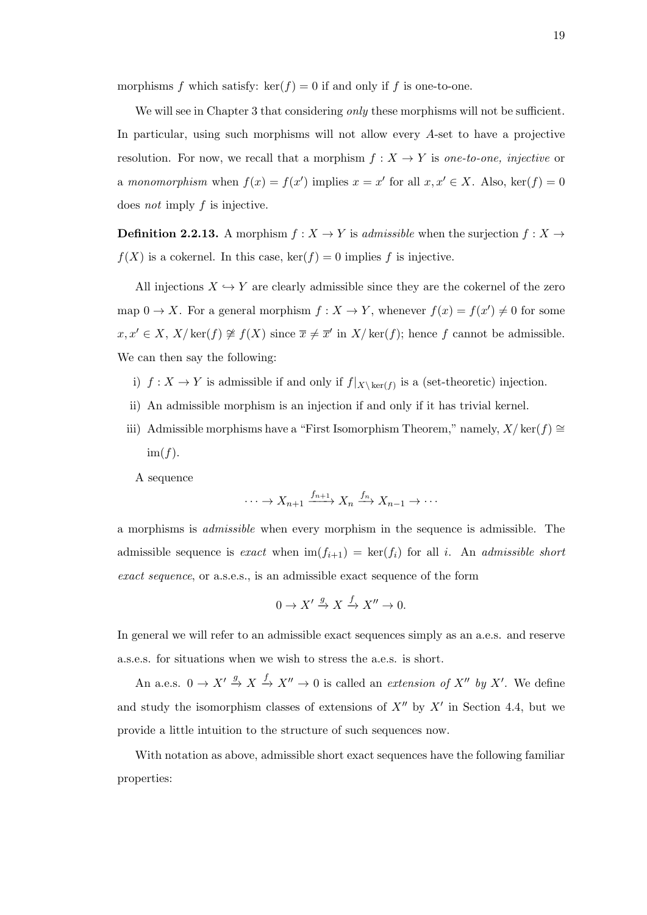morphisms $f$ which satisfy: $\ker(f) = 0$ if and only if $f$ is one-to-one.

We will see in Chapter 3 that considering *only* these morphisms will not be sufficient. In particular, using such morphisms will not allow every $A$-set to have a projective resolution. For now, we recall that a morphism $f : X \to Y$ is *one-to-one, injective* or a *monomorphism* when $f(x) = f(x')$ implies $x = x'$ for all $x, x' \in X$. Also, $\ker(f) = 0$ does *not* imply $f$ is injective.

**Definition 2.2.13.** A morphism $f : X \to Y$ is *admissible* when the surjection $f : X \to f(X)$ is a cokernel. In this case, $\ker(f) = 0$ implies $f$ is injective.

All injections $X \hookrightarrow Y$ are clearly admissible since they are the cokernel of the zero map $0 \to X$. For a general morphism $f : X \to Y$, whenever $f(x) = f(x') \neq 0$ for some $x, x' \in X$, $X/\ker(f) \not\cong f(X)$ since $\overline{x} \neq \overline{x}'$ in $X/\ker(f)$; hence $f$ cannot be admissible. We can then say the following:

i) $f : X \to Y$ is admissible if and only if $f|_{X \setminus \ker(f)}$ is a (set-theoretic) injection.

ii) An admissible morphism is an injection if and only if it has trivial kernel.

iii) Admissible morphisms have a "First Isomorphism Theorem," namely, $X/\ker(f) \cong \operatorname{im}(f)$.

A sequence

$$\cdots \to X_{n+1} \xrightarrow{f_{n+1}} X_n \xrightarrow{f_n} X_{n-1} \to \cdots$$

a morphisms is *admissible* when every morphism in the sequence is admissible. The admissible sequence is *exact* when $\operatorname{im}(f_{i+1}) = \ker(f_i)$ for all $i$. An *admissible short exact sequence*, or a.s.e.s., is an admissible exact sequence of the form

$$0 \to X' \xrightarrow{g} X \xrightarrow{f} X'' \to 0.$$

In general we will refer to an admissible exact sequences simply as an a.e.s. and reserve a.s.e.s. for situations when we wish to stress the a.e.s. is short.

An a.e.s. $0 \to X' \xrightarrow{g} X \xrightarrow{f} X'' \to 0$ is called an *extension of $X''$ by $X'$*. We define and study the isomorphism classes of extensions of $X''$ by $X'$ in Section 4.4, but we provide a little intuition to the structure of such sequences now.

With notation as above, admissible short exact sequences have the following familiar properties: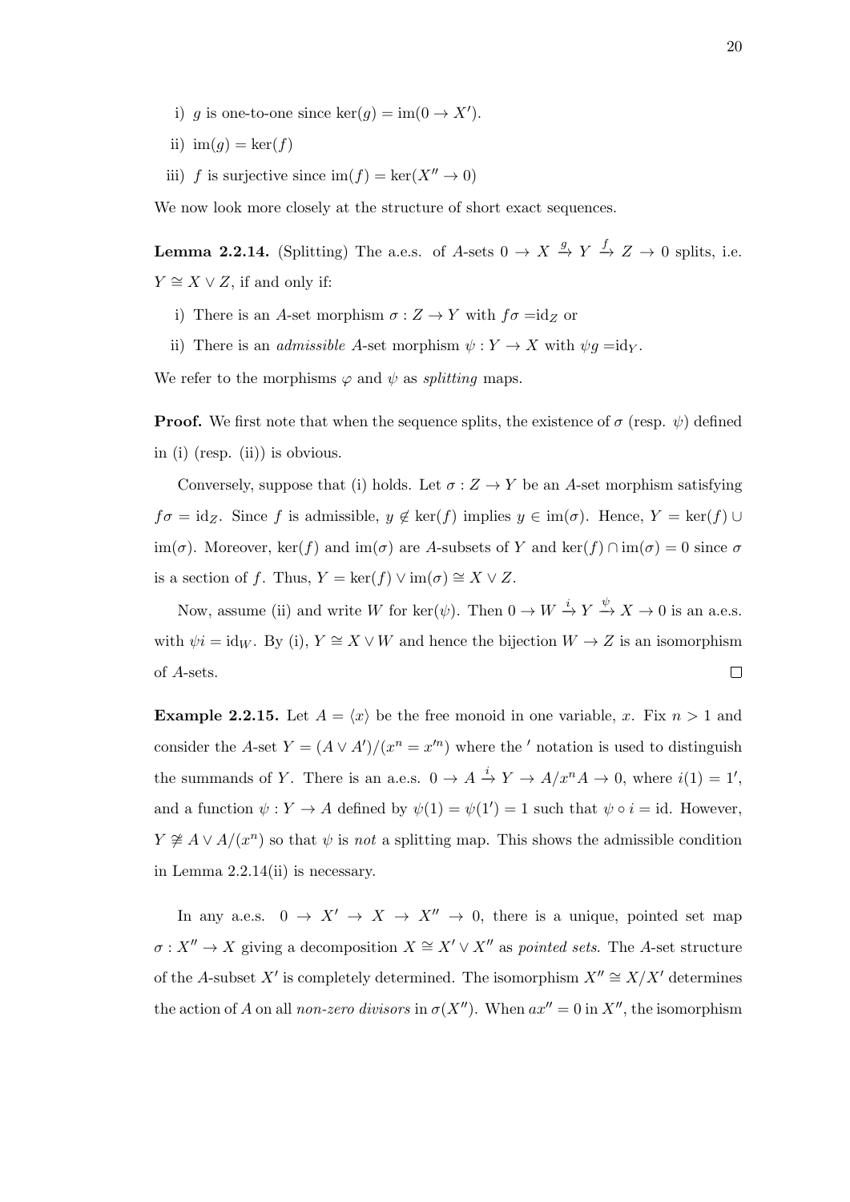i) $g$ is one-to-one since $\ker(g) = \mathrm{im}(0 \to X')$.

ii) $\mathrm{im}(g) = \ker(f)$

iii) $f$ is surjective since $\mathrm{im}(f) = \ker(X'' \to 0)$

We now look more closely at the structure of short exact sequences.

**Lemma 2.2.14.** (Splitting) The a.e.s. of $A$-sets $0 \to X \xrightarrow{g} Y \xrightarrow{f} Z \to 0$ splits, i.e. $Y \cong X \vee Z$, if and only if:

i) There is an $A$-set morphism $\sigma : Z \to Y$ with $f\sigma = \mathrm{id}_Z$ or

ii) There is an *admissible* $A$-set morphism $\psi : Y \to X$ with $\psi g = \mathrm{id}_Y$.

We refer to the morphisms $\varphi$ and $\psi$ as *splitting* maps.

**Proof.** We first note that when the sequence splits, the existence of $\sigma$ (resp. $\psi$) defined in (i) (resp. (ii)) is obvious.

Conversely, suppose that (i) holds. Let $\sigma : Z \to Y$ be an $A$-set morphism satisfying $f\sigma = \mathrm{id}_Z$. Since $f$ is admissible, $y \notin \ker(f)$ implies $y \in \mathrm{im}(\sigma)$. Hence, $Y = \ker(f) \cup \mathrm{im}(\sigma)$. Moreover, $\ker(f)$ and $\mathrm{im}(\sigma)$ are $A$-subsets of $Y$ and $\ker(f) \cap \mathrm{im}(\sigma) = 0$ since $\sigma$ is a section of $f$. Thus, $Y = \ker(f) \vee \mathrm{im}(\sigma) \cong X \vee Z$.

Now, assume (ii) and write $W$ for $\ker(\psi)$. Then $0 \to W \xrightarrow{i} Y \xrightarrow{\psi} X \to 0$ is an a.e.s. with $\psi i = \mathrm{id}_W$. By (i), $Y \cong X \vee W$ and hence the bijection $W \to Z$ is an isomorphism of $A$-sets. $\square$

**Example 2.2.15.** Let $A = \langle x \rangle$ be the free monoid in one variable, $x$. Fix $n > 1$ and consider the $A$-set $Y = (A \vee A')/(x^n = x'^n)$ where the $'$ notation is used to distinguish the summands of $Y$. There is an a.e.s. $0 \to A \xrightarrow{i} Y \to A/x^nA \to 0$, where $i(1) = 1'$, and a function $\psi : Y \to A$ defined by $\psi(1) = \psi(1') = 1$ such that $\psi \circ i = \mathrm{id}$. However, $Y \ncong A \vee A/(x^n)$ so that $\psi$ is *not* a splitting map. This shows the admissible condition in Lemma 2.2.14(ii) is necessary.

In any a.e.s. $0 \to X' \to X \to X'' \to 0$, there is a unique, pointed set map $\sigma : X'' \to X$ giving a decomposition $X \cong X' \vee X''$ as *pointed sets*. The $A$-set structure of the $A$-subset $X'$ is completely determined. The isomorphism $X'' \cong X/X'$ determines the action of $A$ on all *non-zero divisors* in $\sigma(X'')$. When $ax'' = 0$ in $X''$, the isomorphism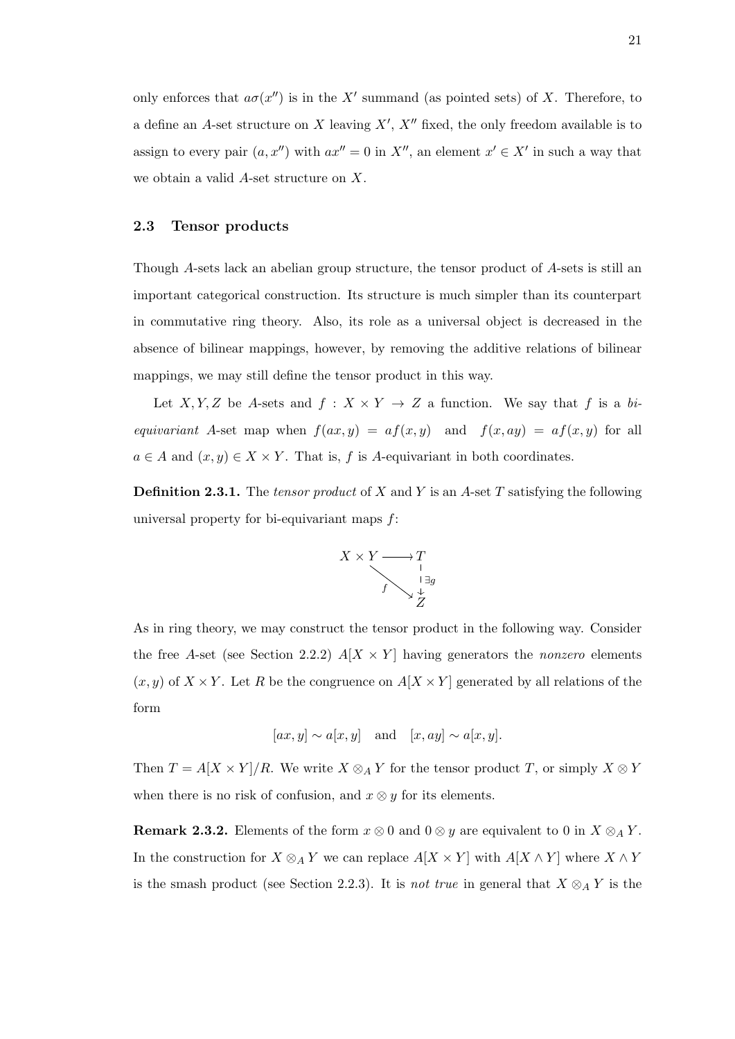only enforces that $a\sigma(x'')$ is in the $X'$ summand (as pointed sets) of $X$. Therefore, to a define an $A$-set structure on $X$ leaving $X'$, $X''$ fixed, the only freedom available is to assign to every pair $(a, x'')$ with $ax'' = 0$ in $X''$, an element $x' \in X'$ in such a way that we obtain a valid $A$-set structure on $X$.

## 2.3 Tensor products

Though $A$-sets lack an abelian group structure, the tensor product of $A$-sets is still an important categorical construction. Its structure is much simpler than its counterpart in commutative ring theory. Also, its role as a universal object is decreased in the absence of bilinear mappings, however, by removing the additive relations of bilinear mappings, we may still define the tensor product in this way.

Let $X, Y, Z$ be $A$-sets and $f : X \times Y \to Z$ a function. We say that $f$ is a *bi-equivariant* $A$-set map when $f(ax, y) = af(x, y)$ and $f(x, ay) = af(x, y)$ for all $a \in A$ and $(x, y) \in X \times Y$. That is, $f$ is $A$-equivariant in both coordinates.

**Definition 2.3.1.** The *tensor product* of $X$ and $Y$ is an $A$-set $T$ satisfying the following universal property for bi-equivariant maps $f$:

$$\begin{array}{ccc} X \times Y & \longrightarrow & T \\ & \searrow^{f} & \downarrow \exists g \\ & & Z \end{array}$$

As in ring theory, we may construct the tensor product in the following way. Consider the free $A$-set (see Section 2.2.2) $A[X \times Y]$ having generators the *nonzero* elements $(x, y)$ of $X \times Y$. Let $R$ be the congruence on $A[X \times Y]$ generated by all relations of the form

$$[ax, y] \sim a[x, y] \quad \text{and} \quad [x, ay] \sim a[x, y].$$

Then $T = A[X \times Y]/R$. We write $X \otimes_A Y$ for the tensor product $T$, or simply $X \otimes Y$ when there is no risk of confusion, and $x \otimes y$ for its elements.

**Remark 2.3.2.** Elements of the form $x \otimes 0$ and $0 \otimes y$ are equivalent to 0 in $X \otimes_A Y$. In the construction for $X \otimes_A Y$ we can replace $A[X \times Y]$ with $A[X \wedge Y]$ where $X \wedge Y$ is the smash product (see Section 2.2.3). It is *not true* in general that $X \otimes_A Y$ is the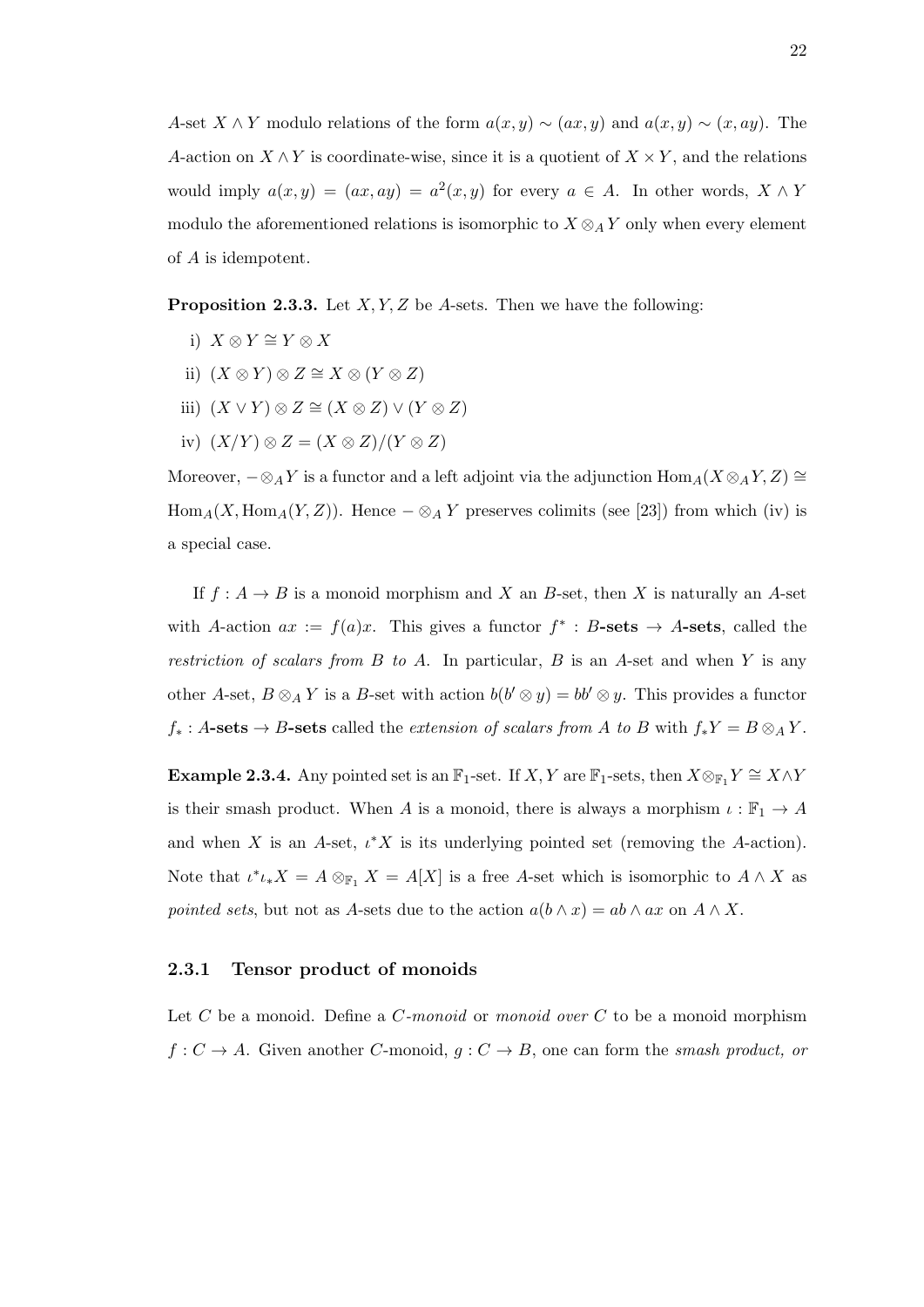$A$-set $X \wedge Y$ modulo relations of the form $a(x, y) \sim (ax, y)$ and $a(x, y) \sim (x, ay)$. The $A$-action on $X \wedge Y$ is coordinate-wise, since it is a quotient of $X \times Y$, and the relations would imply $a(x, y) = (ax, ay) = a^2(x, y)$ for every $a \in A$. In other words, $X \wedge Y$ modulo the aforementioned relations is isomorphic to $X \otimes_A Y$ only when every element of $A$ is idempotent.

**Proposition 2.3.3.** Let $X, Y, Z$ be $A$-sets. Then we have the following:

i) $X \otimes Y \cong Y \otimes X$

ii) $(X \otimes Y) \otimes Z \cong X \otimes (Y \otimes Z)$

iii) $(X \vee Y) \otimes Z \cong (X \otimes Z) \vee (Y \otimes Z)$

iv) $(X/Y) \otimes Z = (X \otimes Z)/(Y \otimes Z)$

Moreover, $- \otimes_A Y$ is a functor and a left adjoint via the adjunction $\mathrm{Hom}_A(X \otimes_A Y, Z) \cong \mathrm{Hom}_A(X, \mathrm{Hom}_A(Y, Z))$. Hence $- \otimes_A Y$ preserves colimits (see [23]) from which (iv) is a special case.

If $f : A \to B$ is a monoid morphism and $X$ an $B$-set, then $X$ is naturally an $A$-set with $A$-action $ax := f(a)x$. This gives a functor $f^* : B\textbf{-sets} \to A\textbf{-sets}$, called the *restriction of scalars from $B$ to $A$*. In particular, $B$ is an $A$-set and when $Y$ is any other $A$-set, $B \otimes_A Y$ is a $B$-set with action $b(b' \otimes y) = bb' \otimes y$. This provides a functor $f_* : A\textbf{-sets} \to B\textbf{-sets}$ called the *extension of scalars from $A$ to $B$* with $f_*Y = B \otimes_A Y$.

**Example 2.3.4.** Any pointed set is an $\mathbb{F}_1$-set. If $X, Y$ are $\mathbb{F}_1$-sets, then $X \otimes_{\mathbb{F}_1} Y \cong X \wedge Y$ is their smash product. When $A$ is a monoid, there is always a morphism $\iota : \mathbb{F}_1 \to A$ and when $X$ is an $A$-set, $\iota^* X$ is its underlying pointed set (removing the $A$-action). Note that $\iota^* \iota_* X = A \otimes_{\mathbb{F}_1} X = A[X]$ is a free $A$-set which is isomorphic to $A \wedge X$ as *pointed sets*, but not as $A$-sets due to the action $a(b \wedge x) = ab \wedge ax$ on $A \wedge X$.

### 2.3.1 Tensor product of monoids

Let $C$ be a monoid. Define a *$C$-monoid* or *monoid over $C$* to be a monoid morphism $f : C \to A$. Given another $C$-monoid, $g : C \to B$, one can form the *smash product, or*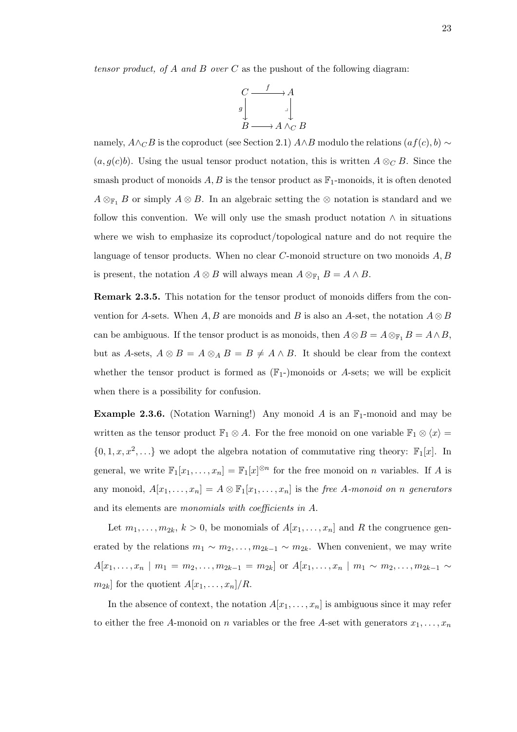*tensor product, of $A$ and $B$ over $C$* as the pushout of the following diagram:

$$\begin{array}{ccc} C & \xrightarrow{f} & A \\ {\scriptstyle g}\downarrow & & \downarrow \\ B & \longrightarrow & A \wedge_C B \end{array}$$

namely, $A \wedge_C B$ is the coproduct (see Section 2.1) $A \wedge B$ modulo the relations $(af(c), b) \sim (a, g(c)b)$. Using the usual tensor product notation, this is written $A \otimes_C B$. Since the smash product of monoids $A, B$ is the tensor product as $\mathbb{F}_1$-monoids, it is often denoted $A \otimes_{\mathbb{F}_1} B$ or simply $A \otimes B$. In an algebraic setting the $\otimes$ notation is standard and we follow this convention. We will only use the smash product notation $\wedge$ in situations where we wish to emphasize its coproduct/topological nature and do not require the language of tensor products. When no clear $C$-monoid structure on two monoids $A, B$ is present, the notation $A \otimes B$ will always mean $A \otimes_{\mathbb{F}_1} B = A \wedge B$.

**Remark 2.3.5.** This notation for the tensor product of monoids differs from the convention for $A$-sets. When $A, B$ are monoids and $B$ is also an $A$-set, the notation $A \otimes B$ can be ambiguous. If the tensor product is as monoids, then $A \otimes B = A \otimes_{\mathbb{F}_1} B = A \wedge B$, but as $A$-sets, $A \otimes B = A \otimes_A B = B \neq A \wedge B$. It should be clear from the context whether the tensor product is formed as ($\mathbb{F}_1$-)monoids or $A$-sets; we will be explicit when there is a possibility for confusion.

**Example 2.3.6.** (Notation Warning!) Any monoid $A$ is an $\mathbb{F}_1$-monoid and may be written as the tensor product $\mathbb{F}_1 \otimes A$. For the free monoid on one variable $\mathbb{F}_1 \otimes \langle x \rangle = \{0, 1, x, x^2, \ldots\}$ we adopt the algebra notation of commutative ring theory: $\mathbb{F}_1[x]$. In general, we write $\mathbb{F}_1[x_1, \ldots, x_n] = \mathbb{F}_1[x]^{\otimes n}$ for the free monoid on $n$ variables. If $A$ is any monoid, $A[x_1, \ldots, x_n] = A \otimes \mathbb{F}_1[x_1, \ldots, x_n]$ is the *free $A$-monoid on $n$ generators* and its elements are *monomials with coefficients in $A$*.

Let $m_1, \ldots, m_{2k}$, $k > 0$, be monomials of $A[x_1, \ldots, x_n]$ and $R$ the congruence generated by the relations $m_1 \sim m_2, \ldots, m_{2k-1} \sim m_{2k}$. When convenient, we may write $A[x_1, \ldots, x_n \mid m_1 = m_2, \ldots, m_{2k-1} = m_{2k}]$ or $A[x_1, \ldots, x_n \mid m_1 \sim m_2, \ldots, m_{2k-1} \sim m_{2k}]$ for the quotient $A[x_1, \ldots, x_n]/R$.

In the absence of context, the notation $A[x_1, \ldots, x_n]$ is ambiguous since it may refer to either the free $A$-monoid on $n$ variables or the free $A$-set with generators $x_1, \ldots, x_n$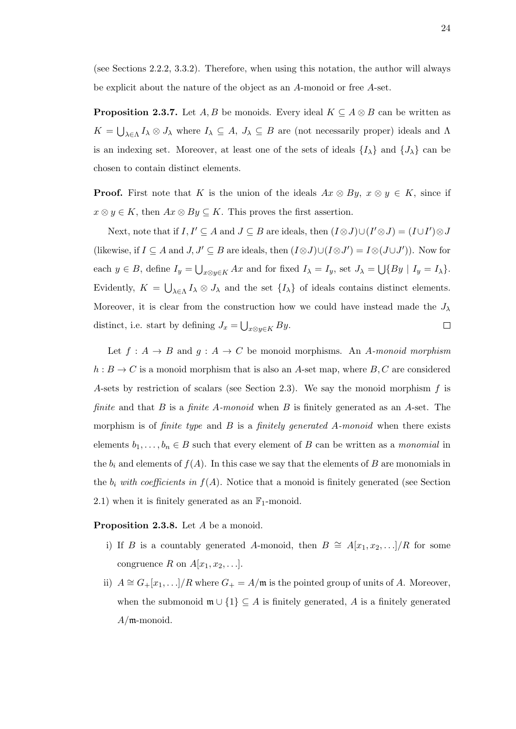(see Sections 2.2.2, 3.3.2). Therefore, when using this notation, the author will always be explicit about the nature of the object as an $A$-monoid or free $A$-set.

**Proposition 2.3.7.** Let $A, B$ be monoids. Every ideal $K \subseteq A \otimes B$ can be written as $K = \bigcup_{\lambda \in \Lambda} I_\lambda \otimes J_\lambda$ where $I_\lambda \subseteq A$, $J_\lambda \subseteq B$ are (not necessarily proper) ideals and $\Lambda$ is an indexing set. Moreover, at least one of the sets of ideals $\{I_\lambda\}$ and $\{J_\lambda\}$ can be chosen to contain distinct elements.

**Proof.** First note that $K$ is the union of the ideals $Ax \otimes By$, $x \otimes y \in K$, since if $x \otimes y \in K$, then $Ax \otimes By \subseteq K$. This proves the first assertion.

Next, note that if $I, I' \subseteq A$ and $J \subseteq B$ are ideals, then $(I \otimes J) \cup (I' \otimes J) = (I \cup I') \otimes J$ (likewise, if $I \subseteq A$ and $J, J' \subseteq B$ are ideals, then $(I \otimes J) \cup (I \otimes J') = I \otimes (J \cup J')$). Now for each $y \in B$, define $I_y = \bigcup_{x \otimes y \in K} Ax$ and for fixed $I_\lambda = I_y$, set $J_\lambda = \bigcup \{By \mid I_y = I_\lambda\}$. Evidently, $K = \bigcup_{\lambda \in \Lambda} I_\lambda \otimes J_\lambda$ and the set $\{I_\lambda\}$ of ideals contains distinct elements. Moreover, it is clear from the construction how we could have instead made the $J_\lambda$ distinct, i.e. start by defining $J_x = \bigcup_{x \otimes y \in K} By$. $\square$

Let $f : A \to B$ and $g : A \to C$ be monoid morphisms. An *$A$-monoid morphism* $h : B \to C$ is a monoid morphism that is also an $A$-set map, where $B, C$ are considered $A$-sets by restriction of scalars (see Section 2.3). We say the monoid morphism $f$ is *finite* and that $B$ is a *finite $A$-monoid* when $B$ is finitely generated as an $A$-set. The morphism is of *finite type* and $B$ is a *finitely generated $A$-monoid* when there exists elements $b_1, \ldots, b_n \in B$ such that every element of $B$ can be written as a *monomial* in the $b_i$ and elements of $f(A)$. In this case we say that the elements of $B$ are monomials in the $b_i$ *with coefficients in* $f(A)$. Notice that a monoid is finitely generated (see Section 2.1) when it is finitely generated as an $\mathbb{F}_1$-monoid.

**Proposition 2.3.8.** Let $A$ be a monoid.

i) If $B$ is a countably generated $A$-monoid, then $B \cong A[x_1, x_2, \ldots]/R$ for some congruence $R$ on $A[x_1, x_2, \ldots]$.

ii) $A \cong G_+[x_1, \ldots]/R$ where $G_+ = A/\mathfrak{m}$ is the pointed group of units of $A$. Moreover, when the submonoid $\mathfrak{m} \cup \{1\} \subseteq A$ is finitely generated, $A$ is a finitely generated $A/\mathfrak{m}$-monoid.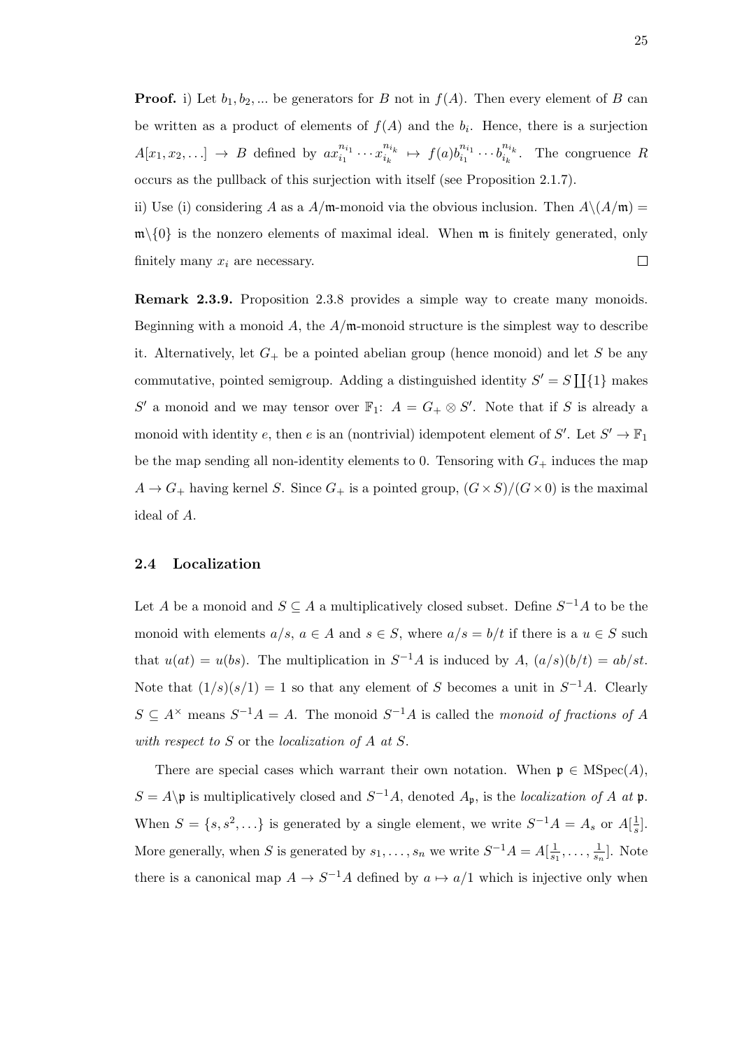**Proof.** i) Let $b_1, b_2, \ldots$ be generators for $B$ not in $f(A)$. Then every element of $B$ can be written as a product of elements of $f(A)$ and the $b_i$. Hence, there is a surjection $A[x_1, x_2, \ldots] \to B$ defined by $ax_{i_1}^{n_{i_1}} \cdots x_{i_k}^{n_{i_k}} \mapsto f(a)b_{i_1}^{n_{i_1}} \cdots b_{i_k}^{n_{i_k}}$. The congruence $R$ occurs as the pullback of this surjection with itself (see Proposition 2.1.7).

ii) Use (i) considering $A$ as a $A/\mathfrak{m}$-monoid via the obvious inclusion. Then $A \backslash (A/\mathfrak{m}) = \mathfrak{m} \backslash \{0\}$ is the nonzero elements of maximal ideal. When $\mathfrak{m}$ is finitely generated, only finitely many $x_i$ are necessary. $\square$

**Remark 2.3.9.** Proposition 2.3.8 provides a simple way to create many monoids. Beginning with a monoid $A$, the $A/\mathfrak{m}$-monoid structure is the simplest way to describe it. Alternatively, let $G_+$ be a pointed abelian group (hence monoid) and let $S$ be any commutative, pointed semigroup. Adding a distinguished identity $S' = S \coprod \{1\}$ makes $S'$ a monoid and we may tensor over $\mathbb{F}_1$: $A = G_+ \otimes S'$. Note that if $S$ is already a monoid with identity $e$, then $e$ is an (nontrivial) idempotent element of $S'$. Let $S' \to \mathbb{F}_1$ be the map sending all non-identity elements to 0. Tensoring with $G_+$ induces the map $A \to G_+$ having kernel $S$. Since $G_+$ is a pointed group, $(G \times S)/(G \times 0)$ is the maximal ideal of $A$.

### 2.4 Localization

Let $A$ be a monoid and $S \subseteq A$ a multiplicatively closed subset. Define $S^{-1}A$ to be the monoid with elements $a/s$, $a \in A$ and $s \in S$, where $a/s = b/t$ if there is a $u \in S$ such that $u(at) = u(bs)$. The multiplication in $S^{-1}A$ is induced by $A$, $(a/s)(b/t) = ab/st$. Note that $(1/s)(s/1) = 1$ so that any element of $S$ becomes a unit in $S^{-1}A$. Clearly $S \subseteq A^\times$ means $S^{-1}A = A$. The monoid $S^{-1}A$ is called the *monoid of fractions of A with respect to S* or the *localization of A at S*.

There are special cases which warrant their own notation. When $\mathfrak{p} \in \mathrm{MSpec}(A)$, $S = A \backslash \mathfrak{p}$ is multiplicatively closed and $S^{-1}A$, denoted $A_\mathfrak{p}$, is the *localization of A at* $\mathfrak{p}$. When $S = \{s, s^2, \ldots\}$ is generated by a single element, we write $S^{-1}A = A_s$ or $A[\frac{1}{s}]$. More generally, when $S$ is generated by $s_1, \ldots, s_n$ we write $S^{-1}A = A[\frac{1}{s_1}, \ldots, \frac{1}{s_n}]$. Note there is a canonical map $A \to S^{-1}A$ defined by $a \mapsto a/1$ which is injective only when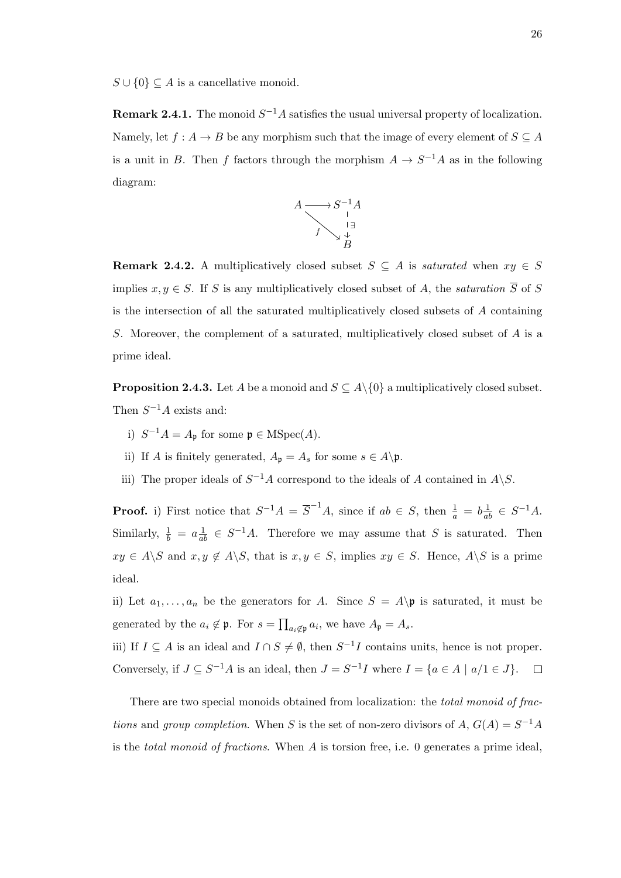$S \cup \{0\} \subseteq A$ is a cancellative monoid.

**Remark 2.4.1.** The monoid $S^{-1}A$ satisfies the usual universal property of localization. Namely, let $f : A \to B$ be any morphism such that the image of every element of $S \subseteq A$ is a unit in $B$. Then $f$ factors through the morphism $A \to S^{-1}A$ as in the following diagram:

$$\begin{array}{ccc} A & \longrightarrow & S^{-1}A \\ & \searrow^{f} & \downarrow \exists \\ & & B \end{array}$$

**Remark 2.4.2.** A multiplicatively closed subset $S \subseteq A$ is *saturated* when $xy \in S$ implies $x, y \in S$. If $S$ is any multiplicatively closed subset of $A$, the *saturation* $\overline{S}$ of $S$ is the intersection of all the saturated multiplicatively closed subsets of $A$ containing $S$. Moreover, the complement of a saturated, multiplicatively closed subset of $A$ is a prime ideal.

**Proposition 2.4.3.** Let $A$ be a monoid and $S \subseteq A \backslash \{0\}$ a multiplicatively closed subset. Then $S^{-1}A$ exists and:

i) $S^{-1}A = A_{\mathfrak{p}}$ for some $\mathfrak{p} \in \mathrm{MSpec}(A)$.

ii) If $A$ is finitely generated, $A_{\mathfrak{p}} = A_s$ for some $s \in A \backslash \mathfrak{p}$.

iii) The proper ideals of $S^{-1}A$ correspond to the ideals of $A$ contained in $A \backslash S$.

**Proof.** i) First notice that $S^{-1}A = \overline{S}^{-1}A$, since if $ab \in S$, then $\frac{1}{a} = b\frac{1}{ab} \in S^{-1}A$. Similarly, $\frac{1}{b} = a\frac{1}{ab} \in S^{-1}A$. Therefore we may assume that $S$ is saturated. Then $xy \in A \backslash S$ and $x, y \notin A \backslash S$, that is $x, y \in S$, implies $xy \in S$. Hence, $A \backslash S$ is a prime ideal.

ii) Let $a_1, \ldots, a_n$ be the generators for $A$. Since $S = A \backslash \mathfrak{p}$ is saturated, it must be generated by the $a_i \notin \mathfrak{p}$. For $s = \prod_{a_i \notin \mathfrak{p}} a_i$, we have $A_{\mathfrak{p}} = A_s$.

iii) If $I \subseteq A$ is an ideal and $I \cap S \neq \emptyset$, then $S^{-1}I$ contains units, hence is not proper. Conversely, if $J \subseteq S^{-1}A$ is an ideal, then $J = S^{-1}I$ where $I = \{a \in A \mid a/1 \in J\}$. $\square$

There are two special monoids obtained from localization: the *total monoid of fractions* and *group completion*. When $S$ is the set of non-zero divisors of $A$, $G(A) = S^{-1}A$ is the *total monoid of fractions*. When $A$ is torsion free, i.e. 0 generates a prime ideal,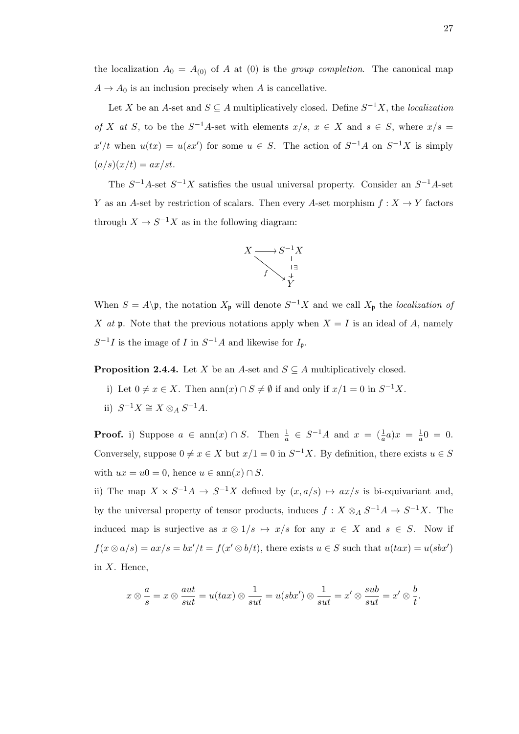the localization $A_0 = A_{(0)}$ of $A$ at $(0)$ is the *group completion*. The canonical map $A \to A_0$ is an inclusion precisely when $A$ is cancellative.

Let $X$ be an $A$-set and $S \subseteq A$ multiplicatively closed. Define $S^{-1}X$, the *localization of $X$ at $S$*, to be the $S^{-1}A$-set with elements $x/s$, $x \in X$ and $s \in S$, where $x/s = x'/t$ when $u(tx) = u(sx')$ for some $u \in S$. The action of $S^{-1}A$ on $S^{-1}X$ is simply $(a/s)(x/t) = ax/st$.

The $S^{-1}A$-set $S^{-1}X$ satisfies the usual universal property. Consider an $S^{-1}A$-set $Y$ as an $A$-set by restriction of scalars. Then every $A$-set morphism $f : X \to Y$ factors through $X \to S^{-1}X$ as in the following diagram:

$$\begin{array}{ccc} X & \longrightarrow & S^{-1}X \\ & {\scriptstyle f}\searrow & \downarrow \exists \\ & & Y \end{array}$$

When $S = A \backslash \mathfrak{p}$, the notation $X_\mathfrak{p}$ will denote $S^{-1}X$ and we call $X_\mathfrak{p}$ the *localization of $X$ at $\mathfrak{p}$*. Note that the previous notations apply when $X = I$ is an ideal of $A$, namely $S^{-1}I$ is the image of $I$ in $S^{-1}A$ and likewise for $I_\mathfrak{p}$.

**Proposition 2.4.4.** Let $X$ be an $A$-set and $S \subseteq A$ multiplicatively closed.

i) Let $0 \neq x \in X$. Then $\operatorname{ann}(x) \cap S \neq \emptyset$ if and only if $x/1 = 0$ in $S^{-1}X$.

ii) $S^{-1}X \cong X \otimes_A S^{-1}A$.

**Proof.** i) Suppose $a \in \operatorname{ann}(x) \cap S$. Then $\frac{1}{a} \in S^{-1}A$ and $x = (\frac{1}{a}a)x = \frac{1}{a}0 = 0$. Conversely, suppose $0 \neq x \in X$ but $x/1 = 0$ in $S^{-1}X$. By definition, there exists $u \in S$ with $ux = u0 = 0$, hence $u \in \operatorname{ann}(x) \cap S$.

ii) The map $X \times S^{-1}A \to S^{-1}X$ defined by $(x, a/s) \mapsto ax/s$ is bi-equivariant and, by the universal property of tensor products, induces $f : X \otimes_A S^{-1}A \to S^{-1}X$. The induced map is surjective as $x \otimes 1/s \mapsto x/s$ for any $x \in X$ and $s \in S$. Now if $f(x \otimes a/s) = ax/s = bx'/t = f(x' \otimes b/t)$, there exists $u \in S$ such that $u(tax) = u(sbx')$ in $X$. Hence,

$$x \otimes \frac{a}{s} = x \otimes \frac{aut}{sut} = u(tax) \otimes \frac{1}{sut} = u(sbx') \otimes \frac{1}{sut} = x' \otimes \frac{sub}{sut} = x' \otimes \frac{b}{t}.$$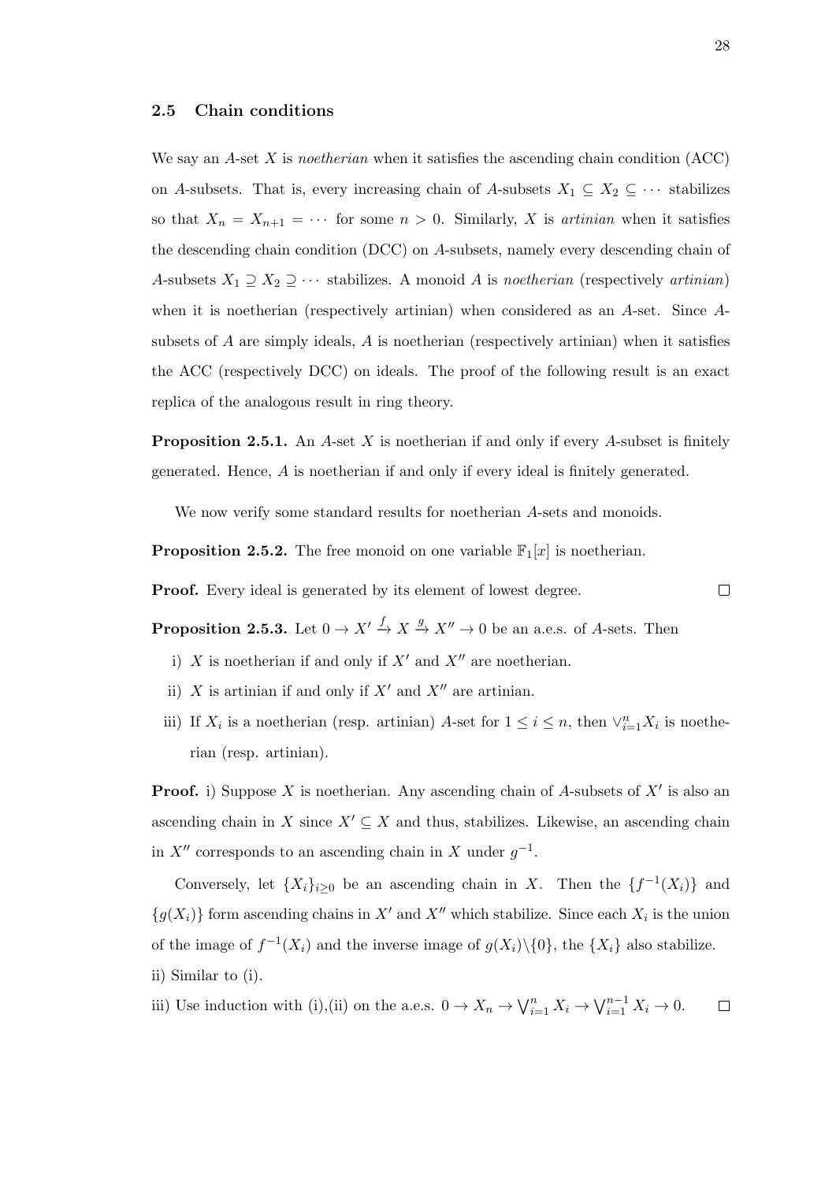### 2.5 Chain conditions

We say an $A$-set $X$ is *noetherian* when it satisfies the ascending chain condition (ACC) on $A$-subsets. That is, every increasing chain of $A$-subsets $X_1 \subseteq X_2 \subseteq \cdots$ stabilizes so that $X_n = X_{n+1} = \cdots$ for some $n > 0$. Similarly, $X$ is *artinian* when it satisfies the descending chain condition (DCC) on $A$-subsets, namely every descending chain of $A$-subsets $X_1 \supseteq X_2 \supseteq \cdots$ stabilizes. A monoid $A$ is *noetherian* (respectively *artinian*) when it is noetherian (respectively artinian) when considered as an $A$-set. Since $A$-subsets of $A$ are simply ideals, $A$ is noetherian (respectively artinian) when it satisfies the ACC (respectively DCC) on ideals. The proof of the following result is an exact replica of the analogous result in ring theory.

**Proposition 2.5.1.** An $A$-set $X$ is noetherian if and only if every $A$-subset is finitely generated. Hence, $A$ is noetherian if and only if every ideal is finitely generated.

We now verify some standard results for noetherian $A$-sets and monoids.

**Proposition 2.5.2.** The free monoid on one variable $\mathbb{F}_1[x]$ is noetherian.

**Proof.** Every ideal is generated by its element of lowest degree. $\square$

**Proposition 2.5.3.** Let $0 \to X' \xrightarrow{f} X \xrightarrow{g} X'' \to 0$ be an a.e.s. of $A$-sets. Then

i) $X$ is noetherian if and only if $X'$ and $X''$ are noetherian.

ii) $X$ is artinian if and only if $X'$ and $X''$ are artinian.

iii) If $X_i$ is a noetherian (resp. artinian) $A$-set for $1 \leq i \leq n$, then $\vee_{i=1}^{n} X_i$ is noetherian (resp. artinian).

**Proof.** i) Suppose $X$ is noetherian. Any ascending chain of $A$-subsets of $X'$ is also an ascending chain in $X$ since $X' \subseteq X$ and thus, stabilizes. Likewise, an ascending chain in $X''$ corresponds to an ascending chain in $X$ under $g^{-1}$.

Conversely, let $\{X_i\}_{i \geq 0}$ be an ascending chain in $X$. Then the $\{f^{-1}(X_i)\}$ and $\{g(X_i)\}$ form ascending chains in $X'$ and $X''$ which stabilize. Since each $X_i$ is the union of the image of $f^{-1}(X_i)$ and the inverse image of $g(X_i)\backslash\{0\}$, the $\{X_i\}$ also stabilize.

ii) Similar to (i).

iii) Use induction with (i),(ii) on the a.e.s. $0 \to X_n \to \bigvee_{i=1}^{n} X_i \to \bigvee_{i=1}^{n-1} X_i \to 0$. $\square$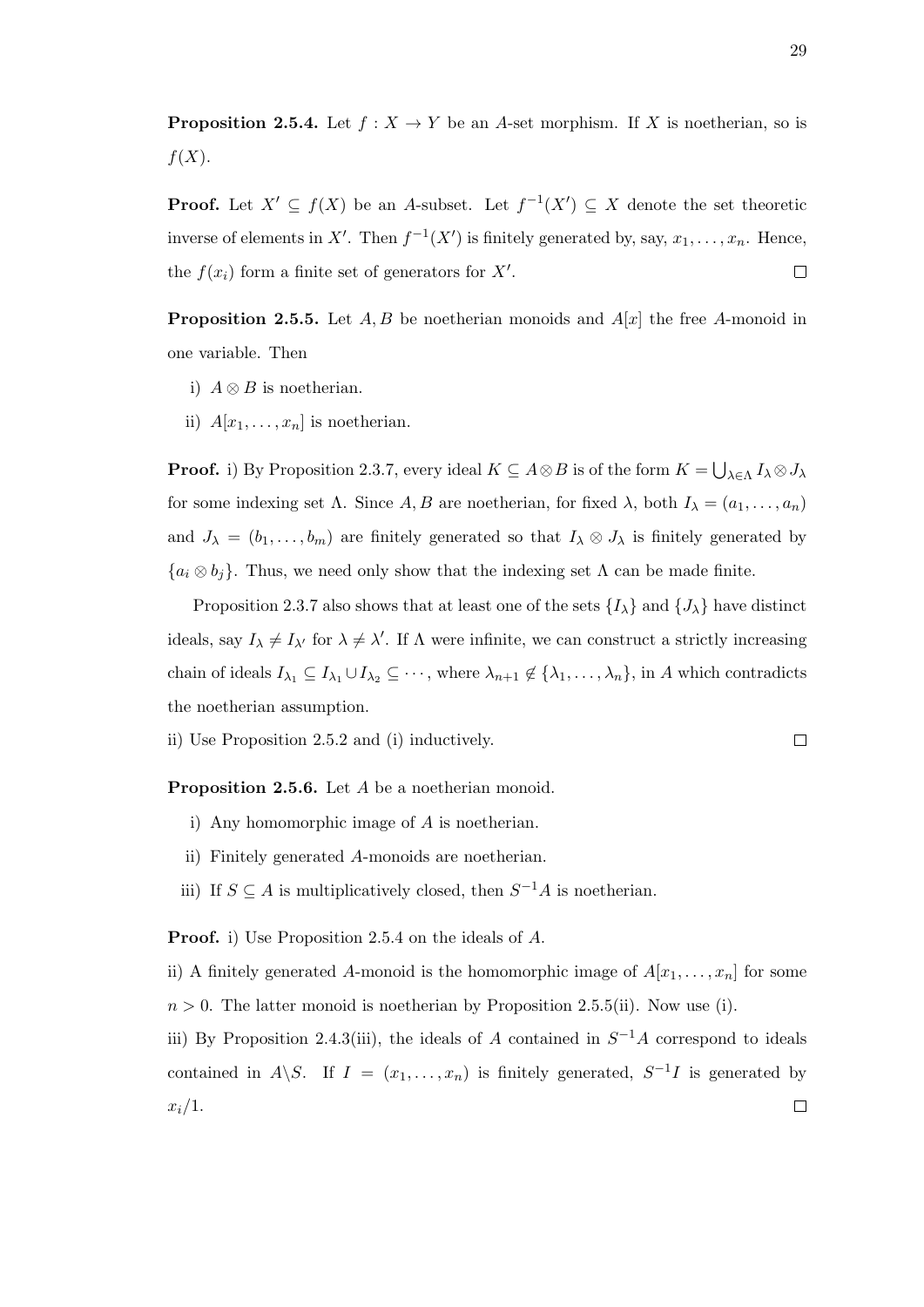**Proposition 2.5.4.** Let $f : X \to Y$ be an $A$-set morphism. If $X$ is noetherian, so is $f(X)$.

**Proof.** Let $X' \subseteq f(X)$ be an $A$-subset. Let $f^{-1}(X') \subseteq X$ denote the set theoretic inverse of elements in $X'$. Then $f^{-1}(X')$ is finitely generated by, say, $x_1, \ldots, x_n$. Hence, the $f(x_i)$ form a finite set of generators for $X'$. $\square$

**Proposition 2.5.5.** Let $A, B$ be noetherian monoids and $A[x]$ the free $A$-monoid in one variable. Then

i) $A \otimes B$ is noetherian.

ii) $A[x_1, \ldots, x_n]$ is noetherian.

**Proof.** i) By Proposition 2.3.7, every ideal $K \subseteq A \otimes B$ is of the form $K = \bigcup_{\lambda \in \Lambda} I_\lambda \otimes J_\lambda$ for some indexing set $\Lambda$. Since $A, B$ are noetherian, for fixed $\lambda$, both $I_\lambda = (a_1, \ldots, a_n)$ and $J_\lambda = (b_1, \ldots, b_m)$ are finitely generated so that $I_\lambda \otimes J_\lambda$ is finitely generated by $\{a_i \otimes b_j\}$. Thus, we need only show that the indexing set $\Lambda$ can be made finite.

Proposition 2.3.7 also shows that at least one of the sets $\{I_\lambda\}$ and $\{J_\lambda\}$ have distinct ideals, say $I_\lambda \neq I_{\lambda'}$ for $\lambda \neq \lambda'$. If $\Lambda$ were infinite, we can construct a strictly increasing chain of ideals $I_{\lambda_1} \subseteq I_{\lambda_1} \cup I_{\lambda_2} \subseteq \cdots$, where $\lambda_{n+1} \notin \{\lambda_1, \ldots, \lambda_n\}$, in $A$ which contradicts the noetherian assumption.

ii) Use Proposition 2.5.2 and (i) inductively. $\square$

**Proposition 2.5.6.** Let $A$ be a noetherian monoid.

i) Any homomorphic image of $A$ is noetherian.

ii) Finitely generated $A$-monoids are noetherian.

iii) If $S \subseteq A$ is multiplicatively closed, then $S^{-1}A$ is noetherian.

**Proof.** i) Use Proposition 2.5.4 on the ideals of $A$.

ii) A finitely generated $A$-monoid is the homomorphic image of $A[x_1, \ldots, x_n]$ for some $n > 0$. The latter monoid is noetherian by Proposition 2.5.5(ii). Now use (i).

iii) By Proposition 2.4.3(iii), the ideals of $A$ contained in $S^{-1}A$ correspond to ideals contained in $A \backslash S$. If $I = (x_1, \ldots, x_n)$ is finitely generated, $S^{-1}I$ is generated by $x_i/1$. $\square$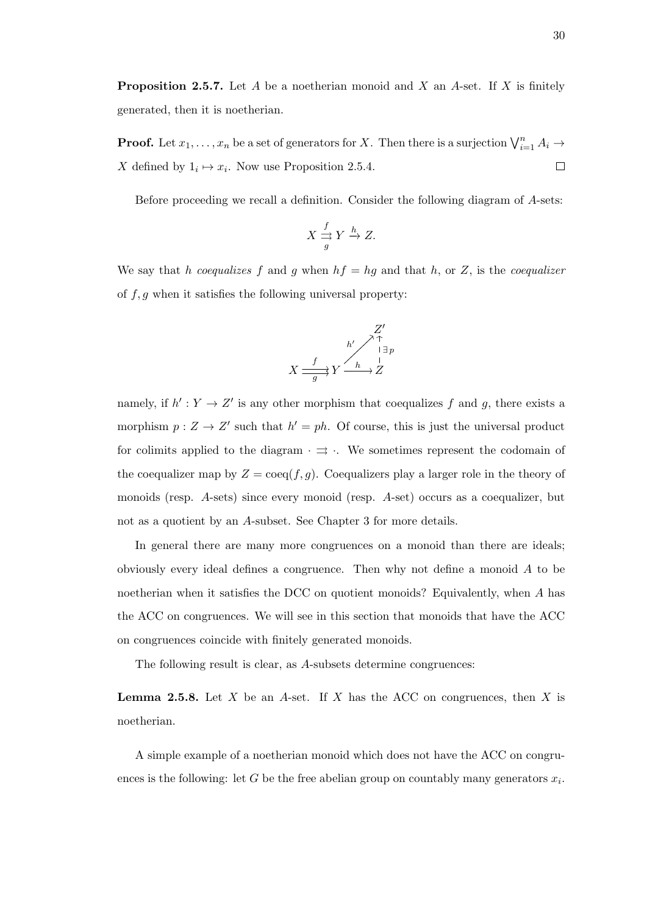**Proposition 2.5.7.** Let $A$ be a noetherian monoid and $X$ an $A$-set. If $X$ is finitely generated, then it is noetherian.

**Proof.** Let $x_1, \ldots, x_n$ be a set of generators for $X$. Then there is a surjection $\bigvee_{i=1}^n A_i \to X$ defined by $1_i \mapsto x_i$. Now use Proposition 2.5.4. $\square$

Before proceeding we recall a definition. Consider the following diagram of $A$-sets:

$$X \overset{f}{\underset{g}{\rightrightarrows}} Y \xrightarrow{h} Z.$$

We say that $h$ *coequalizes* $f$ and $g$ when $hf = hg$ and that $h$, or $Z$, is the *coequalizer* of $f, g$ when it satisfies the following universal property:

$$\begin{array}{ccccc} & & & & Z' \\ & & & \overset{h'}{\nearrow} & \uparrow \exists p \\ X & \overset{f}{\underset{g}{\rightrightarrows}} & Y & \xrightarrow{h} & Z \end{array}$$

namely, if $h' : Y \to Z'$ is any other morphism that coequalizes $f$ and $g$, there exists a morphism $p : Z \to Z'$ such that $h' = ph$. Of course, this is just the universal product for colimits applied to the diagram $\cdot \rightrightarrows \cdot$. We sometimes represent the codomain of the coequalizer map by $Z = \mathrm{coeq}(f, g)$. Coequalizers play a larger role in the theory of monoids (resp. $A$-sets) since every monoid (resp. $A$-set) occurs as a coequalizer, but not as a quotient by an $A$-subset. See Chapter 3 for more details.

In general there are many more congruences on a monoid than there are ideals; obviously every ideal defines a congruence. Then why not define a monoid $A$ to be noetherian when it satisfies the DCC on quotient monoids? Equivalently, when $A$ has the ACC on congruences. We will see in this section that monoids that have the ACC on congruences coincide with finitely generated monoids.

The following result is clear, as $A$-subsets determine congruences:

**Lemma 2.5.8.** Let $X$ be an $A$-set. If $X$ has the ACC on congruences, then $X$ is noetherian.

A simple example of a noetherian monoid which does not have the ACC on congruences is the following: let $G$ be the free abelian group on countably many generators $x_i$.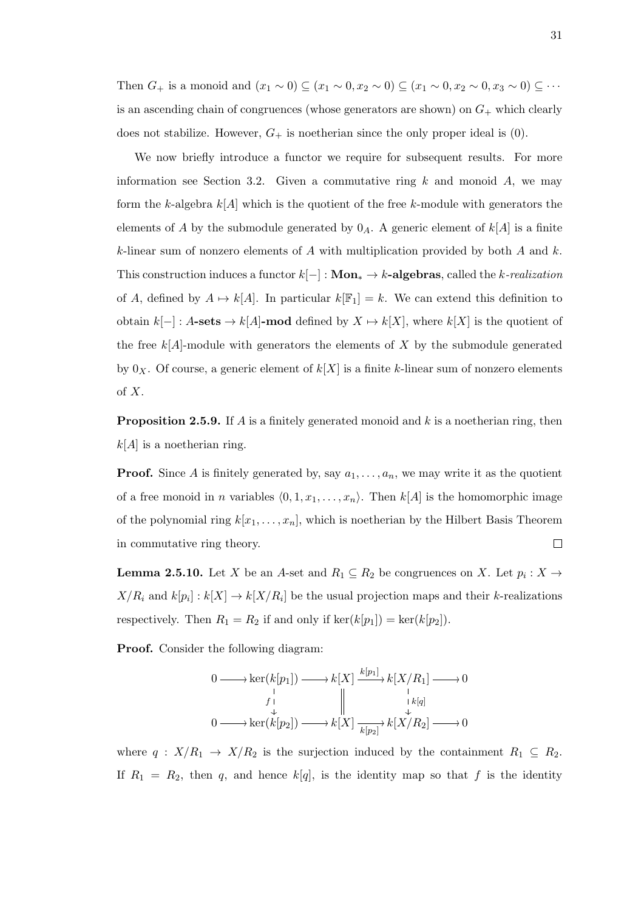Then $G_+$ is a monoid and $(x_1 \sim 0) \subseteq (x_1 \sim 0, x_2 \sim 0) \subseteq (x_1 \sim 0, x_2 \sim 0, x_3 \sim 0) \subseteq \cdots$ is an ascending chain of congruences (whose generators are shown) on $G_+$ which clearly does not stabilize. However, $G_+$ is noetherian since the only proper ideal is $(0)$.

We now briefly introduce a functor we require for subsequent results. For more information see Section 3.2. Given a commutative ring $k$ and monoid $A$, we may form the $k$-algebra $k[A]$ which is the quotient of the free $k$-module with generators the elements of $A$ by the submodule generated by $0_A$. A generic element of $k[A]$ is a finite $k$-linear sum of nonzero elements of $A$ with multiplication provided by both $A$ and $k$. This construction induces a functor $k[-] : \mathbf{Mon}_* \to k\textbf{-algebras}$, called the *$k$-realization* of $A$, defined by $A \mapsto k[A]$. In particular $k[\mathbb{F}_1] = k$. We can extend this definition to obtain $k[-] : A\textbf{-sets} \to k[A]\textbf{-mod}$ defined by $X \mapsto k[X]$, where $k[X]$ is the quotient of the free $k[A]$-module with generators the elements of $X$ by the submodule generated by $0_X$. Of course, a generic element of $k[X]$ is a finite $k$-linear sum of nonzero elements of $X$.

**Proposition 2.5.9.** If $A$ is a finitely generated monoid and $k$ is a noetherian ring, then $k[A]$ is a noetherian ring.

**Proof.** Since $A$ is finitely generated by, say $a_1, \ldots, a_n$, we may write it as the quotient of a free monoid in $n$ variables $\langle 0, 1, x_1, \ldots, x_n \rangle$. Then $k[A]$ is the homomorphic image of the polynomial ring $k[x_1, \ldots, x_n]$, which is noetherian by the Hilbert Basis Theorem in commutative ring theory. $\square$

**Lemma 2.5.10.** Let $X$ be an $A$-set and $R_1 \subseteq R_2$ be congruences on $X$. Let $p_i : X \to X/R_i$ and $k[p_i] : k[X] \to k[X/R_i]$ be the usual projection maps and their $k$-realizations respectively. Then $R_1 = R_2$ if and only if $\ker(k[p_1]) = \ker(k[p_2])$.

**Proof.** Consider the following diagram:

$$\begin{array}{ccccccccc}
0 & \longrightarrow & \ker(k[p_1]) & \longrightarrow & k[X] & \xrightarrow{k[p_1]} & k[X/R_1] & \longrightarrow & 0 \\
 & & \downarrow f & & \| & & \downarrow k[q] & & \\
0 & \longrightarrow & \ker(k[p_2]) & \longrightarrow & k[X] & \xrightarrow[k[p_2]]{} & k[X/R_2] & \longrightarrow & 0
\end{array}$$

where $q : X/R_1 \to X/R_2$ is the surjection induced by the containment $R_1 \subseteq R_2$. If $R_1 = R_2$, then $q$, and hence $k[q]$, is the identity map so that $f$ is the identity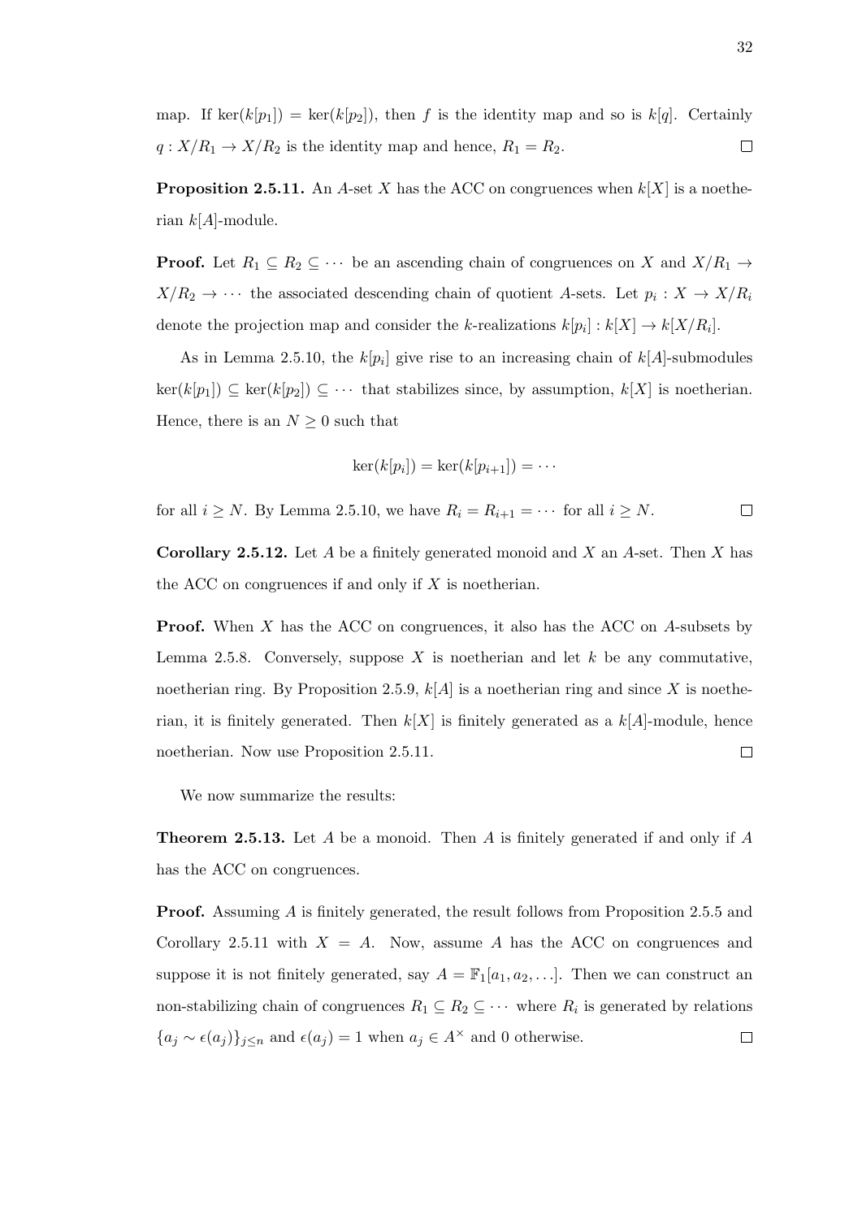map. If $\ker(k[p_1]) = \ker(k[p_2])$, then $f$ is the identity map and so is $k[q]$. Certainly $q : X/R_1 \to X/R_2$ is the identity map and hence, $R_1 = R_2$. $\square$

**Proposition 2.5.11.** An $A$-set $X$ has the ACC on congruences when $k[X]$ is a noetherian $k[A]$-module.

**Proof.** Let $R_1 \subseteq R_2 \subseteq \cdots$ be an ascending chain of congruences on $X$ and $X/R_1 \to X/R_2 \to \cdots$ the associated descending chain of quotient $A$-sets. Let $p_i : X \to X/R_i$ denote the projection map and consider the $k$-realizations $k[p_i] : k[X] \to k[X/R_i]$.

As in Lemma 2.5.10, the $k[p_i]$ give rise to an increasing chain of $k[A]$-submodules $\ker(k[p_1]) \subseteq \ker(k[p_2]) \subseteq \cdots$ that stabilizes since, by assumption, $k[X]$ is noetherian. Hence, there is an $N \geq 0$ such that

$$\ker(k[p_i]) = \ker(k[p_{i+1}]) = \cdots$$

for all $i \geq N$. By Lemma 2.5.10, we have $R_i = R_{i+1} = \cdots$ for all $i \geq N$. $\square$

**Corollary 2.5.12.** Let $A$ be a finitely generated monoid and $X$ an $A$-set. Then $X$ has the ACC on congruences if and only if $X$ is noetherian.

**Proof.** When $X$ has the ACC on congruences, it also has the ACC on $A$-subsets by Lemma 2.5.8. Conversely, suppose $X$ is noetherian and let $k$ be any commutative, noetherian ring. By Proposition 2.5.9, $k[A]$ is a noetherian ring and since $X$ is noetherian, it is finitely generated. Then $k[X]$ is finitely generated as a $k[A]$-module, hence noetherian. Now use Proposition 2.5.11. $\square$

We now summarize the results:

**Theorem 2.5.13.** Let $A$ be a monoid. Then $A$ is finitely generated if and only if $A$ has the ACC on congruences.

**Proof.** Assuming $A$ is finitely generated, the result follows from Proposition 2.5.5 and Corollary 2.5.11 with $X = A$. Now, assume $A$ has the ACC on congruences and suppose it is not finitely generated, say $A = \mathbb{F}_1[a_1, a_2, \ldots]$. Then we can construct an non-stabilizing chain of congruences $R_1 \subseteq R_2 \subseteq \cdots$ where $R_i$ is generated by relations $\{a_j \sim \epsilon(a_j)\}_{j \leq n}$ and $\epsilon(a_j) = 1$ when $a_j \in A^\times$ and 0 otherwise. $\square$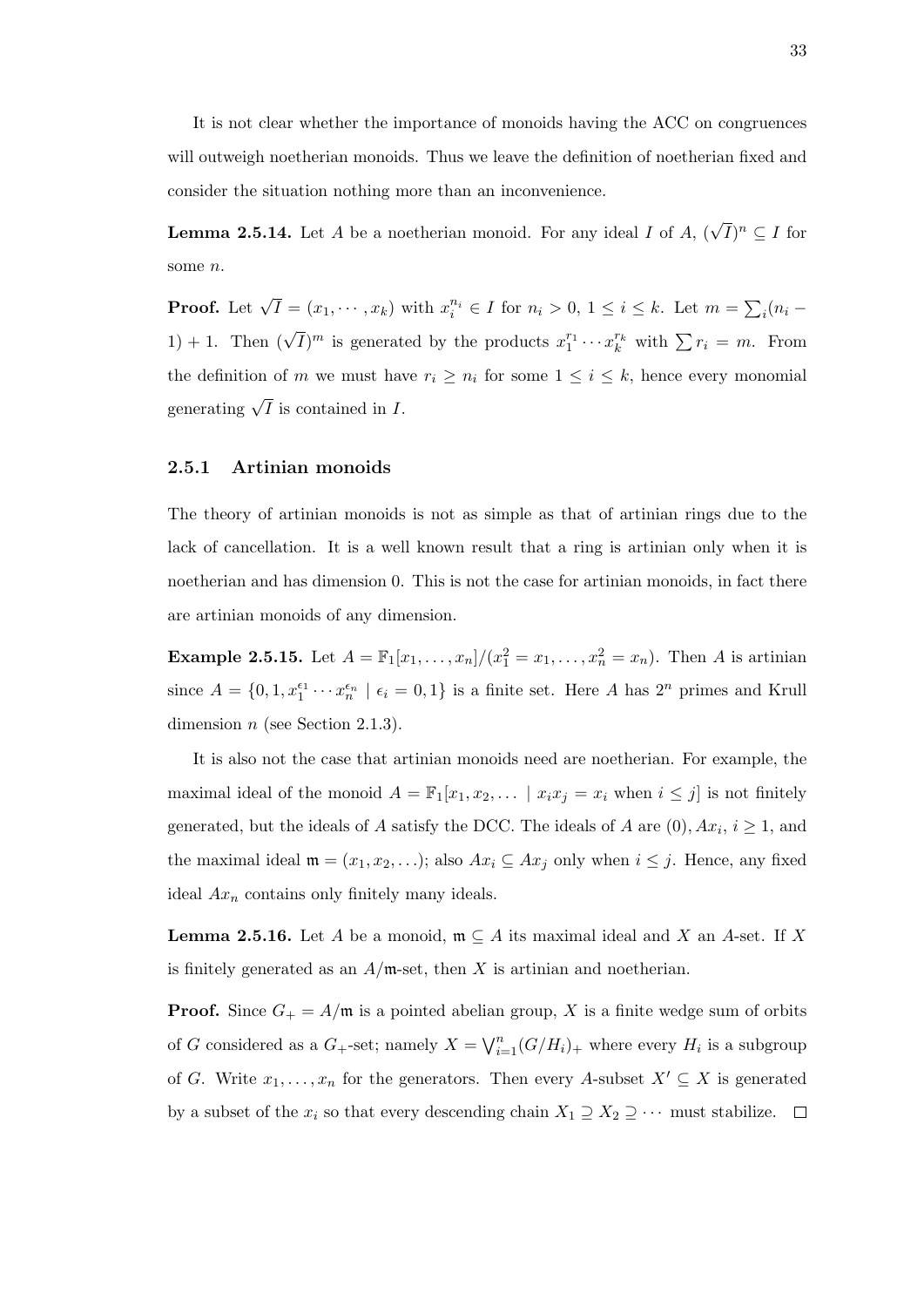It is not clear whether the importance of monoids having the ACC on congruences will outweigh noetherian monoids. Thus we leave the definition of noetherian fixed and consider the situation nothing more than an inconvenience.

**Lemma 2.5.14.** Let $A$ be a noetherian monoid. For any ideal $I$ of $A$, $(\sqrt{I})^n \subseteq I$ for some $n$.

**Proof.** Let $\sqrt{I} = (x_1, \cdots, x_k)$ with $x_i^{n_i} \in I$ for $n_i > 0$, $1 \leq i \leq k$. Let $m = \sum_i (n_i - 1) + 1$. Then $(\sqrt{I})^m$ is generated by the products $x_1^{r_1} \cdots x_k^{r_k}$ with $\sum r_i = m$. From the definition of $m$ we must have $r_i \geq n_i$ for some $1 \leq i \leq k$, hence every monomial generating $\sqrt{I}$ is contained in $I$.

### 2.5.1 Artinian monoids

The theory of artinian monoids is not as simple as that of artinian rings due to the lack of cancellation. It is a well known result that a ring is artinian only when it is noetherian and has dimension 0. This is not the case for artinian monoids, in fact there are artinian monoids of any dimension.

**Example 2.5.15.** Let $A = \mathbb{F}_1[x_1, \ldots, x_n]/(x_1^2 = x_1, \ldots, x_n^2 = x_n)$. Then $A$ is artinian since $A = \{0, 1, x_1^{\epsilon_1} \cdots x_n^{\epsilon_n} \mid \epsilon_i = 0, 1\}$ is a finite set. Here $A$ has $2^n$ primes and Krull dimension $n$ (see Section 2.1.3).

It is also not the case that artinian monoids need are noetherian. For example, the maximal ideal of the monoid $A = \mathbb{F}_1[x_1, x_2, \ldots \mid x_i x_j = x_i \text{ when } i \leq j]$ is not finitely generated, but the ideals of $A$ satisfy the DCC. The ideals of $A$ are $(0)$, $Ax_i$, $i \geq 1$, and the maximal ideal $\mathfrak{m} = (x_1, x_2, \ldots)$; also $Ax_i \subseteq Ax_j$ only when $i \leq j$. Hence, any fixed ideal $Ax_n$ contains only finitely many ideals.

**Lemma 2.5.16.** Let $A$ be a monoid, $\mathfrak{m} \subseteq A$ its maximal ideal and $X$ an $A$-set. If $X$ is finitely generated as an $A/\mathfrak{m}$-set, then $X$ is artinian and noetherian.

**Proof.** Since $G_+ = A/\mathfrak{m}$ is a pointed abelian group, $X$ is a finite wedge sum of orbits of $G$ considered as a $G_+$-set; namely $X = \bigvee_{i=1}^{n} (G/H_i)_+$ where every $H_i$ is a subgroup of $G$. Write $x_1, \ldots, x_n$ for the generators. Then every $A$-subset $X' \subseteq X$ is generated by a subset of the $x_i$ so that every descending chain $X_1 \supseteq X_2 \supseteq \cdots$ must stabilize. $\square$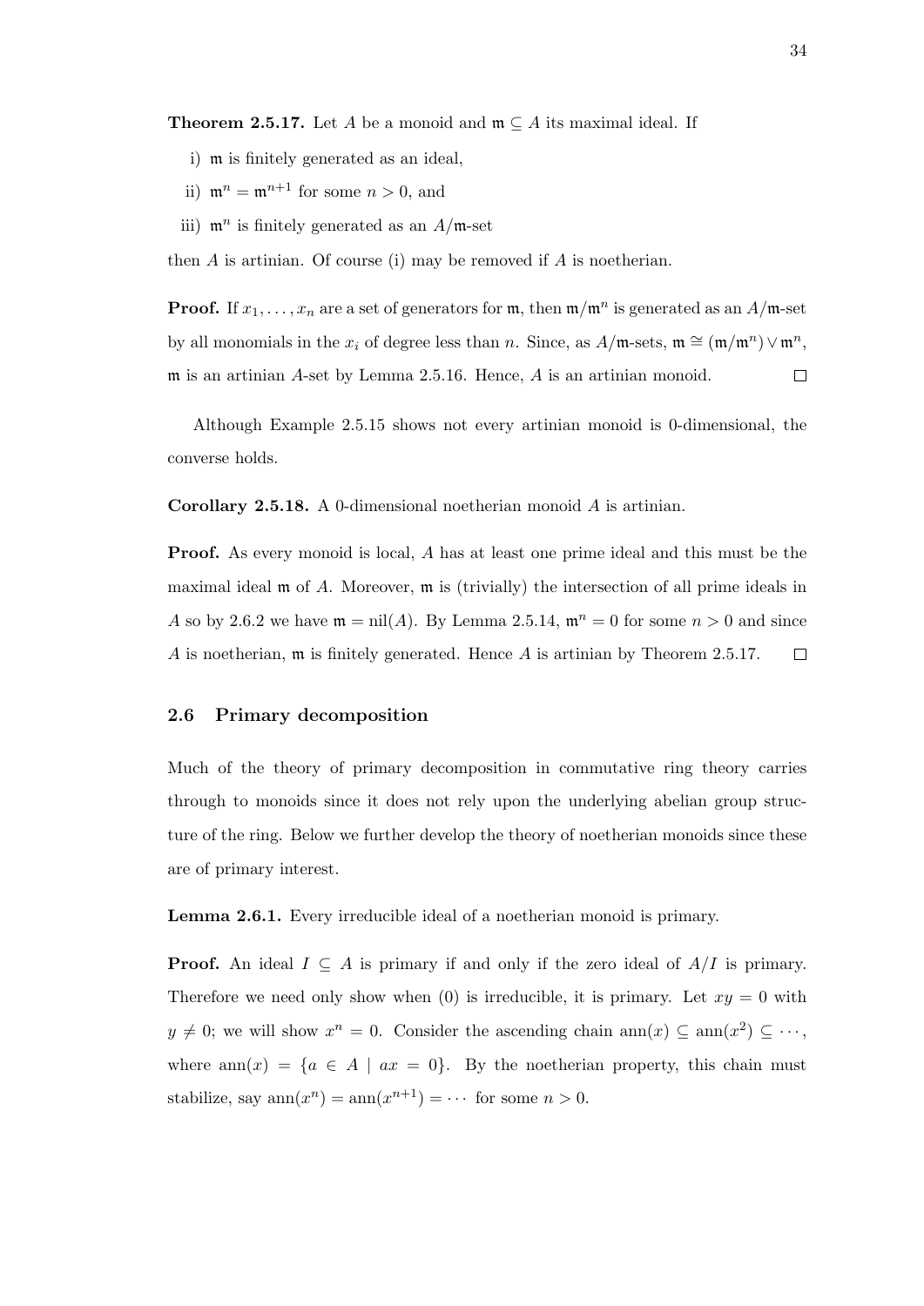**Theorem 2.5.17.** Let $A$ be a monoid and $\mathfrak{m} \subseteq A$ its maximal ideal. If

i) $\mathfrak{m}$ is finitely generated as an ideal,

ii) $\mathfrak{m}^n = \mathfrak{m}^{n+1}$ for some $n > 0$, and

iii) $\mathfrak{m}^n$ is finitely generated as an $A/\mathfrak{m}$-set

then $A$ is artinian. Of course (i) may be removed if $A$ is noetherian.

**Proof.** If $x_1, \ldots, x_n$ are a set of generators for $\mathfrak{m}$, then $\mathfrak{m}/\mathfrak{m}^n$ is generated as an $A/\mathfrak{m}$-set by all monomials in the $x_i$ of degree less than $n$. Since, as $A/\mathfrak{m}$-sets, $\mathfrak{m} \cong (\mathfrak{m}/\mathfrak{m}^n) \vee \mathfrak{m}^n$, $\mathfrak{m}$ is an artinian $A$-set by Lemma 2.5.16. Hence, $A$ is an artinian monoid. $\square$

Although Example 2.5.15 shows not every artinian monoid is 0-dimensional, the converse holds.

**Corollary 2.5.18.** A 0-dimensional noetherian monoid $A$ is artinian.

**Proof.** As every monoid is local, $A$ has at least one prime ideal and this must be the maximal ideal $\mathfrak{m}$ of $A$. Moreover, $\mathfrak{m}$ is (trivially) the intersection of all prime ideals in $A$ so by 2.6.2 we have $\mathfrak{m} = \text{nil}(A)$. By Lemma 2.5.14, $\mathfrak{m}^n = 0$ for some $n > 0$ and since $A$ is noetherian, $\mathfrak{m}$ is finitely generated. Hence $A$ is artinian by Theorem 2.5.17. $\square$

## 2.6 Primary decomposition

Much of the theory of primary decomposition in commutative ring theory carries through to monoids since it does not rely upon the underlying abelian group structure of the ring. Below we further develop the theory of noetherian monoids since these are of primary interest.

**Lemma 2.6.1.** Every irreducible ideal of a noetherian monoid is primary.

**Proof.** An ideal $I \subseteq A$ is primary if and only if the zero ideal of $A/I$ is primary. Therefore we need only show when $(0)$ is irreducible, it is primary. Let $xy = 0$ with $y \neq 0$; we will show $x^n = 0$. Consider the ascending chain $\text{ann}(x) \subseteq \text{ann}(x^2) \subseteq \cdots$, where $\text{ann}(x) = \{a \in A \mid ax = 0\}$. By the noetherian property, this chain must stabilize, say $\text{ann}(x^n) = \text{ann}(x^{n+1}) = \cdots$ for some $n > 0$.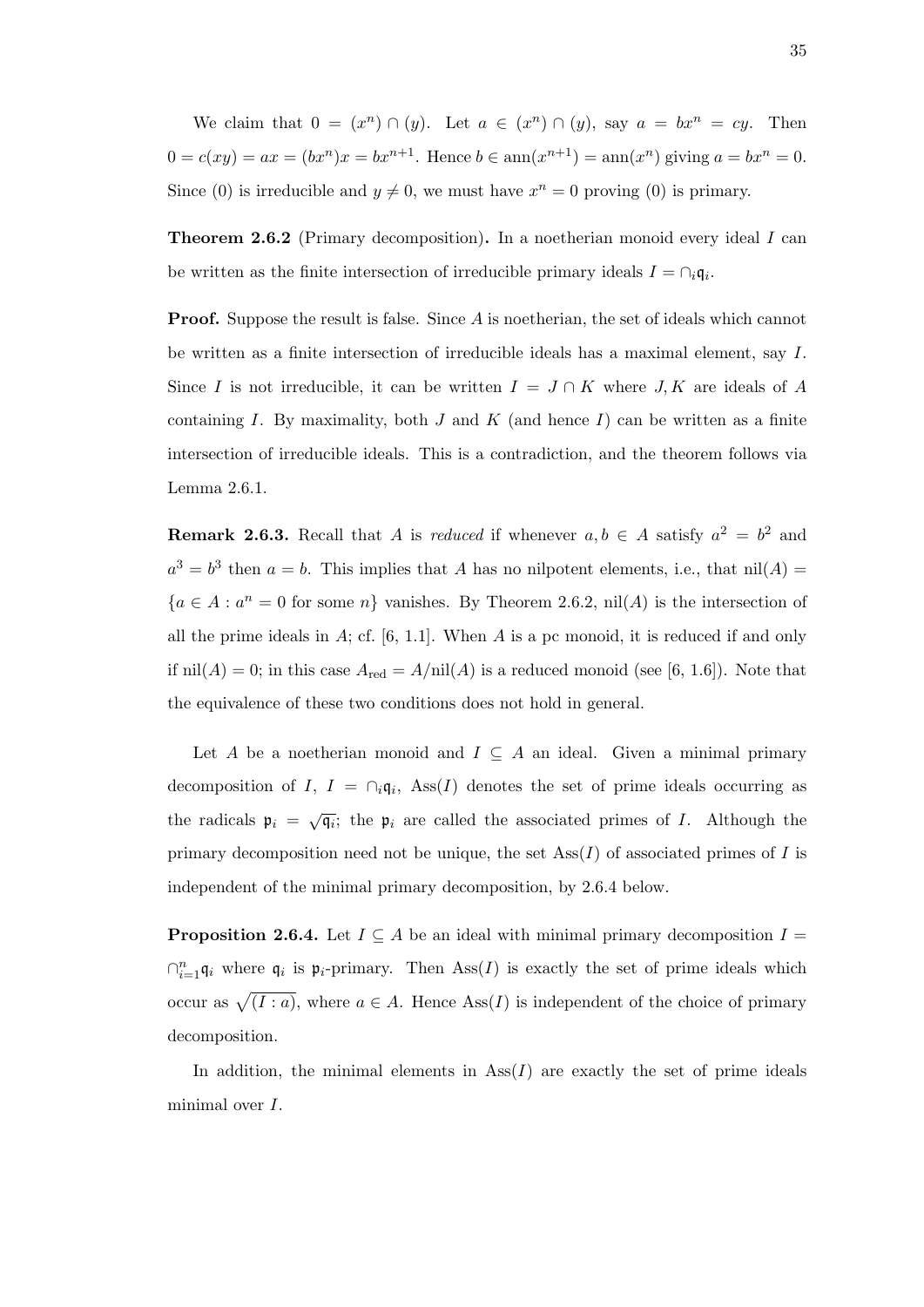We claim that $0 = (x^n) \cap (y)$. Let $a \in (x^n) \cap (y)$, say $a = bx^n = cy$. Then $0 = c(xy) = ax = (bx^n)x = bx^{n+1}$. Hence $b \in \mathrm{ann}(x^{n+1}) = \mathrm{ann}(x^n)$ giving $a = bx^n = 0$. Since $(0)$ is irreducible and $y \neq 0$, we must have $x^n = 0$ proving $(0)$ is primary.

**Theorem 2.6.2** (Primary decomposition)**.** In a noetherian monoid every ideal $I$ can be written as the finite intersection of irreducible primary ideals $I = \cap_i \mathfrak{q}_i$.

**Proof.** Suppose the result is false. Since $A$ is noetherian, the set of ideals which cannot be written as a finite intersection of irreducible ideals has a maximal element, say $I$. Since $I$ is not irreducible, it can be written $I = J \cap K$ where $J, K$ are ideals of $A$ containing $I$. By maximality, both $J$ and $K$ (and hence $I$) can be written as a finite intersection of irreducible ideals. This is a contradiction, and the theorem follows via Lemma 2.6.1.

**Remark 2.6.3.** Recall that $A$ is *reduced* if whenever $a, b \in A$ satisfy $a^2 = b^2$ and $a^3 = b^3$ then $a = b$. This implies that $A$ has no nilpotent elements, i.e., that $\mathrm{nil}(A) = \{a \in A : a^n = 0 \text{ for some } n\}$ vanishes. By Theorem 2.6.2, $\mathrm{nil}(A)$ is the intersection of all the prime ideals in $A$; cf. [6, 1.1]. When $A$ is a pc monoid, it is reduced if and only if $\mathrm{nil}(A) = 0$; in this case $A_{\mathrm{red}} = A/\mathrm{nil}(A)$ is a reduced monoid (see [6, 1.6]). Note that the equivalence of these two conditions does not hold in general.

Let $A$ be a noetherian monoid and $I \subseteq A$ an ideal. Given a minimal primary decomposition of $I$, $I = \cap_i \mathfrak{q}_i$, $\mathrm{Ass}(I)$ denotes the set of prime ideals occurring as the radicals $\mathfrak{p}_i = \sqrt{\mathfrak{q}_i}$; the $\mathfrak{p}_i$ are called the associated primes of $I$. Although the primary decomposition need not be unique, the set $\mathrm{Ass}(I)$ of associated primes of $I$ is independent of the minimal primary decomposition, by 2.6.4 below.

**Proposition 2.6.4.** Let $I \subseteq A$ be an ideal with minimal primary decomposition $I = \cap_{i=1}^n \mathfrak{q}_i$ where $\mathfrak{q}_i$ is $\mathfrak{p}_i$-primary. Then $\mathrm{Ass}(I)$ is exactly the set of prime ideals which occur as $\sqrt{(I : a)}$, where $a \in A$. Hence $\mathrm{Ass}(I)$ is independent of the choice of primary decomposition.

In addition, the minimal elements in $\mathrm{Ass}(I)$ are exactly the set of prime ideals minimal over $I$.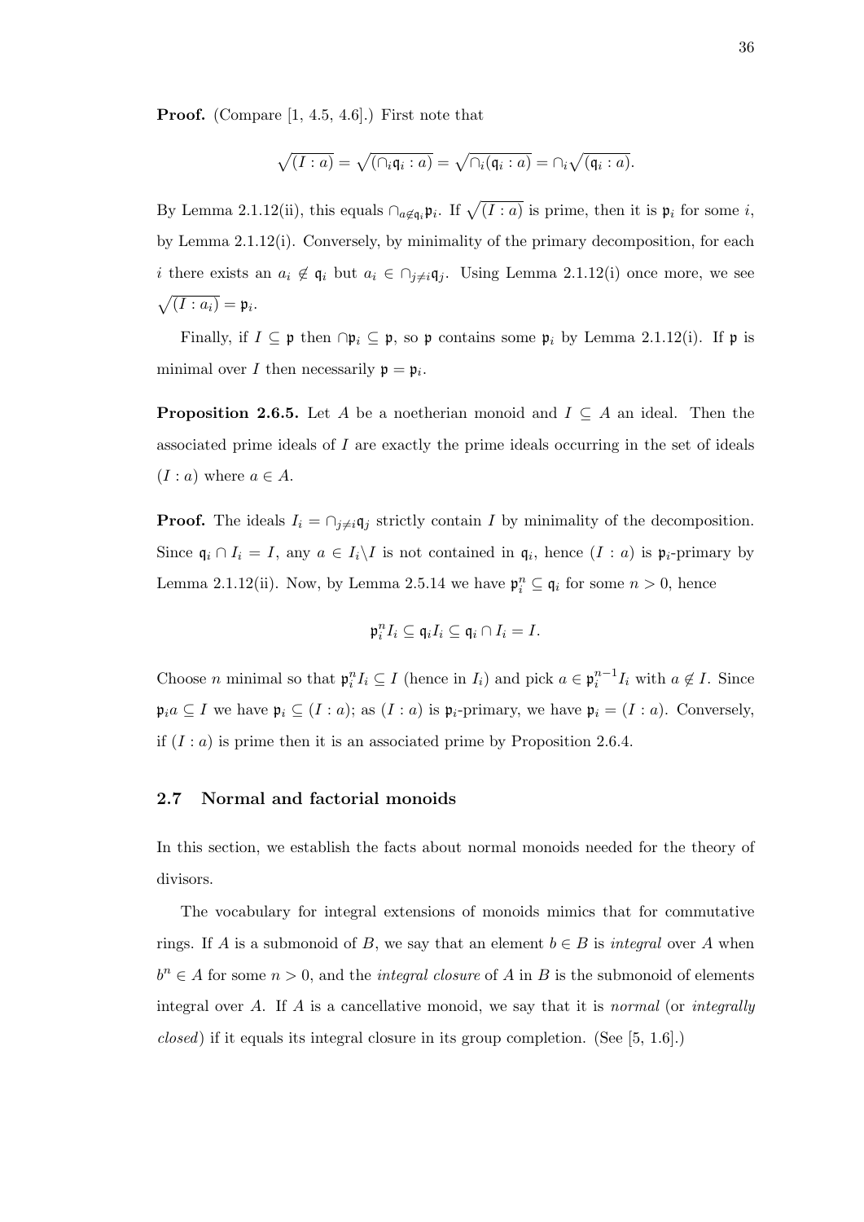**Proof.** (Compare [1, 4.5, 4.6].) First note that

$$\sqrt{(I : a)} = \sqrt{(\cap_i \mathfrak{q}_i : a)} = \sqrt{\cap_i (\mathfrak{q}_i : a)} = \cap_i \sqrt{(\mathfrak{q}_i : a)}.$$

By Lemma 2.1.12(ii), this equals $\cap_{a \notin \mathfrak{q}_i} \mathfrak{p}_i$. If $\sqrt{(I : a)}$ is prime, then it is $\mathfrak{p}_i$ for some $i$, by Lemma 2.1.12(i). Conversely, by minimality of the primary decomposition, for each $i$ there exists an $a_i \notin \mathfrak{q}_i$ but $a_i \in \cap_{j \neq i} \mathfrak{q}_j$. Using Lemma 2.1.12(i) once more, we see $\sqrt{(I : a_i)} = \mathfrak{p}_i$.

Finally, if $I \subseteq \mathfrak{p}$ then $\cap \mathfrak{p}_i \subseteq \mathfrak{p}$, so $\mathfrak{p}$ contains some $\mathfrak{p}_i$ by Lemma 2.1.12(i). If $\mathfrak{p}$ is minimal over $I$ then necessarily $\mathfrak{p} = \mathfrak{p}_i$.

**Proposition 2.6.5.** Let $A$ be a noetherian monoid and $I \subseteq A$ an ideal. Then the associated prime ideals of $I$ are exactly the prime ideals occurring in the set of ideals $(I : a)$ where $a \in A$.

**Proof.** The ideals $I_i = \cap_{j \neq i} \mathfrak{q}_j$ strictly contain $I$ by minimality of the decomposition. Since $\mathfrak{q}_i \cap I_i = I$, any $a \in I_i \backslash I$ is not contained in $\mathfrak{q}_i$, hence $(I : a)$ is $\mathfrak{p}_i$-primary by Lemma 2.1.12(ii). Now, by Lemma 2.5.14 we have $\mathfrak{p}_i^n \subseteq \mathfrak{q}_i$ for some $n > 0$, hence

$$\mathfrak{p}_i^n I_i \subseteq \mathfrak{q}_i I_i \subseteq \mathfrak{q}_i \cap I_i = I.$$

Choose $n$ minimal so that $\mathfrak{p}_i^n I_i \subseteq I$ (hence in $I_i$) and pick $a \in \mathfrak{p}_i^{n-1} I_i$ with $a \notin I$. Since $\mathfrak{p}_i a \subseteq I$ we have $\mathfrak{p}_i \subseteq (I : a)$; as $(I : a)$ is $\mathfrak{p}_i$-primary, we have $\mathfrak{p}_i = (I : a)$. Conversely, if $(I : a)$ is prime then it is an associated prime by Proposition 2.6.4.

## 2.7 Normal and factorial monoids

In this section, we establish the facts about normal monoids needed for the theory of divisors.

The vocabulary for integral extensions of monoids mimics that for commutative rings. If $A$ is a submonoid of $B$, we say that an element $b \in B$ is *integral* over $A$ when $b^n \in A$ for some $n > 0$, and the *integral closure* of $A$ in $B$ is the submonoid of elements integral over $A$. If $A$ is a cancellative monoid, we say that it is *normal* (or *integrally closed*) if it equals its integral closure in its group completion. (See [5, 1.6].)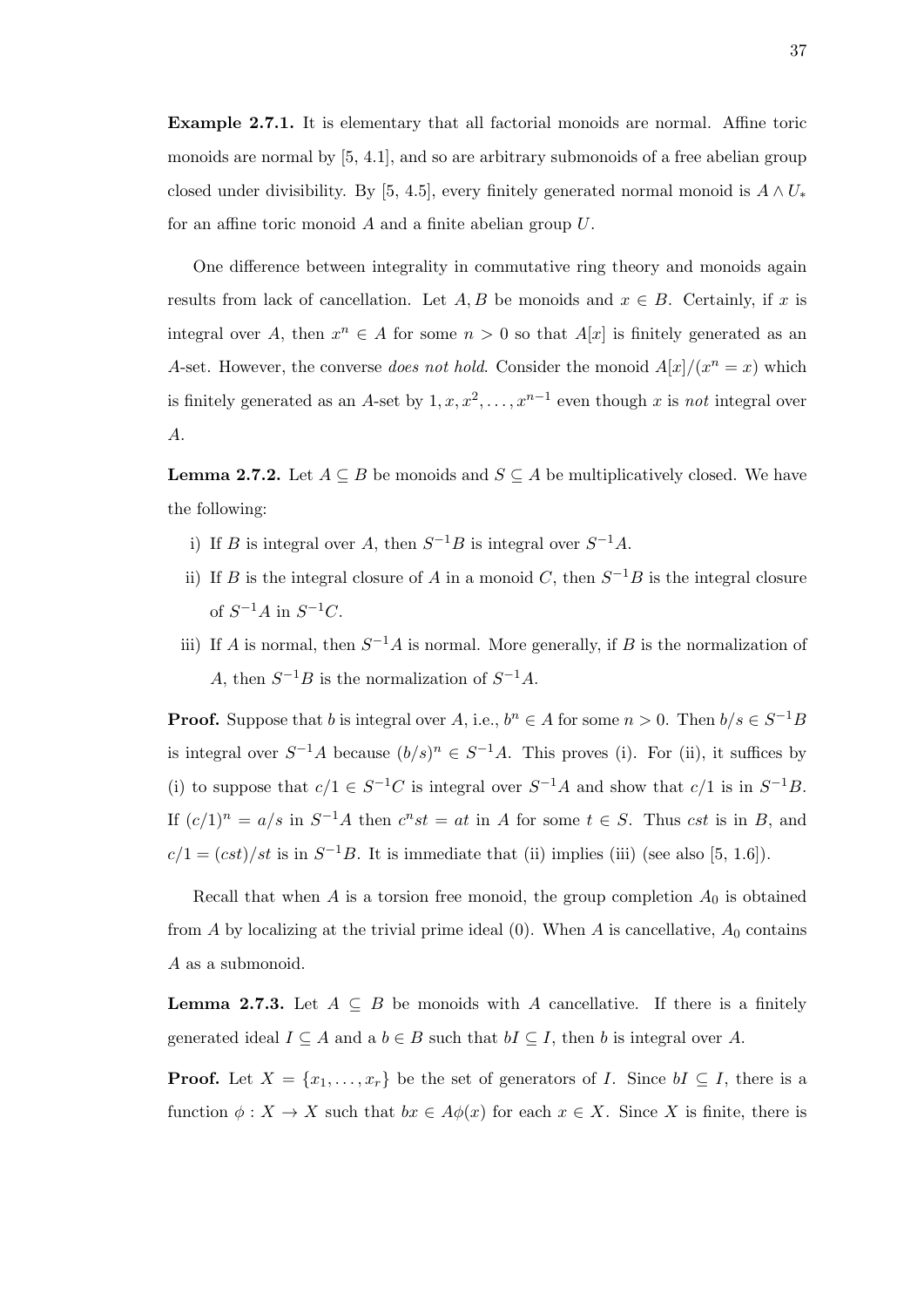**Example 2.7.1.** It is elementary that all factorial monoids are normal. Affine toric monoids are normal by [5, 4.1], and so are arbitrary submonoids of a free abelian group closed under divisibility. By [5, 4.5], every finitely generated normal monoid is $A \wedge U_*$ for an affine toric monoid $A$ and a finite abelian group $U$.

One difference between integrality in commutative ring theory and monoids again results from lack of cancellation. Let $A, B$ be monoids and $x \in B$. Certainly, if $x$ is integral over $A$, then $x^n \in A$ for some $n > 0$ so that $A[x]$ is finitely generated as an $A$-set. However, the converse *does not hold*. Consider the monoid $A[x]/(x^n = x)$ which is finitely generated as an $A$-set by $1, x, x^2, \ldots, x^{n-1}$ even though $x$ is *not* integral over $A$.

**Lemma 2.7.2.** Let $A \subseteq B$ be monoids and $S \subseteq A$ be multiplicatively closed. We have the following:

i) If $B$ is integral over $A$, then $S^{-1}B$ is integral over $S^{-1}A$.

ii) If $B$ is the integral closure of $A$ in a monoid $C$, then $S^{-1}B$ is the integral closure of $S^{-1}A$ in $S^{-1}C$.

iii) If $A$ is normal, then $S^{-1}A$ is normal. More generally, if $B$ is the normalization of $A$, then $S^{-1}B$ is the normalization of $S^{-1}A$.

**Proof.** Suppose that $b$ is integral over $A$, i.e., $b^n \in A$ for some $n > 0$. Then $b/s \in S^{-1}B$ is integral over $S^{-1}A$ because $(b/s)^n \in S^{-1}A$. This proves (i). For (ii), it suffices by (i) to suppose that $c/1 \in S^{-1}C$ is integral over $S^{-1}A$ and show that $c/1$ is in $S^{-1}B$. If $(c/1)^n = a/s$ in $S^{-1}A$ then $c^n st = at$ in $A$ for some $t \in S$. Thus $cst$ is in $B$, and $c/1 = (cst)/st$ is in $S^{-1}B$. It is immediate that (ii) implies (iii) (see also [5, 1.6]).

Recall that when $A$ is a torsion free monoid, the group completion $A_0$ is obtained from $A$ by localizing at the trivial prime ideal (0). When $A$ is cancellative, $A_0$ contains $A$ as a submonoid.

**Lemma 2.7.3.** Let $A \subseteq B$ be monoids with $A$ cancellative. If there is a finitely generated ideal $I \subseteq A$ and a $b \in B$ such that $bI \subseteq I$, then $b$ is integral over $A$.

**Proof.** Let $X = \{x_1, \ldots, x_r\}$ be the set of generators of $I$. Since $bI \subseteq I$, there is a function $\phi : X \to X$ such that $bx \in A\phi(x)$ for each $x \in X$. Since $X$ is finite, there is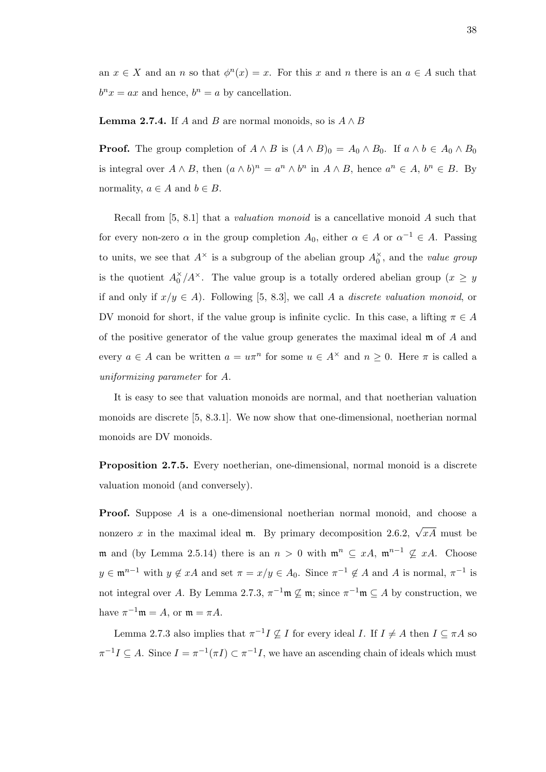an $x \in X$ and an $n$ so that $\phi^n(x) = x$. For this $x$ and $n$ there is an $a \in A$ such that $b^n x = ax$ and hence, $b^n = a$ by cancellation.

**Lemma 2.7.4.** If $A$ and $B$ are normal monoids, so is $A \wedge B$

**Proof.** The group completion of $A \wedge B$ is $(A \wedge B)_0 = A_0 \wedge B_0$. If $a \wedge b \in A_0 \wedge B_0$ is integral over $A \wedge B$, then $(a \wedge b)^n = a^n \wedge b^n$ in $A \wedge B$, hence $a^n \in A$, $b^n \in B$. By normality, $a \in A$ and $b \in B$.

Recall from [5, 8.1] that a *valuation monoid* is a cancellative monoid $A$ such that for every non-zero $\alpha$ in the group completion $A_0$, either $\alpha \in A$ or $\alpha^{-1} \in A$. Passing to units, we see that $A^\times$ is a subgroup of the abelian group $A_0^\times$, and the *value group* is the quotient $A_0^\times / A^\times$. The value group is a totally ordered abelian group ($x \geq y$ if and only if $x/y \in A$). Following [5, 8.3], we call $A$ a *discrete valuation monoid*, or DV monoid for short, if the value group is infinite cyclic. In this case, a lifting $\pi \in A$ of the positive generator of the value group generates the maximal ideal $\mathfrak{m}$ of $A$ and every $a \in A$ can be written $a = u\pi^n$ for some $u \in A^\times$ and $n \geq 0$. Here $\pi$ is called a *uniformizing parameter* for $A$.

It is easy to see that valuation monoids are normal, and that noetherian valuation monoids are discrete [5, 8.3.1]. We now show that one-dimensional, noetherian normal monoids are DV monoids.

**Proposition 2.7.5.** Every noetherian, one-dimensional, normal monoid is a discrete valuation monoid (and conversely).

**Proof.** Suppose $A$ is a one-dimensional noetherian normal monoid, and choose a nonzero $x$ in the maximal ideal $\mathfrak{m}$. By primary decomposition 2.6.2, $\sqrt{xA}$ must be $\mathfrak{m}$ and (by Lemma 2.5.14) there is an $n > 0$ with $\mathfrak{m}^n \subseteq xA$, $\mathfrak{m}^{n-1} \nsubseteq xA$. Choose $y \in \mathfrak{m}^{n-1}$ with $y \notin xA$ and set $\pi = x/y \in A_0$. Since $\pi^{-1} \notin A$ and $A$ is normal, $\pi^{-1}$ is not integral over $A$. By Lemma 2.7.3, $\pi^{-1}\mathfrak{m} \nsubseteq \mathfrak{m}$; since $\pi^{-1}\mathfrak{m} \subseteq A$ by construction, we have $\pi^{-1}\mathfrak{m} = A$, or $\mathfrak{m} = \pi A$.

Lemma 2.7.3 also implies that $\pi^{-1} I \nsubseteq I$ for every ideal $I$. If $I \neq A$ then $I \subseteq \pi A$ so $\pi^{-1} I \subseteq A$. Since $I = \pi^{-1}(\pi I) \subset \pi^{-1} I$, we have an ascending chain of ideals which must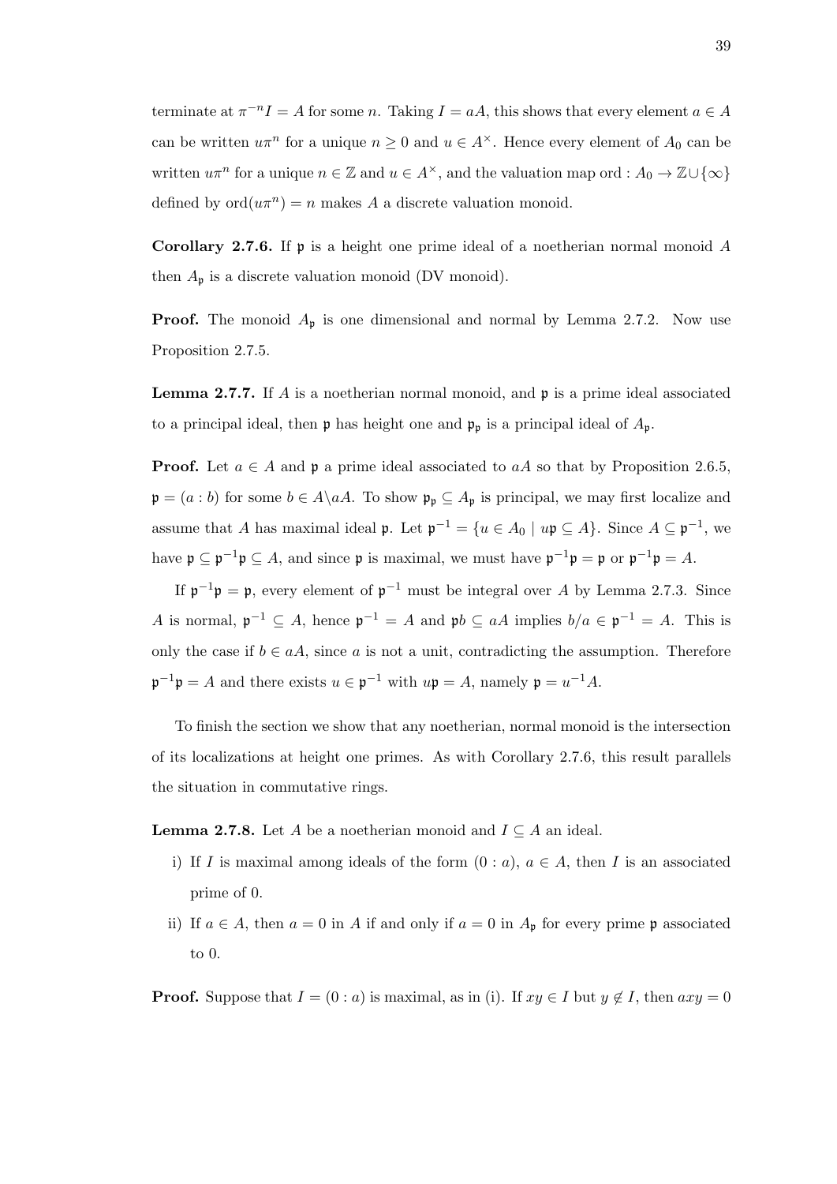terminate at $\pi^{-n}I = A$ for some $n$. Taking $I = aA$, this shows that every element $a \in A$ can be written $u\pi^n$ for a unique $n \geq 0$ and $u \in A^\times$. Hence every element of $A_0$ can be written $u\pi^n$ for a unique $n \in \mathbb{Z}$ and $u \in A^\times$, and the valuation map $\text{ord} : A_0 \to \mathbb{Z} \cup \{\infty\}$ defined by $\text{ord}(u\pi^n) = n$ makes $A$ a discrete valuation monoid.

**Corollary 2.7.6.** If $\mathfrak{p}$ is a height one prime ideal of a noetherian normal monoid $A$ then $A_\mathfrak{p}$ is a discrete valuation monoid (DV monoid).

**Proof.** The monoid $A_\mathfrak{p}$ is one dimensional and normal by Lemma 2.7.2. Now use Proposition 2.7.5.

**Lemma 2.7.7.** If $A$ is a noetherian normal monoid, and $\mathfrak{p}$ is a prime ideal associated to a principal ideal, then $\mathfrak{p}$ has height one and $\mathfrak{p}_\mathfrak{p}$ is a principal ideal of $A_\mathfrak{p}$.

**Proof.** Let $a \in A$ and $\mathfrak{p}$ a prime ideal associated to $aA$ so that by Proposition 2.6.5, $\mathfrak{p} = (a : b)$ for some $b \in A \backslash aA$. To show $\mathfrak{p}_\mathfrak{p} \subseteq A_\mathfrak{p}$ is principal, we may first localize and assume that $A$ has maximal ideal $\mathfrak{p}$. Let $\mathfrak{p}^{-1} = \{u \in A_0 \mid u\mathfrak{p} \subseteq A\}$. Since $A \subseteq \mathfrak{p}^{-1}$, we have $\mathfrak{p} \subseteq \mathfrak{p}^{-1}\mathfrak{p} \subseteq A$, and since $\mathfrak{p}$ is maximal, we must have $\mathfrak{p}^{-1}\mathfrak{p} = \mathfrak{p}$ or $\mathfrak{p}^{-1}\mathfrak{p} = A$.

If $\mathfrak{p}^{-1}\mathfrak{p} = \mathfrak{p}$, every element of $\mathfrak{p}^{-1}$ must be integral over $A$ by Lemma 2.7.3. Since $A$ is normal, $\mathfrak{p}^{-1} \subseteq A$, hence $\mathfrak{p}^{-1} = A$ and $\mathfrak{p}b \subseteq aA$ implies $b/a \in \mathfrak{p}^{-1} = A$. This is only the case if $b \in aA$, since $a$ is not a unit, contradicting the assumption. Therefore $\mathfrak{p}^{-1}\mathfrak{p} = A$ and there exists $u \in \mathfrak{p}^{-1}$ with $u\mathfrak{p} = A$, namely $\mathfrak{p} = u^{-1}A$.

To finish the section we show that any noetherian, normal monoid is the intersection of its localizations at height one primes. As with Corollary 2.7.6, this result parallels the situation in commutative rings.

**Lemma 2.7.8.** Let $A$ be a noetherian monoid and $I \subseteq A$ an ideal.

i) If $I$ is maximal among ideals of the form $(0 : a)$, $a \in A$, then $I$ is an associated prime of 0.

ii) If $a \in A$, then $a = 0$ in $A$ if and only if $a = 0$ in $A_\mathfrak{p}$ for every prime $\mathfrak{p}$ associated to 0.

**Proof.** Suppose that $I = (0 : a)$ is maximal, as in (i). If $xy \in I$ but $y \notin I$, then $axy = 0$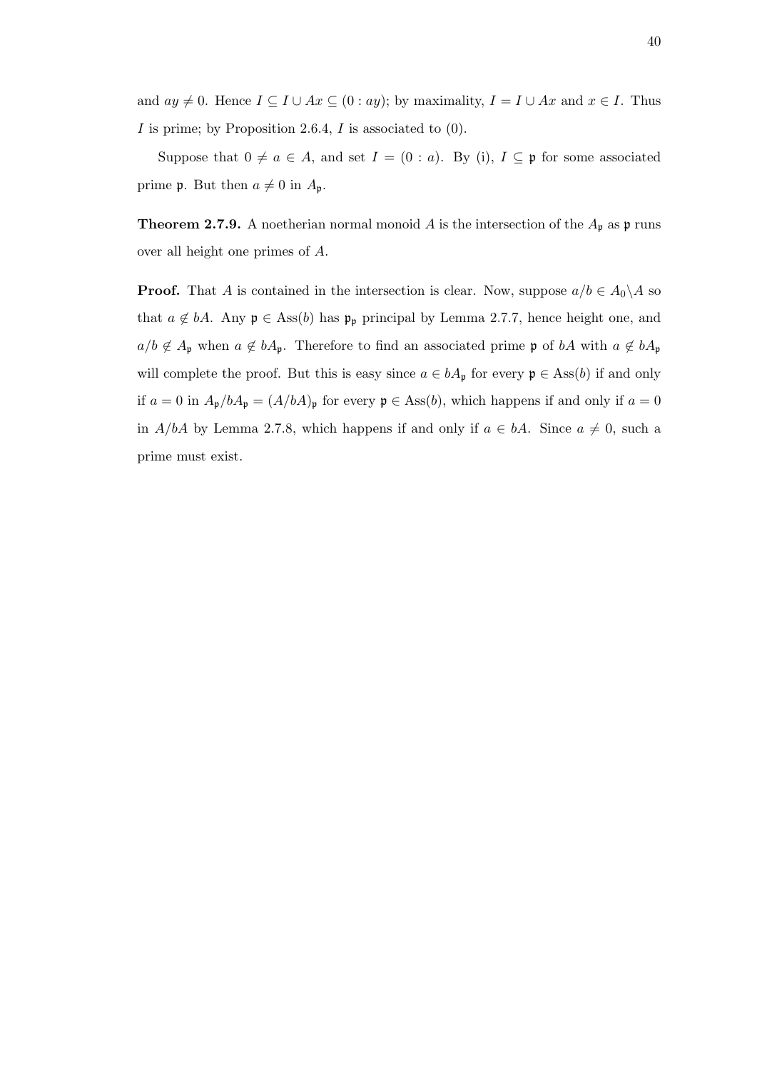and $ay \neq 0$. Hence $I \subseteq I \cup Ax \subseteq (0 : ay)$; by maximality, $I = I \cup Ax$ and $x \in I$. Thus $I$ is prime; by Proposition 2.6.4, $I$ is associated to $(0)$.

Suppose that $0 \neq a \in A$, and set $I = (0 : a)$. By (i), $I \subseteq \mathfrak{p}$ for some associated prime $\mathfrak{p}$. But then $a \neq 0$ in $A_{\mathfrak{p}}$.

**Theorem 2.7.9.** A noetherian normal monoid $A$ is the intersection of the $A_{\mathfrak{p}}$ as $\mathfrak{p}$ runs over all height one primes of $A$.

**Proof.** That $A$ is contained in the intersection is clear. Now, suppose $a/b \in A_0 \backslash A$ so that $a \notin bA$. Any $\mathfrak{p} \in \mathrm{Ass}(b)$ has $\mathfrak{p}_{\mathfrak{p}}$ principal by Lemma 2.7.7, hence height one, and $a/b \notin A_{\mathfrak{p}}$ when $a \notin bA_{\mathfrak{p}}$. Therefore to find an associated prime $\mathfrak{p}$ of $bA$ with $a \notin bA_{\mathfrak{p}}$ will complete the proof. But this is easy since $a \in bA_{\mathfrak{p}}$ for every $\mathfrak{p} \in \mathrm{Ass}(b)$ if and only if $a = 0$ in $A_{\mathfrak{p}}/bA_{\mathfrak{p}} = (A/bA)_{\mathfrak{p}}$ for every $\mathfrak{p} \in \mathrm{Ass}(b)$, which happens if and only if $a = 0$ in $A/bA$ by Lemma 2.7.8, which happens if and only if $a \in bA$. Since $a \neq 0$, such a prime must exist.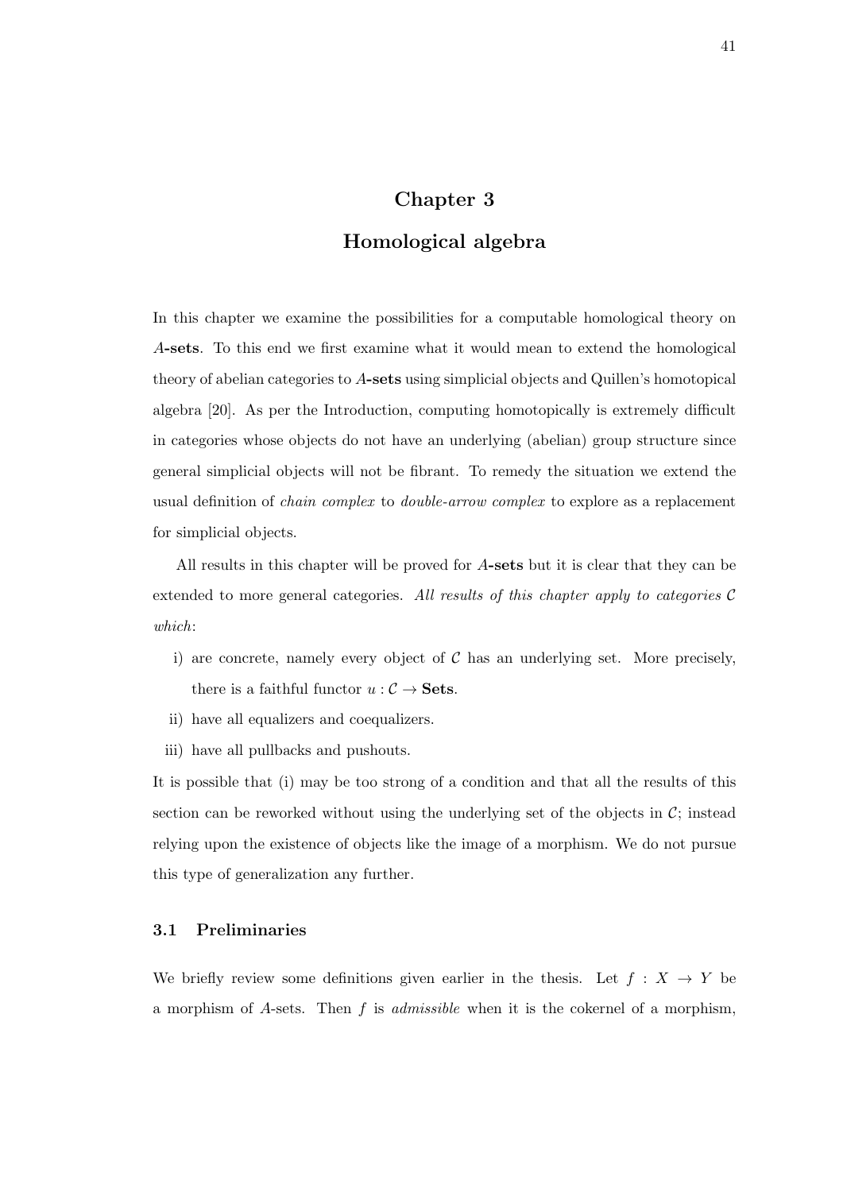# Chapter 3

# Homological algebra

In this chapter we examine the possibilities for a computable homological theory on $A$-**sets**. To this end we first examine what it would mean to extend the homological theory of abelian categories to $A$-**sets** using simplicial objects and Quillen's homotopical algebra [20]. As per the Introduction, computing homotopically is extremely difficult in categories whose objects do not have an underlying (abelian) group structure since general simplicial objects will not be fibrant. To remedy the situation we extend the usual definition of *chain complex* to *double-arrow complex* to explore as a replacement for simplicial objects.

All results in this chapter will be proved for $A$-**sets** but it is clear that they can be extended to more general categories. *All results of this chapter apply to categories $\mathcal{C}$ which*:

i) are concrete, namely every object of $\mathcal{C}$ has an underlying set. More precisely, there is a faithful functor $u : \mathcal{C} \to \mathbf{Sets}$.

ii) have all equalizers and coequalizers.

iii) have all pullbacks and pushouts.

It is possible that (i) may be too strong of a condition and that all the results of this section can be reworked without using the underlying set of the objects in $\mathcal{C}$; instead relying upon the existence of objects like the image of a morphism. We do not pursue this type of generalization any further.

## 3.1 Preliminaries

We briefly review some definitions given earlier in the thesis. Let $f : X \to Y$ be a morphism of $A$-sets. Then $f$ is *admissible* when it is the cokernel of a morphism,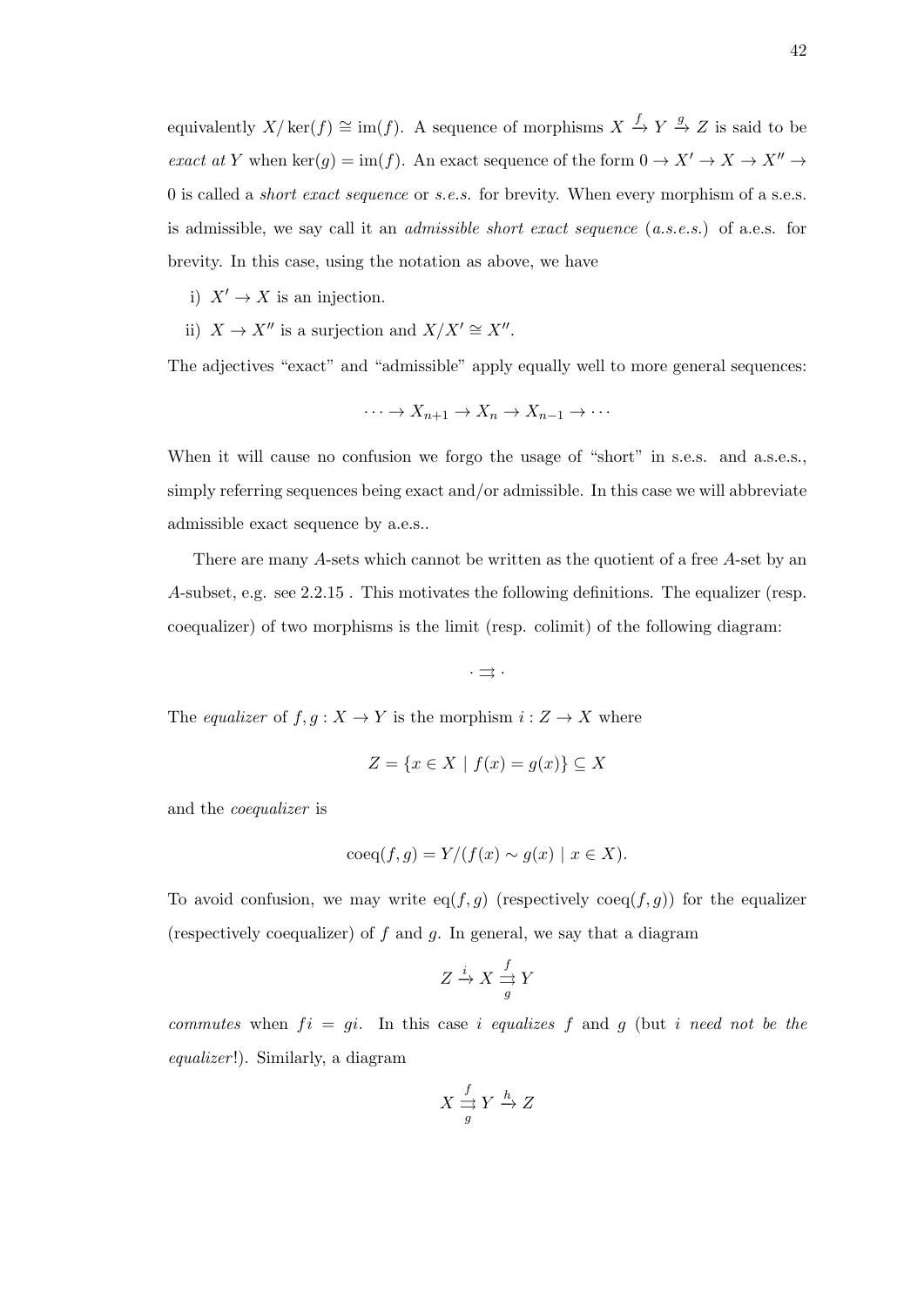equivalently $X/\ker(f) \cong \operatorname{im}(f)$. A sequence of morphisms $X \xrightarrow{f} Y \xrightarrow{g} Z$ is said to be *exact at* $Y$ when $\ker(g) = \operatorname{im}(f)$. An exact sequence of the form $0 \to X' \to X \to X'' \to 0$ is called a *short exact sequence* or *s.e.s.* for brevity. When every morphism of a s.e.s. is admissible, we say call it an *admissible short exact sequence* (*a.s.e.s.*) of a.e.s. for brevity. In this case, using the notation as above, we have

i) $X' \to X$ is an injection.

ii) $X \to X''$ is a surjection and $X/X' \cong X''$.

The adjectives "exact" and "admissible" apply equally well to more general sequences:

$$\cdots \to X_{n+1} \to X_n \to X_{n-1} \to \cdots$$

When it will cause no confusion we forgo the usage of "short" in s.e.s. and a.s.e.s., simply referring sequences being exact and/or admissible. In this case we will abbreviate admissible exact sequence by a.e.s..

There are many $A$-sets which cannot be written as the quotient of a free $A$-set by an $A$-subset, e.g. see 2.2.15 . This motivates the following definitions. The equalizer (resp. coequalizer) of two morphisms is the limit (resp. colimit) of the following diagram:

$$\cdot \rightrightarrows \cdot$$

The *equalizer* of $f, g : X \to Y$ is the morphism $i : Z \to X$ where

$$Z = \{x \in X \mid f(x) = g(x)\} \subseteq X$$

and the *coequalizer* is

$$\operatorname{coeq}(f, g) = Y/(f(x) \sim g(x) \mid x \in X).$$

To avoid confusion, we may write $\operatorname{eq}(f, g)$ (respectively $\operatorname{coeq}(f, g)$) for the equalizer (respectively coequalizer) of $f$ and $g$. In general, we say that a diagram

$$Z \xrightarrow{i} X \underset{g}{\overset{f}{\rightrightarrows}} Y$$

*commutes* when $fi = gi$. In this case $i$ *equalizes* $f$ and $g$ (but $i$ *need not be the equalizer*!). Similarly, a diagram

$$X \underset{g}{\overset{f}{\rightrightarrows}} Y \xrightarrow{h} Z$$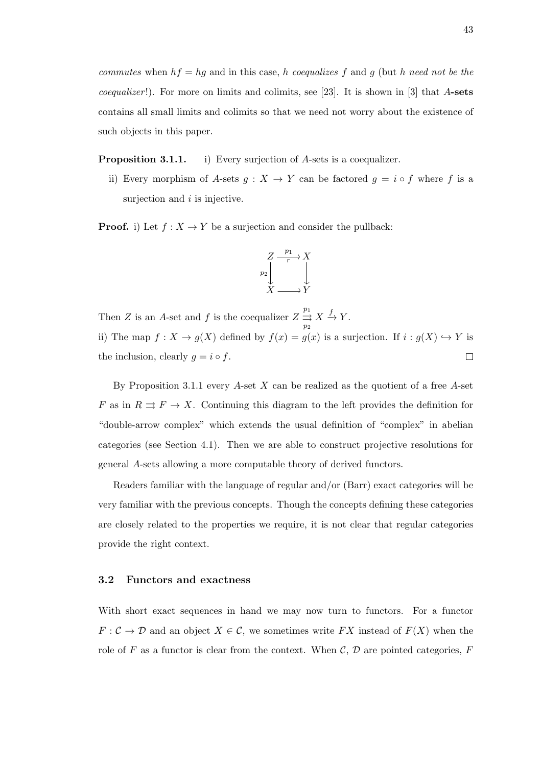*commutes* when $hf = hg$ and in this case, $h$ *coequalizes* $f$ and $g$ (but $h$ *need not be the coequalizer*!). For more on limits and colimits, see [23]. It is shown in [3] that **$A$-sets** contains all small limits and colimits so that we need not worry about the existence of such objects in this paper.

**Proposition 3.1.1.** i) Every surjection of $A$-sets is a coequalizer.

ii) Every morphism of $A$-sets $g : X \to Y$ can be factored $g = i \circ f$ where $f$ is a surjection and $i$ is injective.

**Proof.** i) Let $f : X \to Y$ be a surjection and consider the pullback:

$$\begin{array}{ccc} Z & \xrightarrow{p_1} & X \\ {\scriptstyle p_2}\downarrow & & \downarrow \\ X & \longrightarrow & Y \end{array}$$

Then $Z$ is an $A$-set and $f$ is the coequalizer $Z \overset{p_1}{\underset{p_2}{\rightrightarrows}} X \xrightarrow{f} Y$.

ii) The map $f : X \to g(X)$ defined by $f(x) = g(x)$ is a surjection. If $i : g(X) \hookrightarrow Y$ is the inclusion, clearly $g = i \circ f$. $\square$

By Proposition 3.1.1 every $A$-set $X$ can be realized as the quotient of a free $A$-set $F$ as in $R \rightrightarrows F \to X$. Continuing this diagram to the left provides the definition for "double-arrow complex" which extends the usual definition of "complex" in abelian categories (see Section 4.1). Then we are able to construct projective resolutions for general $A$-sets allowing a more computable theory of derived functors.

Readers familiar with the language of regular and/or (Barr) exact categories will be very familiar with the previous concepts. Though the concepts defining these categories are closely related to the properties we require, it is not clear that regular categories provide the right context.

### 3.2 Functors and exactness

With short exact sequences in hand we may now turn to functors. For a functor $F : \mathcal{C} \to \mathcal{D}$ and an object $X \in \mathcal{C}$, we sometimes write $FX$ instead of $F(X)$ when the role of $F$ as a functor is clear from the context. When $\mathcal{C}$, $\mathcal{D}$ are pointed categories, $F$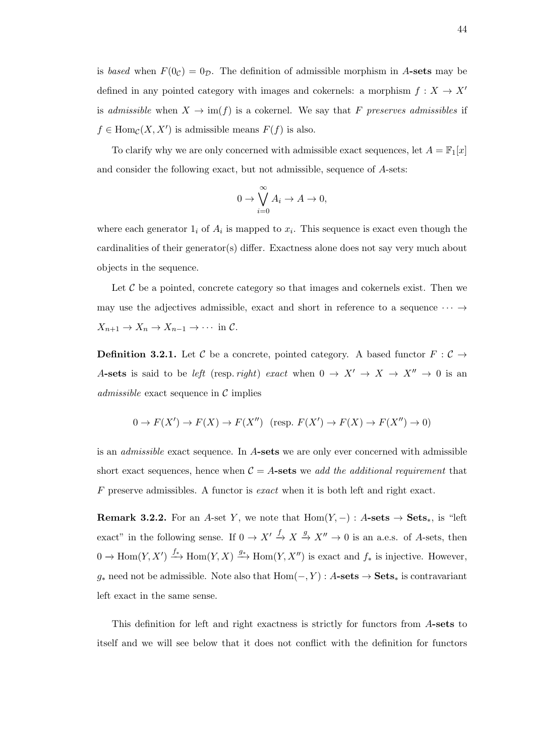is *based* when $F(0_{\mathcal{C}}) = 0_{\mathcal{D}}$. The definition of admissible morphism in $A$**-sets** may be defined in any pointed category with images and cokernels: a morphism $f : X \to X'$ is *admissible* when $X \to \text{im}(f)$ is a cokernel. We say that $F$ *preserves admissibles* if $f \in \text{Hom}_{\mathcal{C}}(X, X')$ is admissible means $F(f)$ is also.

To clarify why we are only concerned with admissible exact sequences, let $A = \mathbb{F}_1[x]$ and consider the following exact, but not admissible, sequence of $A$-sets:

$$0 \to \bigvee_{i=0}^{\infty} A_i \to A \to 0,$$

where each generator $1_i$ of $A_i$ is mapped to $x_i$. This sequence is exact even though the cardinalities of their generator(s) differ. Exactness alone does not say very much about objects in the sequence.

Let $\mathcal{C}$ be a pointed, concrete category so that images and cokernels exist. Then we may use the adjectives admissible, exact and short in reference to a sequence $\cdots \to X_{n+1} \to X_n \to X_{n-1} \to \cdots$ in $\mathcal{C}$.

**Definition 3.2.1.** Let $\mathcal{C}$ be a concrete, pointed category. A based functor $F : \mathcal{C} \to A$**-sets** is said to be *left* (resp. *right*) *exact* when $0 \to X' \to X \to X'' \to 0$ is an *admissible* exact sequence in $\mathcal{C}$ implies

$$0 \to F(X') \to F(X) \to F(X'') \ \ \text{(resp. } F(X') \to F(X) \to F(X'') \to 0\text{)}$$

is an *admissible* exact sequence. In $A$**-sets** we are only ever concerned with admissible short exact sequences, hence when $\mathcal{C} = A$**-sets** we *add the additional requirement* that $F$ preserve admissibles. A functor is *exact* when it is both left and right exact.

**Remark 3.2.2.** For an $A$-set $Y$, we note that $\text{Hom}(Y, -) : A\textbf{-sets} \to \textbf{Sets}_*$, is "left exact" in the following sense. If $0 \to X' \xrightarrow{f} X \xrightarrow{g} X'' \to 0$ is an a.e.s. of $A$-sets, then $0 \to \text{Hom}(Y, X') \xrightarrow{f_*} \text{Hom}(Y, X) \xrightarrow{g_*} \text{Hom}(Y, X'')$ is exact and $f_*$ is injective. However, $g_*$ need not be admissible. Note also that $\text{Hom}(-, Y) : A\textbf{-sets} \to \textbf{Sets}_*$ is contravariant left exact in the same sense.

This definition for left and right exactness is strictly for functors from $A$**-sets** to itself and we will see below that it does not conflict with the definition for functors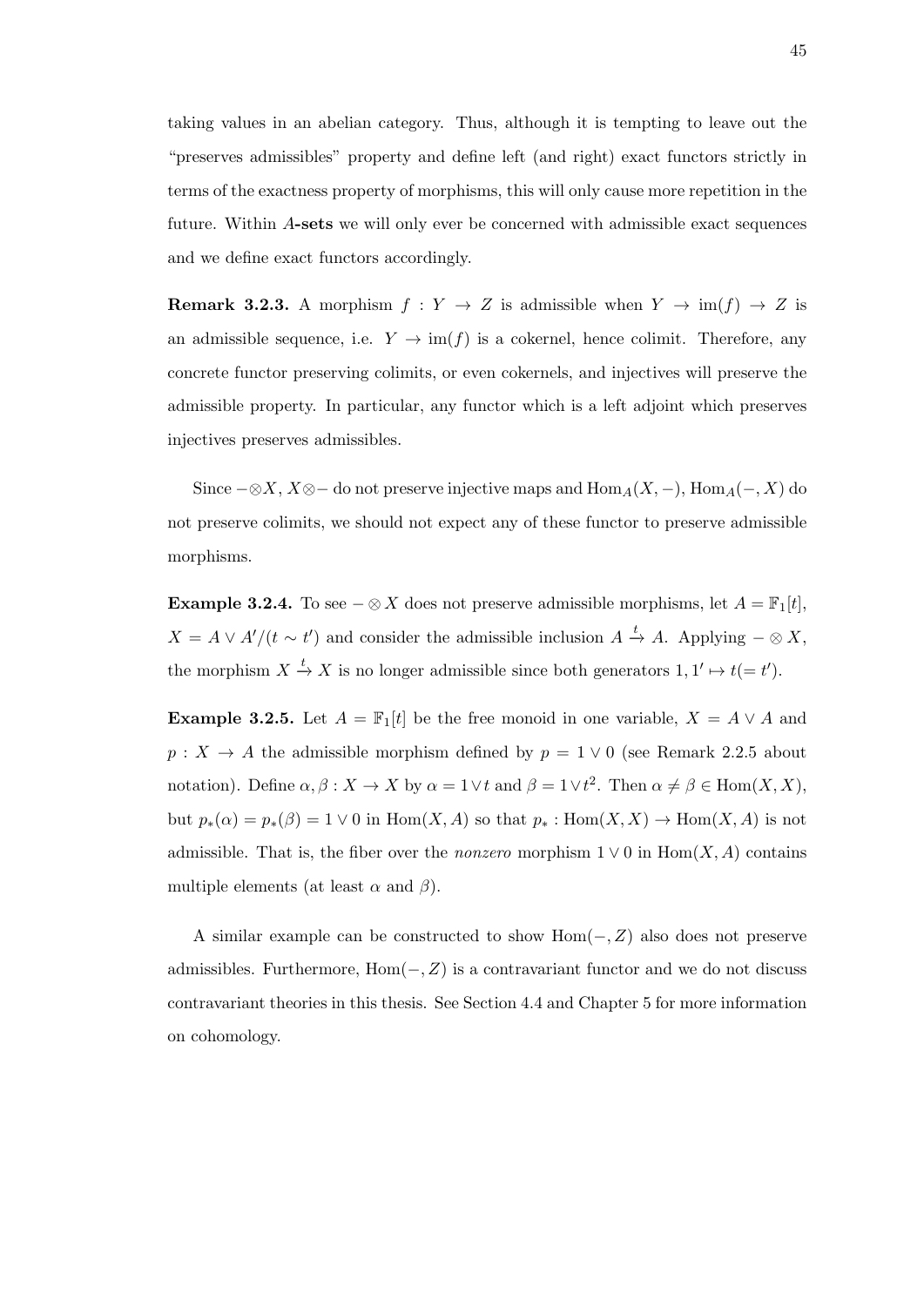taking values in an abelian category. Thus, although it is tempting to leave out the "preserves admissibles" property and define left (and right) exact functors strictly in terms of the exactness property of morphisms, this will only cause more repetition in the future. Within $A$**-sets** we will only ever be concerned with admissible exact sequences and we define exact functors accordingly.

**Remark 3.2.3.** A morphism $f : Y \to Z$ is admissible when $Y \to \mathrm{im}(f) \to Z$ is an admissible sequence, i.e. $Y \to \mathrm{im}(f)$ is a cokernel, hence colimit. Therefore, any concrete functor preserving colimits, or even cokernels, and injectives will preserve the admissible property. In particular, any functor which is a left adjoint which preserves injectives preserves admissibles.

Since $-\otimes X$, $X \otimes -$ do not preserve injective maps and $\mathrm{Hom}_A(X, -)$, $\mathrm{Hom}_A(-, X)$ do not preserve colimits, we should not expect any of these functor to preserve admissible morphisms.

**Example 3.2.4.** To see $- \otimes X$ does not preserve admissible morphisms, let $A = \mathbb{F}_1[t]$, $X = A \vee A'/(t \sim t')$ and consider the admissible inclusion $A \xrightarrow{t} A$. Applying $- \otimes X$, the morphism $X \xrightarrow{t} X$ is no longer admissible since both generators $1, 1' \mapsto t(= t')$.

**Example 3.2.5.** Let $A = \mathbb{F}_1[t]$ be the free monoid in one variable, $X = A \vee A$ and $p : X \to A$ the admissible morphism defined by $p = 1 \vee 0$ (see Remark 2.2.5 about notation). Define $\alpha, \beta : X \to X$ by $\alpha = 1 \vee t$ and $\beta = 1 \vee t^2$. Then $\alpha \neq \beta \in \mathrm{Hom}(X, X)$, but $p_*(\alpha) = p_*(\beta) = 1 \vee 0$ in $\mathrm{Hom}(X, A)$ so that $p_* : \mathrm{Hom}(X, X) \to \mathrm{Hom}(X, A)$ is not admissible. That is, the fiber over the *nonzero* morphism $1 \vee 0$ in $\mathrm{Hom}(X, A)$ contains multiple elements (at least $\alpha$ and $\beta$).

A similar example can be constructed to show $\mathrm{Hom}(-, Z)$ also does not preserve admissibles. Furthermore, $\mathrm{Hom}(-, Z)$ is a contravariant functor and we do not discuss contravariant theories in this thesis. See Section 4.4 and Chapter 5 for more information on cohomology.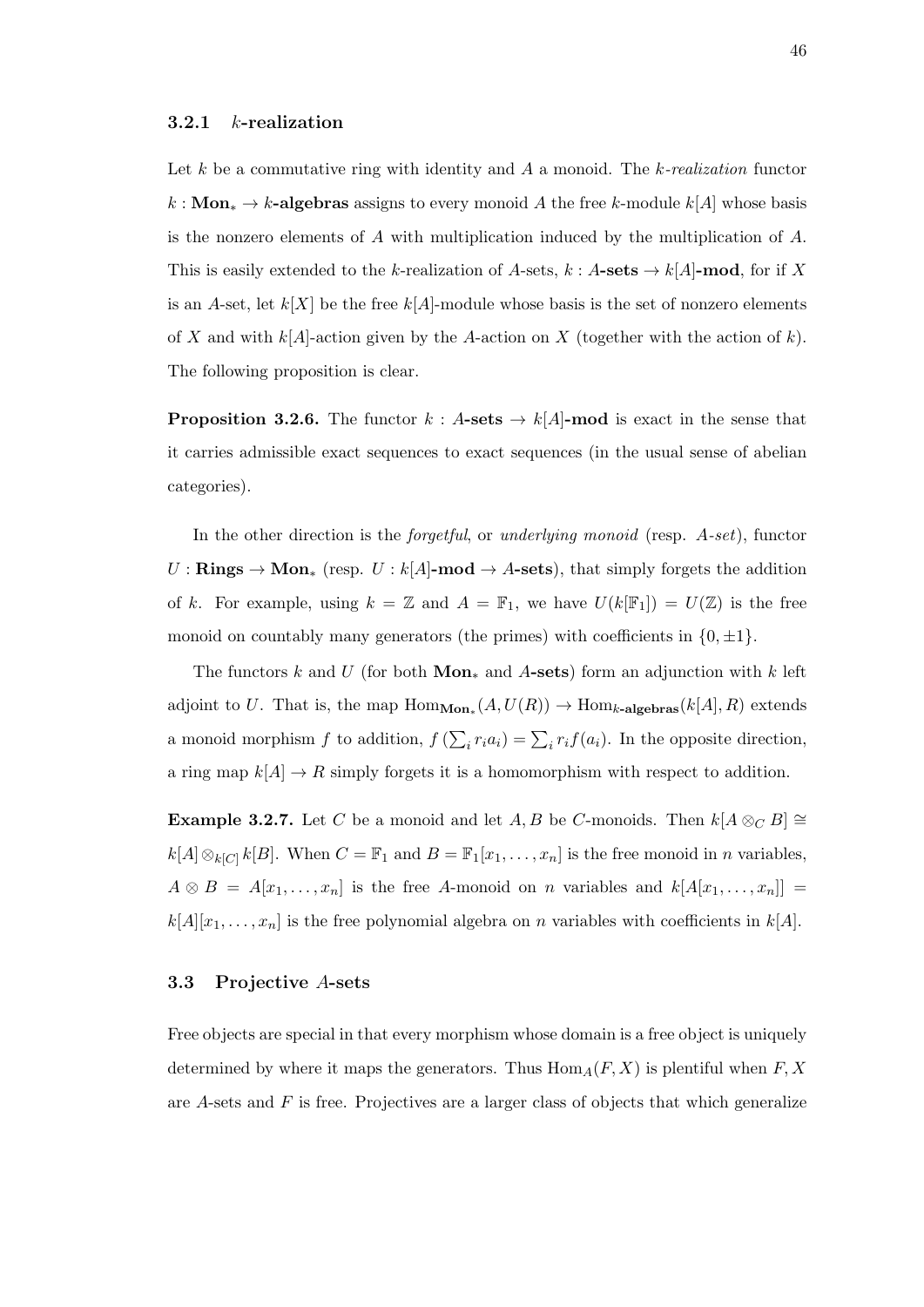### 3.2.1 $k$-realization

Let $k$ be a commutative ring with identity and $A$ a monoid. The *$k$-realization* functor $k : \mathbf{Mon}_* \to k\text{-}\mathbf{algebras}$ assigns to every monoid $A$ the free $k$-module $k[A]$ whose basis is the nonzero elements of $A$ with multiplication induced by the multiplication of $A$. This is easily extended to the $k$-realization of $A$-sets, $k : A\text{-}\mathbf{sets} \to k[A]\text{-}\mathbf{mod}$, for if $X$ is an $A$-set, let $k[X]$ be the free $k[A]$-module whose basis is the set of nonzero elements of $X$ and with $k[A]$-action given by the $A$-action on $X$ (together with the action of $k$). The following proposition is clear.

**Proposition 3.2.6.** The functor $k : A\text{-}\mathbf{sets} \to k[A]\text{-}\mathbf{mod}$ is exact in the sense that it carries admissible exact sequences to exact sequences (in the usual sense of abelian categories).

In the other direction is the *forgetful*, or *underlying monoid* (resp. *$A$-set*), functor $U : \mathbf{Rings} \to \mathbf{Mon}_*$ (resp. $U : k[A]\text{-}\mathbf{mod} \to A\text{-}\mathbf{sets}$), that simply forgets the addition of $k$. For example, using $k = \mathbb{Z}$ and $A = \mathbb{F}_1$, we have $U(k[\mathbb{F}_1]) = U(\mathbb{Z})$ is the free monoid on countably many generators (the primes) with coefficients in $\{0, \pm 1\}$.

The functors $k$ and $U$ (for both $\mathbf{Mon}_*$ and $A$-**sets**) form an adjunction with $k$ left adjoint to $U$. That is, the map $\operatorname{Hom}_{\mathbf{Mon}_*}(A, U(R)) \to \operatorname{Hom}_{k\text{-}\mathbf{algebras}}(k[A], R)$ extends a monoid morphism $f$ to addition, $f\left(\sum_i r_i a_i\right) = \sum_i r_i f(a_i)$. In the opposite direction, a ring map $k[A] \to R$ simply forgets it is a homomorphism with respect to addition.

**Example 3.2.7.** Let $C$ be a monoid and let $A, B$ be $C$-monoids. Then $k[A \otimes_C B] \cong k[A] \otimes_{k[C]} k[B]$. When $C = \mathbb{F}_1$ and $B = \mathbb{F}_1[x_1, \ldots, x_n]$ is the free monoid in $n$ variables, $A \otimes B = A[x_1, \ldots, x_n]$ is the free $A$-monoid on $n$ variables and $k[A[x_1, \ldots, x_n]] = k[A][x_1, \ldots, x_n]$ is the free polynomial algebra on $n$ variables with coefficients in $k[A]$.

## 3.3 Projective $A$-sets

Free objects are special in that every morphism whose domain is a free object is uniquely determined by where it maps the generators. Thus $\operatorname{Hom}_A(F, X)$ is plentiful when $F, X$ are $A$-sets and $F$ is free. Projectives are a larger class of objects that which generalize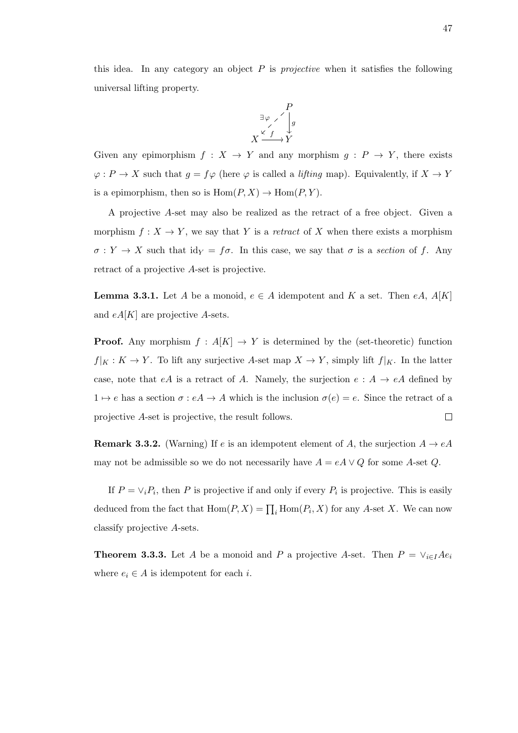this idea. In any category an object $P$ is *projective* when it satisfies the following universal lifting property.

$$\begin{array}{ccc} & & P \\ & \exists\varphi \swarrow & \downarrow g \\ X & \xrightarrow{f} & Y \end{array}$$

Given any epimorphism $f : X \to Y$ and any morphism $g : P \to Y$, there exists $\varphi : P \to X$ such that $g = f\varphi$ (here $\varphi$ is called a *lifting* map). Equivalently, if $X \to Y$ is a epimorphism, then so is $\operatorname{Hom}(P, X) \to \operatorname{Hom}(P, Y)$.

A projective $A$-set may also be realized as the retract of a free object. Given a morphism $f : X \to Y$, we say that $Y$ is a *retract* of $X$ when there exists a morphism $\sigma : Y \to X$ such that $\mathrm{id}_Y = f\sigma$. In this case, we say that $\sigma$ is a *section* of $f$. Any retract of a projective $A$-set is projective.

**Lemma 3.3.1.** Let $A$ be a monoid, $e \in A$ idempotent and $K$ a set. Then $eA$, $A[K]$ and $eA[K]$ are projective $A$-sets.

**Proof.** Any morphism $f : A[K] \to Y$ is determined by the (set-theoretic) function $f|_K : K \to Y$. To lift any surjective $A$-set map $X \to Y$, simply lift $f|_K$. In the latter case, note that $eA$ is a retract of $A$. Namely, the surjection $e : A \to eA$ defined by $1 \mapsto e$ has a section $\sigma : eA \to A$ which is the inclusion $\sigma(e) = e$. Since the retract of a projective $A$-set is projective, the result follows. $\square$

**Remark 3.3.2.** (Warning) If $e$ is an idempotent element of $A$, the surjection $A \to eA$ may not be admissible so we do not necessarily have $A = eA \vee Q$ for some $A$-set $Q$.

If $P = \vee_i P_i$, then $P$ is projective if and only if every $P_i$ is projective. This is easily deduced from the fact that $\operatorname{Hom}(P, X) = \prod_i \operatorname{Hom}(P_i, X)$ for any $A$-set $X$. We can now classify projective $A$-sets.

**Theorem 3.3.3.** Let $A$ be a monoid and $P$ a projective $A$-set. Then $P = \vee_{i \in I} Ae_i$ where $e_i \in A$ is idempotent for each $i$.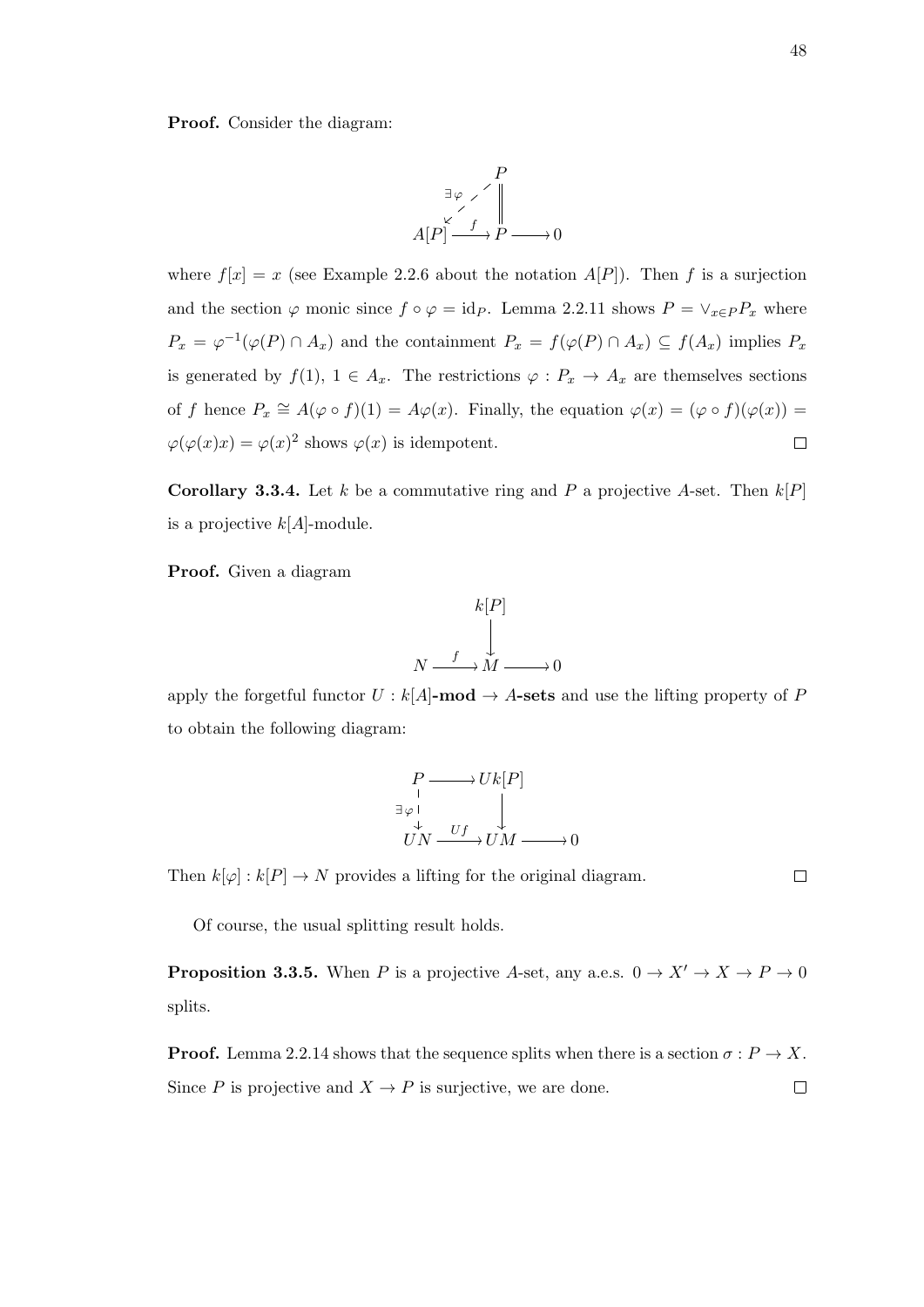**Proof.** Consider the diagram:

$$\begin{array}{ccccc} & & P & & \\ & \overset{\exists \varphi}{\swarrow} & \| & & \\ A[P] & \xrightarrow{f} & P & \longrightarrow & 0 \end{array}$$

where $f[x] = x$ (see Example 2.2.6 about the notation $A[P]$). Then $f$ is a surjection and the section $\varphi$ monic since $f \circ \varphi = \mathrm{id}_P$. Lemma 2.2.11 shows $P = \vee_{x \in P} P_x$ where $P_x = \varphi^{-1}(\varphi(P) \cap A_x)$ and the containment $P_x = f(\varphi(P) \cap A_x) \subseteq f(A_x)$ implies $P_x$ is generated by $f(1)$, $1 \in A_x$. The restrictions $\varphi : P_x \to A_x$ are themselves sections of $f$ hence $P_x \cong A(\varphi \circ f)(1) = A\varphi(x)$. Finally, the equation $\varphi(x) = (\varphi \circ f)(\varphi(x)) = \varphi(\varphi(x)x) = \varphi(x)^2$ shows $\varphi(x)$ is idempotent. $\square$

**Corollary 3.3.4.** Let $k$ be a commutative ring and $P$ a projective $A$-set. Then $k[P]$ is a projective $k[A]$-module.

**Proof.** Given a diagram

$$\begin{array}{ccccc} & & k[P] & & \\ & & \downarrow & & \\ N & \xrightarrow{f} & M & \longrightarrow & 0 \end{array}$$

apply the forgetful functor $U : k[A]$**-mod** $\to A$**-sets** and use the lifting property of $P$ to obtain the following diagram:

$$\begin{array}{ccccc} P & \longrightarrow & Uk[P] & & \\ \exists \varphi \downarrow & & \downarrow & & \\ UN & \xrightarrow{Uf} & UM & \longrightarrow & 0 \end{array}$$

Then $k[\varphi] : k[P] \to N$ provides a lifting for the original diagram. $\square$

Of course, the usual splitting result holds.

**Proposition 3.3.5.** When $P$ is a projective $A$-set, any a.e.s. $0 \to X' \to X \to P \to 0$ splits.

**Proof.** Lemma 2.2.14 shows that the sequence splits when there is a section $\sigma : P \to X$. Since $P$ is projective and $X \to P$ is surjective, we are done. $\square$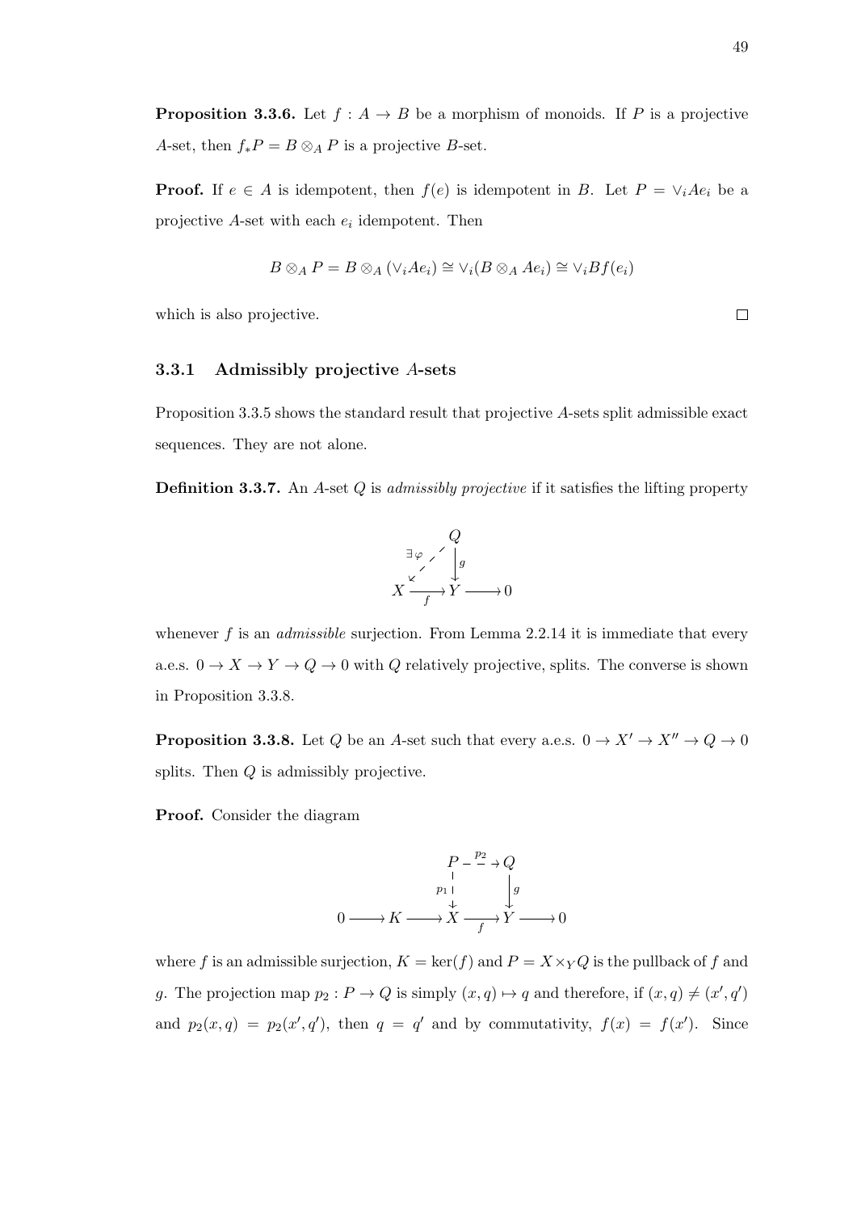**Proposition 3.3.6.** Let $f : A \to B$ be a morphism of monoids. If $P$ is a projective $A$-set, then $f_*P = B \otimes_A P$ is a projective $B$-set.

**Proof.** If $e \in A$ is idempotent, then $f(e)$ is idempotent in $B$. Let $P = \vee_i Ae_i$ be a projective $A$-set with each $e_i$ idempotent. Then

$$B \otimes_A P = B \otimes_A (\vee_i Ae_i) \cong \vee_i (B \otimes_A Ae_i) \cong \vee_i Bf(e_i)$$

which is also projective. □

### 3.3.1 Admissibly projective $A$-sets

Proposition 3.3.5 shows the standard result that projective $A$-sets split admissible exact sequences. They are not alone.

**Definition 3.3.7.** An $A$-set $Q$ is *admissibly projective* if it satisfies the lifting property

$$\begin{array}{ccccc} & & Q & & \\ & \exists\varphi \swarrow & \downarrow g & & \\ X & \xrightarrow[f]{} & Y & \longrightarrow & 0 \end{array}$$

whenever $f$ is an *admissible* surjection. From Lemma 2.2.14 it is immediate that every a.e.s. $0 \to X \to Y \to Q \to 0$ with $Q$ relatively projective, splits. The converse is shown in Proposition 3.3.8.

**Proposition 3.3.8.** Let $Q$ be an $A$-set such that every a.e.s. $0 \to X' \to X'' \to Q \to 0$ splits. Then $Q$ is admissibly projective.

**Proof.** Consider the diagram

$$\begin{array}{ccccccccc} & & & & P & \xrightarrow{p_2} & Q & & \\ & & & & \downarrow p_1 & & \downarrow g & & \\ 0 & \longrightarrow & K & \longrightarrow & X & \xrightarrow[f]{} & Y & \longrightarrow & 0 \end{array}$$

where $f$ is an admissible surjection, $K = \ker(f)$ and $P = X \times_Y Q$ is the pullback of $f$ and $g$. The projection map $p_2 : P \to Q$ is simply $(x, q) \mapsto q$ and therefore, if $(x, q) \neq (x', q')$ and $p_2(x, q) = p_2(x', q')$, then $q = q'$ and by commutativity, $f(x) = f(x')$. Since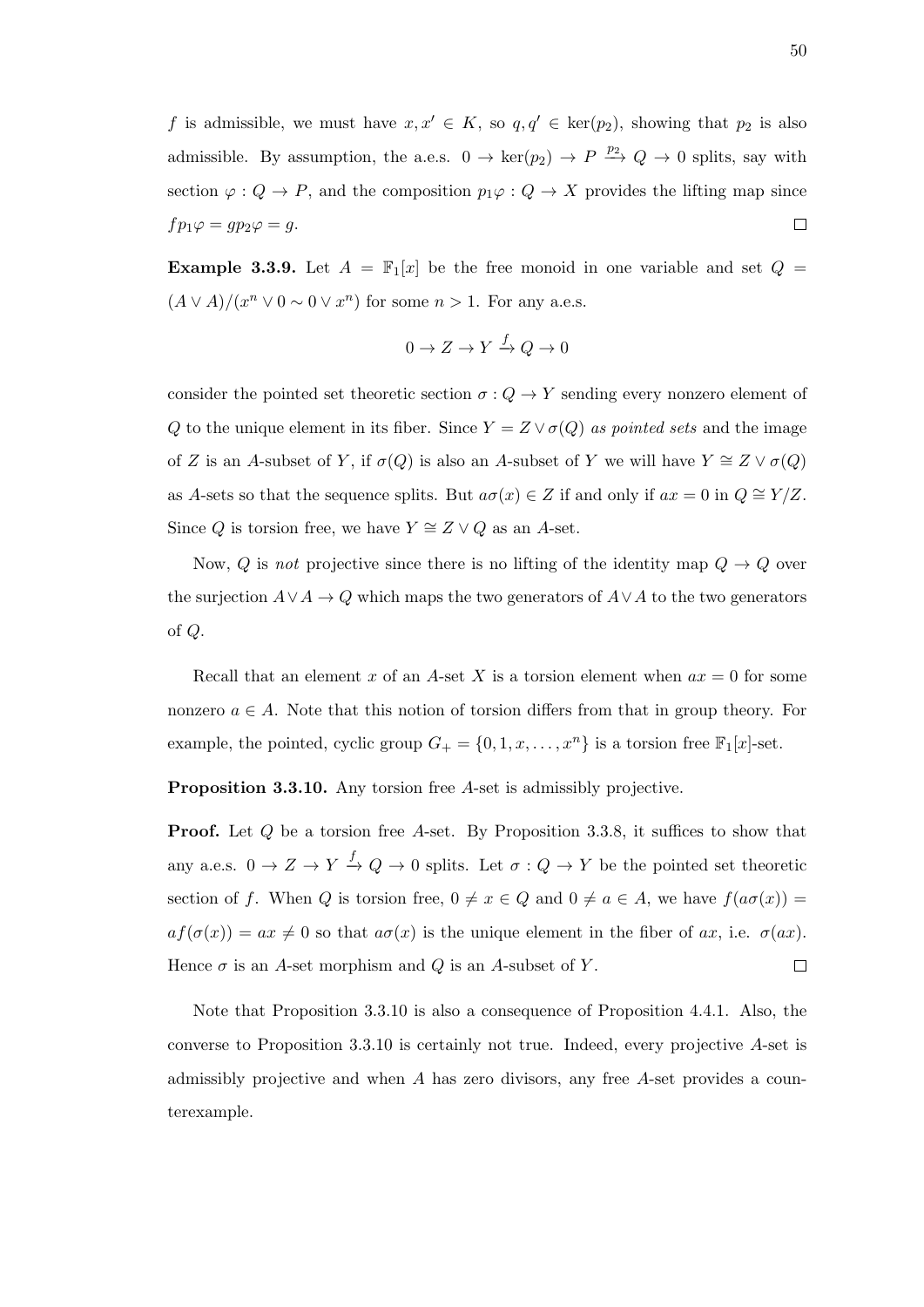$f$ is admissible, we must have $x, x' \in K$, so $q, q' \in \ker(p_2)$, showing that $p_2$ is also admissible. By assumption, the a.e.s. $0 \to \ker(p_2) \to P \xrightarrow{p_2} Q \to 0$ splits, say with section $\varphi : Q \to P$, and the composition $p_1\varphi : Q \to X$ provides the lifting map since $fp_1\varphi = gp_2\varphi = g$. $\square$

**Example 3.3.9.** Let $A = \mathbb{F}_1[x]$ be the free monoid in one variable and set $Q = (A \vee A)/(x^n \vee 0 \sim 0 \vee x^n)$ for some $n > 1$. For any a.e.s.

$$0 \to Z \to Y \xrightarrow{f} Q \to 0$$

consider the pointed set theoretic section $\sigma : Q \to Y$ sending every nonzero element of $Q$ to the unique element in its fiber. Since $Y = Z \vee \sigma(Q)$ *as pointed sets* and the image of $Z$ is an $A$-subset of $Y$, if $\sigma(Q)$ is also an $A$-subset of $Y$ we will have $Y \cong Z \vee \sigma(Q)$ as $A$-sets so that the sequence splits. But $a\sigma(x) \in Z$ if and only if $ax = 0$ in $Q \cong Y/Z$. Since $Q$ is torsion free, we have $Y \cong Z \vee Q$ as an $A$-set.

Now, $Q$ is *not* projective since there is no lifting of the identity map $Q \to Q$ over the surjection $A \vee A \to Q$ which maps the two generators of $A \vee A$ to the two generators of $Q$.

Recall that an element $x$ of an $A$-set $X$ is a torsion element when $ax = 0$ for some nonzero $a \in A$. Note that this notion of torsion differs from that in group theory. For example, the pointed, cyclic group $G_+ = \{0, 1, x, \dots, x^n\}$ is a torsion free $\mathbb{F}_1[x]$-set.

**Proposition 3.3.10.** Any torsion free $A$-set is admissibly projective.

**Proof.** Let $Q$ be a torsion free $A$-set. By Proposition 3.3.8, it suffices to show that any a.e.s. $0 \to Z \to Y \xrightarrow{f} Q \to 0$ splits. Let $\sigma : Q \to Y$ be the pointed set theoretic section of $f$. When $Q$ is torsion free, $0 \neq x \in Q$ and $0 \neq a \in A$, we have $f(a\sigma(x)) = af(\sigma(x)) = ax \neq 0$ so that $a\sigma(x)$ is the unique element in the fiber of $ax$, i.e. $\sigma(ax)$. Hence $\sigma$ is an $A$-set morphism and $Q$ is an $A$-subset of $Y$. $\square$

Note that Proposition 3.3.10 is also a consequence of Proposition 4.4.1. Also, the converse to Proposition 3.3.10 is certainly not true. Indeed, every projective $A$-set is admissibly projective and when $A$ has zero divisors, any free $A$-set provides a counterexample.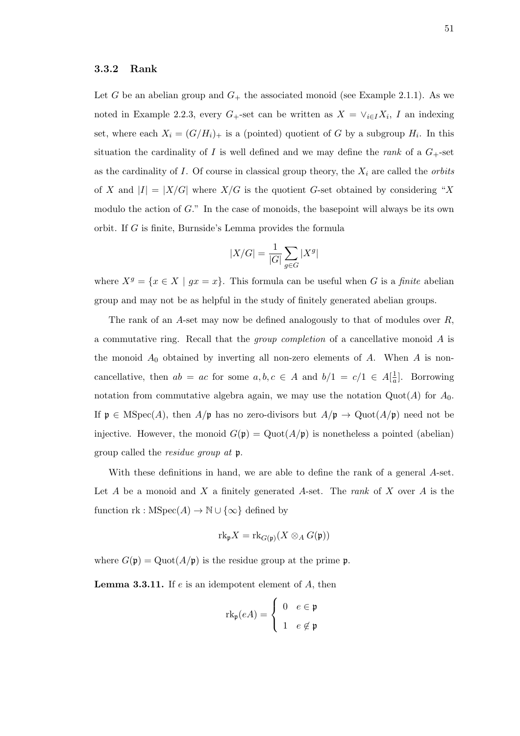### 3.3.2 Rank

Let $G$ be an abelian group and $G_+$ the associated monoid (see Example 2.1.1). As we noted in Example 2.2.3, every $G_+$-set can be written as $X = \vee_{i \in I} X_i$, $I$ an indexing set, where each $X_i = (G/H_i)_+$ is a (pointed) quotient of $G$ by a subgroup $H_i$. In this situation the cardinality of $I$ is well defined and we may define the *rank* of a $G_+$-set as the cardinality of $I$. Of course in classical group theory, the $X_i$ are called the *orbits* of $X$ and $|I| = |X/G|$ where $X/G$ is the quotient $G$-set obtained by considering "$X$ modulo the action of $G$." In the case of monoids, the basepoint will always be its own orbit. If $G$ is finite, Burnside's Lemma provides the formula

$$|X/G| = \frac{1}{|G|} \sum_{g \in G} |X^g|$$

where $X^g = \{x \in X \mid gx = x\}$. This formula can be useful when $G$ is a *finite* abelian group and may not be as helpful in the study of finitely generated abelian groups.

The rank of an $A$-set may now be defined analogously to that of modules over $R$, a commutative ring. Recall that the *group completion* of a cancellative monoid $A$ is the monoid $A_0$ obtained by inverting all non-zero elements of $A$. When $A$ is non-cancellative, then $ab = ac$ for some $a, b, c \in A$ and $b/1 = c/1 \in A[\frac{1}{a}]$. Borrowing notation from commutative algebra again, we may use the notation $\mathrm{Quot}(A)$ for $A_0$. If $\mathfrak{p} \in \mathrm{MSpec}(A)$, then $A/\mathfrak{p}$ has no zero-divisors but $A/\mathfrak{p} \to \mathrm{Quot}(A/\mathfrak{p})$ need not be injective. However, the monoid $G(\mathfrak{p}) = \mathrm{Quot}(A/\mathfrak{p})$ is nonetheless a pointed (abelian) group called the *residue group at* $\mathfrak{p}$.

With these definitions in hand, we are able to define the rank of a general $A$-set. Let $A$ be a monoid and $X$ a finitely generated $A$-set. The *rank* of $X$ over $A$ is the function $\mathrm{rk} : \mathrm{MSpec}(A) \to \mathbb{N} \cup \{\infty\}$ defined by

$$\mathrm{rk}_{\mathfrak{p}} X = \mathrm{rk}_{G(\mathfrak{p})}(X \otimes_A G(\mathfrak{p}))$$

where $G(\mathfrak{p}) = \mathrm{Quot}(A/\mathfrak{p})$ is the residue group at the prime $\mathfrak{p}$.

**Lemma 3.3.11.** If $e$ is an idempotent element of $A$, then

$$\mathrm{rk}_{\mathfrak{p}}(eA) = \begin{cases} 0 & e \in \mathfrak{p} \\ 1 & e \notin \mathfrak{p} \end{cases}$$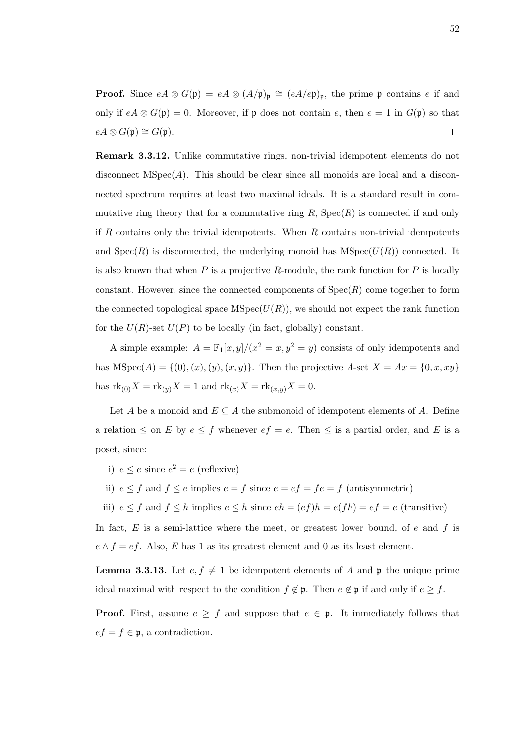**Proof.** Since $eA \otimes G(\mathfrak{p}) = eA \otimes (A/\mathfrak{p})_{\mathfrak{p}} \cong (eA/e\mathfrak{p})_{\mathfrak{p}}$, the prime $\mathfrak{p}$ contains $e$ if and only if $eA \otimes G(\mathfrak{p}) = 0$. Moreover, if $\mathfrak{p}$ does not contain $e$, then $e = 1$ in $G(\mathfrak{p})$ so that $eA \otimes G(\mathfrak{p}) \cong G(\mathfrak{p})$. $\square$

**Remark 3.3.12.** Unlike commutative rings, non-trivial idempotent elements do not disconnect $\mathrm{MSpec}(A)$. This should be clear since all monoids are local and a disconnected spectrum requires at least two maximal ideals. It is a standard result in commutative ring theory that for a commutative ring $R$, $\mathrm{Spec}(R)$ is connected if and only if $R$ contains only the trivial idempotents. When $R$ contains non-trivial idempotents and $\mathrm{Spec}(R)$ is disconnected, the underlying monoid has $\mathrm{MSpec}(U(R))$ connected. It is also known that when $P$ is a projective $R$-module, the rank function for $P$ is locally constant. However, since the connected components of $\mathrm{Spec}(R)$ come together to form the connected topological space $\mathrm{MSpec}(U(R))$, we should not expect the rank function for the $U(R)$-set $U(P)$ to be locally (in fact, globally) constant.

A simple example: $A = \mathbb{F}_1[x, y]/(x^2 = x, y^2 = y)$ consists of only idempotents and has $\mathrm{MSpec}(A) = \{(0), (x), (y), (x, y)\}$. Then the projective $A$-set $X = Ax = \{0, x, xy\}$ has $\mathrm{rk}_{(0)}X = \mathrm{rk}_{(y)}X = 1$ and $\mathrm{rk}_{(x)}X = \mathrm{rk}_{(x,y)}X = 0$.

Let $A$ be a monoid and $E \subseteq A$ the submonoid of idempotent elements of $A$. Define a relation $\leq$ on $E$ by $e \leq f$ whenever $ef = e$. Then $\leq$ is a partial order, and $E$ is a poset, since:

i) $e \leq e$ since $e^2 = e$ (reflexive)

ii) $e \leq f$ and $f \leq e$ implies $e = f$ since $e = ef = fe = f$ (antisymmetric)

iii) $e \leq f$ and $f \leq h$ implies $e \leq h$ since $eh = (ef)h = e(fh) = ef = e$ (transitive)

In fact, $E$ is a semi-lattice where the meet, or greatest lower bound, of $e$ and $f$ is $e \wedge f = ef$. Also, $E$ has 1 as its greatest element and 0 as its least element.

**Lemma 3.3.13.** Let $e, f \neq 1$ be idempotent elements of $A$ and $\mathfrak{p}$ the unique prime ideal maximal with respect to the condition $f \notin \mathfrak{p}$. Then $e \notin \mathfrak{p}$ if and only if $e \geq f$.

**Proof.** First, assume $e \geq f$ and suppose that $e \in \mathfrak{p}$. It immediately follows that $ef = f \in \mathfrak{p}$, a contradiction.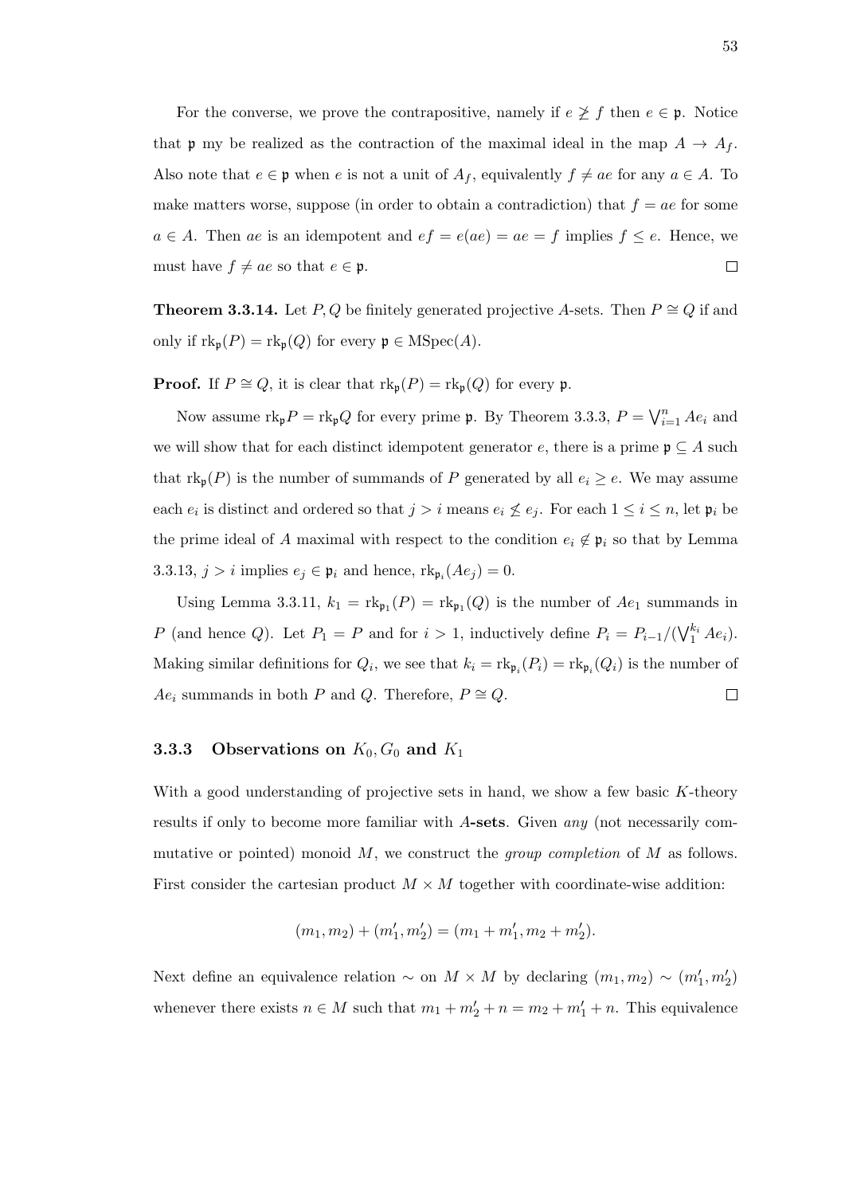For the converse, we prove the contrapositive, namely if $e \not\geq f$ then $e \in \mathfrak{p}$. Notice that $\mathfrak{p}$ my be realized as the contraction of the maximal ideal in the map $A \to A_f$. Also note that $e \in \mathfrak{p}$ when $e$ is not a unit of $A_f$, equivalently $f \neq ae$ for any $a \in A$. To make matters worse, suppose (in order to obtain a contradiction) that $f = ae$ for some $a \in A$. Then $ae$ is an idempotent and $ef = e(ae) = ae = f$ implies $f \leq e$. Hence, we must have $f \neq ae$ so that $e \in \mathfrak{p}$. $\square$

**Theorem 3.3.14.** Let $P, Q$ be finitely generated projective $A$-sets. Then $P \cong Q$ if and only if $\mathrm{rk}_{\mathfrak{p}}(P) = \mathrm{rk}_{\mathfrak{p}}(Q)$ for every $\mathfrak{p} \in \mathrm{MSpec}(A)$.

**Proof.** If $P \cong Q$, it is clear that $\mathrm{rk}_{\mathfrak{p}}(P) = \mathrm{rk}_{\mathfrak{p}}(Q)$ for every $\mathfrak{p}$.

Now assume $\mathrm{rk}_{\mathfrak{p}} P = \mathrm{rk}_{\mathfrak{p}} Q$ for every prime $\mathfrak{p}$. By Theorem 3.3.3, $P = \bigvee_{i=1}^{n} Ae_i$ and we will show that for each distinct idempotent generator $e$, there is a prime $\mathfrak{p} \subseteq A$ such that $\mathrm{rk}_{\mathfrak{p}}(P)$ is the number of summands of $P$ generated by all $e_i \geq e$. We may assume each $e_i$ is distinct and ordered so that $j > i$ means $e_i \not\leq e_j$. For each $1 \leq i \leq n$, let $\mathfrak{p}_i$ be the prime ideal of $A$ maximal with respect to the condition $e_i \notin \mathfrak{p}_i$ so that by Lemma 3.3.13, $j > i$ implies $e_j \in \mathfrak{p}_i$ and hence, $\mathrm{rk}_{\mathfrak{p}_i}(Ae_j) = 0$.

Using Lemma 3.3.11, $k_1 = \mathrm{rk}_{\mathfrak{p}_1}(P) = \mathrm{rk}_{\mathfrak{p}_1}(Q)$ is the number of $Ae_1$ summands in $P$ (and hence $Q$). Let $P_1 = P$ and for $i > 1$, inductively define $P_i = P_{i-1}/(\bigvee_1^{k_i} Ae_i)$. Making similar definitions for $Q_i$, we see that $k_i = \mathrm{rk}_{\mathfrak{p}_i}(P_i) = \mathrm{rk}_{\mathfrak{p}_i}(Q_i)$ is the number of $Ae_i$ summands in both $P$ and $Q$. Therefore, $P \cong Q$. $\square$

### 3.3.3 Observations on $K_0, G_0$ and $K_1$

With a good understanding of projective sets in hand, we show a few basic $K$-theory results if only to become more familiar with **$A$-sets**. Given *any* (not necessarily commutative or pointed) monoid $M$, we construct the *group completion* of $M$ as follows. First consider the cartesian product $M \times M$ together with coordinate-wise addition:

$$(m_1, m_2) + (m_1', m_2') = (m_1 + m_1', m_2 + m_2').$$

Next define an equivalence relation $\sim$ on $M \times M$ by declaring $(m_1, m_2) \sim (m_1', m_2')$ whenever there exists $n \in M$ such that $m_1 + m_2' + n = m_2 + m_1' + n$. This equivalence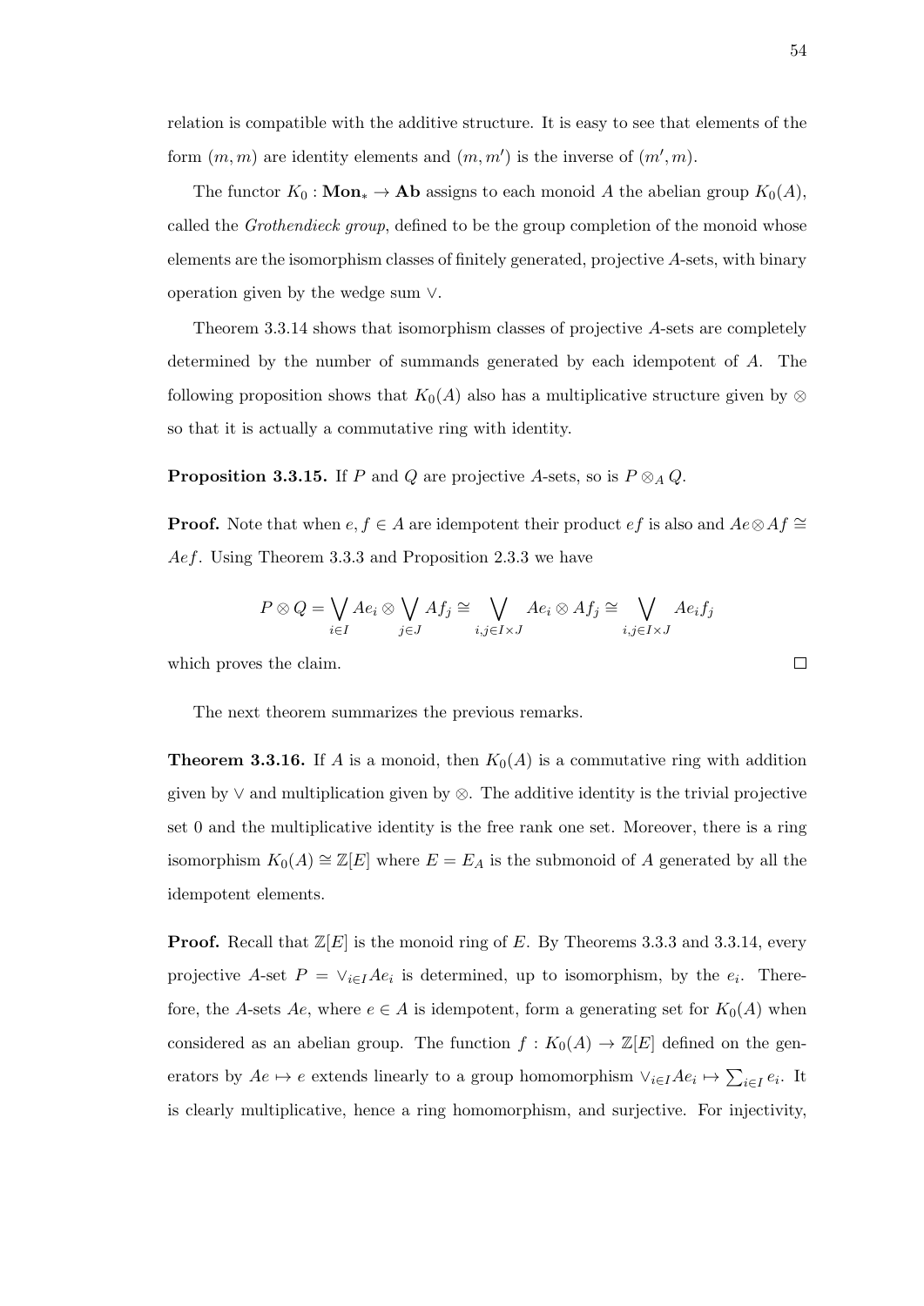relation is compatible with the additive structure. It is easy to see that elements of the form $(m, m)$ are identity elements and $(m, m')$ is the inverse of $(m', m)$.

The functor $K_0 : \mathbf{Mon}_* \to \mathbf{Ab}$ assigns to each monoid $A$ the abelian group $K_0(A)$, called the *Grothendieck group*, defined to be the group completion of the monoid whose elements are the isomorphism classes of finitely generated, projective $A$-sets, with binary operation given by the wedge sum $\vee$.

Theorem 3.3.14 shows that isomorphism classes of projective $A$-sets are completely determined by the number of summands generated by each idempotent of $A$. The following proposition shows that $K_0(A)$ also has a multiplicative structure given by $\otimes$ so that it is actually a commutative ring with identity.

**Proposition 3.3.15.** If $P$ and $Q$ are projective $A$-sets, so is $P \otimes_A Q$.

**Proof.** Note that when $e, f \in A$ are idempotent their product $ef$ is also and $Ae \otimes Af \cong Aef$. Using Theorem 3.3.3 and Proposition 2.3.3 we have

$$P \otimes Q = \bigvee_{i \in I} Ae_i \otimes \bigvee_{j \in J} Af_j \cong \bigvee_{i,j \in I \times J} Ae_i \otimes Af_j \cong \bigvee_{i,j \in I \times J} Ae_i f_j$$

which proves the claim. $\square$

The next theorem summarizes the previous remarks.

**Theorem 3.3.16.** If $A$ is a monoid, then $K_0(A)$ is a commutative ring with addition given by $\vee$ and multiplication given by $\otimes$. The additive identity is the trivial projective set 0 and the multiplicative identity is the free rank one set. Moreover, there is a ring isomorphism $K_0(A) \cong \mathbb{Z}[E]$ where $E = E_A$ is the submonoid of $A$ generated by all the idempotent elements.

**Proof.** Recall that $\mathbb{Z}[E]$ is the monoid ring of $E$. By Theorems 3.3.3 and 3.3.14, every projective $A$-set $P = \vee_{i \in I} Ae_i$ is determined, up to isomorphism, by the $e_i$. Therefore, the $A$-sets $Ae$, where $e \in A$ is idempotent, form a generating set for $K_0(A)$ when considered as an abelian group. The function $f : K_0(A) \to \mathbb{Z}[E]$ defined on the generators by $Ae \mapsto e$ extends linearly to a group homomorphism $\vee_{i \in I} Ae_i \mapsto \sum_{i \in I} e_i$. It is clearly multiplicative, hence a ring homomorphism, and surjective. For injectivity,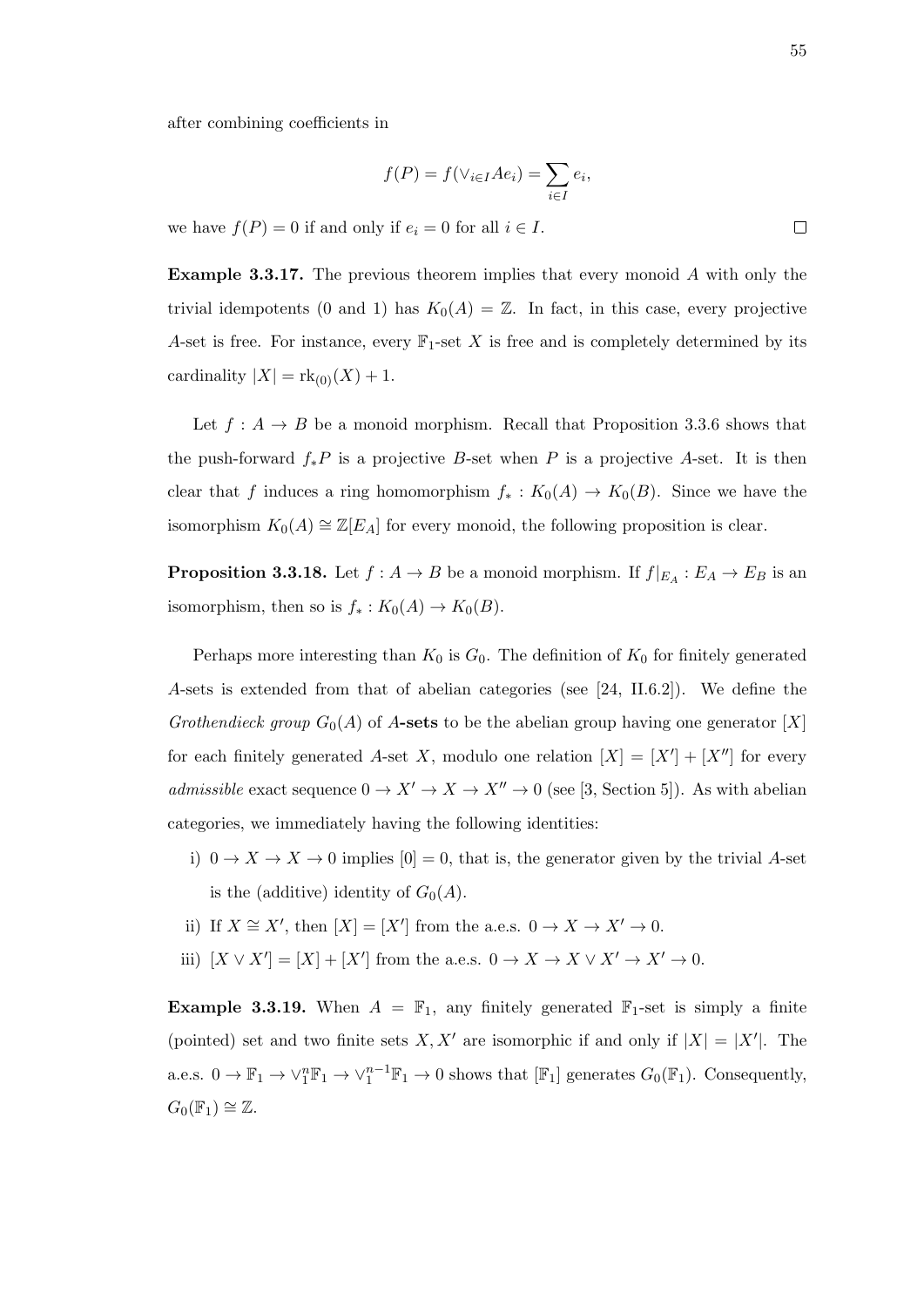after combining coefficients in

$$f(P) = f(\vee_{i \in I} Ae_i) = \sum_{i \in I} e_i,$$

we have $f(P) = 0$ if and only if $e_i = 0$ for all $i \in I$. $\square$

**Example 3.3.17.** The previous theorem implies that every monoid $A$ with only the trivial idempotents (0 and 1) has $K_0(A) = \mathbb{Z}$. In fact, in this case, every projective $A$-set is free. For instance, every $\mathbb{F}_1$-set $X$ is free and is completely determined by its cardinality $|X| = \mathrm{rk}_{(0)}(X) + 1$.

Let $f : A \to B$ be a monoid morphism. Recall that Proposition 3.3.6 shows that the push-forward $f_*P$ is a projective $B$-set when $P$ is a projective $A$-set. It is then clear that $f$ induces a ring homomorphism $f_* : K_0(A) \to K_0(B)$. Since we have the isomorphism $K_0(A) \cong \mathbb{Z}[E_A]$ for every monoid, the following proposition is clear.

**Proposition 3.3.18.** Let $f : A \to B$ be a monoid morphism. If $f|_{E_A} : E_A \to E_B$ is an isomorphism, then so is $f_* : K_0(A) \to K_0(B)$.

Perhaps more interesting than $K_0$ is $G_0$. The definition of $K_0$ for finitely generated $A$-sets is extended from that of abelian categories (see [24, II.6.2]). We define the *Grothendieck group* $G_0(A)$ of $A$-**sets** to be the abelian group having one generator $[X]$ for each finitely generated $A$-set $X$, modulo one relation $[X] = [X'] + [X'']$ for every *admissible* exact sequence $0 \to X' \to X \to X'' \to 0$ (see [3, Section 5]). As with abelian categories, we immediately having the following identities:

i) $0 \to X \to X \to 0$ implies $[0] = 0$, that is, the generator given by the trivial $A$-set is the (additive) identity of $G_0(A)$.

ii) If $X \cong X'$, then $[X] = [X']$ from the a.e.s. $0 \to X \to X' \to 0$.

iii) $[X \vee X'] = [X] + [X']$ from the a.e.s. $0 \to X \to X \vee X' \to X' \to 0$.

**Example 3.3.19.** When $A = \mathbb{F}_1$, any finitely generated $\mathbb{F}_1$-set is simply a finite (pointed) set and two finite sets $X, X'$ are isomorphic if and only if $|X| = |X'|$. The a.e.s. $0 \to \mathbb{F}_1 \to \vee_1^n \mathbb{F}_1 \to \vee_1^{n-1} \mathbb{F}_1 \to 0$ shows that $[\mathbb{F}_1]$ generates $G_0(\mathbb{F}_1)$. Consequently, $G_0(\mathbb{F}_1) \cong \mathbb{Z}$.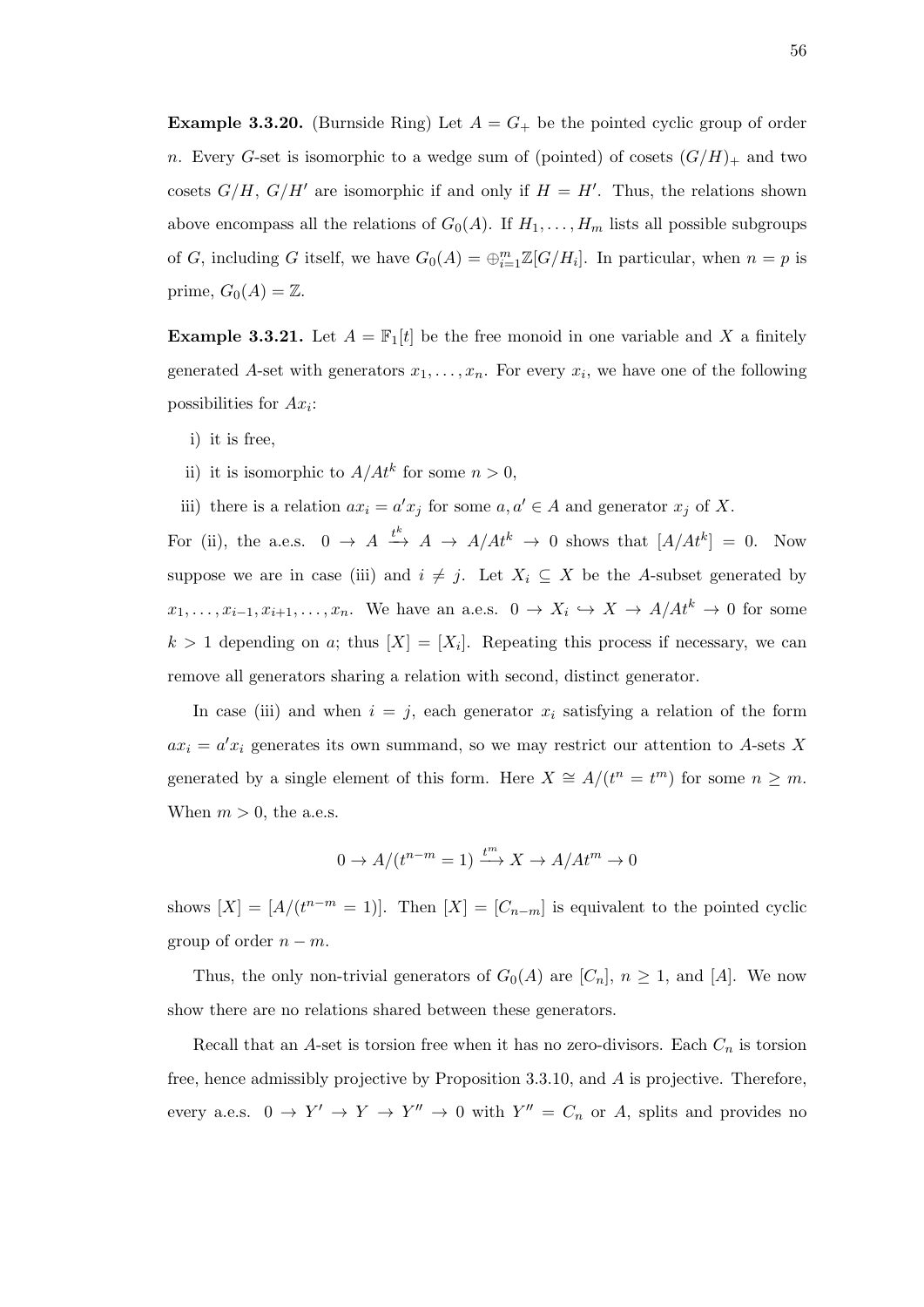**Example 3.3.20.** (Burnside Ring) Let $A = G_+$ be the pointed cyclic group of order $n$. Every $G$-set is isomorphic to a wedge sum of (pointed) of cosets $(G/H)_+$ and two cosets $G/H$, $G/H'$ are isomorphic if and only if $H = H'$. Thus, the relations shown above encompass all the relations of $G_0(A)$. If $H_1, \ldots, H_m$ lists all possible subgroups of $G$, including $G$ itself, we have $G_0(A) = \oplus_{i=1}^m \mathbb{Z}[G/H_i]$. In particular, when $n = p$ is prime, $G_0(A) = \mathbb{Z}$.

**Example 3.3.21.** Let $A = \mathbb{F}_1[t]$ be the free monoid in one variable and $X$ a finitely generated $A$-set with generators $x_1, \ldots, x_n$. For every $x_i$, we have one of the following possibilities for $Ax_i$:

i) it is free,

ii) it is isomorphic to $A/At^k$ for some $n > 0$,

iii) there is a relation $ax_i = a'x_j$ for some $a, a' \in A$ and generator $x_j$ of $X$.

For (ii), the a.e.s. $0 \to A \xrightarrow{t^k} A \to A/At^k \to 0$ shows that $[A/At^k] = 0$. Now suppose we are in case (iii) and $i \neq j$. Let $X_i \subseteq X$ be the $A$-subset generated by $x_1, \ldots, x_{i-1}, x_{i+1}, \ldots, x_n$. We have an a.e.s. $0 \to X_i \hookrightarrow X \to A/At^k \to 0$ for some $k > 1$ depending on $a$; thus $[X] = [X_i]$. Repeating this process if necessary, we can remove all generators sharing a relation with second, distinct generator.

In case (iii) and when $i = j$, each generator $x_i$ satisfying a relation of the form $ax_i = a'x_i$ generates its own summand, so we may restrict our attention to $A$-sets $X$ generated by a single element of this form. Here $X \cong A/(t^n = t^m)$ for some $n \geq m$. When $m > 0$, the a.e.s.

$$0 \to A/(t^{n-m} = 1) \xrightarrow{t^m} X \to A/At^m \to 0$$

shows $[X] = [A/(t^{n-m} = 1)]$. Then $[X] = [C_{n-m}]$ is equivalent to the pointed cyclic group of order $n - m$.

Thus, the only non-trivial generators of $G_0(A)$ are $[C_n]$, $n \geq 1$, and $[A]$. We now show there are no relations shared between these generators.

Recall that an $A$-set is torsion free when it has no zero-divisors. Each $C_n$ is torsion free, hence admissibly projective by Proposition 3.3.10, and $A$ is projective. Therefore, every a.e.s. $0 \to Y' \to Y \to Y'' \to 0$ with $Y'' = C_n$ or $A$, splits and provides no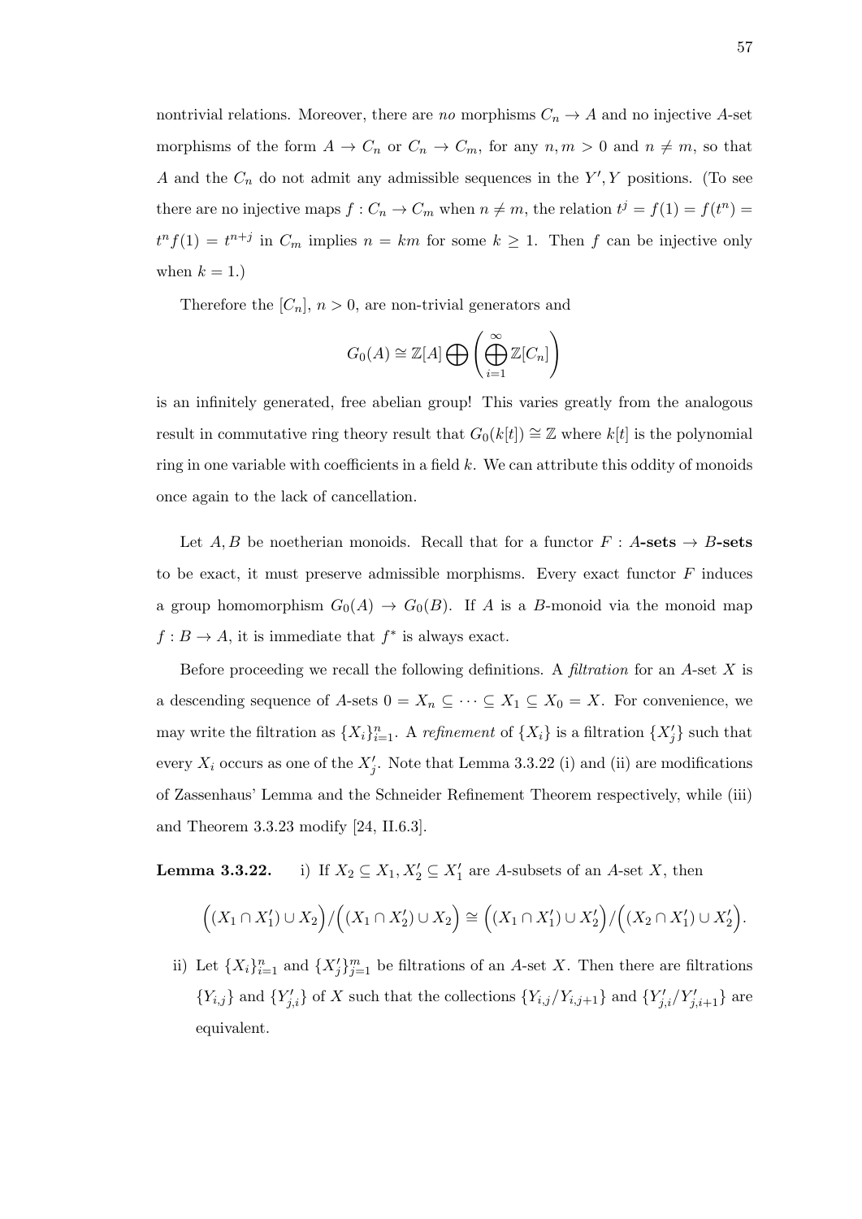nontrivial relations. Moreover, there are *no* morphisms $C_n \to A$ and no injective $A$-set morphisms of the form $A \to C_n$ or $C_n \to C_m$, for any $n, m > 0$ and $n \neq m$, so that $A$ and the $C_n$ do not admit any admissible sequences in the $Y', Y$ positions. (To see there are no injective maps $f : C_n \to C_m$ when $n \neq m$, the relation $t^j = f(1) = f(t^n) = t^n f(1) = t^{n+j}$ in $C_m$ implies $n = km$ for some $k \geq 1$. Then $f$ can be injective only when $k = 1$.)

Therefore the $[C_n]$, $n > 0$, are non-trivial generators and

$$G_0(A) \cong \mathbb{Z}[A] \bigoplus \left( \bigoplus_{i=1}^{\infty} \mathbb{Z}[C_n] \right)$$

is an infinitely generated, free abelian group! This varies greatly from the analogous result in commutative ring theory result that $G_0(k[t]) \cong \mathbb{Z}$ where $k[t]$ is the polynomial ring in one variable with coefficients in a field $k$. We can attribute this oddity of monoids once again to the lack of cancellation.

Let $A, B$ be noetherian monoids. Recall that for a functor $F : A$**-sets** $\to B$**-sets** to be exact, it must preserve admissible morphisms. Every exact functor $F$ induces a group homomorphism $G_0(A) \to G_0(B)$. If $A$ is a $B$-monoid via the monoid map $f : B \to A$, it is immediate that $f^*$ is always exact.

Before proceeding we recall the following definitions. A *filtration* for an $A$-set $X$ is a descending sequence of $A$-sets $0 = X_n \subseteq \cdots \subseteq X_1 \subseteq X_0 = X$. For convenience, we may write the filtration as $\{X_i\}_{i=1}^n$. A *refinement* of $\{X_i\}$ is a filtration $\{X'_j\}$ such that every $X_i$ occurs as one of the $X'_j$. Note that Lemma 3.3.22 (i) and (ii) are modifications of Zassenhaus' Lemma and the Schneider Refinement Theorem respectively, while (iii) and Theorem 3.3.23 modify [24, II.6.3].

**Lemma 3.3.22.** i) If $X_2 \subseteq X_1, X'_2 \subseteq X'_1$ are $A$-subsets of an $A$-set $X$, then

$$\Big((X_1 \cap X'_1) \cup X_2\Big) / \Big((X_1 \cap X'_2) \cup X_2\Big) \cong \Big((X_1 \cap X'_1) \cup X'_2\Big) / \Big((X_2 \cap X'_1) \cup X'_2\Big).$$

ii) Let $\{X_i\}_{i=1}^n$ and $\{X'_j\}_{j=1}^m$ be filtrations of an $A$-set $X$. Then there are filtrations $\{Y_{i,j}\}$ and $\{Y'_{j,i}\}$ of $X$ such that the collections $\{Y_{i,j}/Y_{i,j+1}\}$ and $\{Y'_{j,i}/Y'_{j,i+1}\}$ are equivalent.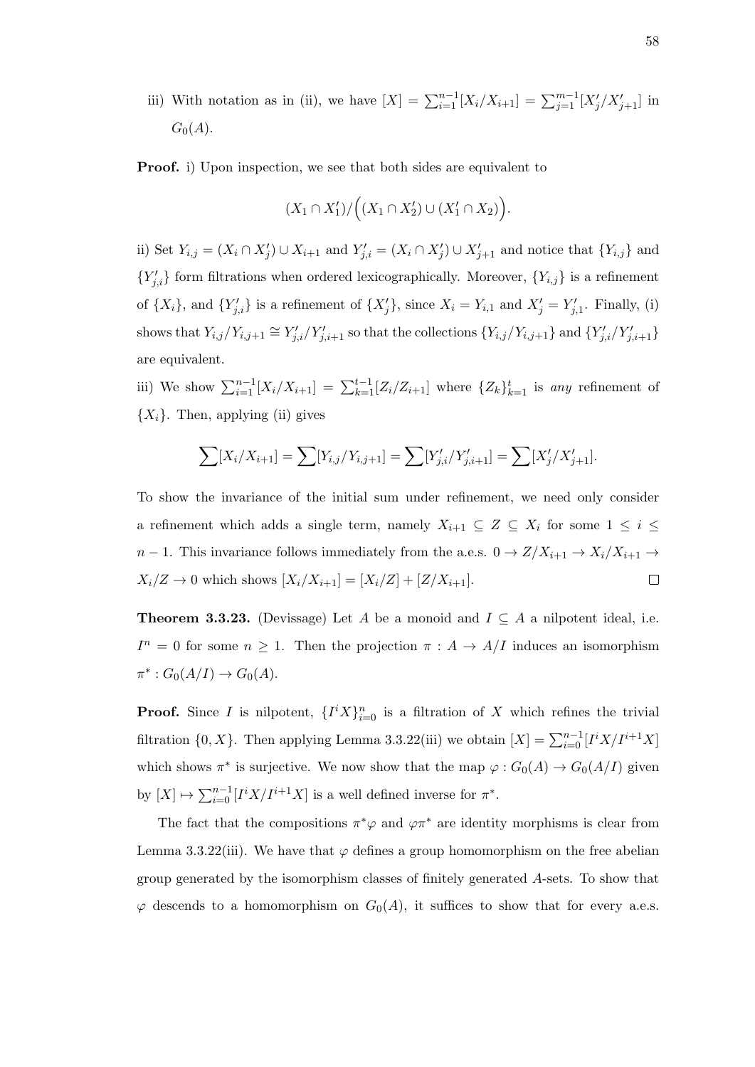iii) With notation as in (ii), we have $[X] = \sum_{i=1}^{n-1}[X_i/X_{i+1}] = \sum_{j=1}^{m-1}[X'_j/X'_{j+1}]$ in $G_0(A)$.

**Proof.** i) Upon inspection, we see that both sides are equivalent to

$$(X_1 \cap X'_1)/\Big((X_1 \cap X'_2) \cup (X'_1 \cap X_2)\Big).$$

ii) Set $Y_{i,j} = (X_i \cap X'_j) \cup X_{i+1}$ and $Y'_{j,i} = (X_i \cap X'_j) \cup X'_{j+1}$ and notice that $\{Y_{i,j}\}$ and $\{Y'_{j,i}\}$ form filtrations when ordered lexicographically. Moreover, $\{Y_{i,j}\}$ is a refinement of $\{X_i\}$, and $\{Y'_{j,i}\}$ is a refinement of $\{X'_j\}$, since $X_i = Y_{i,1}$ and $X'_j = Y'_{j,1}$. Finally, (i) shows that $Y_{i,j}/Y_{i,j+1} \cong Y'_{j,i}/Y'_{j,i+1}$ so that the collections $\{Y_{i,j}/Y_{i,j+1}\}$ and $\{Y'_{j,i}/Y'_{j,i+1}\}$ are equivalent.

iii) We show $\sum_{i=1}^{n-1}[X_i/X_{i+1}] = \sum_{k=1}^{t-1}[Z_i/Z_{i+1}]$ where $\{Z_k\}_{k=1}^{t}$ is *any* refinement of $\{X_i\}$. Then, applying (ii) gives

$$\sum [X_i/X_{i+1}] = \sum [Y_{i,j}/Y_{i,j+1}] = \sum [Y'_{j,i}/Y'_{j,i+1}] = \sum [X'_j/X'_{j+1}].$$

To show the invariance of the initial sum under refinement, we need only consider a refinement which adds a single term, namely $X_{i+1} \subseteq Z \subseteq X_i$ for some $1 \leq i \leq n-1$. This invariance follows immediately from the a.e.s. $0 \to Z/X_{i+1} \to X_i/X_{i+1} \to X_i/Z \to 0$ which shows $[X_i/X_{i+1}] = [X_i/Z] + [Z/X_{i+1}]$. $\square$

**Theorem 3.3.23.** (Devissage) Let $A$ be a monoid and $I \subseteq A$ a nilpotent ideal, i.e. $I^n = 0$ for some $n \geq 1$. Then the projection $\pi : A \to A/I$ induces an isomorphism $\pi^* : G_0(A/I) \to G_0(A)$.

**Proof.** Since $I$ is nilpotent, $\{I^i X\}_{i=0}^{n}$ is a filtration of $X$ which refines the trivial filtration $\{0, X\}$. Then applying Lemma 3.3.22(iii) we obtain $[X] = \sum_{i=0}^{n-1}[I^i X/I^{i+1}X]$ which shows $\pi^*$ is surjective. We now show that the map $\varphi : G_0(A) \to G_0(A/I)$ given by $[X] \mapsto \sum_{i=0}^{n-1}[I^i X/I^{i+1}X]$ is a well defined inverse for $\pi^*$.

The fact that the compositions $\pi^*\varphi$ and $\varphi\pi^*$ are identity morphisms is clear from Lemma 3.3.22(iii). We have that $\varphi$ defines a group homomorphism on the free abelian group generated by the isomorphism classes of finitely generated $A$-sets. To show that $\varphi$ descends to a homomorphism on $G_0(A)$, it suffices to show that for every a.e.s.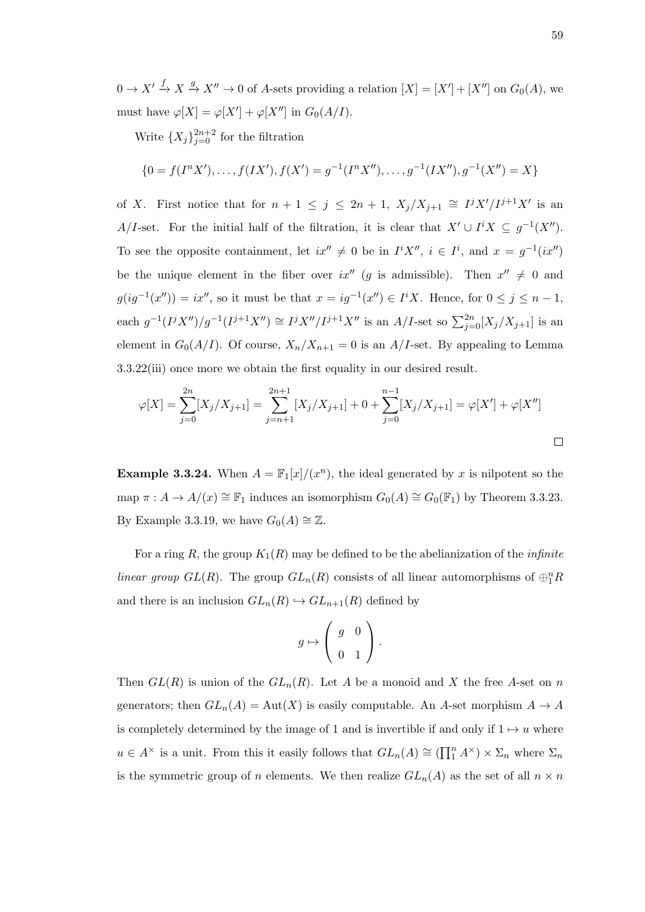$0 \to X' \xrightarrow{f} X \xrightarrow{g} X'' \to 0$ of $A$-sets providing a relation $[X] = [X'] + [X'']$ on $G_0(A)$, we must have $\varphi[X] = \varphi[X'] + \varphi[X'']$ in $G_0(A/I)$.

Write $\{X_j\}_{j=0}^{2n+2}$ for the filtration

$$\{0 = f(I^n X'), \ldots, f(IX'), f(X') = g^{-1}(I^n X''), \ldots, g^{-1}(IX''), g^{-1}(X'') = X\}$$

of $X$. First notice that for $n+1 \leq j \leq 2n+1$, $X_j/X_{j+1} \cong I^j X'/I^{j+1}X'$ is an $A/I$-set. For the initial half of the filtration, it is clear that $X' \cup I^i X \subseteq g^{-1}(X'')$. To see the opposite containment, let $ix'' \neq 0$ be in $I^i X''$, $i \in I^i$, and $x = g^{-1}(ix'')$ be the unique element in the fiber over $ix''$ ($g$ is admissible). Then $x'' \neq 0$ and $g(ig^{-1}(x'')) = ix''$, so it must be that $x = ig^{-1}(x'') \in I^i X$. Hence, for $0 \leq j \leq n-1$, each $g^{-1}(I^j X'')/g^{-1}(I^{j+1}X'') \cong I^j X''/I^{j+1}X''$ is an $A/I$-set so $\sum_{j=0}^{2n}[X_j/X_{j+1}]$ is an element in $G_0(A/I)$. Of course, $X_n/X_{n+1} = 0$ is an $A/I$-set. By appealing to Lemma 3.3.22(iii) once more we obtain the first equality in our desired result.

$$\varphi[X] = \sum_{j=0}^{2n}[X_j/X_{j+1}] = \sum_{j=n+1}^{2n+1}[X_j/X_{j+1}] + 0 + \sum_{j=0}^{n-1}[X_j/X_{j+1}] = \varphi[X'] + \varphi[X'']$$

□

**Example 3.3.24.** When $A = \mathbb{F}_1[x]/(x^n)$, the ideal generated by $x$ is nilpotent so the map $\pi : A \to A/(x) \cong \mathbb{F}_1$ induces an isomorphism $G_0(A) \cong G_0(\mathbb{F}_1)$ by Theorem 3.3.23. By Example 3.3.19, we have $G_0(A) \cong \mathbb{Z}$.

For a ring $R$, the group $K_1(R)$ may be defined to be the abelianization of the *infinite linear group* $GL(R)$. The group $GL_n(R)$ consists of all linear automorphisms of $\oplus_1^n R$ and there is an inclusion $GL_n(R) \hookrightarrow GL_{n+1}(R)$ defined by

$$g \mapsto \begin{pmatrix} g & 0 \\ 0 & 1 \end{pmatrix}.$$

Then $GL(R)$ is union of the $GL_n(R)$. Let $A$ be a monoid and $X$ the free $A$-set on $n$ generators; then $GL_n(A) = \mathrm{Aut}(X)$ is easily computable. An $A$-set morphism $A \to A$ is completely determined by the image of 1 and is invertible if and only if $1 \mapsto u$ where $u \in A^\times$ is a unit. From this it easily follows that $GL_n(A) \cong (\prod_1^n A^\times) \times \Sigma_n$ where $\Sigma_n$ is the symmetric group of $n$ elements. We then realize $GL_n(A)$ as the set of all $n \times n$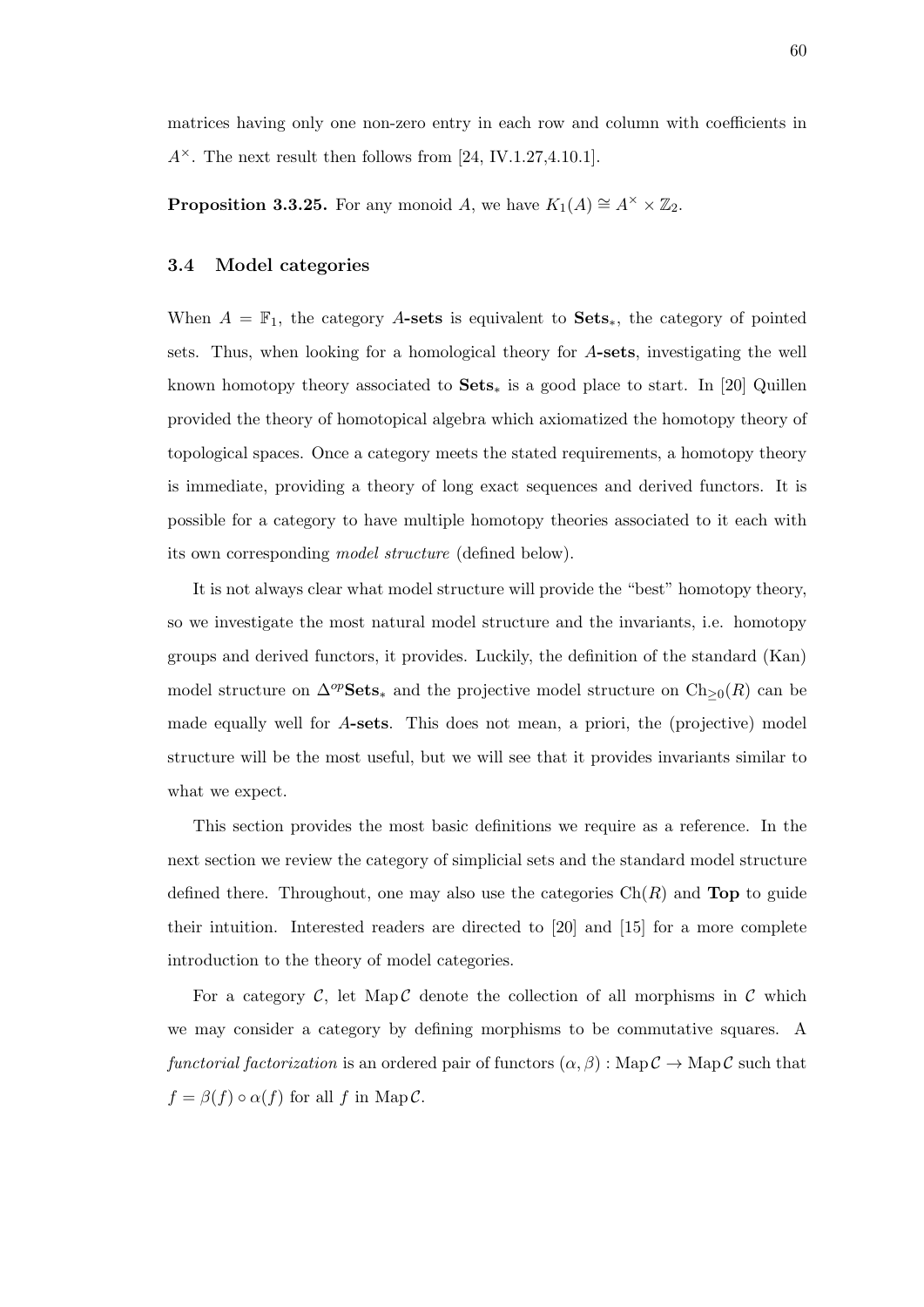matrices having only one non-zero entry in each row and column with coefficients in $A^\times$. The next result then follows from [24, IV.1.27,4.10.1].

**Proposition 3.3.25.** For any monoid $A$, we have $K_1(A) \cong A^\times \times \mathbb{Z}_2$.

## 3.4 Model categories

When $A = \mathbb{F}_1$, the category $A$**-sets** is equivalent to $\mathbf{Sets}_*$, the category of pointed sets. Thus, when looking for a homological theory for $A$**-sets**, investigating the well known homotopy theory associated to $\mathbf{Sets}_*$ is a good place to start. In [20] Quillen provided the theory of homotopical algebra which axiomatized the homotopy theory of topological spaces. Once a category meets the stated requirements, a homotopy theory is immediate, providing a theory of long exact sequences and derived functors. It is possible for a category to have multiple homotopy theories associated to it each with its own corresponding *model structure* (defined below).

It is not always clear what model structure will provide the "best" homotopy theory, so we investigate the most natural model structure and the invariants, i.e. homotopy groups and derived functors, it provides. Luckily, the definition of the standard (Kan) model structure on $\Delta^{op}\mathbf{Sets}_*$ and the projective model structure on $\mathrm{Ch}_{\geq 0}(R)$ can be made equally well for $A$**-sets**. This does not mean, a priori, the (projective) model structure will be the most useful, but we will see that it provides invariants similar to what we expect.

This section provides the most basic definitions we require as a reference. In the next section we review the category of simplicial sets and the standard model structure defined there. Throughout, one may also use the categories $\mathrm{Ch}(R)$ and **Top** to guide their intuition. Interested readers are directed to [20] and [15] for a more complete introduction to the theory of model categories.

For a category $\mathcal{C}$, let $\mathrm{Map}\,\mathcal{C}$ denote the collection of all morphisms in $\mathcal{C}$ which we may consider a category by defining morphisms to be commutative squares. A *functorial factorization* is an ordered pair of functors $(\alpha, \beta) : \mathrm{Map}\,\mathcal{C} \to \mathrm{Map}\,\mathcal{C}$ such that $f = \beta(f) \circ \alpha(f)$ for all $f$ in $\mathrm{Map}\,\mathcal{C}$.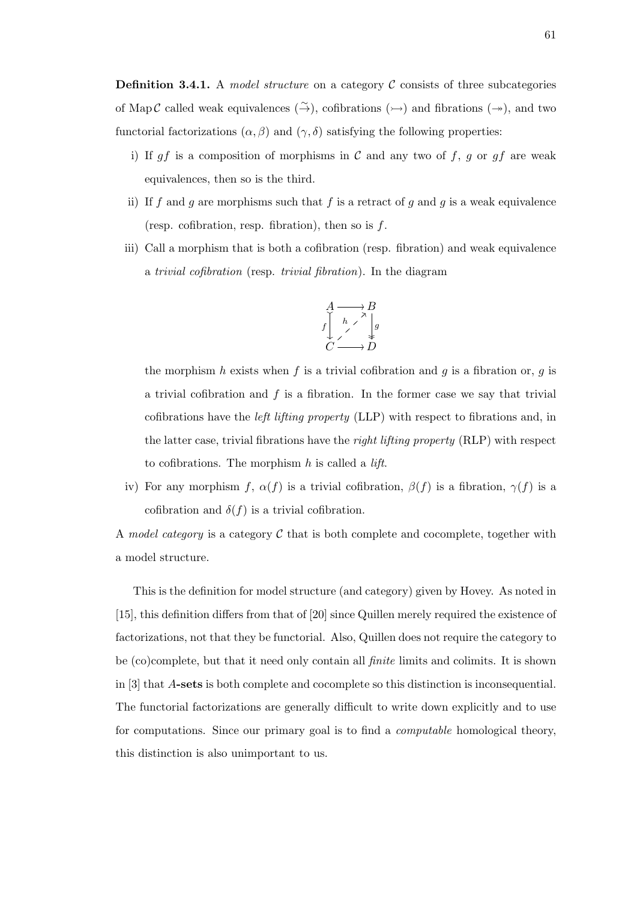**Definition 3.4.1.** A *model structure* on a category $\mathcal{C}$ consists of three subcategories of Map $\mathcal{C}$ called weak equivalences ($\xrightarrow{\sim}$), cofibrations ($\rightarrowtail$) and fibrations ($\twoheadrightarrow$), and two functorial factorizations $(\alpha, \beta)$ and $(\gamma, \delta)$ satisfying the following properties:

i) If $gf$ is a composition of morphisms in $\mathcal{C}$ and any two of $f$, $g$ or $gf$ are weak equivalences, then so is the third.

ii) If $f$ and $g$ are morphisms such that $f$ is a retract of $g$ and $g$ is a weak equivalence (resp. cofibration, resp. fibration), then so is $f$.

iii) Call a morphism that is both a cofibration (resp. fibration) and weak equivalence a *trivial cofibration* (resp. *trivial fibration*). In the diagram

$$\begin{array}{ccc} A & \longrightarrow & B \\ {\scriptstyle f}\big\downarrow & \overset{h}{\nearrow} & \big\downarrow{\scriptstyle g} \\ C & \longrightarrow & D \end{array}$$

the morphism $h$ exists when $f$ is a trivial cofibration and $g$ is a fibration or, $g$ is a trivial cofibration and $f$ is a fibration. In the former case we say that trivial cofibrations have the *left lifting property* (LLP) with respect to fibrations and, in the latter case, trivial fibrations have the *right lifting property* (RLP) with respect to cofibrations. The morphism $h$ is called a *lift*.

iv) For any morphism $f$, $\alpha(f)$ is a trivial cofibration, $\beta(f)$ is a fibration, $\gamma(f)$ is a cofibration and $\delta(f)$ is a trivial cofibration.

A *model category* is a category $\mathcal{C}$ that is both complete and cocomplete, together with a model structure.

This is the definition for model structure (and category) given by Hovey. As noted in [15], this definition differs from that of [20] since Quillen merely required the existence of factorizations, not that they be functorial. Also, Quillen does not require the category to be (co)complete, but that it need only contain all *finite* limits and colimits. It is shown in [3] that ***A*-sets** is both complete and cocomplete so this distinction is inconsequential. The functorial factorizations are generally difficult to write down explicitly and to use for computations. Since our primary goal is to find a *computable* homological theory, this distinction is also unimportant to us.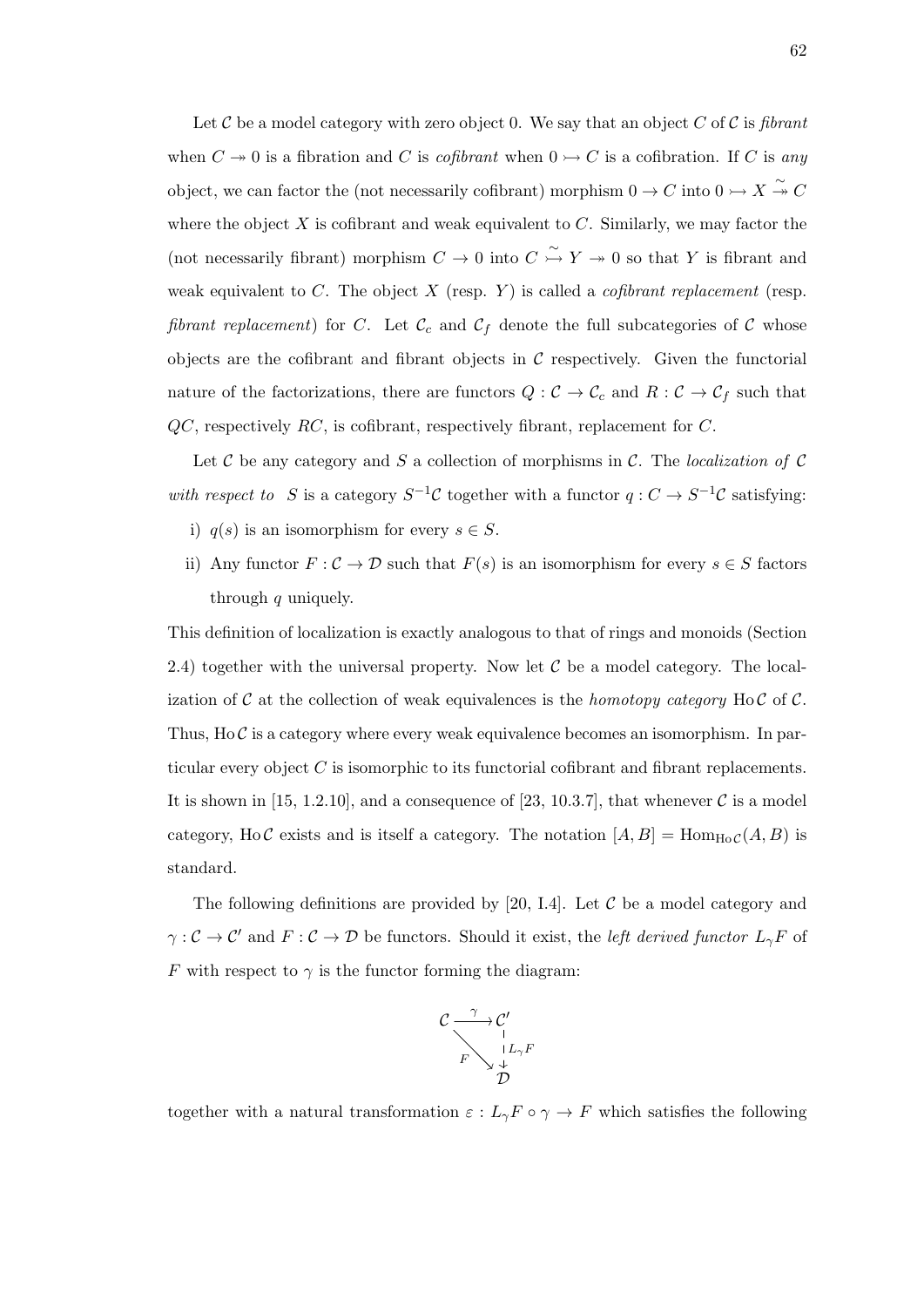Let $\mathcal{C}$ be a model category with zero object 0. We say that an object $C$ of $\mathcal{C}$ is *fibrant* when $C \twoheadrightarrow 0$ is a fibration and $C$ is *cofibrant* when $0 \rightarrowtail C$ is a cofibration. If $C$ is *any* object, we can factor the (not necessarily cofibrant) morphism $0 \to C$ into $0 \rightarrowtail X \overset{\sim}{\twoheadrightarrow} C$ where the object $X$ is cofibrant and weak equivalent to $C$. Similarly, we may factor the (not necessarily fibrant) morphism $C \to 0$ into $C \overset{\sim}{\rightarrowtail} Y \twoheadrightarrow 0$ so that $Y$ is fibrant and weak equivalent to $C$. The object $X$ (resp. $Y$) is called a *cofibrant replacement* (resp. *fibrant replacement*) for $C$. Let $\mathcal{C}_c$ and $\mathcal{C}_f$ denote the full subcategories of $\mathcal{C}$ whose objects are the cofibrant and fibrant objects in $\mathcal{C}$ respectively. Given the functorial nature of the factorizations, there are functors $Q : \mathcal{C} \to \mathcal{C}_c$ and $R : \mathcal{C} \to \mathcal{C}_f$ such that $QC$, respectively $RC$, is cofibrant, respectively fibrant, replacement for $C$.

Let $\mathcal{C}$ be any category and $S$ a collection of morphisms in $\mathcal{C}$. The *localization of* $\mathcal{C}$ *with respect to* $S$ is a category $S^{-1}\mathcal{C}$ together with a functor $q : C \to S^{-1}\mathcal{C}$ satisfying:

i) $q(s)$ is an isomorphism for every $s \in S$.

ii) Any functor $F : \mathcal{C} \to \mathcal{D}$ such that $F(s)$ is an isomorphism for every $s \in S$ factors through $q$ uniquely.

This definition of localization is exactly analogous to that of rings and monoids (Section 2.4) together with the universal property. Now let $\mathcal{C}$ be a model category. The localization of $\mathcal{C}$ at the collection of weak equivalences is the *homotopy category* $\operatorname{Ho}\mathcal{C}$ of $\mathcal{C}$. Thus, $\operatorname{Ho}\mathcal{C}$ is a category where every weak equivalence becomes an isomorphism. In particular every object $C$ is isomorphic to its functorial cofibrant and fibrant replacements. It is shown in [15, 1.2.10], and a consequence of [23, 10.3.7], that whenever $\mathcal{C}$ is a model category, $\operatorname{Ho}\mathcal{C}$ exists and is itself a category. The notation $[A, B] = \operatorname{Hom}_{\operatorname{Ho}\mathcal{C}}(A, B)$ is standard.

The following definitions are provided by [20, I.4]. Let $\mathcal{C}$ be a model category and $\gamma : \mathcal{C} \to \mathcal{C}'$ and $F : \mathcal{C} \to \mathcal{D}$ be functors. Should it exist, the *left derived functor* $L_\gamma F$ of $F$ with respect to $\gamma$ is the functor forming the diagram:

$$\begin{array}{ccc} \mathcal{C} & \xrightarrow{\gamma} & \mathcal{C}' \\ & \searrow^{F} & \downarrow^{L_\gamma F} \\ & & \mathcal{D} \end{array}$$

together with a natural transformation $\varepsilon : L_\gamma F \circ \gamma \to F$ which satisfies the following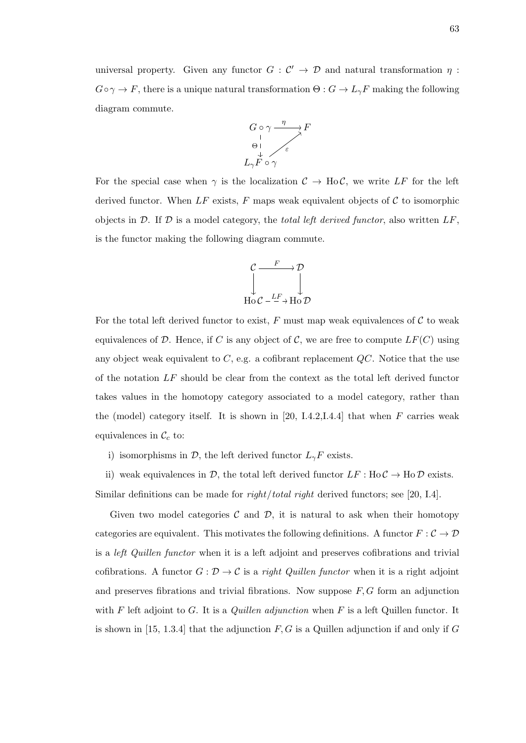universal property. Given any functor $G : \mathcal{C}' \to \mathcal{D}$ and natural transformation $\eta : G \circ \gamma \to F$, there is a unique natural transformation $\Theta : G \to L_\gamma F$ making the following diagram commute.

$$\begin{array}{ccc} G \circ \gamma & \xrightarrow{\eta} & F \\ {\scriptstyle \Theta} \downarrow & \nearrow_{\varepsilon} & \\ L_\gamma F \circ \gamma & & \end{array}$$

For the special case when $\gamma$ is the localization $\mathcal{C} \to \operatorname{Ho}\mathcal{C}$, we write $LF$ for the left derived functor. When $LF$ exists, $F$ maps weak equivalent objects of $\mathcal{C}$ to isomorphic objects in $\mathcal{D}$. If $\mathcal{D}$ is a model category, the *total left derived functor*, also written $LF$, is the functor making the following diagram commute.

$$\begin{array}{ccc} \mathcal{C} & \xrightarrow{F} & \mathcal{D} \\ \downarrow & & \downarrow \\ \operatorname{Ho}\mathcal{C} & \xrightarrow{LF} & \operatorname{Ho}\mathcal{D} \end{array}$$

For the total left derived functor to exist, $F$ must map weak equivalences of $\mathcal{C}$ to weak equivalences of $\mathcal{D}$. Hence, if $C$ is any object of $\mathcal{C}$, we are free to compute $LF(C)$ using any object weak equivalent to $C$, e.g. a cofibrant replacement $QC$. Notice that the use of the notation $LF$ should be clear from the context as the total left derived functor takes values in the homotopy category associated to a model category, rather than the (model) category itself. It is shown in [20, I.4.2,I.4.4] that when $F$ carries weak equivalences in $\mathcal{C}_c$ to:

i) isomorphisms in $\mathcal{D}$, the left derived functor $L_\gamma F$ exists.

ii) weak equivalences in $\mathcal{D}$, the total left derived functor $LF : \operatorname{Ho}\mathcal{C} \to \operatorname{Ho}\mathcal{D}$ exists.

Similar definitions can be made for *right/total right* derived functors; see [20, I.4].

Given two model categories $\mathcal{C}$ and $\mathcal{D}$, it is natural to ask when their homotopy categories are equivalent. This motivates the following definitions. A functor $F : \mathcal{C} \to \mathcal{D}$ is a *left Quillen functor* when it is a left adjoint and preserves cofibrations and trivial cofibrations. A functor $G : \mathcal{D} \to \mathcal{C}$ is a *right Quillen functor* when it is a right adjoint and preserves fibrations and trivial fibrations. Now suppose $F, G$ form an adjunction with $F$ left adjoint to $G$. It is a *Quillen adjunction* when $F$ is a left Quillen functor. It is shown in [15, 1.3.4] that the adjunction $F, G$ is a Quillen adjunction if and only if $G$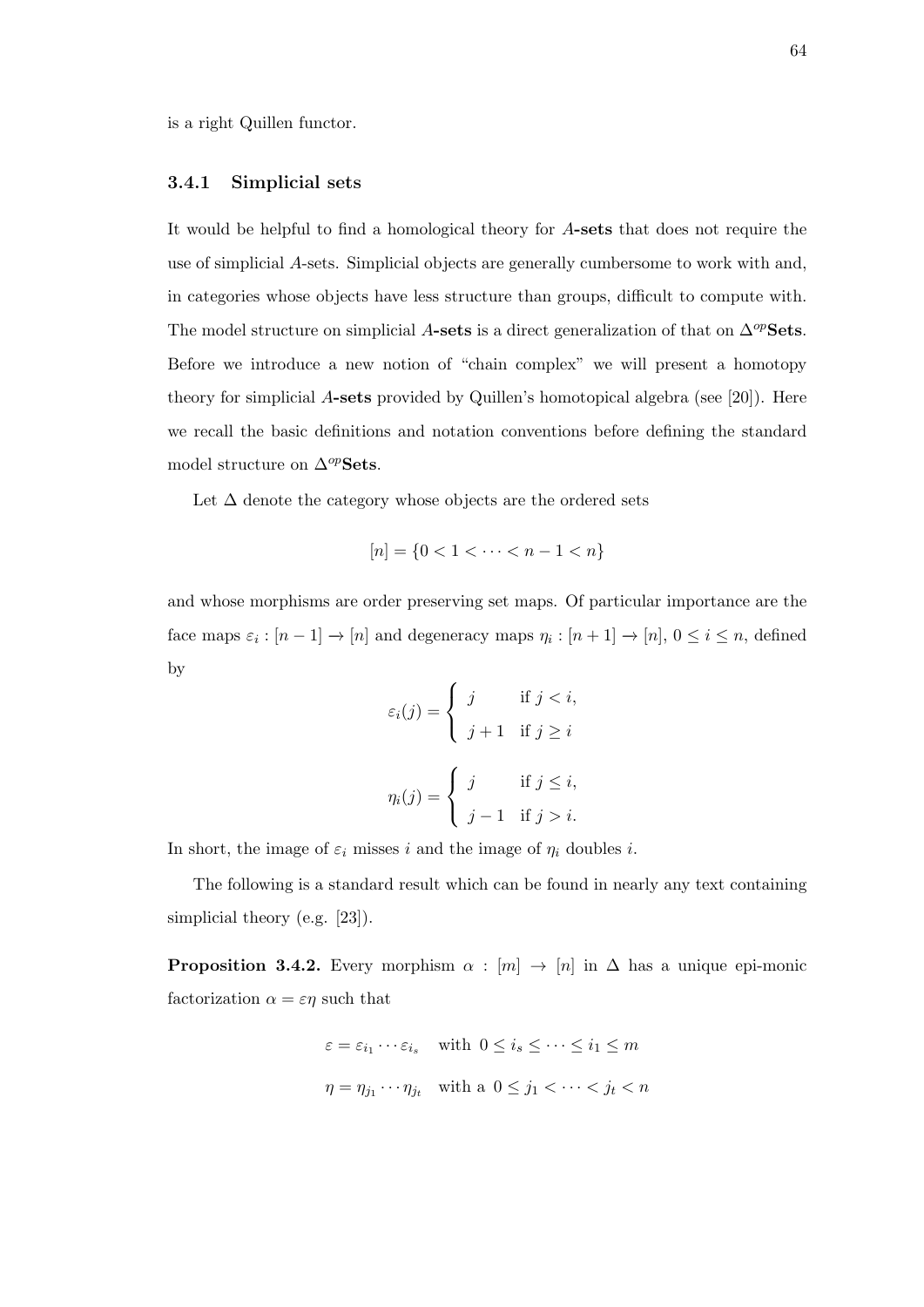is a right Quillen functor.

### 3.4.1 Simplicial sets

It would be helpful to find a homological theory for **$A$-sets** that does not require the use of simplicial $A$-sets. Simplicial objects are generally cumbersome to work with and, in categories whose objects have less structure than groups, difficult to compute with. The model structure on simplicial **$A$-sets** is a direct generalization of that on $\Delta^{op}$**Sets**. Before we introduce a new notion of "chain complex" we will present a homotopy theory for simplicial **$A$-sets** provided by Quillen's homotopical algebra (see [20]). Here we recall the basic definitions and notation conventions before defining the standard model structure on $\Delta^{op}$**Sets**.

Let $\Delta$ denote the category whose objects are the ordered sets

$$[n] = \{0 < 1 < \cdots < n-1 < n\}$$

and whose morphisms are order preserving set maps. Of particular importance are the face maps $\varepsilon_i : [n-1] \to [n]$ and degeneracy maps $\eta_i : [n+1] \to [n]$, $0 \leq i \leq n$, defined by

$$\varepsilon_i(j) = \begin{cases} j & \text{if } j < i, \\ j+1 & \text{if } j \geq i \end{cases}$$

$$\eta_i(j) = \begin{cases} j & \text{if } j \leq i, \\ j-1 & \text{if } j > i. \end{cases}$$

In short, the image of $\varepsilon_i$ misses $i$ and the image of $\eta_i$ doubles $i$.

The following is a standard result which can be found in nearly any text containing simplicial theory (e.g. [23]).

**Proposition 3.4.2.** Every morphism $\alpha : [m] \to [n]$ in $\Delta$ has a unique epi-monic factorization $\alpha = \varepsilon\eta$ such that

$$\varepsilon = \varepsilon_{i_1} \cdots \varepsilon_{i_s} \quad \text{with } 0 \leq i_s \leq \cdots \leq i_1 \leq m$$

$$\eta = \eta_{j_1} \cdots \eta_{j_t} \quad \text{with a } 0 \leq j_1 < \cdots < j_t < n$$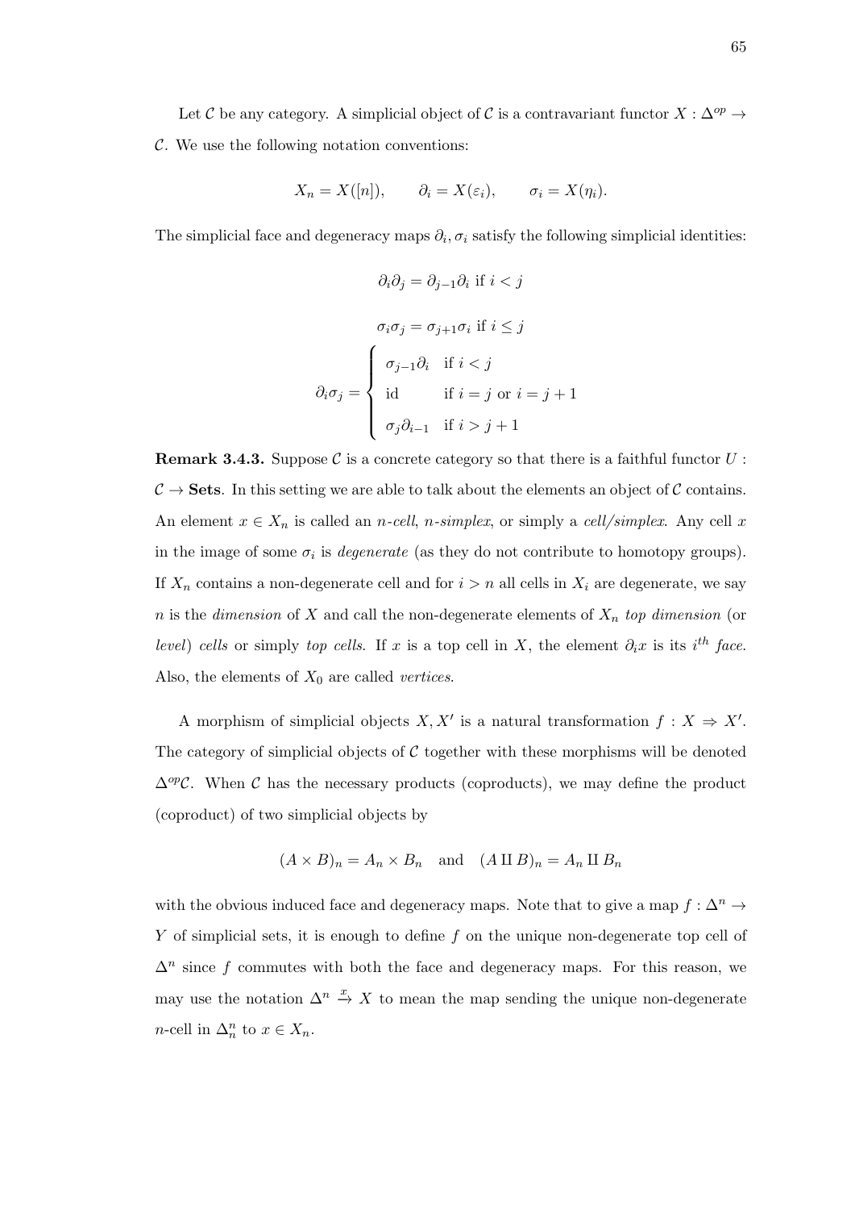Let $\mathcal{C}$ be any category. A simplicial object of $\mathcal{C}$ is a contravariant functor $X : \Delta^{op} \to \mathcal{C}$. We use the following notation conventions:

$$X_n = X([n]), \qquad \partial_i = X(\varepsilon_i), \qquad \sigma_i = X(\eta_i).$$

The simplicial face and degeneracy maps $\partial_i, \sigma_i$ satisfy the following simplicial identities:

$$\partial_i \partial_j = \partial_{j-1} \partial_i \text{ if } i < j$$

$$\sigma_i \sigma_j = \sigma_{j+1} \sigma_i \text{ if } i \leq j$$

$$\partial_i \sigma_j = \begin{cases} \sigma_{j-1} \partial_i & \text{if } i < j \\ \text{id} & \text{if } i = j \text{ or } i = j+1 \\ \sigma_j \partial_{i-1} & \text{if } i > j+1 \end{cases}$$

**Remark 3.4.3.** Suppose $\mathcal{C}$ is a concrete category so that there is a faithful functor $U : \mathcal{C} \to \mathbf{Sets}$. In this setting we are able to talk about the elements an object of $\mathcal{C}$ contains. An element $x \in X_n$ is called an *n-cell*, *n-simplex*, or simply a *cell/simplex*. Any cell $x$ in the image of some $\sigma_i$ is *degenerate* (as they do not contribute to homotopy groups). If $X_n$ contains a non-degenerate cell and for $i > n$ all cells in $X_i$ are degenerate, we say $n$ is the *dimension* of $X$ and call the non-degenerate elements of $X_n$ *top dimension* (or *level*) *cells* or simply *top cells*. If $x$ is a top cell in $X$, the element $\partial_i x$ is its $i^{th}$ *face*. Also, the elements of $X_0$ are called *vertices*.

A morphism of simplicial objects $X, X'$ is a natural transformation $f : X \Rightarrow X'$. The category of simplicial objects of $\mathcal{C}$ together with these morphisms will be denoted $\Delta^{op}\mathcal{C}$. When $\mathcal{C}$ has the necessary products (coproducts), we may define the product (coproduct) of two simplicial objects by

$$(A \times B)_n = A_n \times B_n \quad \text{and} \quad (A \amalg B)_n = A_n \amalg B_n$$

with the obvious induced face and degeneracy maps. Note that to give a map $f : \Delta^n \to Y$ of simplicial sets, it is enough to define $f$ on the unique non-degenerate top cell of $\Delta^n$ since $f$ commutes with both the face and degeneracy maps. For this reason, we may use the notation $\Delta^n \xrightarrow{x} X$ to mean the map sending the unique non-degenerate $n$-cell in $\Delta^n_n$ to $x \in X_n$.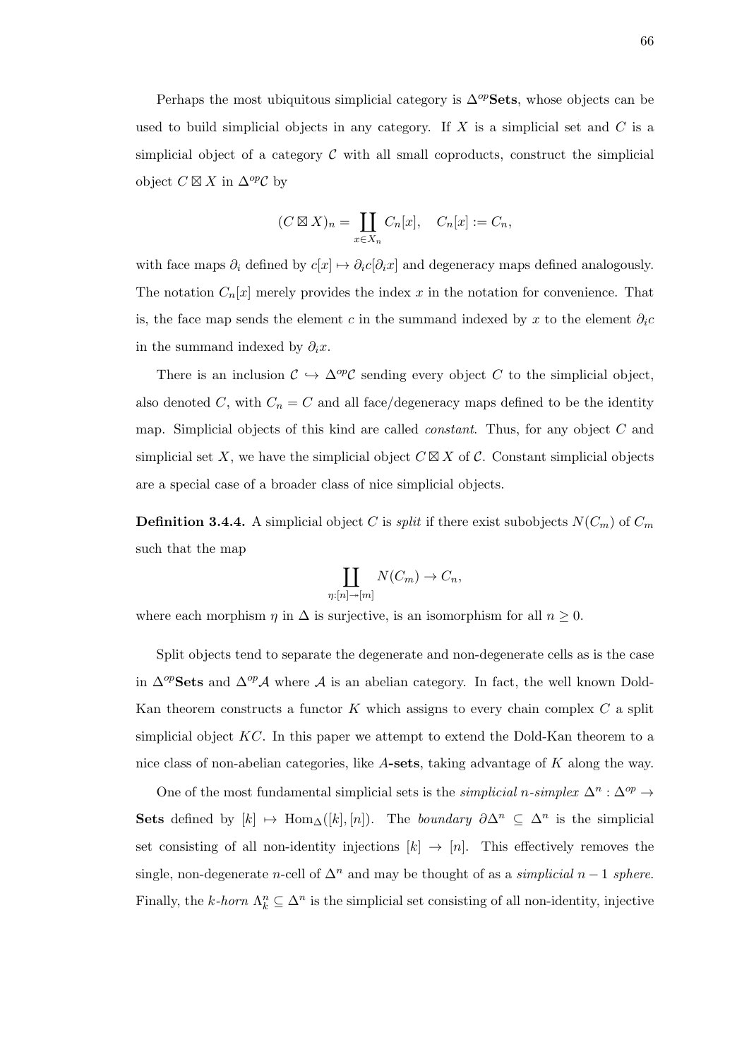Perhaps the most ubiquitous simplicial category is $\Delta^{op}\mathbf{Sets}$, whose objects can be used to build simplicial objects in any category. If $X$ is a simplicial set and $C$ is a simplicial object of a category $\mathcal{C}$ with all small coproducts, construct the simplicial object $C \boxtimes X$ in $\Delta^{op}\mathcal{C}$ by

$$(C \boxtimes X)_n = \coprod_{x \in X_n} C_n[x], \quad C_n[x] := C_n,$$

with face maps $\partial_i$ defined by $c[x] \mapsto \partial_i c[\partial_i x]$ and degeneracy maps defined analogously. The notation $C_n[x]$ merely provides the index $x$ in the notation for convenience. That is, the face map sends the element $c$ in the summand indexed by $x$ to the element $\partial_i c$ in the summand indexed by $\partial_i x$.

There is an inclusion $\mathcal{C} \hookrightarrow \Delta^{op}\mathcal{C}$ sending every object $C$ to the simplicial object, also denoted $C$, with $C_n = C$ and all face/degeneracy maps defined to be the identity map. Simplicial objects of this kind are called *constant*. Thus, for any object $C$ and simplicial set $X$, we have the simplicial object $C \boxtimes X$ of $\mathcal{C}$. Constant simplicial objects are a special case of a broader class of nice simplicial objects.

**Definition 3.4.4.** A simplicial object $C$ is *split* if there exist subobjects $N(C_m)$ of $C_m$ such that the map

$$\coprod_{\eta:[n] \twoheadrightarrow [m]} N(C_m) \to C_n,$$

where each morphism $\eta$ in $\Delta$ is surjective, is an isomorphism for all $n \geq 0$.

Split objects tend to separate the degenerate and non-degenerate cells as is the case in $\Delta^{op}\mathbf{Sets}$ and $\Delta^{op}\mathcal{A}$ where $\mathcal{A}$ is an abelian category. In fact, the well known Dold-Kan theorem constructs a functor $K$ which assigns to every chain complex $C$ a split simplicial object $KC$. In this paper we attempt to extend the Dold-Kan theorem to a nice class of non-abelian categories, like $A$**-sets**, taking advantage of $K$ along the way.

One of the most fundamental simplicial sets is the *simplicial $n$-simplex* $\Delta^n : \Delta^{op} \to \mathbf{Sets}$ defined by $[k] \mapsto \mathrm{Hom}_\Delta([k],[n])$. The *boundary* $\partial\Delta^n \subseteq \Delta^n$ is the simplicial set consisting of all non-identity injections $[k] \to [n]$. This effectively removes the single, non-degenerate $n$-cell of $\Delta^n$ and may be thought of as a *simplicial $n-1$ sphere*. Finally, the *$k$-horn* $\Lambda^n_k \subseteq \Delta^n$ is the simplicial set consisting of all non-identity, injective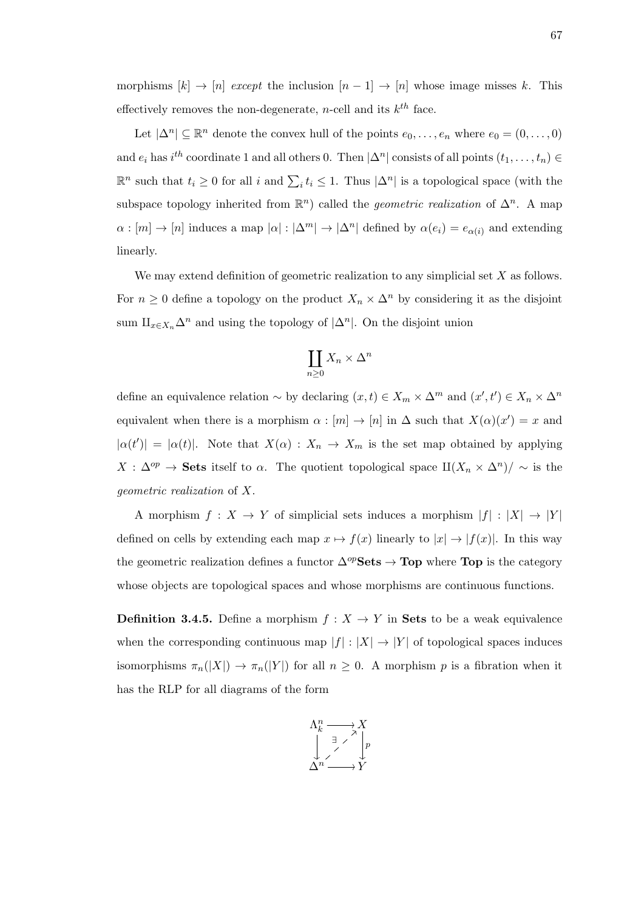morphisms $[k] \to [n]$ *except* the inclusion $[n-1] \to [n]$ whose image misses $k$. This effectively removes the non-degenerate, $n$-cell and its $k^{th}$ face.

Let $|\Delta^n| \subseteq \mathbb{R}^n$ denote the convex hull of the points $e_0, \ldots, e_n$ where $e_0 = (0, \ldots, 0)$ and $e_i$ has $i^{th}$ coordinate 1 and all others 0. Then $|\Delta^n|$ consists of all points $(t_1, \ldots, t_n) \in \mathbb{R}^n$ such that $t_i \geq 0$ for all $i$ and $\sum_i t_i \leq 1$. Thus $|\Delta^n|$ is a topological space (with the subspace topology inherited from $\mathbb{R}^n$) called the *geometric realization* of $\Delta^n$. A map $\alpha : [m] \to [n]$ induces a map $|\alpha| : |\Delta^m| \to |\Delta^n|$ defined by $\alpha(e_i) = e_{\alpha(i)}$ and extending linearly.

We may extend definition of geometric realization to any simplicial set $X$ as follows. For $n \geq 0$ define a topology on the product $X_n \times \Delta^n$ by considering it as the disjoint sum $\amalg_{x \in X_n} \Delta^n$ and using the topology of $|\Delta^n|$. On the disjoint union

$$\coprod_{n \geq 0} X_n \times \Delta^n$$

define an equivalence relation $\sim$ by declaring $(x, t) \in X_m \times \Delta^m$ and $(x', t') \in X_n \times \Delta^n$ equivalent when there is a morphism $\alpha : [m] \to [n]$ in $\Delta$ such that $X(\alpha)(x') = x$ and $|\alpha(t')| = |\alpha(t)|$. Note that $X(\alpha) : X_n \to X_m$ is the set map obtained by applying $X : \Delta^{op} \to \mathbf{Sets}$ itself to $\alpha$. The quotient topological space $\amalg(X_n \times \Delta^n)/\sim$ is the *geometric realization* of $X$.

A morphism $f : X \to Y$ of simplicial sets induces a morphism $|f| : |X| \to |Y|$ defined on cells by extending each map $x \mapsto f(x)$ linearly to $|x| \to |f(x)|$. In this way the geometric realization defines a functor $\Delta^{op}\mathbf{Sets} \to \mathbf{Top}$ where $\mathbf{Top}$ is the category whose objects are topological spaces and whose morphisms are continuous functions.

**Definition 3.4.5.** Define a morphism $f : X \to Y$ in **Sets** to be a weak equivalence when the corresponding continuous map $|f| : |X| \to |Y|$ of topological spaces induces isomorphisms $\pi_n(|X|) \to \pi_n(|Y|)$ for all $n \geq 0$. A morphism $p$ is a fibration when it has the RLP for all diagrams of the form

$$\begin{array}{ccc} \Lambda^n_k & \longrightarrow & X \\ \downarrow & \overset{\exists}{\nearrow} & \downarrow p \\ \Delta^n & \longrightarrow & Y \end{array}$$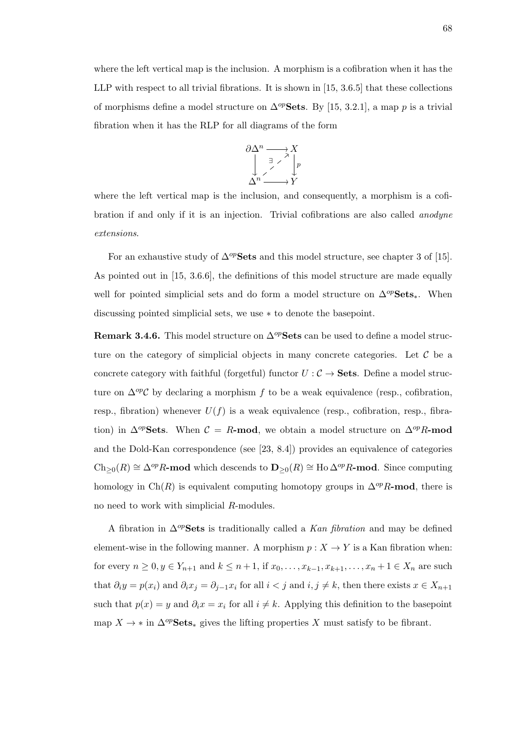where the left vertical map is the inclusion. A morphism is a cofibration when it has the LLP with respect to all trivial fibrations. It is shown in [15, 3.6.5] that these collections of morphisms define a model structure on $\Delta^{op}\mathbf{Sets}$. By [15, 3.2.1], a map $p$ is a trivial fibration when it has the RLP for all diagrams of the form

$$\begin{array}{ccc} \partial\Delta^n & \longrightarrow & X \\ \downarrow & \overset{\exists}{\nearrow} & \downarrow p \\ \Delta^n & \longrightarrow & Y \end{array}$$

where the left vertical map is the inclusion, and consequently, a morphism is a cofibration if and only if it is an injection. Trivial cofibrations are also called *anodyne extensions*.

For an exhaustive study of $\Delta^{op}\mathbf{Sets}$ and this model structure, see chapter 3 of [15]. As pointed out in [15, 3.6.6], the definitions of this model structure are made equally well for pointed simplicial sets and do form a model structure on $\Delta^{op}\mathbf{Sets}_*$. When discussing pointed simplicial sets, we use $*$ to denote the basepoint.

**Remark 3.4.6.** This model structure on $\Delta^{op}\mathbf{Sets}$ can be used to define a model structure on the category of simplicial objects in many concrete categories. Let $\mathcal{C}$ be a concrete category with faithful (forgetful) functor $U : \mathcal{C} \to \mathbf{Sets}$. Define a model structure on $\Delta^{op}\mathcal{C}$ by declaring a morphism $f$ to be a weak equivalence (resp., cofibration, resp., fibration) whenever $U(f)$ is a weak equivalence (resp., cofibration, resp., fibration) in $\Delta^{op}\mathbf{Sets}$. When $\mathcal{C} = R$-$\mathbf{mod}$, we obtain a model structure on $\Delta^{op}R$-$\mathbf{mod}$ and the Dold-Kan correspondence (see [23, 8.4]) provides an equivalence of categories $\mathrm{Ch}_{\geq 0}(R) \cong \Delta^{op}R$-$\mathbf{mod}$ which descends to $\mathbf{D}_{\geq 0}(R) \cong \mathrm{Ho}\,\Delta^{op}R$-$\mathbf{mod}$. Since computing homology in $\mathrm{Ch}(R)$ is equivalent computing homotopy groups in $\Delta^{op}R$-$\mathbf{mod}$, there is no need to work with simplicial $R$-modules.

A fibration in $\Delta^{op}\mathbf{Sets}$ is traditionally called a *Kan fibration* and may be defined element-wise in the following manner. A morphism $p : X \to Y$ is a Kan fibration when: for every $n \geq 0, y \in Y_{n+1}$ and $k \leq n+1$, if $x_0, \ldots, x_{k-1}, x_{k+1}, \ldots, x_n + 1 \in X_n$ are such that $\partial_i y = p(x_i)$ and $\partial_i x_j = \partial_{j-1} x_i$ for all $i < j$ and $i, j \neq k$, then there exists $x \in X_{n+1}$ such that $p(x) = y$ and $\partial_i x = x_i$ for all $i \neq k$. Applying this definition to the basepoint map $X \to *$ in $\Delta^{op}\mathbf{Sets}_*$ gives the lifting properties $X$ must satisfy to be fibrant.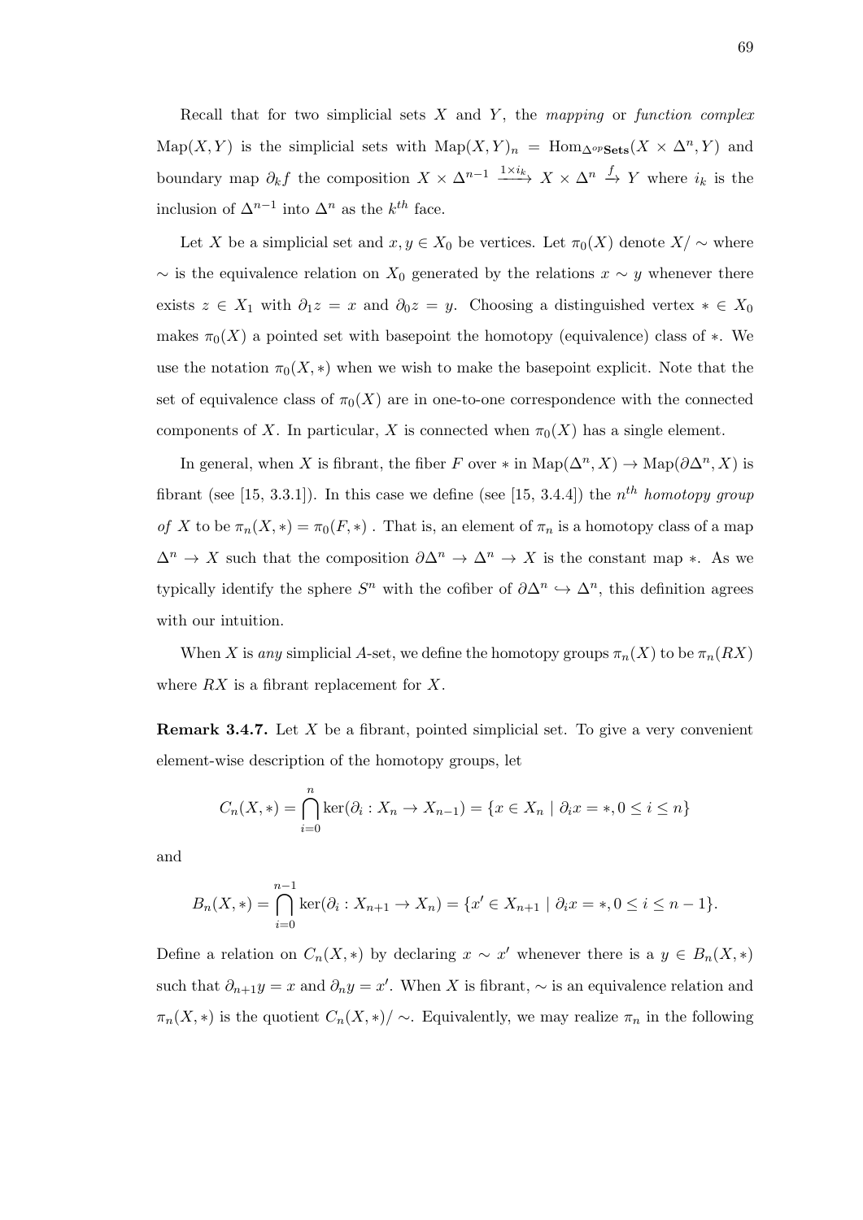Recall that for two simplicial sets $X$ and $Y$, the *mapping* or *function complex* $\mathrm{Map}(X, Y)$ is the simplicial sets with $\mathrm{Map}(X, Y)_n = \mathrm{Hom}_{\Delta^{op}\mathbf{Sets}}(X \times \Delta^n, Y)$ and boundary map $\partial_k f$ the composition $X \times \Delta^{n-1} \xrightarrow{1 \times i_k} X \times \Delta^n \xrightarrow{f} Y$ where $i_k$ is the inclusion of $\Delta^{n-1}$ into $\Delta^n$ as the $k^{th}$ face.

Let $X$ be a simplicial set and $x, y \in X_0$ be vertices. Let $\pi_0(X)$ denote $X/\sim$ where $\sim$ is the equivalence relation on $X_0$ generated by the relations $x \sim y$ whenever there exists $z \in X_1$ with $\partial_1 z = x$ and $\partial_0 z = y$. Choosing a distinguished vertex $* \in X_0$ makes $\pi_0(X)$ a pointed set with basepoint the homotopy (equivalence) class of $*$. We use the notation $\pi_0(X, *)$ when we wish to make the basepoint explicit. Note that the set of equivalence class of $\pi_0(X)$ are in one-to-one correspondence with the connected components of $X$. In particular, $X$ is connected when $\pi_0(X)$ has a single element.

In general, when $X$ is fibrant, the fiber $F$ over $*$ in $\mathrm{Map}(\Delta^n, X) \to \mathrm{Map}(\partial\Delta^n, X)$ is fibrant (see [15, 3.3.1]). In this case we define (see [15, 3.4.4]) the $n^{th}$ *homotopy group of* $X$ to be $\pi_n(X, *) = \pi_0(F, *)$ . That is, an element of $\pi_n$ is a homotopy class of a map $\Delta^n \to X$ such that the composition $\partial\Delta^n \to \Delta^n \to X$ is the constant map $*$. As we typically identify the sphere $S^n$ with the cofiber of $\partial\Delta^n \hookrightarrow \Delta^n$, this definition agrees with our intuition.

When $X$ is *any* simplicial $A$-set, we define the homotopy groups $\pi_n(X)$ to be $\pi_n(RX)$ where $RX$ is a fibrant replacement for $X$.

**Remark 3.4.7.** Let $X$ be a fibrant, pointed simplicial set. To give a very convenient element-wise description of the homotopy groups, let

$$C_n(X, *) = \bigcap_{i=0}^{n} \ker(\partial_i : X_n \to X_{n-1}) = \{x \in X_n \mid \partial_i x = *, 0 \leq i \leq n\}$$

and

$$B_n(X, *) = \bigcap_{i=0}^{n-1} \ker(\partial_i : X_{n+1} \to X_n) = \{x' \in X_{n+1} \mid \partial_i x = *, 0 \leq i \leq n-1\}.$$

Define a relation on $C_n(X, *)$ by declaring $x \sim x'$ whenever there is a $y \in B_n(X, *)$ such that $\partial_{n+1} y = x$ and $\partial_n y = x'$. When $X$ is fibrant, $\sim$ is an equivalence relation and $\pi_n(X, *)$ is the quotient $C_n(X, *)/\sim$. Equivalently, we may realize $\pi_n$ in the following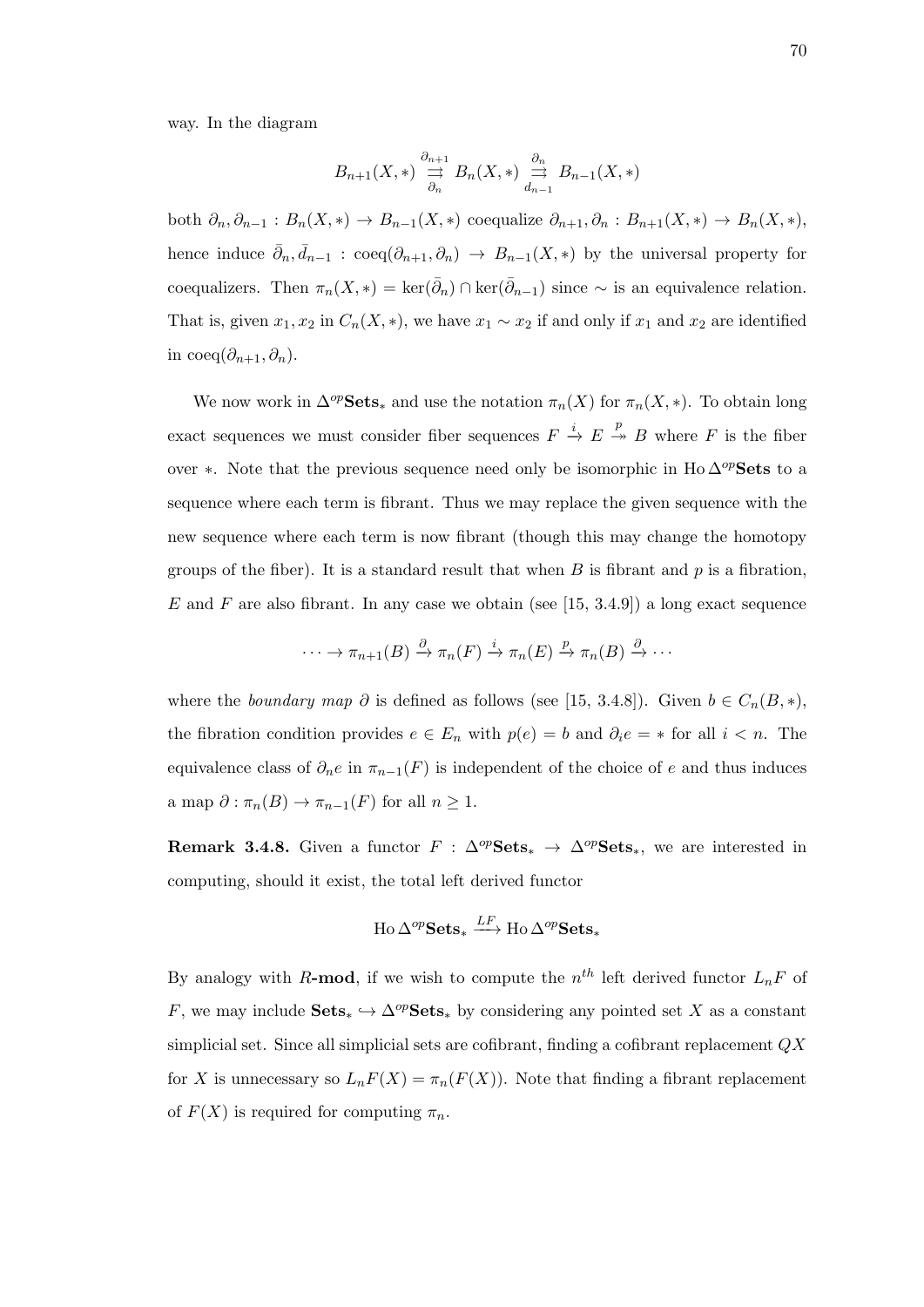way. In the diagram

$$B_{n+1}(X,*) \underset{\partial_n}{\overset{\partial_{n+1}}{\rightrightarrows}} B_n(X,*) \underset{d_{n-1}}{\overset{\partial_n}{\rightrightarrows}} B_{n-1}(X,*)$$

both $\partial_n, \partial_{n-1} : B_n(X,*) \to B_{n-1}(X,*)$ coequalize $\partial_{n+1}, \partial_n : B_{n+1}(X,*) \to B_n(X,*)$, hence induce $\bar{\partial}_n, \bar{d}_{n-1} : \operatorname{coeq}(\partial_{n+1}, \partial_n) \to B_{n-1}(X,*)$ by the universal property for coequalizers. Then $\pi_n(X,*) = \ker(\bar{\partial}_n) \cap \ker(\bar{\partial}_{n-1})$ since $\sim$ is an equivalence relation. That is, given $x_1, x_2$ in $C_n(X,*)$, we have $x_1 \sim x_2$ if and only if $x_1$ and $x_2$ are identified in $\operatorname{coeq}(\partial_{n+1}, \partial_n)$.

We now work in $\Delta^{op}\mathbf{Sets}_*$ and use the notation $\pi_n(X)$ for $\pi_n(X,*)$. To obtain long exact sequences we must consider fiber sequences $F \xrightarrow{i} E \overset{p}{\twoheadrightarrow} B$ where $F$ is the fiber over $*$. Note that the previous sequence need only be isomorphic in $\operatorname{Ho}\Delta^{op}\mathbf{Sets}$ to a sequence where each term is fibrant. Thus we may replace the given sequence with the new sequence where each term is now fibrant (though this may change the homotopy groups of the fiber). It is a standard result that when $B$ is fibrant and $p$ is a fibration, $E$ and $F$ are also fibrant. In any case we obtain (see [15, 3.4.9]) a long exact sequence

$$\cdots \to \pi_{n+1}(B) \xrightarrow{\partial} \pi_n(F) \xrightarrow{i} \pi_n(E) \xrightarrow{p} \pi_n(B) \xrightarrow{\partial} \cdots$$

where the *boundary map* $\partial$ is defined as follows (see [15, 3.4.8]). Given $b \in C_n(B,*)$, the fibration condition provides $e \in E_n$ with $p(e) = b$ and $\partial_i e = *$ for all $i < n$. The equivalence class of $\partial_n e$ in $\pi_{n-1}(F)$ is independent of the choice of $e$ and thus induces a map $\partial : \pi_n(B) \to \pi_{n-1}(F)$ for all $n \geq 1$.

**Remark 3.4.8.** Given a functor $F : \Delta^{op}\mathbf{Sets}_* \to \Delta^{op}\mathbf{Sets}_*$, we are interested in computing, should it exist, the total left derived functor

$$\operatorname{Ho}\Delta^{op}\mathbf{Sets}_* \xrightarrow{LF} \operatorname{Ho}\Delta^{op}\mathbf{Sets}_*$$

By analogy with $R$-**mod**, if we wish to compute the $n^{th}$ left derived functor $L_nF$ of $F$, we may include $\mathbf{Sets}_* \hookrightarrow \Delta^{op}\mathbf{Sets}_*$ by considering any pointed set $X$ as a constant simplicial set. Since all simplicial sets are cofibrant, finding a cofibrant replacement $QX$ for $X$ is unnecessary so $L_nF(X) = \pi_n(F(X))$. Note that finding a fibrant replacement of $F(X)$ is required for computing $\pi_n$.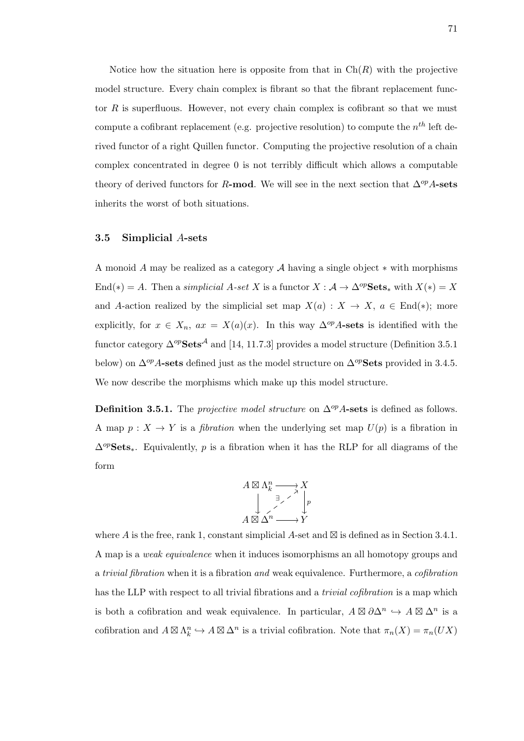Notice how the situation here is opposite from that in $\mathrm{Ch}(R)$ with the projective model structure. Every chain complex is fibrant so that the fibrant replacement functor $R$ is superfluous. However, not every chain complex is cofibrant so that we must compute a cofibrant replacement (e.g. projective resolution) to compute the $n^{th}$ left derived functor of a right Quillen functor. Computing the projective resolution of a chain complex concentrated in degree 0 is not terribly difficult which allows a computable theory of derived functors for $R$**-mod**. We will see in the next section that $\Delta^{op}A$**-sets** inherits the worst of both situations.

### 3.5 Simplicial $A$-sets

A monoid $A$ may be realized as a category $\mathcal{A}$ having a single object $*$ with morphisms $\mathrm{End}(*) = A$. Then a *simplicial $A$-set* $X$ is a functor $X : \mathcal{A} \to \Delta^{op}\mathbf{Sets}_*$ with $X(*) = X$ and $A$-action realized by the simplicial set map $X(a) : X \to X$, $a \in \mathrm{End}(*)$; more explicitly, for $x \in X_n$, $ax = X(a)(x)$. In this way $\Delta^{op}A$**-sets** is identified with the functor category $\Delta^{op}\mathbf{Sets}^{\mathcal{A}}$ and [14, 11.7.3] provides a model structure (Definition 3.5.1 below) on $\Delta^{op}A$**-sets** defined just as the model structure on $\Delta^{op}\mathbf{Sets}$ provided in 3.4.5. We now describe the morphisms which make up this model structure.

**Definition 3.5.1.** The *projective model structure* on $\Delta^{op}A$**-sets** is defined as follows. A map $p : X \to Y$ is a *fibration* when the underlying set map $U(p)$ is a fibration in $\Delta^{op}\mathbf{Sets}_*$. Equivalently, $p$ is a fibration when it has the RLP for all diagrams of the form

$$\begin{array}{ccc} A \boxtimes \Lambda^n_k & \longrightarrow & X \\ \downarrow & \overset{\exists}{\nearrow} & \downarrow p \\ A \boxtimes \Delta^n & \longrightarrow & Y \end{array}$$

where $A$ is the free, rank 1, constant simplicial $A$-set and $\boxtimes$ is defined as in Section 3.4.1. A map is a *weak equivalence* when it induces isomorphisms an all homotopy groups and a *trivial fibration* when it is a fibration *and* weak equivalence. Furthermore, a *cofibration* has the LLP with respect to all trivial fibrations and a *trivial cofibration* is a map which is both a cofibration and weak equivalence. In particular, $A \boxtimes \partial\Delta^n \hookrightarrow A \boxtimes \Delta^n$ is a cofibration and $A \boxtimes \Lambda^n_k \hookrightarrow A \boxtimes \Delta^n$ is a trivial cofibration. Note that $\pi_n(X) = \pi_n(UX)$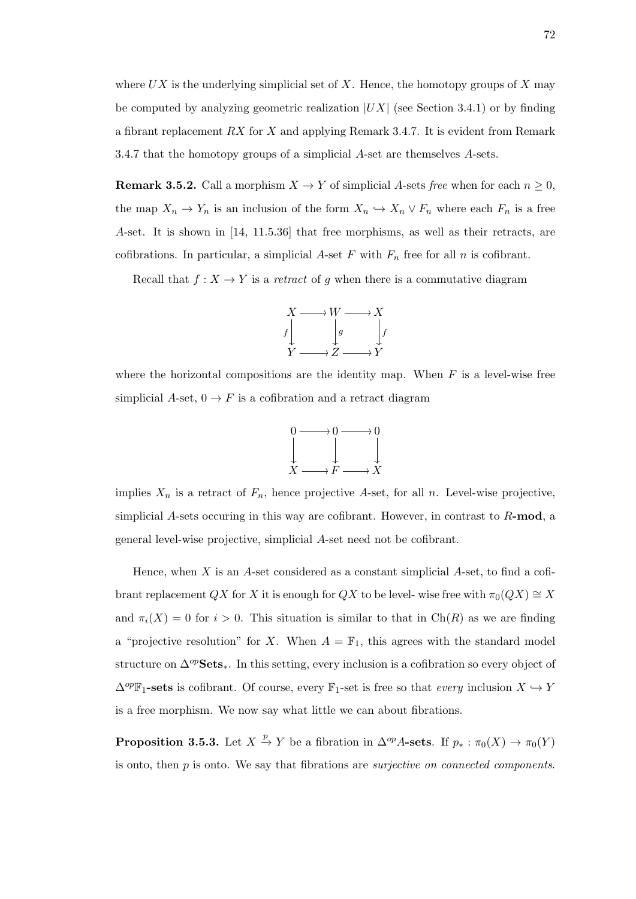where $UX$ is the underlying simplicial set of $X$. Hence, the homotopy groups of $X$ may be computed by analyzing geometric realization $|UX|$ (see Section 3.4.1) or by finding a fibrant replacement $RX$ for $X$ and applying Remark 3.4.7. It is evident from Remark 3.4.7 that the homotopy groups of a simplicial $A$-set are themselves $A$-sets.

**Remark 3.5.2.** Call a morphism $X \to Y$ of simplicial $A$-sets *free* when for each $n \geq 0$, the map $X_n \to Y_n$ is an inclusion of the form $X_n \hookrightarrow X_n \vee F_n$ where each $F_n$ is a free $A$-set. It is shown in [14, 11.5.36] that free morphisms, as well as their retracts, are cofibrations. In particular, a simplicial $A$-set $F$ with $F_n$ free for all $n$ is cofibrant.

Recall that $f : X \to Y$ is a *retract* of $g$ when there is a commutative diagram

$$\begin{array}{ccccc} X & \longrightarrow & W & \longrightarrow & X \\ {\scriptstyle f}\downarrow & & \downarrow{\scriptstyle g} & & \downarrow{\scriptstyle f} \\ Y & \longrightarrow & Z & \longrightarrow & Y \end{array}$$

where the horizontal compositions are the identity map. When $F$ is a level-wise free simplicial $A$-set, $0 \to F$ is a cofibration and a retract diagram

$$\begin{array}{ccccc} 0 & \longrightarrow & 0 & \longrightarrow & 0 \\ \downarrow & & \downarrow & & \downarrow \\ X & \longrightarrow & F & \longrightarrow & X \end{array}$$

implies $X_n$ is a retract of $F_n$, hence projective $A$-set, for all $n$. Level-wise projective, simplicial $A$-sets occuring in this way are cofibrant. However, in contrast to $R$-**mod**, a general level-wise projective, simplicial $A$-set need not be cofibrant.

Hence, when $X$ is an $A$-set considered as a constant simplicial $A$-set, to find a cofibrant replacement $QX$ for $X$ it is enough for $QX$ to be level- wise free with $\pi_0(QX) \cong X$ and $\pi_i(X) = 0$ for $i > 0$. This situation is similar to that in $\mathrm{Ch}(R)$ as we are finding a "projective resolution" for $X$. When $A = \mathbb{F}_1$, this agrees with the standard model structure on $\Delta^{op}\mathbf{Sets}_*$. In this setting, every inclusion is a cofibration so every object of $\Delta^{op}\mathbb{F}_1$**-sets** is cofibrant. Of course, every $\mathbb{F}_1$-set is free so that *every* inclusion $X \hookrightarrow Y$ is a free morphism. We now say what little we can about fibrations.

**Proposition 3.5.3.** Let $X \xrightarrow{p} Y$ be a fibration in $\Delta^{op}A$**-sets**. If $p_* : \pi_0(X) \to \pi_0(Y)$ is onto, then $p$ is onto. We say that fibrations are *surjective on connected components*.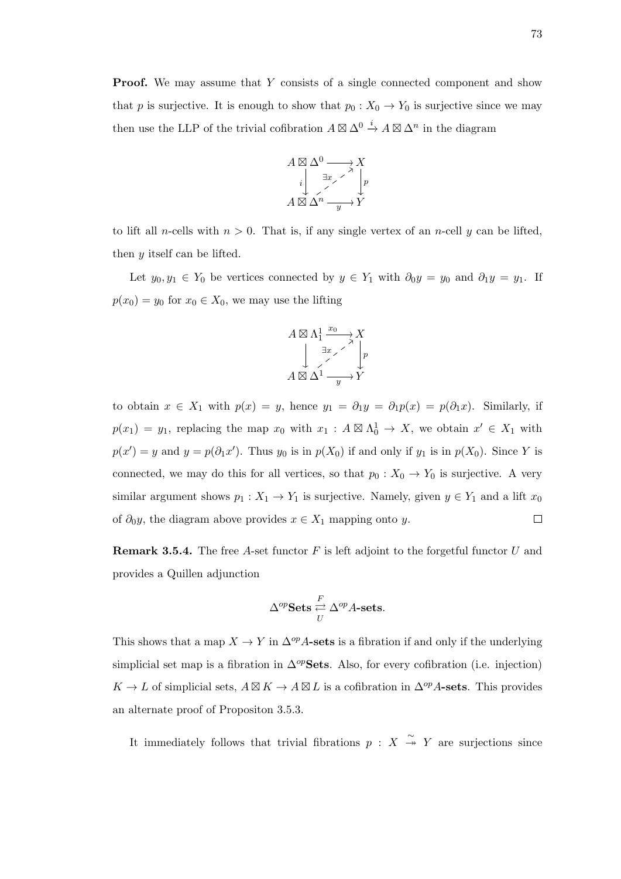**Proof.** We may assume that $Y$ consists of a single connected component and show that $p$ is surjective. It is enough to show that $p_0 : X_0 \to Y_0$ is surjective since we may then use the LLP of the trivial cofibration $A \boxtimes \Delta^0 \xrightarrow{i} A \boxtimes \Delta^n$ in the diagram

$$\begin{array}{ccc} A \boxtimes \Delta^0 & \longrightarrow & X \\ {\scriptstyle i}\downarrow & \overset{\exists x}{\nearrow} & \downarrow{\scriptstyle p} \\ A \boxtimes \Delta^n & \xrightarrow[y]{} & Y \end{array}$$

to lift all $n$-cells with $n > 0$. That is, if any single vertex of an $n$-cell $y$ can be lifted, then $y$ itself can be lifted.

Let $y_0, y_1 \in Y_0$ be vertices connected by $y \in Y_1$ with $\partial_0 y = y_0$ and $\partial_1 y = y_1$. If $p(x_0) = y_0$ for $x_0 \in X_0$, we may use the lifting

$$\begin{array}{ccc} A \boxtimes \Lambda^1_1 & \xrightarrow{x_0} & X \\ \downarrow & \overset{\exists x}{\nearrow} & \downarrow{\scriptstyle p} \\ A \boxtimes \Delta^1 & \xrightarrow[y]{} & Y \end{array}$$

to obtain $x \in X_1$ with $p(x) = y$, hence $y_1 = \partial_1 y = \partial_1 p(x) = p(\partial_1 x)$. Similarly, if $p(x_1) = y_1$, replacing the map $x_0$ with $x_1 : A \boxtimes \Lambda^1_0 \to X$, we obtain $x' \in X_1$ with $p(x') = y$ and $y = p(\partial_1 x')$. Thus $y_0$ is in $p(X_0)$ if and only if $y_1$ is in $p(X_0)$. Since $Y$ is connected, we may do this for all vertices, so that $p_0 : X_0 \to Y_0$ is surjective. A very similar argument shows $p_1 : X_1 \to Y_1$ is surjective. Namely, given $y \in Y_1$ and a lift $x_0$ of $\partial_0 y$, the diagram above provides $x \in X_1$ mapping onto $y$. $\square$

**Remark 3.5.4.** The free $A$-set functor $F$ is left adjoint to the forgetful functor $U$ and provides a Quillen adjunction

$$\Delta^{op}\mathbf{Sets} \underset{U}{\overset{F}{\rightleftarrows}} \Delta^{op}A\text{-}\mathbf{sets}.$$

This shows that a map $X \to Y$ in $\Delta^{op}A$-**sets** is a fibration if and only if the underlying simplicial set map is a fibration in $\Delta^{op}$**Sets**. Also, for every cofibration (i.e. injection) $K \to L$ of simplicial sets, $A \boxtimes K \to A \boxtimes L$ is a cofibration in $\Delta^{op}A$-**sets**. This provides an alternate proof of Propositon 3.5.3.

It immediately follows that trivial fibrations $p : X \overset{\sim}{\twoheadrightarrow} Y$ are surjections since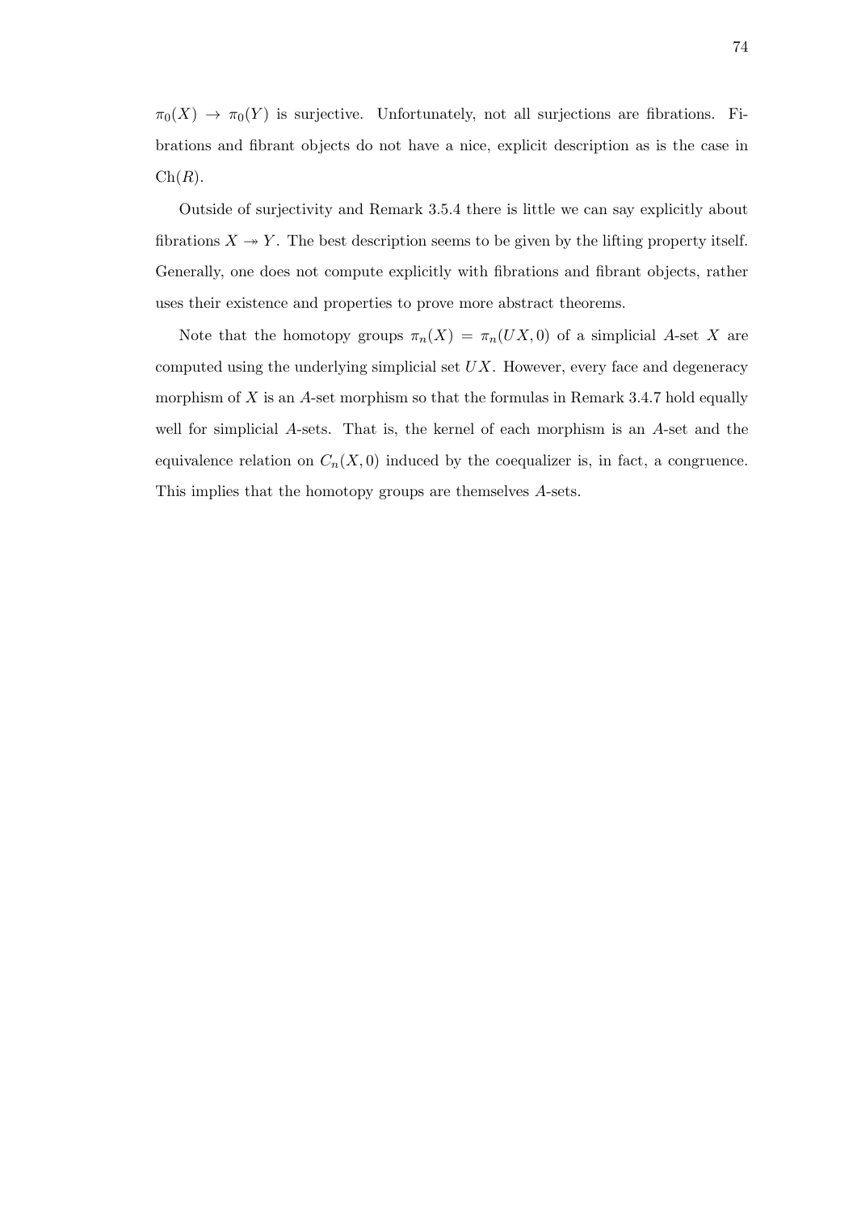$\pi_0(X) \to \pi_0(Y)$ is surjective. Unfortunately, not all surjections are fibrations. Fibrations and fibrant objects do not have a nice, explicit description as is the case in $\mathrm{Ch}(R)$.

Outside of surjectivity and Remark 3.5.4 there is little we can say explicitly about fibrations $X \twoheadrightarrow Y$. The best description seems to be given by the lifting property itself. Generally, one does not compute explicitly with fibrations and fibrant objects, rather uses their existence and properties to prove more abstract theorems.

Note that the homotopy groups $\pi_n(X) = \pi_n(UX, 0)$ of a simplicial $A$-set $X$ are computed using the underlying simplicial set $UX$. However, every face and degeneracy morphism of $X$ is an $A$-set morphism so that the formulas in Remark 3.4.7 hold equally well for simplicial $A$-sets. That is, the kernel of each morphism is an $A$-set and the equivalence relation on $C_n(X, 0)$ induced by the coequalizer is, in fact, a congruence. This implies that the homotopy groups are themselves $A$-sets.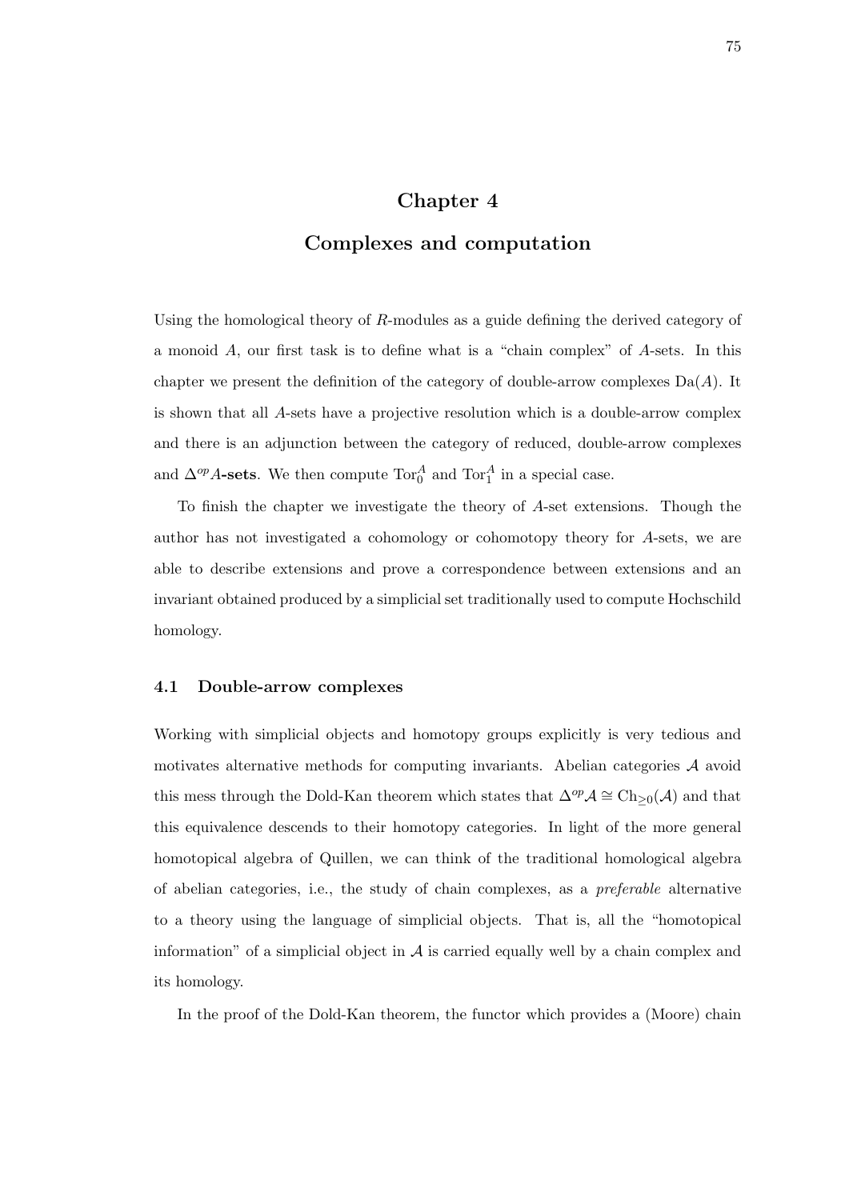# Chapter 4

# Complexes and computation

Using the homological theory of $R$-modules as a guide defining the derived category of a monoid $A$, our first task is to define what is a "chain complex" of $A$-sets. In this chapter we present the definition of the category of double-arrow complexes $\mathrm{Da}(A)$. It is shown that all $A$-sets have a projective resolution which is a double-arrow complex and there is an adjunction between the category of reduced, double-arrow complexes and $\Delta^{op}A$**-sets**. We then compute $\mathrm{Tor}_0^A$ and $\mathrm{Tor}_1^A$ in a special case.

To finish the chapter we investigate the theory of $A$-set extensions. Though the author has not investigated a cohomology or cohomotopy theory for $A$-sets, we are able to describe extensions and prove a correspondence between extensions and an invariant obtained produced by a simplicial set traditionally used to compute Hochschild homology.

## 4.1 Double-arrow complexes

Working with simplicial objects and homotopy groups explicitly is very tedious and motivates alternative methods for computing invariants. Abelian categories $\mathcal{A}$ avoid this mess through the Dold-Kan theorem which states that $\Delta^{op}\mathcal{A} \cong \mathrm{Ch}_{\geq 0}(\mathcal{A})$ and that this equivalence descends to their homotopy categories. In light of the more general homotopical algebra of Quillen, we can think of the traditional homological algebra of abelian categories, i.e., the study of chain complexes, as a *preferable* alternative to a theory using the language of simplicial objects. That is, all the "homotopical information" of a simplicial object in $\mathcal{A}$ is carried equally well by a chain complex and its homology.

In the proof of the Dold-Kan theorem, the functor which provides a (Moore) chain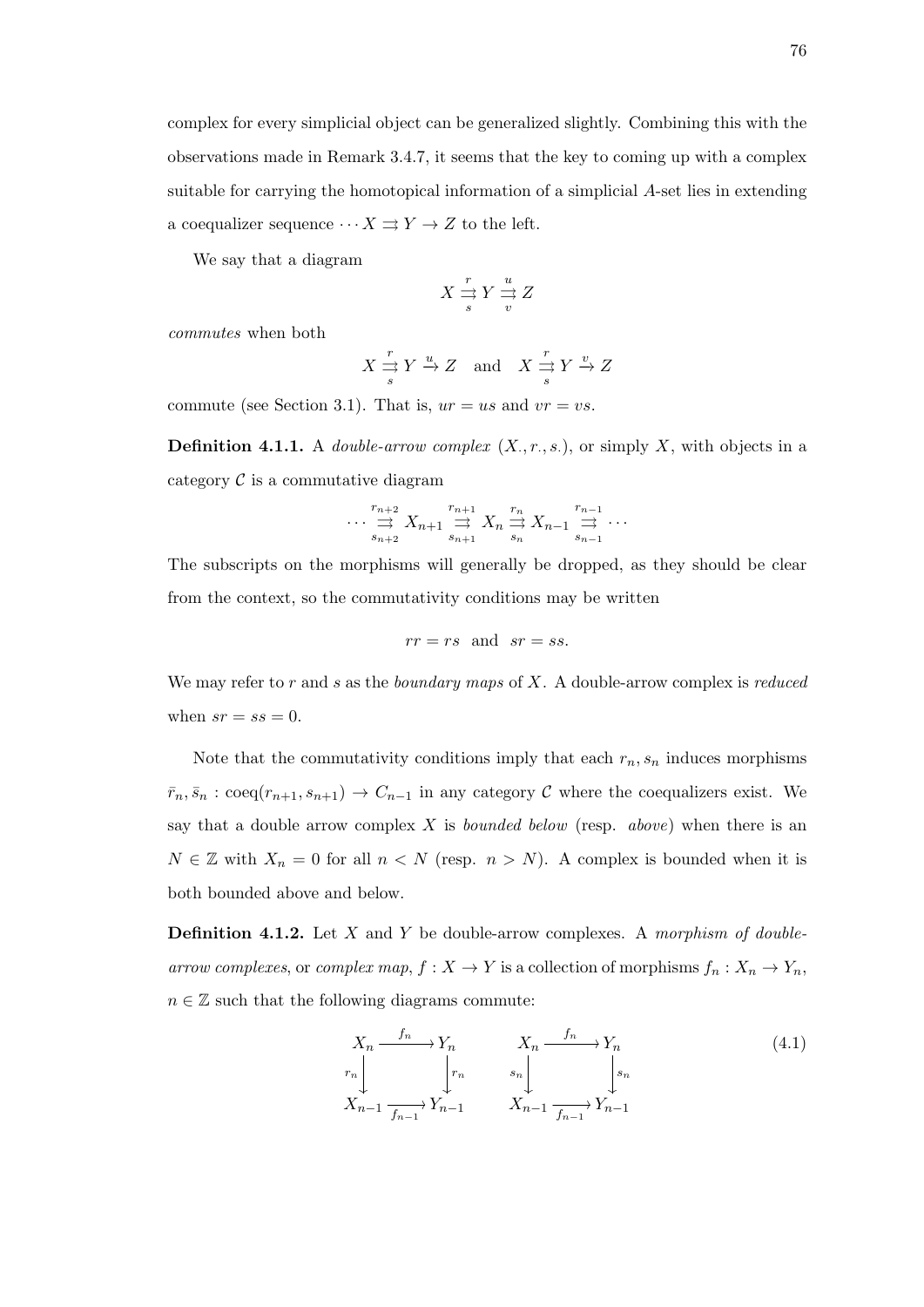complex for every simplicial object can be generalized slightly. Combining this with the observations made in Remark 3.4.7, it seems that the key to coming up with a complex suitable for carrying the homotopical information of a simplicial $A$-set lies in extending a coequalizer sequence $\cdots X \rightrightarrows Y \to Z$ to the left.

We say that a diagram

$$X \underset{s}{\overset{r}{\rightrightarrows}} Y \underset{v}{\overset{u}{\rightrightarrows}} Z$$

*commutes* when both

$$X \underset{s}{\overset{r}{\rightrightarrows}} Y \xrightarrow{u} Z \quad \text{and} \quad X \underset{s}{\overset{r}{\rightrightarrows}} Y \xrightarrow{v} Z$$

commute (see Section 3.1). That is, $ur = us$ and $vr = vs$.

**Definition 4.1.1.** A *double-arrow complex* $(X_., r_., s_.)$, or simply $X$, with objects in a category $\mathcal{C}$ is a commutative diagram

$$\cdots \underset{s_{n+2}}{\overset{r_{n+2}}{\rightrightarrows}} X_{n+1} \underset{s_{n+1}}{\overset{r_{n+1}}{\rightrightarrows}} X_n \underset{s_n}{\overset{r_n}{\rightrightarrows}} X_{n-1} \underset{s_{n-1}}{\overset{r_{n-1}}{\rightrightarrows}} \cdots$$

The subscripts on the morphisms will generally be dropped, as they should be clear from the context, so the commutativity conditions may be written

$$rr = rs \quad \text{and} \quad sr = ss.$$

We may refer to $r$ and $s$ as the *boundary maps* of $X$. A double-arrow complex is *reduced* when $sr = ss = 0$.

Note that the commutativity conditions imply that each $r_n, s_n$ induces morphisms $\bar{r}_n, \bar{s}_n : \text{coeq}(r_{n+1}, s_{n+1}) \to C_{n-1}$ in any category $\mathcal{C}$ where the coequalizers exist. We say that a double arrow complex $X$ is *bounded below* (resp. *above*) when there is an $N \in \mathbb{Z}$ with $X_n = 0$ for all $n < N$ (resp. $n > N$). A complex is bounded when it is both bounded above and below.

**Definition 4.1.2.** Let $X$ and $Y$ be double-arrow complexes. A *morphism of double-arrow complexes*, or *complex map*, $f : X \to Y$ is a collection of morphisms $f_n : X_n \to Y_n$, $n \in \mathbb{Z}$ such that the following diagrams commute:

$$\begin{array}{ccc} X_n & \xrightarrow{f_n} & Y_n \\ {\scriptstyle r_n}\downarrow & & \downarrow{\scriptstyle r_n} \\ X_{n-1} & \xrightarrow[f_{n-1}]{} & Y_{n-1} \end{array} \qquad \begin{array}{ccc} X_n & \xrightarrow{f_n} & Y_n \\ {\scriptstyle s_n}\downarrow & & \downarrow{\scriptstyle s_n} \\ X_{n-1} & \xrightarrow[f_{n-1}]{} & Y_{n-1} \end{array} \tag{4.1}$$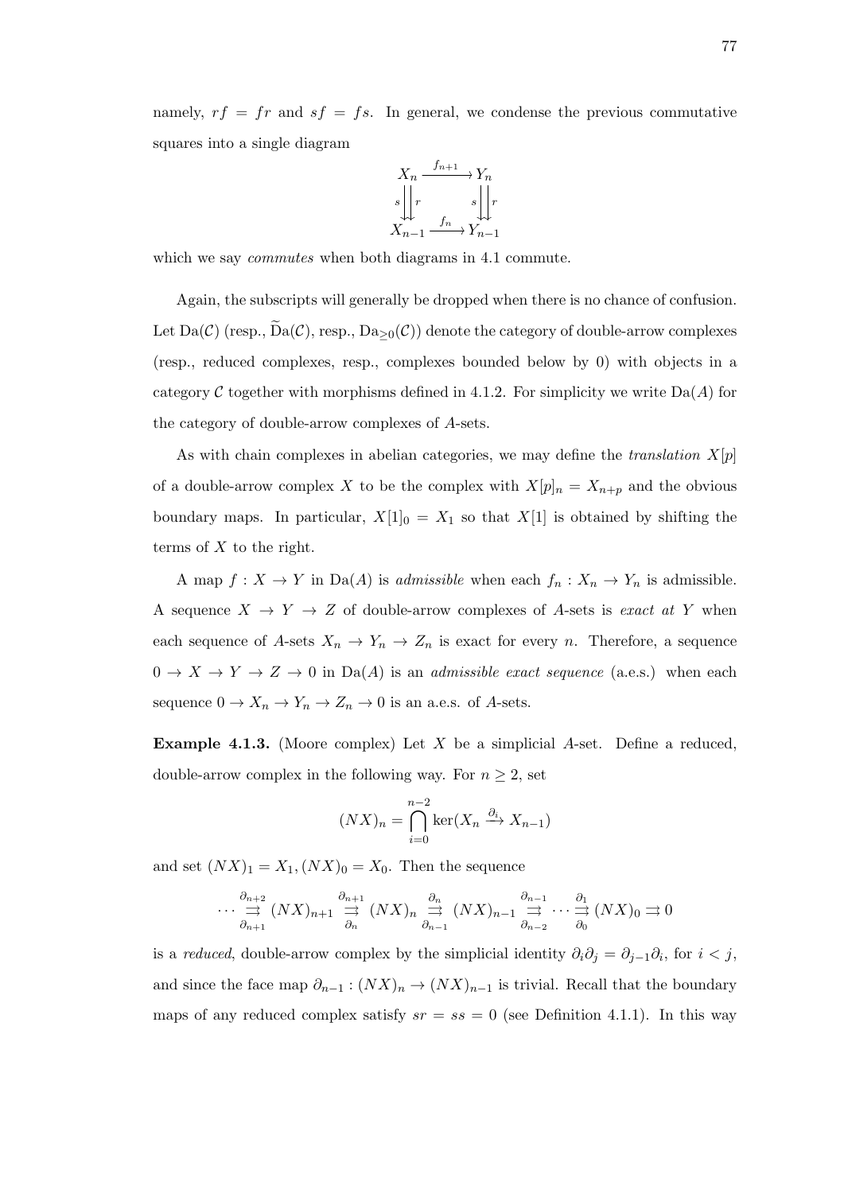namely, $rf = fr$ and $sf = fs$. In general, we condense the previous commutative squares into a single diagram

$$\begin{array}{ccc} X_n & \xrightarrow{f_{n+1}} & Y_n \\ s \Big\downarrow\Big\downarrow r & & s \Big\downarrow\Big\downarrow r \\ X_{n-1} & \xrightarrow{f_n} & Y_{n-1} \end{array}$$

which we say *commutes* when both diagrams in 4.1 commute.

Again, the subscripts will generally be dropped when there is no chance of confusion. Let $\mathrm{Da}(\mathcal{C})$ (resp., $\widetilde{\mathrm{D}}\mathrm{a}(\mathcal{C})$, resp., $\mathrm{Da}_{\geq 0}(\mathcal{C})$) denote the category of double-arrow complexes (resp., reduced complexes, resp., complexes bounded below by 0) with objects in a category $\mathcal{C}$ together with morphisms defined in 4.1.2. For simplicity we write $\mathrm{Da}(A)$ for the category of double-arrow complexes of $A$-sets.

As with chain complexes in abelian categories, we may define the *translation* $X[p]$ of a double-arrow complex $X$ to be the complex with $X[p]_n = X_{n+p}$ and the obvious boundary maps. In particular, $X[1]_0 = X_1$ so that $X[1]$ is obtained by shifting the terms of $X$ to the right.

A map $f : X \to Y$ in $\mathrm{Da}(A)$ is *admissible* when each $f_n : X_n \to Y_n$ is admissible. A sequence $X \to Y \to Z$ of double-arrow complexes of $A$-sets is *exact at* $Y$ when each sequence of $A$-sets $X_n \to Y_n \to Z_n$ is exact for every $n$. Therefore, a sequence $0 \to X \to Y \to Z \to 0$ in $\mathrm{Da}(A)$ is an *admissible exact sequence* (a.e.s.) when each sequence $0 \to X_n \to Y_n \to Z_n \to 0$ is an a.e.s. of $A$-sets.

**Example 4.1.3.** (Moore complex) Let $X$ be a simplicial $A$-set. Define a reduced, double-arrow complex in the following way. For $n \geq 2$, set

$$(NX)_n = \bigcap_{i=0}^{n-2} \ker(X_n \xrightarrow{\partial_i} X_{n-1})$$

and set $(NX)_1 = X_1, (NX)_0 = X_0$. Then the sequence

$$\cdots \underset{\partial_{n+1}}{\overset{\partial_{n+2}}{\rightrightarrows}} (NX)_{n+1} \underset{\partial_n}{\overset{\partial_{n+1}}{\rightrightarrows}} (NX)_n \underset{\partial_{n-1}}{\overset{\partial_n}{\rightrightarrows}} (NX)_{n-1} \underset{\partial_{n-2}}{\overset{\partial_{n-1}}{\rightrightarrows}} \cdots \underset{\partial_0}{\overset{\partial_1}{\rightrightarrows}} (NX)_0 \rightrightarrows 0$$

is a *reduced*, double-arrow complex by the simplicial identity $\partial_i \partial_j = \partial_{j-1}\partial_i$, for $i < j$, and since the face map $\partial_{n-1} : (NX)_n \to (NX)_{n-1}$ is trivial. Recall that the boundary maps of any reduced complex satisfy $sr = ss = 0$ (see Definition 4.1.1). In this way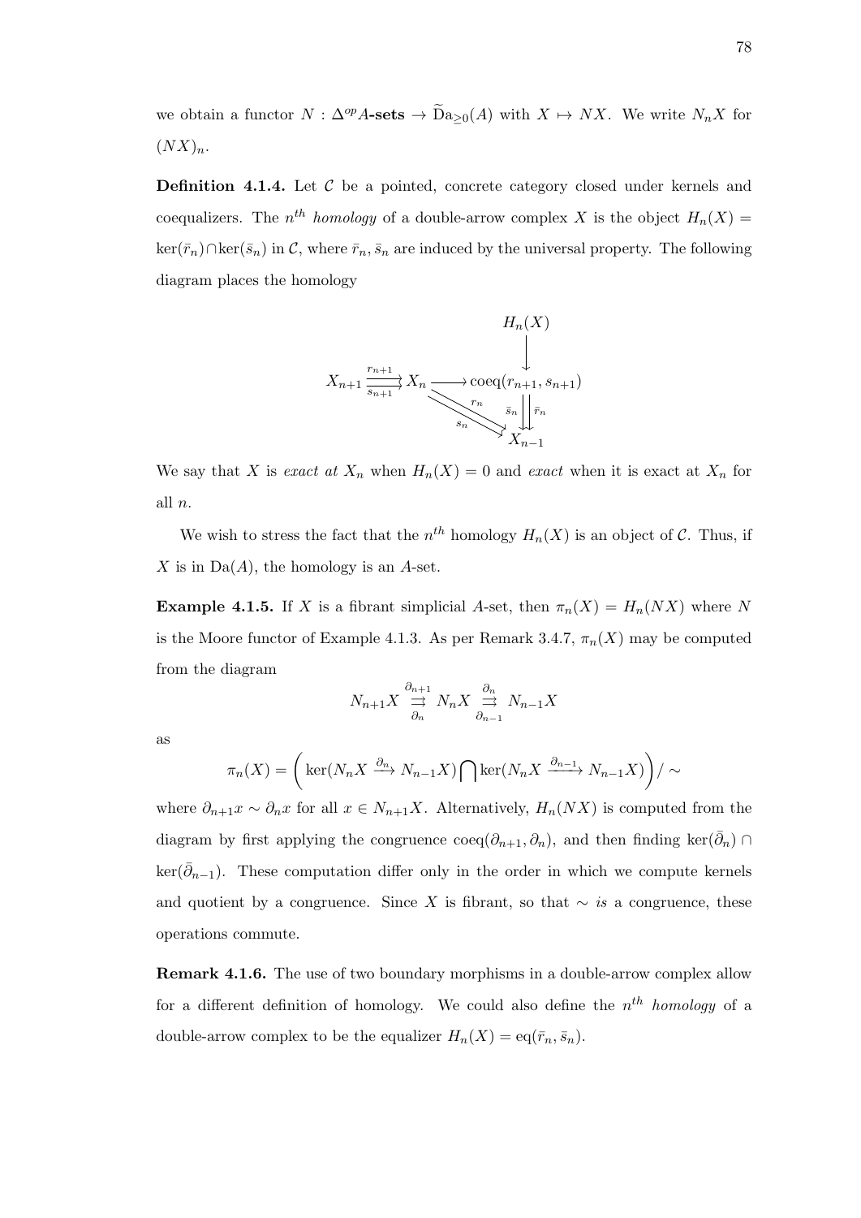we obtain a functor $N : \Delta^{op}A\textbf{-sets} \to \widetilde{\mathrm{D}}\mathrm{a}_{\geq 0}(A)$ with $X \mapsto NX$. We write $N_nX$ for $(NX)_n$.

**Definition 4.1.4.** Let $\mathcal{C}$ be a pointed, concrete category closed under kernels and coequalizers. The $n^{th}$ *homology* of a double-arrow complex $X$ is the object $H_n(X) = \ker(\bar{r}_n) \cap \ker(\bar{s}_n)$ in $\mathcal{C}$, where $\bar{r}_n, \bar{s}_n$ are induced by the universal property. The following diagram places the homology

$$
\begin{array}{ccccc}
 & & & & H_n(X) \\
 & & & & \downarrow \\
X_{n+1} & \overset{r_{n+1}}{\underset{s_{n+1}}{\rightrightarrows}} & X_n & \longrightarrow & \mathrm{coeq}(r_{n+1}, s_{n+1}) \\
 & & & \searrow\searrow^{r_n}_{s_n} & \bar{s}_n \downarrow\downarrow \bar{r}_n \\
 & & & & X_{n-1}
\end{array}
$$

We say that $X$ is *exact at* $X_n$ when $H_n(X) = 0$ and *exact* when it is exact at $X_n$ for all $n$.

We wish to stress the fact that the $n^{th}$ homology $H_n(X)$ is an object of $\mathcal{C}$. Thus, if $X$ is in $\mathrm{Da}(A)$, the homology is an $A$-set.

**Example 4.1.5.** If $X$ is a fibrant simplicial $A$-set, then $\pi_n(X) = H_n(NX)$ where $N$ is the Moore functor of Example 4.1.3. As per Remark 3.4.7, $\pi_n(X)$ may be computed from the diagram

$$
N_{n+1}X \overset{\partial_{n+1}}{\underset{\partial_n}{\rightrightarrows}} N_nX \overset{\partial_n}{\underset{\partial_{n-1}}{\rightrightarrows}} N_{n-1}X
$$

as

$$
\pi_n(X) = \left( \ker(N_nX \xrightarrow{\partial_n} N_{n-1}X) \bigcap \ker(N_nX \xrightarrow{\partial_{n-1}} N_{n-1}X) \right) / \sim
$$

where $\partial_{n+1}x \sim \partial_n x$ for all $x \in N_{n+1}X$. Alternatively, $H_n(NX)$ is computed from the diagram by first applying the congruence $\mathrm{coeq}(\partial_{n+1}, \partial_n)$, and then finding $\ker(\bar{\partial}_n) \cap \ker(\bar{\partial}_{n-1})$. These computation differ only in the order in which we compute kernels and quotient by a congruence. Since $X$ is fibrant, so that $\sim$ *is* a congruence, these operations commute.

**Remark 4.1.6.** The use of two boundary morphisms in a double-arrow complex allow for a different definition of homology. We could also define the $n^{th}$ *homology* of a double-arrow complex to be the equalizer $H_n(X) = \mathrm{eq}(\bar{r}_n, \bar{s}_n)$.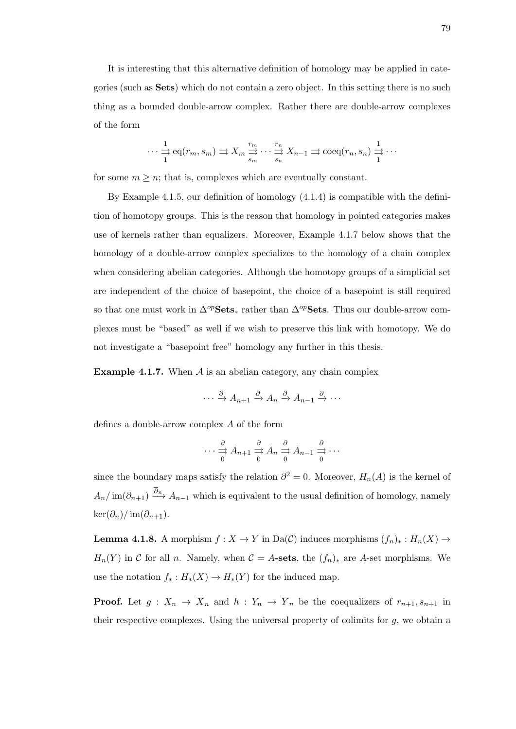It is interesting that this alternative definition of homology may be applied in categories (such as **Sets**) which do not contain a zero object. In this setting there is no such thing as a bounded double-arrow complex. Rather there are double-arrow complexes of the form

$$\cdots \underset{1}{\overset{1}{\rightrightarrows}} \mathrm{eq}(r_m, s_m) \rightrightarrows X_m \underset{s_m}{\overset{r_m}{\rightrightarrows}} \cdots \underset{s_n}{\overset{r_n}{\rightrightarrows}} X_{n-1} \rightrightarrows \mathrm{coeq}(r_n, s_n) \underset{1}{\overset{1}{\rightrightarrows}} \cdots$$

for some $m \geq n$; that is, complexes which are eventually constant.

By Example 4.1.5, our definition of homology (4.1.4) is compatible with the definition of homotopy groups. This is the reason that homology in pointed categories makes use of kernels rather than equalizers. Moreover, Example 4.1.7 below shows that the homology of a double-arrow complex specializes to the homology of a chain complex when considering abelian categories. Although the homotopy groups of a simplicial set are independent of the choice of basepoint, the choice of a basepoint is still required so that one must work in $\Delta^{op}\mathbf{Sets}_*$ rather than $\Delta^{op}\mathbf{Sets}$. Thus our double-arrow complexes must be "based" as well if we wish to preserve this link with homotopy. We do not investigate a "basepoint free" homology any further in this thesis.

**Example 4.1.7.** When $\mathcal{A}$ is an abelian category, any chain complex

$$\cdots \xrightarrow{\partial} A_{n+1} \xrightarrow{\partial} A_n \xrightarrow{\partial} A_{n-1} \xrightarrow{\partial} \cdots$$

defines a double-arrow complex $A$ of the form

$$\cdots \underset{0}{\overset{\partial}{\rightrightarrows}} A_{n+1} \underset{0}{\overset{\partial}{\rightrightarrows}} A_n \underset{0}{\overset{\partial}{\rightrightarrows}} A_{n-1} \underset{0}{\overset{\partial}{\rightrightarrows}} \cdots$$

since the boundary maps satisfy the relation $\partial^2 = 0$. Moreover, $H_n(A)$ is the kernel of $A_n/\operatorname{im}(\partial_{n+1}) \xrightarrow{\overline{\partial}_n} A_{n-1}$ which is equivalent to the usual definition of homology, namely $\ker(\partial_n)/\operatorname{im}(\partial_{n+1})$.

**Lemma 4.1.8.** A morphism $f : X \to Y$ in $\mathrm{Da}(\mathcal{C})$ induces morphisms $(f_n)_* : H_n(X) \to H_n(Y)$ in $\mathcal{C}$ for all $n$. Namely, when $\mathcal{C} = A$**-sets**, the $(f_n)_*$ are $A$-set morphisms. We use the notation $f_* : H_*(X) \to H_*(Y)$ for the induced map.

**Proof.** Let $g : X_n \to \overline{X}_n$ and $h : Y_n \to \overline{Y}_n$ be the coequalizers of $r_{n+1}, s_{n+1}$ in their respective complexes. Using the universal property of colimits for $g$, we obtain a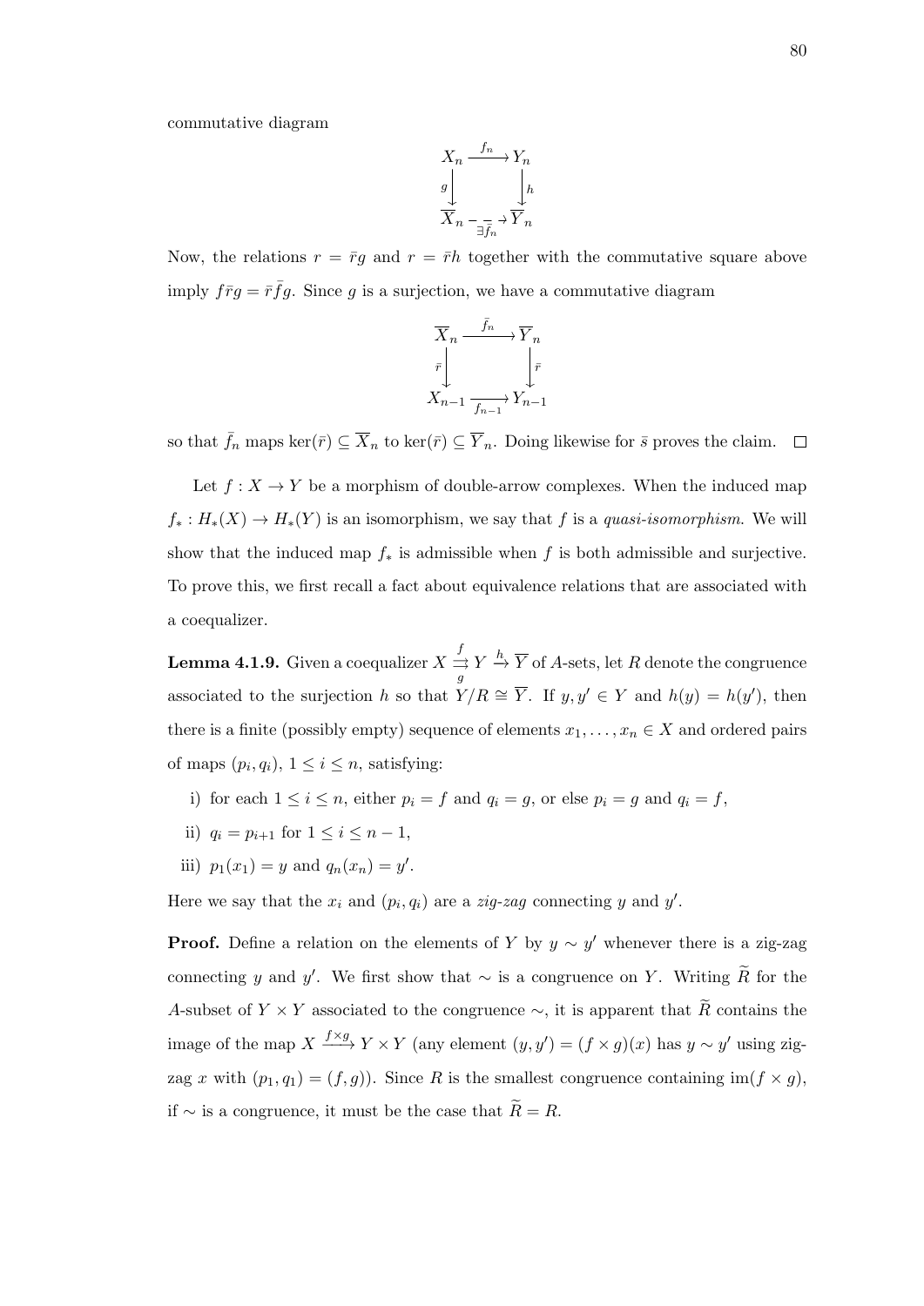commutative diagram

$$\begin{array}{ccc} X_n & \xrightarrow{f_n} & Y_n \\ {\scriptstyle g}\downarrow & & \downarrow{\scriptstyle h} \\ \overline{X}_n & \underset{\exists \bar{f}_n}{\dashrightarrow} & \overline{Y}_n \end{array}$$

Now, the relations $r = \bar{r}g$ and $r = \bar{r}h$ together with the commutative square above imply $f\bar{r}g = \bar{r}\bar{f}g$. Since $g$ is a surjection, we have a commutative diagram

$$\begin{array}{ccc} \overline{X}_n & \xrightarrow{\bar{f}_n} & \overline{Y}_n \\ {\scriptstyle \bar{r}}\downarrow & & \downarrow{\scriptstyle \bar{r}} \\ X_{n-1} & \underset{f_{n-1}}{\longrightarrow} & Y_{n-1} \end{array}$$

so that $\bar{f}_n$ maps $\ker(\bar{r}) \subseteq \overline{X}_n$ to $\ker(\bar{r}) \subseteq \overline{Y}_n$. Doing likewise for $\bar{s}$ proves the claim. $\square$

Let $f : X \to Y$ be a morphism of double-arrow complexes. When the induced map $f_* : H_*(X) \to H_*(Y)$ is an isomorphism, we say that $f$ is a *quasi-isomorphism*. We will show that the induced map $f_*$ is admissible when $f$ is both admissible and surjective. To prove this, we first recall a fact about equivalence relations that are associated with a coequalizer.

**Lemma 4.1.9.** Given a coequalizer $X \overset{f}{\underset{g}{\rightrightarrows}} Y \xrightarrow{h} \overline{Y}$ of $A$-sets, let $R$ denote the congruence associated to the surjection $h$ so that $Y/R \cong \overline{Y}$. If $y, y' \in Y$ and $h(y) = h(y')$, then there is a finite (possibly empty) sequence of elements $x_1, \ldots, x_n \in X$ and ordered pairs of maps $(p_i, q_i)$, $1 \leq i \leq n$, satisfying:

i) for each $1 \leq i \leq n$, either $p_i = f$ and $q_i = g$, or else $p_i = g$ and $q_i = f$,

ii) $q_i = p_{i+1}$ for $1 \leq i \leq n-1$,

iii) $p_1(x_1) = y$ and $q_n(x_n) = y'$.

Here we say that the $x_i$ and $(p_i, q_i)$ are a *zig-zag* connecting $y$ and $y'$.

**Proof.** Define a relation on the elements of $Y$ by $y \sim y'$ whenever there is a zig-zag connecting $y$ and $y'$. We first show that $\sim$ is a congruence on $Y$. Writing $\widetilde{R}$ for the $A$-subset of $Y \times Y$ associated to the congruence $\sim$, it is apparent that $\widetilde{R}$ contains the image of the map $X \xrightarrow{f \times g} Y \times Y$ (any element $(y, y') = (f \times g)(x)$ has $y \sim y'$ using zig-zag $x$ with $(p_1, q_1) = (f, g)$). Since $R$ is the smallest congruence containing $\mathrm{im}(f \times g)$, if $\sim$ is a congruence, it must be the case that $\widetilde{R} = R$.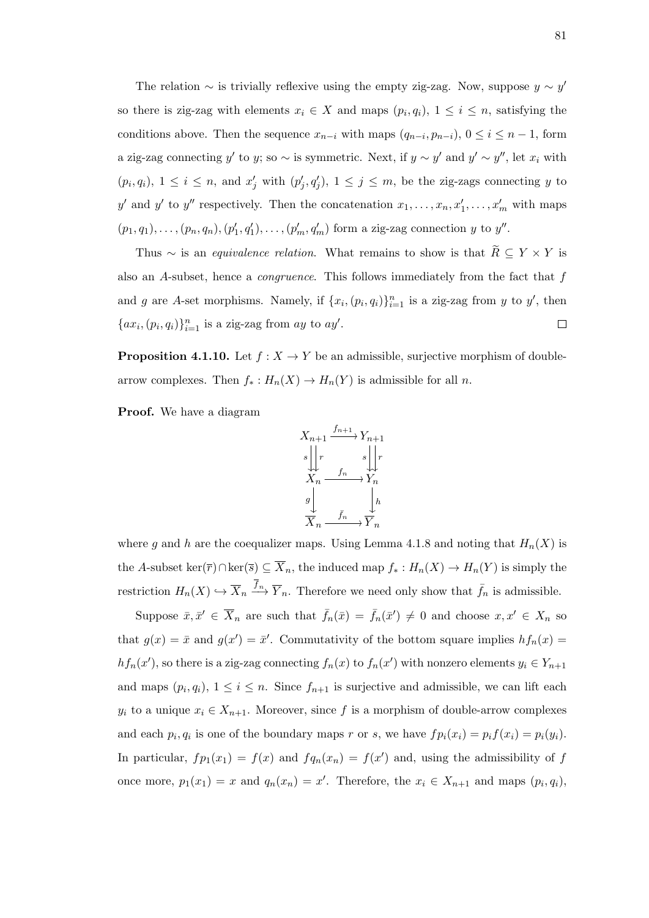The relation $\sim$ is trivially reflexive using the empty zig-zag. Now, suppose $y \sim y'$ so there is zig-zag with elements $x_i \in X$ and maps $(p_i, q_i)$, $1 \leq i \leq n$, satisfying the conditions above. Then the sequence $x_{n-i}$ with maps $(q_{n-i}, p_{n-i})$, $0 \leq i \leq n-1$, form a zig-zag connecting $y'$ to $y$; so $\sim$ is symmetric. Next, if $y \sim y'$ and $y' \sim y''$, let $x_i$ with $(p_i, q_i)$, $1 \leq i \leq n$, and $x'_j$ with $(p'_j, q'_j)$, $1 \leq j \leq m$, be the zig-zags connecting $y$ to $y'$ and $y'$ to $y''$ respectively. Then the concatenation $x_1, \ldots, x_n, x'_1, \ldots, x'_m$ with maps $(p_1, q_1), \ldots, (p_n, q_n), (p'_1, q'_1), \ldots, (p'_m, q'_m)$ form a zig-zag connection $y$ to $y''$.

Thus $\sim$ is an *equivalence relation*. What remains to show is that $\widetilde{R} \subseteq Y \times Y$ is also an $A$-subset, hence a *congruence*. This follows immediately from the fact that $f$ and $g$ are $A$-set morphisms. Namely, if $\{x_i, (p_i, q_i)\}_{i=1}^n$ is a zig-zag from $y$ to $y'$, then $\{ax_i, (p_i, q_i)\}_{i=1}^n$ is a zig-zag from $ay$ to $ay'$. $\square$

**Proposition 4.1.10.** Let $f : X \to Y$ be an admissible, surjective morphism of double-arrow complexes. Then $f_* : H_n(X) \to H_n(Y)$ is admissible for all $n$.

**Proof.** We have a diagram

$$\begin{array}{ccc} X_{n+1} & \xrightarrow{f_{n+1}} & Y_{n+1} \\ {\scriptstyle s}\downarrow\downarrow{\scriptstyle r} & & {\scriptstyle s}\downarrow\downarrow{\scriptstyle r} \\ X_n & \xrightarrow{f_n} & Y_n \\ {\scriptstyle g}\downarrow & & \downarrow{\scriptstyle h} \\ \overline{X}_n & \xrightarrow{\bar{f}_n} & \overline{Y}_n \end{array}$$

where $g$ and $h$ are the coequalizer maps. Using Lemma 4.1.8 and noting that $H_n(X)$ is the $A$-subset $\ker(\overline{r}) \cap \ker(\overline{s}) \subseteq \overline{X}_n$, the induced map $f_* : H_n(X) \to H_n(Y)$ is simply the restriction $H_n(X) \hookrightarrow \overline{X}_n \xrightarrow{\bar{f}_n} \overline{Y}_n$. Therefore we need only show that $\bar{f}_n$ is admissible.

Suppose $\bar{x}, \bar{x}' \in \overline{X}_n$ are such that $\bar{f}_n(\bar{x}) = \bar{f}_n(\bar{x}') \neq 0$ and choose $x, x' \in X_n$ so that $g(x) = \bar{x}$ and $g(x') = \bar{x}'$. Commutativity of the bottom square implies $hf_n(x) = hf_n(x')$, so there is a zig-zag connecting $f_n(x)$ to $f_n(x')$ with nonzero elements $y_i \in Y_{n+1}$ and maps $(p_i, q_i)$, $1 \leq i \leq n$. Since $f_{n+1}$ is surjective and admissible, we can lift each $y_i$ to a unique $x_i \in X_{n+1}$. Moreover, since $f$ is a morphism of double-arrow complexes and each $p_i, q_i$ is one of the boundary maps $r$ or $s$, we have $fp_i(x_i) = p_i f(x_i) = p_i(y_i)$. In particular, $fp_1(x_1) = f(x)$ and $fq_n(x_n) = f(x')$ and, using the admissibility of $f$ once more, $p_1(x_1) = x$ and $q_n(x_n) = x'$. Therefore, the $x_i \in X_{n+1}$ and maps $(p_i, q_i)$,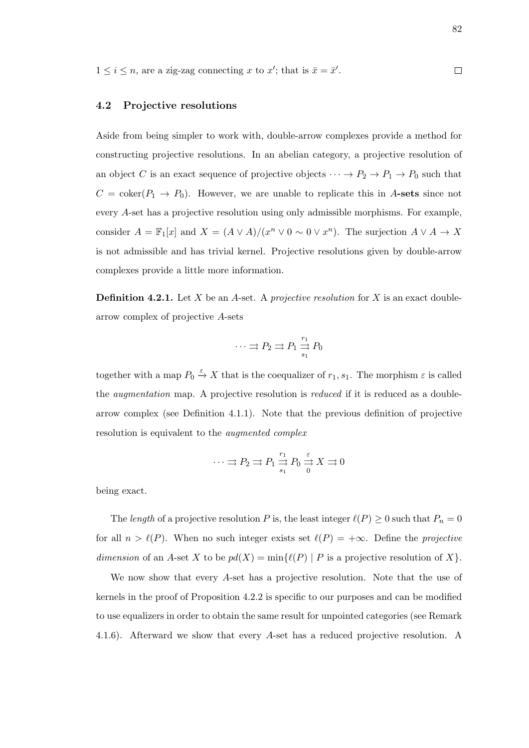$1 \leq i \leq n$, are a zig-zag connecting $x$ to $x'$; that is $\bar{x} = \bar{x}'$. $\square$

### 4.2 Projective resolutions

Aside from being simpler to work with, double-arrow complexes provide a method for constructing projective resolutions. In an abelian category, a projective resolution of an object $C$ is an exact sequence of projective objects $\cdots \to P_2 \to P_1 \to P_0$ such that $C = \text{coker}(P_1 \to P_0)$. However, we are unable to replicate this in $A$**-sets** since not every $A$-set has a projective resolution using only admissible morphisms. For example, consider $A = \mathbb{F}_1[x]$ and $X = (A \vee A)/(x^n \vee 0 \sim 0 \vee x^n)$. The surjection $A \vee A \to X$ is not admissible and has trivial kernel. Projective resolutions given by double-arrow complexes provide a little more information.

**Definition 4.2.1.** Let $X$ be an $A$-set. A *projective resolution* for $X$ is an exact double-arrow complex of projective $A$-sets

$$\cdots \rightrightarrows P_2 \rightrightarrows P_1 \underset{s_1}{\overset{r_1}{\rightrightarrows}} P_0$$

together with a map $P_0 \xrightarrow{\varepsilon} X$ that is the coequalizer of $r_1, s_1$. The morphism $\varepsilon$ is called the *augmentation* map. A projective resolution is *reduced* if it is reduced as a double-arrow complex (see Definition 4.1.1). Note that the previous definition of projective resolution is equivalent to the *augmented complex*

$$\cdots \rightrightarrows P_2 \rightrightarrows P_1 \underset{s_1}{\overset{r_1}{\rightrightarrows}} P_0 \underset{0}{\overset{\varepsilon}{\rightrightarrows}} X \rightrightarrows 0$$

being exact.

The *length* of a projective resolution $P$ is, the least integer $\ell(P) \geq 0$ such that $P_n = 0$ for all $n > \ell(P)$. When no such integer exists set $\ell(P) = +\infty$. Define the *projective dimension* of an $A$-set $X$ to be $pd(X) = \min\{\ell(P) \mid P \text{ is a projective resolution of } X\}$.

We now show that every $A$-set has a projective resolution. Note that the use of kernels in the proof of Proposition 4.2.2 is specific to our purposes and can be modified to use equalizers in order to obtain the same result for unpointed categories (see Remark 4.1.6). Afterward we show that every $A$-set has a reduced projective resolution. A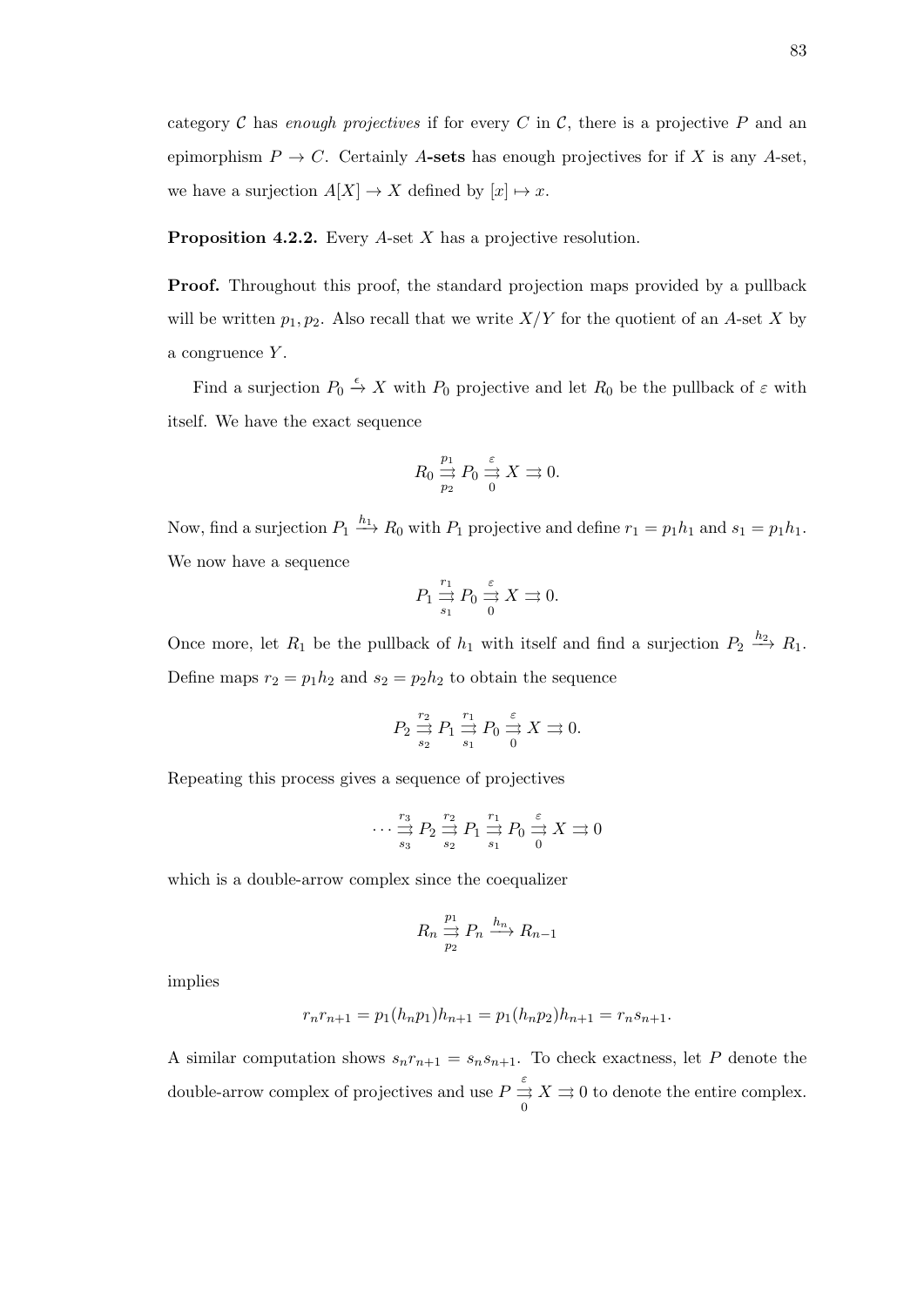category $\mathcal{C}$ has *enough projectives* if for every $C$ in $\mathcal{C}$, there is a projective $P$ and an epimorphism $P \to C$. Certainly $A$**-sets** has enough projectives for if $X$ is any $A$-set, we have a surjection $A[X] \to X$ defined by $[x] \mapsto x$.

**Proposition 4.2.2.** Every $A$-set $X$ has a projective resolution.

**Proof.** Throughout this proof, the standard projection maps provided by a pullback will be written $p_1, p_2$. Also recall that we write $X/Y$ for the quotient of an $A$-set $X$ by a congruence $Y$.

Find a surjection $P_0 \xrightarrow{\varepsilon} X$ with $P_0$ projective and let $R_0$ be the pullback of $\varepsilon$ with itself. We have the exact sequence

$$R_0 \underset{p_2}{\overset{p_1}{\rightrightarrows}} P_0 \underset{0}{\overset{\varepsilon}{\rightrightarrows}} X \rightrightarrows 0.$$

Now, find a surjection $P_1 \xrightarrow{h_1} R_0$ with $P_1$ projective and define $r_1 = p_1 h_1$ and $s_1 = p_1 h_1$. We now have a sequence

$$P_1 \underset{s_1}{\overset{r_1}{\rightrightarrows}} P_0 \underset{0}{\overset{\varepsilon}{\rightrightarrows}} X \rightrightarrows 0.$$

Once more, let $R_1$ be the pullback of $h_1$ with itself and find a surjection $P_2 \xrightarrow{h_2} R_1$. Define maps $r_2 = p_1 h_2$ and $s_2 = p_2 h_2$ to obtain the sequence

$$P_2 \underset{s_2}{\overset{r_2}{\rightrightarrows}} P_1 \underset{s_1}{\overset{r_1}{\rightrightarrows}} P_0 \underset{0}{\overset{\varepsilon}{\rightrightarrows}} X \rightrightarrows 0.$$

Repeating this process gives a sequence of projectives

$$\cdots \underset{s_3}{\overset{r_3}{\rightrightarrows}} P_2 \underset{s_2}{\overset{r_2}{\rightrightarrows}} P_1 \underset{s_1}{\overset{r_1}{\rightrightarrows}} P_0 \underset{0}{\overset{\varepsilon}{\rightrightarrows}} X \rightrightarrows 0$$

which is a double-arrow complex since the coequalizer

$$R_n \underset{p_2}{\overset{p_1}{\rightrightarrows}} P_n \xrightarrow{h_n} R_{n-1}$$

implies

$$r_n r_{n+1} = p_1(h_n p_1)h_{n+1} = p_1(h_n p_2)h_{n+1} = r_n s_{n+1}.$$

A similar computation shows $s_n r_{n+1} = s_n s_{n+1}$. To check exactness, let $P$ denote the double-arrow complex of projectives and use $P \underset{0}{\overset{\varepsilon}{\rightrightarrows}} X \rightrightarrows 0$ to denote the entire complex.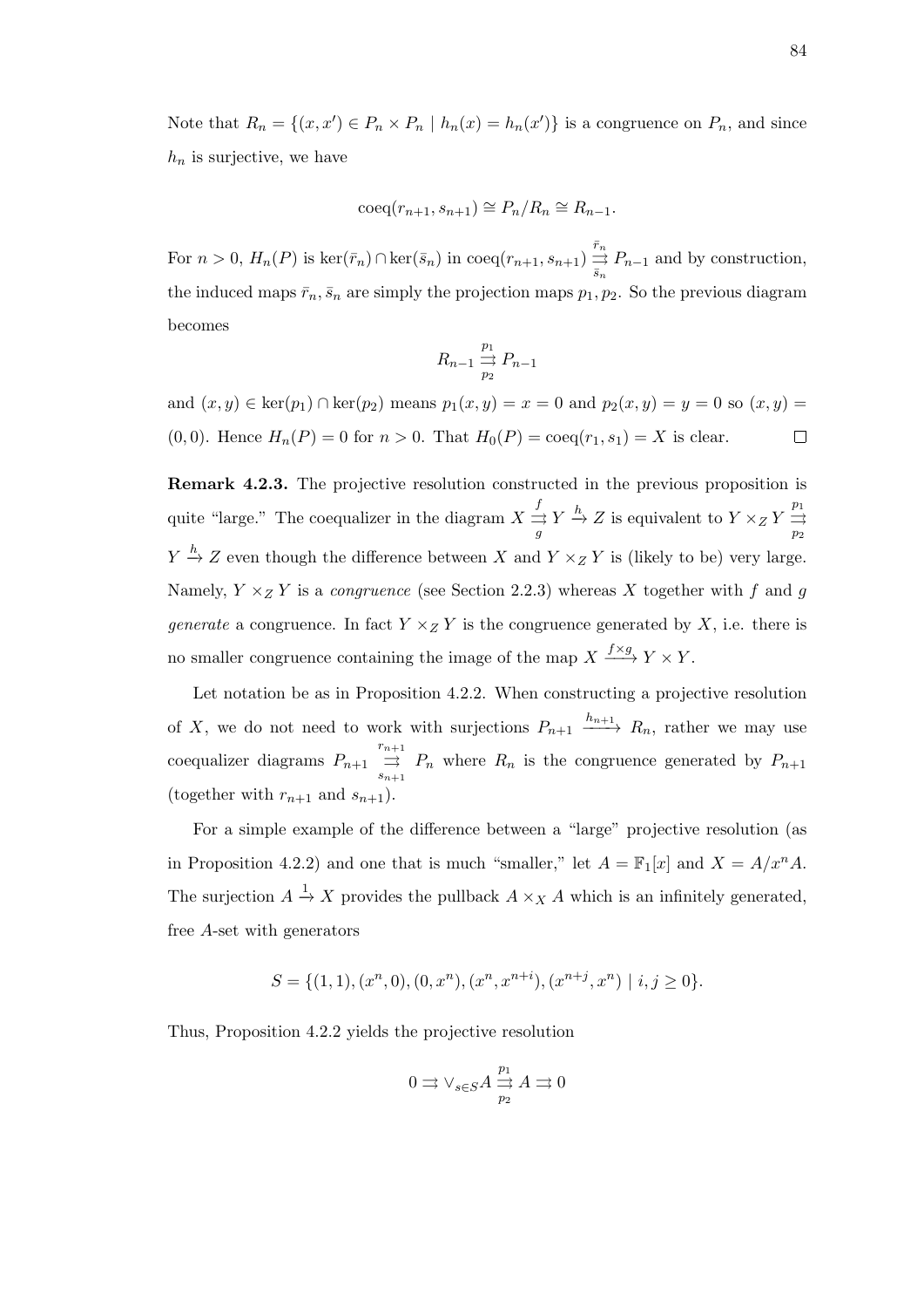Note that $R_n = \{(x, x') \in P_n \times P_n \mid h_n(x) = h_n(x')\}$ is a congruence on $P_n$, and since $h_n$ is surjective, we have

$$\text{coeq}(r_{n+1}, s_{n+1}) \cong P_n/R_n \cong R_{n-1}.$$

For $n > 0$, $H_n(P)$ is $\ker(\bar{r}_n) \cap \ker(\bar{s}_n)$ in $\text{coeq}(r_{n+1}, s_{n+1}) \underset{\bar{s}_n}{\overset{\bar{r}_n}{\rightrightarrows}} P_{n-1}$ and by construction, the induced maps $\bar{r}_n, \bar{s}_n$ are simply the projection maps $p_1, p_2$. So the previous diagram becomes

$$R_{n-1} \underset{p_2}{\overset{p_1}{\rightrightarrows}} P_{n-1}$$

and $(x, y) \in \ker(p_1) \cap \ker(p_2)$ means $p_1(x, y) = x = 0$ and $p_2(x, y) = y = 0$ so $(x, y) = (0, 0)$. Hence $H_n(P) = 0$ for $n > 0$. That $H_0(P) = \text{coeq}(r_1, s_1) = X$ is clear. $\square$

**Remark 4.2.3.** The projective resolution constructed in the previous proposition is quite "large." The coequalizer in the diagram $X \underset{g}{\overset{f}{\rightrightarrows}} Y \xrightarrow{h} Z$ is equivalent to $Y \times_Z Y \underset{p_2}{\overset{p_1}{\rightrightarrows}} Y \xrightarrow{h} Z$ even though the difference between $X$ and $Y \times_Z Y$ is (likely to be) very large. Namely, $Y \times_Z Y$ is a *congruence* (see Section 2.2.3) whereas $X$ together with $f$ and $g$ *generate* a congruence. In fact $Y \times_Z Y$ is the congruence generated by $X$, i.e. there is no smaller congruence containing the image of the map $X \xrightarrow{f \times g} Y \times Y$.

Let notation be as in Proposition 4.2.2. When constructing a projective resolution of $X$, we do not need to work with surjections $P_{n+1} \xrightarrow{h_{n+1}} R_n$, rather we may use coequalizer diagrams $P_{n+1} \underset{s_{n+1}}{\overset{r_{n+1}}{\rightrightarrows}} P_n$ where $R_n$ is the congruence generated by $P_{n+1}$ (together with $r_{n+1}$ and $s_{n+1}$).

For a simple example of the difference between a "large" projective resolution (as in Proposition 4.2.2) and one that is much "smaller," let $A = \mathbb{F}_1[x]$ and $X = A/x^n A$. The surjection $A \xrightarrow{1} X$ provides the pullback $A \times_X A$ which is an infinitely generated, free $A$-set with generators

$$S = \{(1, 1), (x^n, 0), (0, x^n), (x^n, x^{n+i}), (x^{n+j}, x^n) \mid i, j \geq 0\}.$$

Thus, Proposition 4.2.2 yields the projective resolution

$$0 \rightrightarrows \vee_{s \in S} A \underset{p_2}{\overset{p_1}{\rightrightarrows}} A \rightrightarrows 0$$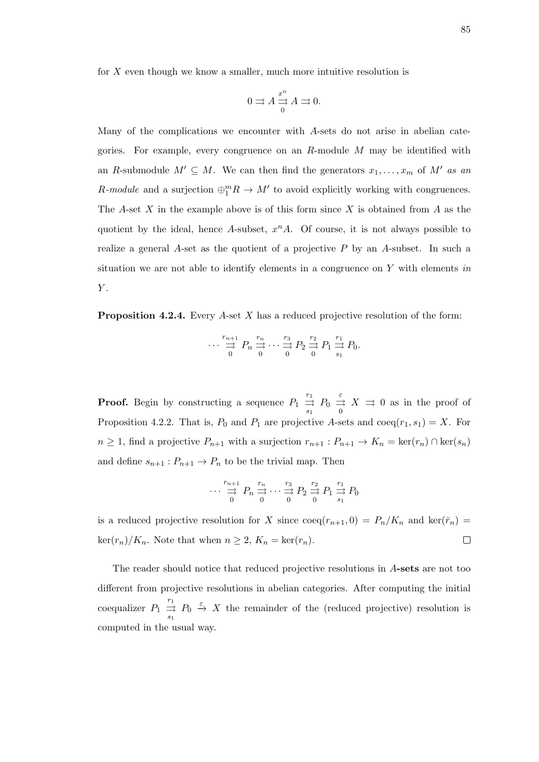for $X$ even though we know a smaller, much more intuitive resolution is

$$0 \rightrightarrows A \underset{0}{\overset{x^n}{\rightrightarrows}} A \rightrightarrows 0.$$

Many of the complications we encounter with $A$-sets do not arise in abelian categories. For example, every congruence on an $R$-module $M$ may be identified with an $R$-submodule $M' \subseteq M$. We can then find the generators $x_1, \ldots, x_m$ of $M'$ *as an R-module* and a surjection $\oplus_1^m R \to M'$ to avoid explicitly working with congruences. The $A$-set $X$ in the example above is of this form since $X$ is obtained from $A$ as the quotient by the ideal, hence $A$-subset, $x^n A$. Of course, it is not always possible to realize a general $A$-set as the quotient of a projective $P$ by an $A$-subset. In such a situation we are not able to identify elements in a congruence on $Y$ with elements *in* $Y$.

**Proposition 4.2.4.** Every $A$-set $X$ has a reduced projective resolution of the form:

$$\cdots \underset{0}{\overset{r_{n+1}}{\rightrightarrows}} P_n \underset{0}{\overset{r_n}{\rightrightarrows}} \cdots \underset{0}{\overset{r_3}{\rightrightarrows}} P_2 \underset{0}{\overset{r_2}{\rightrightarrows}} P_1 \underset{s_1}{\overset{r_1}{\rightrightarrows}} P_0.$$

**Proof.** Begin by constructing a sequence $P_1 \underset{s_1}{\overset{r_1}{\rightrightarrows}} P_0 \underset{0}{\overset{\varepsilon}{\rightrightarrows}} X \rightrightarrows 0$ as in the proof of Proposition 4.2.2. That is, $P_0$ and $P_1$ are projective $A$-sets and $\text{coeq}(r_1, s_1) = X$. For $n \geq 1$, find a projective $P_{n+1}$ with a surjection $r_{n+1} : P_{n+1} \to K_n = \ker(r_n) \cap \ker(s_n)$ and define $s_{n+1} : P_{n+1} \to P_n$ to be the trivial map. Then

$$\cdots \underset{0}{\overset{r_{n+1}}{\rightrightarrows}} P_n \underset{0}{\overset{r_n}{\rightrightarrows}} \cdots \underset{0}{\overset{r_3}{\rightrightarrows}} P_2 \underset{0}{\overset{r_2}{\rightrightarrows}} P_1 \underset{s_1}{\overset{r_1}{\rightrightarrows}} P_0$$

is a reduced projective resolution for $X$ since $\text{coeq}(r_{n+1}, 0) = P_n/K_n$ and $\ker(\bar{r}_n) = \ker(r_n)/K_n$. Note that when $n \geq 2$, $K_n = \ker(r_n)$. $\square$

The reader should notice that reduced projective resolutions in $A$**-sets** are not too different from projective resolutions in abelian categories. After computing the initial coequalizer $P_1 \underset{s_1}{\overset{r_1}{\rightrightarrows}} P_0 \xrightarrow{\varepsilon} X$ the remainder of the (reduced projective) resolution is computed in the usual way.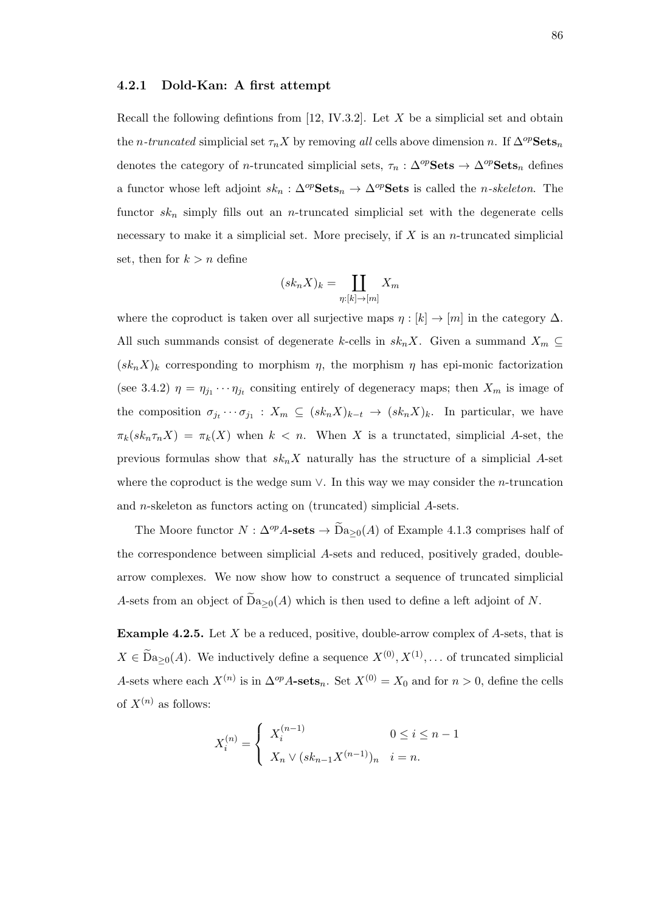### 4.2.1 Dold-Kan: A first attempt

Recall the following defintions from [12, IV.3.2]. Let $X$ be a simplicial set and obtain the *n-truncated* simplicial set $\tau_n X$ by removing *all* cells above dimension $n$. If $\Delta^{op}\mathbf{Sets}_n$ denotes the category of $n$-truncated simplicial sets, $\tau_n : \Delta^{op}\mathbf{Sets} \to \Delta^{op}\mathbf{Sets}_n$ defines a functor whose left adjoint $sk_n : \Delta^{op}\mathbf{Sets}_n \to \Delta^{op}\mathbf{Sets}$ is called the *n-skeleton*. The functor $sk_n$ simply fills out an $n$-truncated simplicial set with the degenerate cells necessary to make it a simplicial set. More precisely, if $X$ is an $n$-truncated simplicial set, then for $k > n$ define

$$(sk_n X)_k = \coprod_{\eta:[k]\to[m]} X_m$$

where the coproduct is taken over all surjective maps $\eta : [k] \to [m]$ in the category $\Delta$. All such summands consist of degenerate $k$-cells in $sk_n X$. Given a summand $X_m \subseteq (sk_n X)_k$ corresponding to morphism $\eta$, the morphism $\eta$ has epi-monic factorization (see 3.4.2) $\eta = \eta_{j_1} \cdots \eta_{j_t}$ consiting entirely of degeneracy maps; then $X_m$ is image of the composition $\sigma_{j_t} \cdots \sigma_{j_1} : X_m \subseteq (sk_n X)_{k-t} \to (sk_n X)_k$. In particular, we have $\pi_k(sk_n \tau_n X) = \pi_k(X)$ when $k < n$. When $X$ is a trunctated, simplicial $A$-set, the previous formulas show that $sk_n X$ naturally has the structure of a simplicial $A$-set where the coproduct is the wedge sum $\vee$. In this way we may consider the $n$-truncation and $n$-skeleton as functors acting on (truncated) simplicial $A$-sets.

The Moore functor $N : \Delta^{op}A\textbf{-sets} \to \widetilde{\mathrm{Da}}_{\geq 0}(A)$ of Example 4.1.3 comprises half of the correspondence between simplicial $A$-sets and reduced, positively graded, double-arrow complexes. We now show how to construct a sequence of truncated simplicial $A$-sets from an object of $\widetilde{\mathrm{Da}}_{\geq 0}(A)$ which is then used to define a left adjoint of $N$.

**Example 4.2.5.** Let $X$ be a reduced, positive, double-arrow complex of $A$-sets, that is $X \in \widetilde{\mathrm{Da}}_{\geq 0}(A)$. We inductively define a sequence $X^{(0)}, X^{(1)}, \ldots$ of truncated simplicial $A$-sets where each $X^{(n)}$ is in $\Delta^{op}A\textbf{-sets}_n$. Set $X^{(0)} = X_0$ and for $n > 0$, define the cells of $X^{(n)}$ as follows:

$$X_i^{(n)} = \begin{cases} X_i^{(n-1)} & 0 \leq i \leq n-1 \\ X_n \vee (sk_{n-1} X^{(n-1)})_n & i = n. \end{cases}$$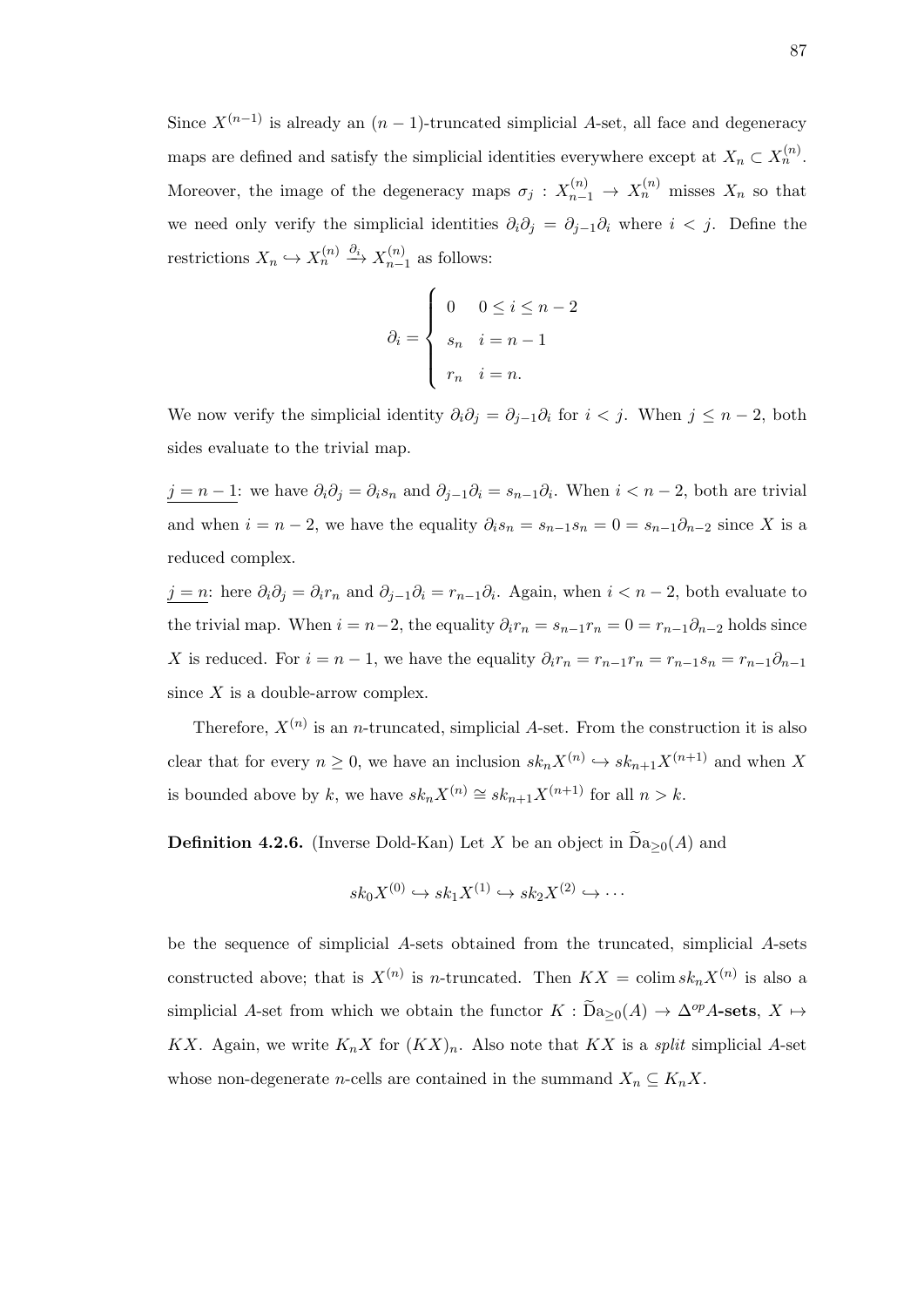Since $X^{(n-1)}$ is already an $(n-1)$-truncated simplicial $A$-set, all face and degeneracy maps are defined and satisfy the simplicial identities everywhere except at $X_n \subset X_n^{(n)}$. Moreover, the image of the degeneracy maps $\sigma_j : X_{n-1}^{(n)} \to X_n^{(n)}$ misses $X_n$ so that we need only verify the simplicial identities $\partial_i \partial_j = \partial_{j-1}\partial_i$ where $i < j$. Define the restrictions $X_n \hookrightarrow X_n^{(n)} \xrightarrow{\partial_i} X_{n-1}^{(n)}$ as follows:

$$\partial_i = \begin{cases} 0 & 0 \leq i \leq n-2 \\ s_n & i = n-1 \\ r_n & i = n. \end{cases}$$

We now verify the simplicial identity $\partial_i \partial_j = \partial_{j-1}\partial_i$ for $i < j$. When $j \leq n-2$, both sides evaluate to the trivial map.

<u>$j = n-1$</u>: we have $\partial_i \partial_j = \partial_i s_n$ and $\partial_{j-1}\partial_i = s_{n-1}\partial_i$. When $i < n-2$, both are trivial and when $i = n-2$, we have the equality $\partial_i s_n = s_{n-1} s_n = 0 = s_{n-1}\partial_{n-2}$ since $X$ is a reduced complex.

<u>$j = n$</u>: here $\partial_i \partial_j = \partial_i r_n$ and $\partial_{j-1}\partial_i = r_{n-1}\partial_i$. Again, when $i < n-2$, both evaluate to the trivial map. When $i = n-2$, the equality $\partial_i r_n = s_{n-1} r_n = 0 = r_{n-1}\partial_{n-2}$ holds since $X$ is reduced. For $i = n-1$, we have the equality $\partial_i r_n = r_{n-1} r_n = r_{n-1} s_n = r_{n-1}\partial_{n-1}$ since $X$ is a double-arrow complex.

Therefore, $X^{(n)}$ is an $n$-truncated, simplicial $A$-set. From the construction it is also clear that for every $n \geq 0$, we have an inclusion $sk_n X^{(n)} \hookrightarrow sk_{n+1} X^{(n+1)}$ and when $X$ is bounded above by $k$, we have $sk_n X^{(n)} \cong sk_{n+1} X^{(n+1)}$ for all $n > k$.

**Definition 4.2.6.** (Inverse Dold-Kan) Let $X$ be an object in $\widetilde{\mathrm{D}}\mathrm{a}_{\geq 0}(A)$ and

$$sk_0 X^{(0)} \hookrightarrow sk_1 X^{(1)} \hookrightarrow sk_2 X^{(2)} \hookrightarrow \cdots$$

be the sequence of simplicial $A$-sets obtained from the truncated, simplicial $A$-sets constructed above; that is $X^{(n)}$ is $n$-truncated. Then $KX = \operatorname{colim} sk_n X^{(n)}$ is also a simplicial $A$-set from which we obtain the functor $K : \widetilde{\mathrm{D}}\mathrm{a}_{\geq 0}(A) \to \Delta^{op}A$**-sets**, $X \mapsto KX$. Again, we write $K_n X$ for $(KX)_n$. Also note that $KX$ is a *split* simplicial $A$-set whose non-degenerate $n$-cells are contained in the summand $X_n \subseteq K_n X$.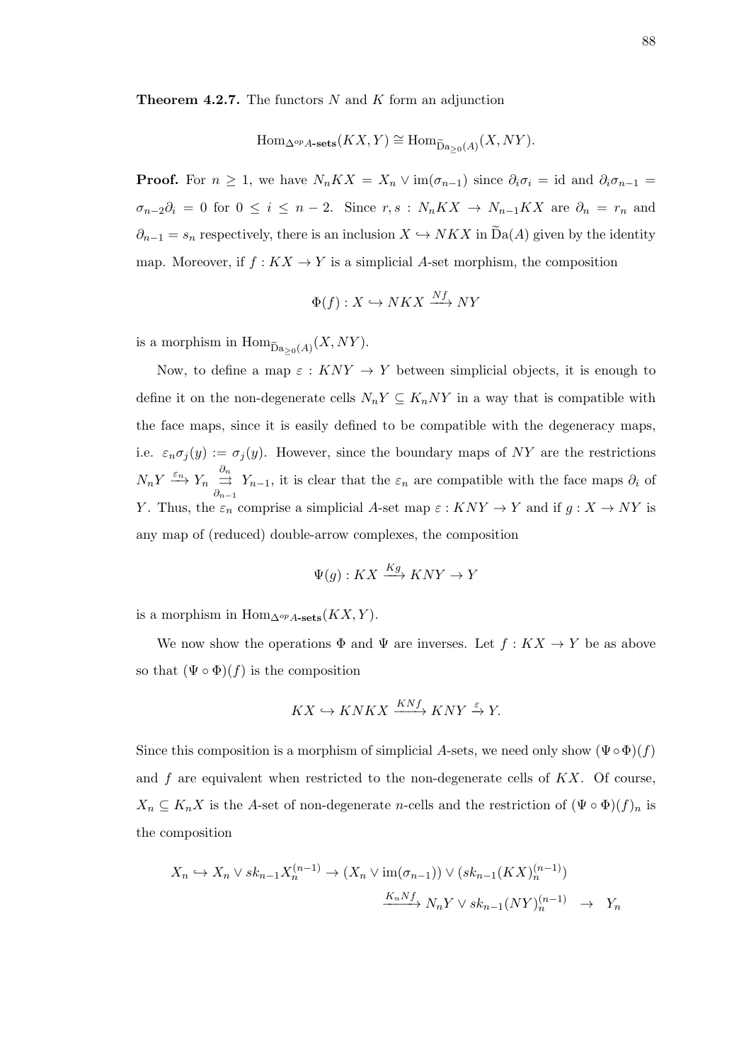**Theorem 4.2.7.** The functors $N$ and $K$ form an adjunction

$$\mathrm{Hom}_{\Delta^{op}A\text{-}\mathbf{sets}}(KX, Y) \cong \mathrm{Hom}_{\widetilde{\mathrm{Da}}_{\geq 0}(A)}(X, NY).$$

**Proof.** For $n \geq 1$, we have $N_n KX = X_n \vee \mathrm{im}(\sigma_{n-1})$ since $\partial_i \sigma_i = \mathrm{id}$ and $\partial_i \sigma_{n-1} = \sigma_{n-2}\partial_i = 0$ for $0 \leq i \leq n-2$. Since $r, s : N_n KX \to N_{n-1}KX$ are $\partial_n = r_n$ and $\partial_{n-1} = s_n$ respectively, there is an inclusion $X \hookrightarrow NKX$ in $\widetilde{\mathrm{Da}}(A)$ given by the identity map. Moreover, if $f : KX \to Y$ is a simplicial $A$-set morphism, the composition

$$\Phi(f) : X \hookrightarrow NKX \xrightarrow{Nf} NY$$

is a morphism in $\mathrm{Hom}_{\widetilde{\mathrm{Da}}_{\geq 0}(A)}(X, NY)$.

Now, to define a map $\varepsilon : KNY \to Y$ between simplicial objects, it is enough to define it on the non-degenerate cells $N_n Y \subseteq K_n NY$ in a way that is compatible with the face maps, since it is easily defined to be compatible with the degeneracy maps, i.e. $\varepsilon_n \sigma_j(y) := \sigma_j(y)$. However, since the boundary maps of $NY$ are the restrictions $N_n Y \xrightarrow{\varepsilon_n} Y_n \underset{\partial_{n-1}}{\overset{\partial_n}{\rightrightarrows}} Y_{n-1}$, it is clear that the $\varepsilon_n$ are compatible with the face maps $\partial_i$ of $Y$. Thus, the $\varepsilon_n$ comprise a simplicial $A$-set map $\varepsilon : KNY \to Y$ and if $g : X \to NY$ is any map of (reduced) double-arrow complexes, the composition

$$\Psi(g) : KX \xrightarrow{Kg} KNY \to Y$$

is a morphism in $\mathrm{Hom}_{\Delta^{op}A\text{-}\mathbf{sets}}(KX, Y)$.

We now show the operations $\Phi$ and $\Psi$ are inverses. Let $f : KX \to Y$ be as above so that $(\Psi \circ \Phi)(f)$ is the composition

$$KX \hookrightarrow KNKX \xrightarrow{KNf} KNY \xrightarrow{\varepsilon} Y.$$

Since this composition is a morphism of simplicial $A$-sets, we need only show $(\Psi \circ \Phi)(f)$ and $f$ are equivalent when restricted to the non-degenerate cells of $KX$. Of course, $X_n \subseteq K_n X$ is the $A$-set of non-degenerate $n$-cells and the restriction of $(\Psi \circ \Phi)(f)_n$ is the composition

$$\begin{aligned} X_n \hookrightarrow X_n \vee sk_{n-1}X_n^{(n-1)} &\to (X_n \vee \mathrm{im}(\sigma_{n-1})) \vee (sk_{n-1}(KX)_n^{(n-1)}) \\ &\xrightarrow{K_n Nf} N_n Y \vee sk_{n-1}(NY)_n^{(n-1)} \quad \to \quad Y_n \end{aligned}$$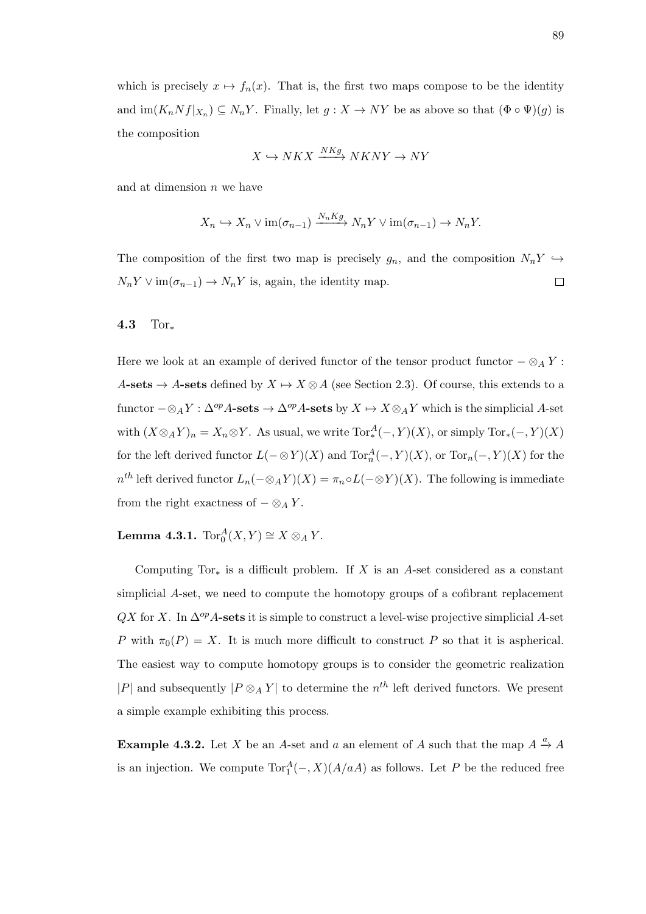which is precisely $x \mapsto f_n(x)$. That is, the first two maps compose to be the identity and $\mathrm{im}(K_n Nf|_{X_n}) \subseteq N_n Y$. Finally, let $g : X \to NY$ be as above so that $(\Phi \circ \Psi)(g)$ is the composition

$$X \hookrightarrow NKX \xrightarrow{NKg} NKNY \to NY$$

and at dimension $n$ we have

$$X_n \hookrightarrow X_n \vee \mathrm{im}(\sigma_{n-1}) \xrightarrow{N_n Kg} N_n Y \vee \mathrm{im}(\sigma_{n-1}) \to N_n Y.$$

The composition of the first two map is precisely $g_n$, and the composition $N_n Y \hookrightarrow N_n Y \vee \mathrm{im}(\sigma_{n-1}) \to N_n Y$ is, again, the identity map. $\square$

### 4.3 $\mathrm{Tor}_*$

Here we look at an example of derived functor of the tensor product functor $- \otimes_A Y$ : $A$**-sets** $\to$ $A$**-sets** defined by $X \mapsto X \otimes A$ (see Section 2.3). Of course, this extends to a functor $- \otimes_A Y : \Delta^{op} A$**-sets** $\to \Delta^{op} A$**-sets** by $X \mapsto X \otimes_A Y$ which is the simplicial $A$-set with $(X \otimes_A Y)_n = X_n \otimes Y$. As usual, we write $\mathrm{Tor}^A_*(-, Y)(X)$, or simply $\mathrm{Tor}_*(-, Y)(X)$ for the left derived functor $L(- \otimes Y)(X)$ and $\mathrm{Tor}^A_n(-, Y)(X)$, or $\mathrm{Tor}_n(-, Y)(X)$ for the $n^{th}$ left derived functor $L_n(- \otimes_A Y)(X) = \pi_n \circ L(- \otimes Y)(X)$. The following is immediate from the right exactness of $- \otimes_A Y$.

**Lemma 4.3.1.** $\mathrm{Tor}^A_0(X, Y) \cong X \otimes_A Y$.

Computing $\mathrm{Tor}_*$ is a difficult problem. If $X$ is an $A$-set considered as a constant simplicial $A$-set, we need to compute the homotopy groups of a cofibrant replacement $QX$ for $X$. In $\Delta^{op} A$**-sets** it is simple to construct a level-wise projective simplicial $A$-set $P$ with $\pi_0(P) = X$. It is much more difficult to construct $P$ so that it is aspherical. The easiest way to compute homotopy groups is to consider the geometric realization $|P|$ and subsequently $|P \otimes_A Y|$ to determine the $n^{th}$ left derived functors. We present a simple example exhibiting this process.

**Example 4.3.2.** Let $X$ be an $A$-set and $a$ an element of $A$ such that the map $A \xrightarrow{a} A$ is an injection. We compute $\mathrm{Tor}^A_1(-, X)(A/aA)$ as follows. Let $P$ be the reduced free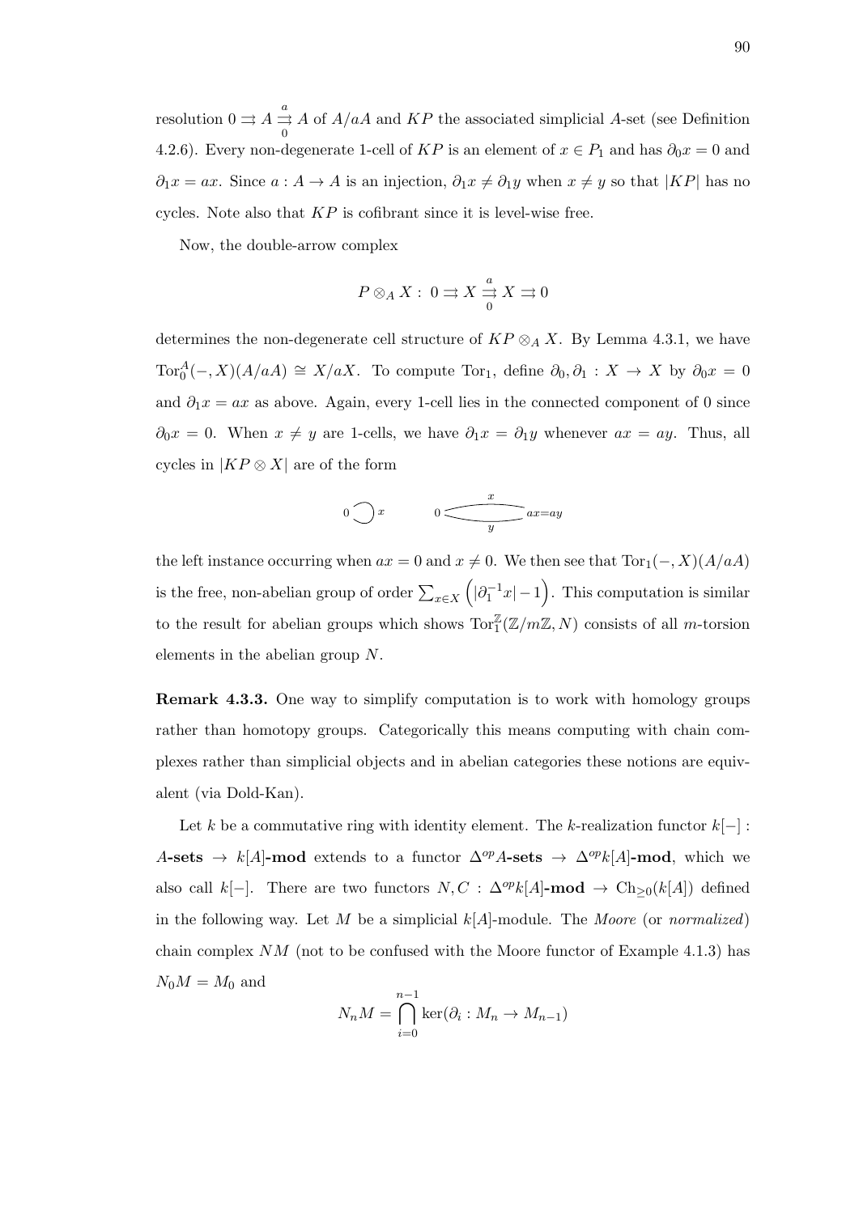resolution $0 \rightrightarrows A \overset{a}{\underset{0}{\rightrightarrows}} A$ of $A/aA$ and $KP$ the associated simplicial $A$-set (see Definition 4.2.6). Every non-degenerate 1-cell of $KP$ is an element of $x \in P_1$ and has $\partial_0 x = 0$ and $\partial_1 x = ax$. Since $a : A \to A$ is an injection, $\partial_1 x \neq \partial_1 y$ when $x \neq y$ so that $|KP|$ has no cycles. Note also that $KP$ is cofibrant since it is level-wise free.

Now, the double-arrow complex

$$P \otimes_A X : \ 0 \rightrightarrows X \overset{a}{\underset{0}{\rightrightarrows}} X \rightrightarrows 0$$

determines the non-degenerate cell structure of $KP \otimes_A X$. By Lemma 4.3.1, we have $\mathrm{Tor}_0^A(-, X)(A/aA) \cong X/aX$. To compute $\mathrm{Tor}_1$, define $\partial_0, \partial_1 : X \to X$ by $\partial_0 x = 0$ and $\partial_1 x = ax$ as above. Again, every 1-cell lies in the connected component of 0 since $\partial_0 x = 0$. When $x \neq y$ are 1-cells, we have $\partial_1 x = \partial_1 y$ whenever $ax = ay$. Thus, all cycles in $|KP \otimes X|$ are of the form

$$0 \circlearrowright x \qquad\qquad 0 \overset{x}{\underset{y}{\rightleftarrows}} ax{=}ay$$

the left instance occurring when $ax = 0$ and $x \neq 0$. We then see that $\mathrm{Tor}_1(-, X)(A/aA)$ is the free, non-abelian group of order $\sum_{x \in X} \left( |\partial_1^{-1} x| - 1 \right)$. This computation is similar to the result for abelian groups which shows $\mathrm{Tor}_1^{\mathbb{Z}}(\mathbb{Z}/m\mathbb{Z}, N)$ consists of all $m$-torsion elements in the abelian group $N$.

**Remark 4.3.3.** One way to simplify computation is to work with homology groups rather than homotopy groups. Categorically this means computing with chain complexes rather than simplicial objects and in abelian categories these notions are equivalent (via Dold-Kan).

Let $k$ be a commutative ring with identity element. The $k$-realization functor $k[-] :$ $A$**-sets** $\to k[A]$**-mod** extends to a functor $\Delta^{op}A$**-sets** $\to \Delta^{op}k[A]$**-mod**, which we also call $k[-]$. There are two functors $N, C : \Delta^{op}k[A]$**-mod** $\to \mathrm{Ch}_{\geq 0}(k[A])$ defined in the following way. Let $M$ be a simplicial $k[A]$-module. The *Moore* (or *normalized*) chain complex $NM$ (not to be confused with the Moore functor of Example 4.1.3) has $N_0 M = M_0$ and

$$N_n M = \bigcap_{i=0}^{n-1} \ker(\partial_i : M_n \to M_{n-1})$$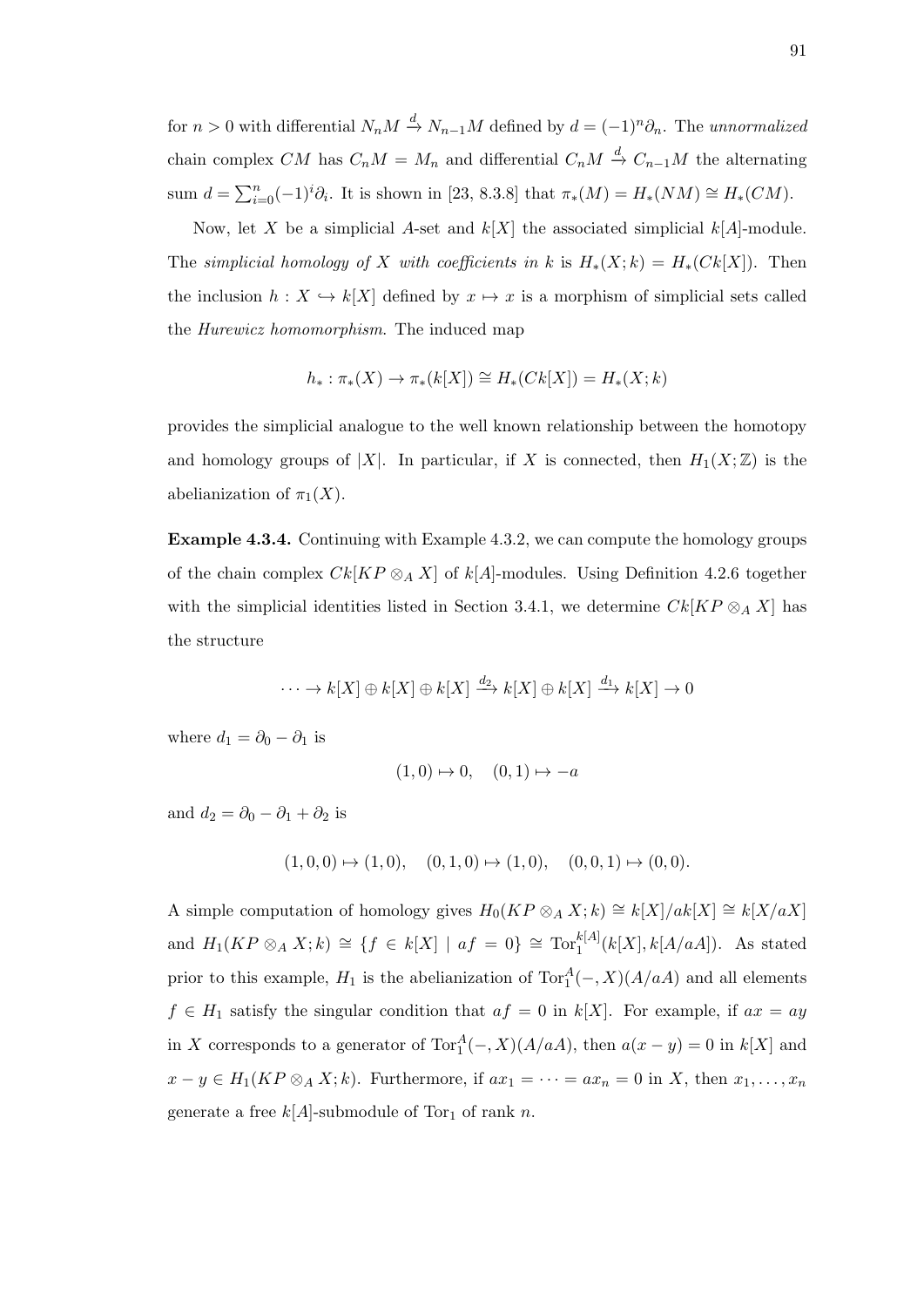for $n > 0$ with differential $N_nM \xrightarrow{d} N_{n-1}M$ defined by $d = (-1)^n\partial_n$. The *unnormalized* chain complex $CM$ has $C_nM = M_n$ and differential $C_nM \xrightarrow{d} C_{n-1}M$ the alternating sum $d = \sum_{i=0}^{n}(-1)^i\partial_i$. It is shown in [23, 8.3.8] that $\pi_*(M) = H_*(NM) \cong H_*(CM)$.

Now, let $X$ be a simplicial $A$-set and $k[X]$ the associated simplicial $k[A]$-module. The *simplicial homology of $X$ with coefficients in $k$* is $H_*(X;k) = H_*(Ck[X])$. Then the inclusion $h : X \hookrightarrow k[X]$ defined by $x \mapsto x$ is a morphism of simplicial sets called the *Hurewicz homomorphism*. The induced map

$$h_* : \pi_*(X) \to \pi_*(k[X]) \cong H_*(Ck[X]) = H_*(X;k)$$

provides the simplicial analogue to the well known relationship between the homotopy and homology groups of $|X|$. In particular, if $X$ is connected, then $H_1(X;\mathbb{Z})$ is the abelianization of $\pi_1(X)$.

**Example 4.3.4.** Continuing with Example 4.3.2, we can compute the homology groups of the chain complex $Ck[KP \otimes_A X]$ of $k[A]$-modules. Using Definition 4.2.6 together with the simplicial identities listed in Section 3.4.1, we determine $Ck[KP \otimes_A X]$ has the structure

$$\cdots \to k[X] \oplus k[X] \oplus k[X] \xrightarrow{d_2} k[X] \oplus k[X] \xrightarrow{d_1} k[X] \to 0$$

where $d_1 = \partial_0 - \partial_1$ is

$$(1,0) \mapsto 0, \quad (0,1) \mapsto -a$$

and $d_2 = \partial_0 - \partial_1 + \partial_2$ is

$$(1,0,0) \mapsto (1,0), \quad (0,1,0) \mapsto (1,0), \quad (0,0,1) \mapsto (0,0).$$

A simple computation of homology gives $H_0(KP \otimes_A X; k) \cong k[X]/ak[X] \cong k[X/aX]$ and $H_1(KP \otimes_A X; k) \cong \{f \in k[X] \mid af = 0\} \cong \operatorname{Tor}_1^{k[A]}(k[X], k[A/aA])$. As stated prior to this example, $H_1$ is the abelianization of $\operatorname{Tor}_1^A(-,X)(A/aA)$ and all elements $f \in H_1$ satisfy the singular condition that $af = 0$ in $k[X]$. For example, if $ax = ay$ in $X$ corresponds to a generator of $\operatorname{Tor}_1^A(-,X)(A/aA)$, then $a(x-y) = 0$ in $k[X]$ and $x - y \in H_1(KP \otimes_A X; k)$. Furthermore, if $ax_1 = \cdots = ax_n = 0$ in $X$, then $x_1, \ldots, x_n$ generate a free $k[A]$-submodule of $\operatorname{Tor}_1$ of rank $n$.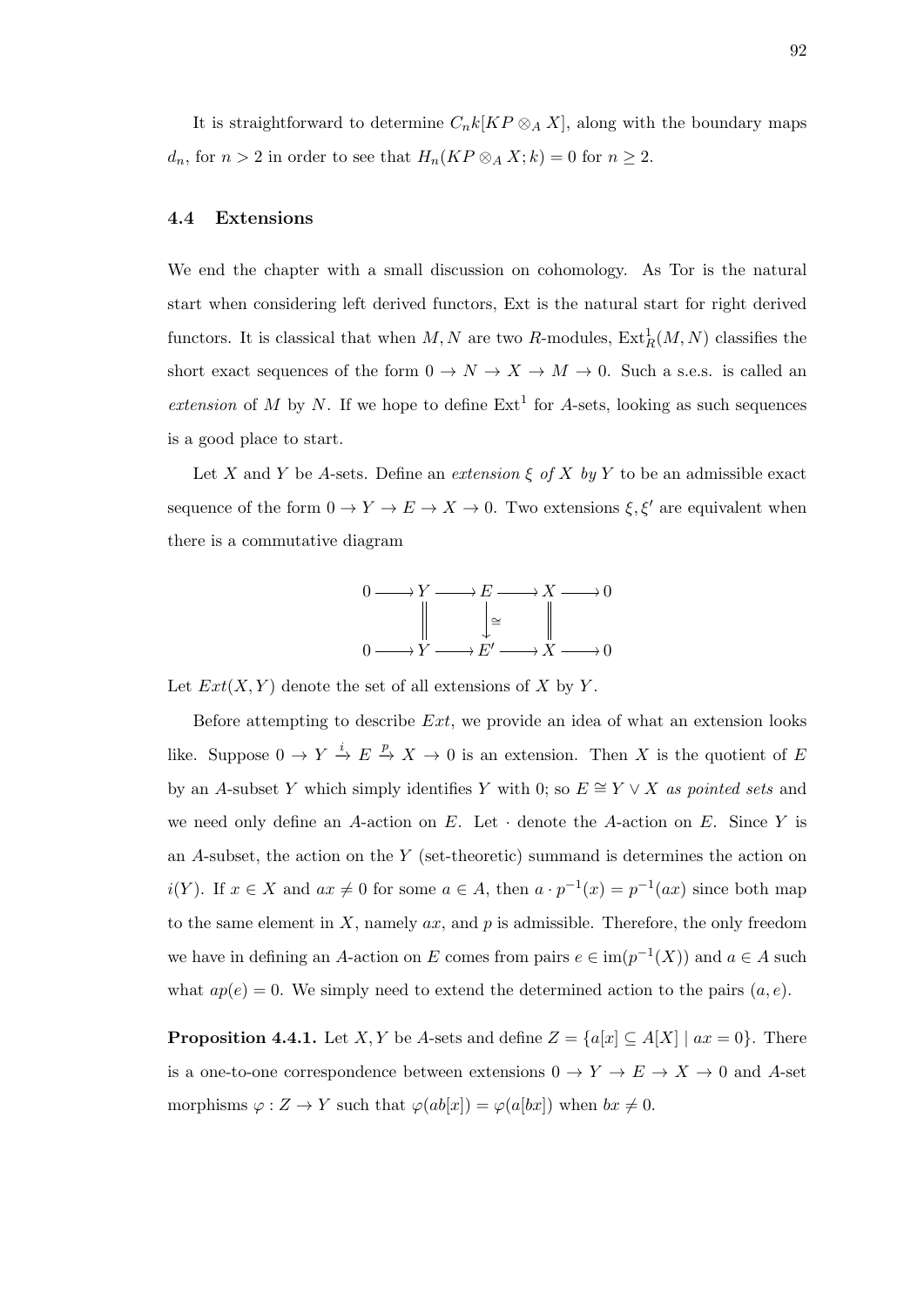It is straightforward to determine $C_n k[KP \otimes_A X]$, along with the boundary maps $d_n$, for $n > 2$ in order to see that $H_n(KP \otimes_A X; k) = 0$ for $n \geq 2$.

## 4.4 Extensions

We end the chapter with a small discussion on cohomology. As Tor is the natural start when considering left derived functors, Ext is the natural start for right derived functors. It is classical that when $M, N$ are two $R$-modules, $\mathrm{Ext}^1_R(M, N)$ classifies the short exact sequences of the form $0 \to N \to X \to M \to 0$. Such a s.e.s. is called an *extension* of $M$ by $N$. If we hope to define $\mathrm{Ext}^1$ for $A$-sets, looking as such sequences is a good place to start.

Let $X$ and $Y$ be $A$-sets. Define an *extension* $\xi$ *of* $X$ *by* $Y$ to be an admissible exact sequence of the form $0 \to Y \to E \to X \to 0$. Two extensions $\xi, \xi'$ are equivalent when there is a commutative diagram

$$\begin{array}{ccccccccc}
0 & \longrightarrow & Y & \longrightarrow & E & \longrightarrow & X & \longrightarrow & 0 \\
 & & \| & & \downarrow \cong & & \| & & \\
0 & \longrightarrow & Y & \longrightarrow & E' & \longrightarrow & X & \longrightarrow & 0
\end{array}$$

Let $Ext(X, Y)$ denote the set of all extensions of $X$ by $Y$.

Before attempting to describe $Ext$, we provide an idea of what an extension looks like. Suppose $0 \to Y \xrightarrow{i} E \xrightarrow{p} X \to 0$ is an extension. Then $X$ is the quotient of $E$ by an $A$-subset $Y$ which simply identifies $Y$ with 0; so $E \cong Y \vee X$ *as pointed sets* and we need only define an $A$-action on $E$. Let $\cdot$ denote the $A$-action on $E$. Since $Y$ is an $A$-subset, the action on the $Y$ (set-theoretic) summand is determines the action on $i(Y)$. If $x \in X$ and $ax \neq 0$ for some $a \in A$, then $a \cdot p^{-1}(x) = p^{-1}(ax)$ since both map to the same element in $X$, namely $ax$, and $p$ is admissible. Therefore, the only freedom we have in defining an $A$-action on $E$ comes from pairs $e \in \mathrm{im}(p^{-1}(X))$ and $a \in A$ such what $ap(e) = 0$. We simply need to extend the determined action to the pairs $(a, e)$.

**Proposition 4.4.1.** Let $X, Y$ be $A$-sets and define $Z = \{a[x] \subseteq A[X] \mid ax = 0\}$. There is a one-to-one correspondence between extensions $0 \to Y \to E \to X \to 0$ and $A$-set morphisms $\varphi : Z \to Y$ such that $\varphi(ab[x]) = \varphi(a[bx])$ when $bx \neq 0$.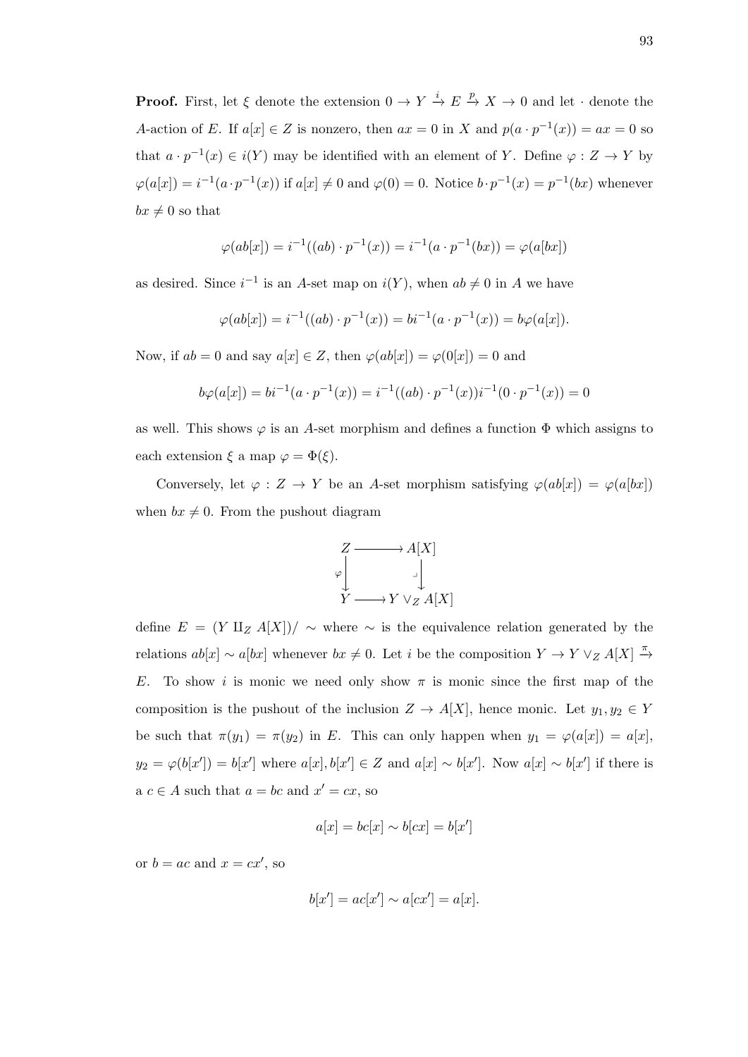**Proof.** First, let $\xi$ denote the extension $0 \to Y \xrightarrow{i} E \xrightarrow{p} X \to 0$ and let $\cdot$ denote the $A$-action of $E$. If $a[x] \in Z$ is nonzero, then $ax = 0$ in $X$ and $p(a \cdot p^{-1}(x)) = ax = 0$ so that $a \cdot p^{-1}(x) \in i(Y)$ may be identified with an element of $Y$. Define $\varphi : Z \to Y$ by $\varphi(a[x]) = i^{-1}(a \cdot p^{-1}(x))$ if $a[x] \neq 0$ and $\varphi(0) = 0$. Notice $b \cdot p^{-1}(x) = p^{-1}(bx)$ whenever $bx \neq 0$ so that

$$\varphi(ab[x]) = i^{-1}((ab) \cdot p^{-1}(x)) = i^{-1}(a \cdot p^{-1}(bx)) = \varphi(a[bx])$$

as desired. Since $i^{-1}$ is an $A$-set map on $i(Y)$, when $ab \neq 0$ in $A$ we have

$$\varphi(ab[x]) = i^{-1}((ab) \cdot p^{-1}(x)) = bi^{-1}(a \cdot p^{-1}(x)) = b\varphi(a[x]).$$

Now, if $ab = 0$ and say $a[x] \in Z$, then $\varphi(ab[x]) = \varphi(0[x]) = 0$ and

$$b\varphi(a[x]) = bi^{-1}(a \cdot p^{-1}(x)) = i^{-1}((ab) \cdot p^{-1}(x))i^{-1}(0 \cdot p^{-1}(x)) = 0$$

as well. This shows $\varphi$ is an $A$-set morphism and defines a function $\Phi$ which assigns to each extension $\xi$ a map $\varphi = \Phi(\xi)$.

Conversely, let $\varphi : Z \to Y$ be an $A$-set morphism satisfying $\varphi(ab[x]) = \varphi(a[bx])$ when $bx \neq 0$. From the pushout diagram

$$\begin{array}{ccc} Z & \longrightarrow & A[X] \\ {\scriptstyle\varphi}\downarrow & & \downarrow \\ Y & \longrightarrow & Y \vee_Z A[X] \end{array}$$

define $E = (Y \amalg_Z A[X])/\sim$ where $\sim$ is the equivalence relation generated by the relations $ab[x] \sim a[bx]$ whenever $bx \neq 0$. Let $i$ be the composition $Y \to Y \vee_Z A[X] \xrightarrow{\pi} E$. To show $i$ is monic we need only show $\pi$ is monic since the first map of the composition is the pushout of the inclusion $Z \to A[X]$, hence monic. Let $y_1, y_2 \in Y$ be such that $\pi(y_1) = \pi(y_2)$ in $E$. This can only happen when $y_1 = \varphi(a[x]) = a[x]$, $y_2 = \varphi(b[x']) = b[x']$ where $a[x], b[x'] \in Z$ and $a[x] \sim b[x']$. Now $a[x] \sim b[x']$ if there is a $c \in A$ such that $a = bc$ and $x' = cx$, so

$$a[x] = bc[x] \sim b[cx] = b[x']$$

or $b = ac$ and $x = cx'$, so

$$b[x'] = ac[x'] \sim a[cx'] = a[x].$$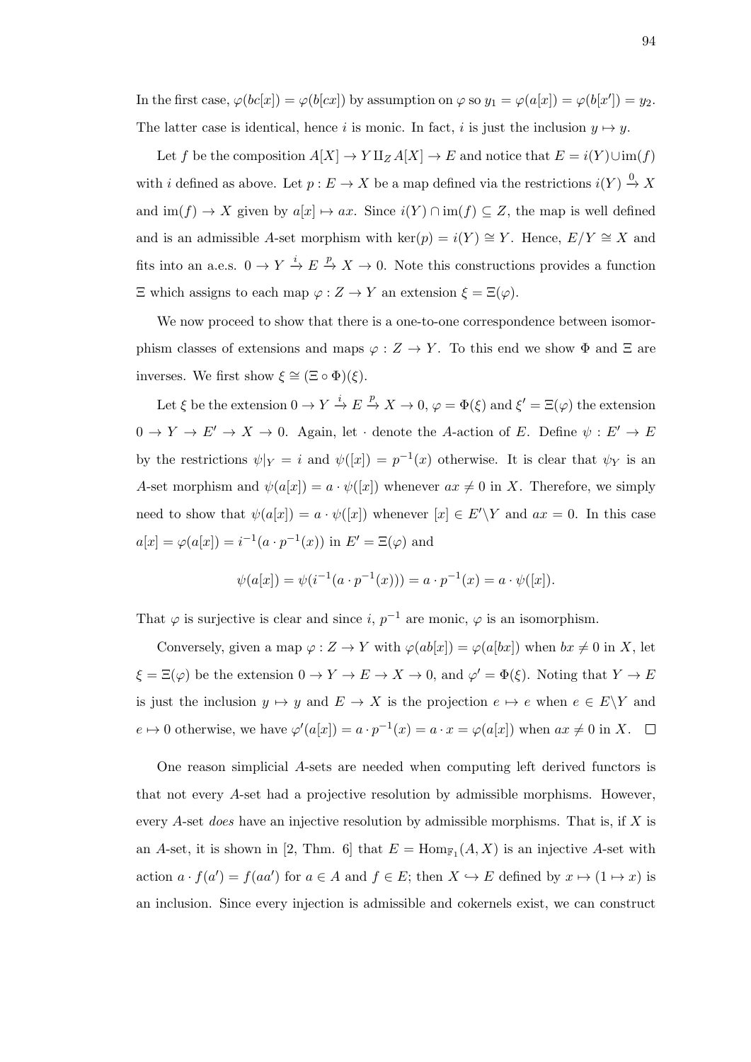In the first case, $\varphi(bc[x]) = \varphi(b[cx])$ by assumption on $\varphi$ so $y_1 = \varphi(a[x]) = \varphi(b[x']) = y_2$. The latter case is identical, hence $i$ is monic. In fact, $i$ is just the inclusion $y \mapsto y$.

Let $f$ be the composition $A[X] \to Y \amalg_Z A[X] \to E$ and notice that $E = i(Y) \cup \mathrm{im}(f)$ with $i$ defined as above. Let $p : E \to X$ be a map defined via the restrictions $i(Y) \xrightarrow{0} X$ and $\mathrm{im}(f) \to X$ given by $a[x] \mapsto ax$. Since $i(Y) \cap \mathrm{im}(f) \subseteq Z$, the map is well defined and is an admissible $A$-set morphism with $\ker(p) = i(Y) \cong Y$. Hence, $E/Y \cong X$ and fits into an a.e.s. $0 \to Y \xrightarrow{i} E \xrightarrow{p} X \to 0$. Note this constructions provides a function $\Xi$ which assigns to each map $\varphi : Z \to Y$ an extension $\xi = \Xi(\varphi)$.

We now proceed to show that there is a one-to-one correspondence between isomorphism classes of extensions and maps $\varphi : Z \to Y$. To this end we show $\Phi$ and $\Xi$ are inverses. We first show $\xi \cong (\Xi \circ \Phi)(\xi)$.

Let $\xi$ be the extension $0 \to Y \xrightarrow{i} E \xrightarrow{p} X \to 0$, $\varphi = \Phi(\xi)$ and $\xi' = \Xi(\varphi)$ the extension $0 \to Y \to E' \to X \to 0$. Again, let $\cdot$ denote the $A$-action of $E$. Define $\psi : E' \to E$ by the restrictions $\psi|_Y = i$ and $\psi([x]) = p^{-1}(x)$ otherwise. It is clear that $\psi_Y$ is an $A$-set morphism and $\psi(a[x]) = a \cdot \psi([x])$ whenever $ax \neq 0$ in $X$. Therefore, we simply need to show that $\psi(a[x]) = a \cdot \psi([x])$ whenever $[x] \in E' \backslash Y$ and $ax = 0$. In this case $a[x] = \varphi(a[x]) = i^{-1}(a \cdot p^{-1}(x))$ in $E' = \Xi(\varphi)$ and

$$\psi(a[x]) = \psi(i^{-1}(a \cdot p^{-1}(x))) = a \cdot p^{-1}(x) = a \cdot \psi([x]).$$

That $\varphi$ is surjective is clear and since $i$, $p^{-1}$ are monic, $\varphi$ is an isomorphism.

Conversely, given a map $\varphi : Z \to Y$ with $\varphi(ab[x]) = \varphi(a[bx])$ when $bx \neq 0$ in $X$, let $\xi = \Xi(\varphi)$ be the extension $0 \to Y \to E \to X \to 0$, and $\varphi' = \Phi(\xi)$. Noting that $Y \to E$ is just the inclusion $y \mapsto y$ and $E \to X$ is the projection $e \mapsto e$ when $e \in E \backslash Y$ and $e \mapsto 0$ otherwise, we have $\varphi'(a[x]) = a \cdot p^{-1}(x) = a \cdot x = \varphi(a[x])$ when $ax \neq 0$ in $X$. $\square$

One reason simplicial $A$-sets are needed when computing left derived functors is that not every $A$-set had a projective resolution by admissible morphisms. However, every $A$-set *does* have an injective resolution by admissible morphisms. That is, if $X$ is an $A$-set, it is shown in [2, Thm. 6] that $E = \mathrm{Hom}_{\mathbb{F}_1}(A, X)$ is an injective $A$-set with action $a \cdot f(a') = f(aa')$ for $a \in A$ and $f \in E$; then $X \hookrightarrow E$ defined by $x \mapsto (1 \mapsto x)$ is an inclusion. Since every injection is admissible and cokernels exist, we can construct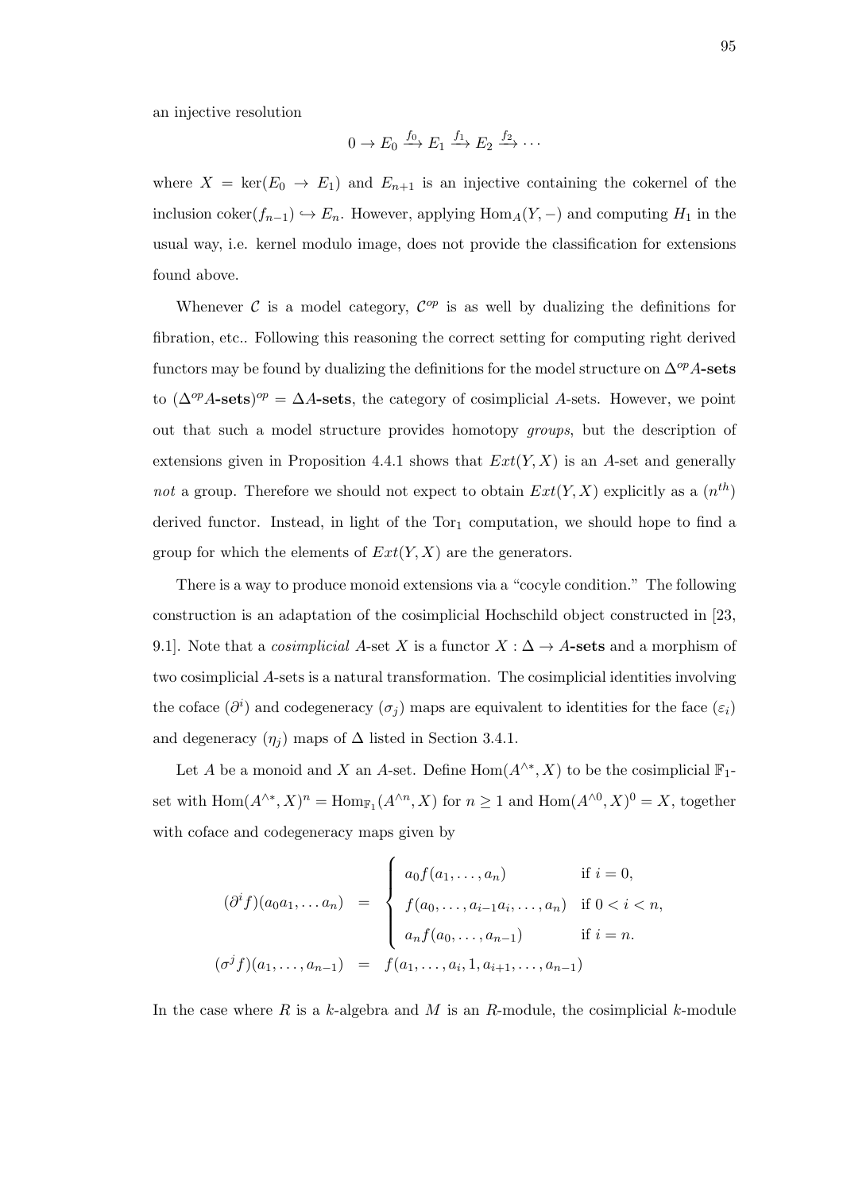an injective resolution

$$0 \to E_0 \xrightarrow{f_0} E_1 \xrightarrow{f_1} E_2 \xrightarrow{f_2} \cdots$$

where $X = \ker(E_0 \to E_1)$ and $E_{n+1}$ is an injective containing the cokernel of the inclusion $\mathrm{coker}(f_{n-1}) \hookrightarrow E_n$. However, applying $\mathrm{Hom}_A(Y, -)$ and computing $H_1$ in the usual way, i.e. kernel modulo image, does not provide the classification for extensions found above.

Whenever $\mathcal{C}$ is a model category, $\mathcal{C}^{op}$ is as well by dualizing the definitions for fibration, etc.. Following this reasoning the correct setting for computing right derived functors may be found by dualizing the definitions for the model structure on $\Delta^{op}A$**-sets** to $(\Delta^{op}A\textbf{-sets})^{op} = \Delta A$**-sets**, the category of cosimplicial $A$-sets. However, we point out that such a model structure provides homotopy *groups*, but the description of extensions given in Proposition 4.4.1 shows that $Ext(Y, X)$ is an $A$-set and generally *not* a group. Therefore we should not expect to obtain $Ext(Y, X)$ explicitly as a ($n^{th}$) derived functor. Instead, in light of the $\mathrm{Tor}_1$ computation, we should hope to find a group for which the elements of $Ext(Y, X)$ are the generators.

There is a way to produce monoid extensions via a "cocyle condition." The following construction is an adaptation of the cosimplicial Hochschild object constructed in [23, 9.1]. Note that a *cosimplicial* $A$-set $X$ is a functor $X : \Delta \to A$**-sets** and a morphism of two cosimplicial $A$-sets is a natural transformation. The cosimplicial identities involving the coface ($\partial^i$) and codegeneracy ($\sigma_j$) maps are equivalent to identities for the face ($\varepsilon_i$) and degeneracy ($\eta_j$) maps of $\Delta$ listed in Section 3.4.1.

Let $A$ be a monoid and $X$ an $A$-set. Define $\mathrm{Hom}(A^{\wedge *}, X)$ to be the cosimplicial $\mathbb{F}_1$-set with $\mathrm{Hom}(A^{\wedge *}, X)^n = \mathrm{Hom}_{\mathbb{F}_1}(A^{\wedge n}, X)$ for $n \geq 1$ and $\mathrm{Hom}(A^{\wedge 0}, X)^0 = X$, together with coface and codegeneracy maps given by

$$
\begin{aligned}
(\partial^i f)(a_0 a_1, \ldots a_n) &= \begin{cases} a_0 f(a_1, \ldots, a_n) & \text{if } i = 0, \\ f(a_0, \ldots, a_{i-1}a_i, \ldots, a_n) & \text{if } 0 < i < n, \\ a_n f(a_0, \ldots, a_{n-1}) & \text{if } i = n. \end{cases} \\
(\sigma^j f)(a_1, \ldots, a_{n-1}) &= f(a_1, \ldots, a_i, 1, a_{i+1}, \ldots, a_{n-1})
\end{aligned}
$$

In the case where $R$ is a $k$-algebra and $M$ is an $R$-module, the cosimplicial $k$-module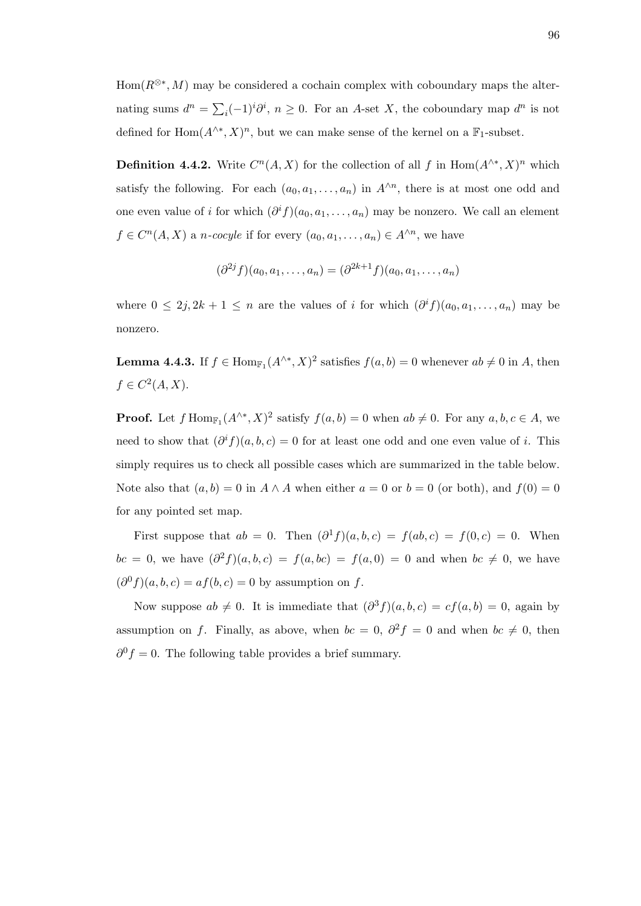$\mathrm{Hom}(R^{\otimes *}, M)$ may be considered a cochain complex with coboundary maps the alternating sums $d^n = \sum_i (-1)^i \partial^i$, $n \geq 0$. For an $A$-set $X$, the coboundary map $d^n$ is not defined for $\mathrm{Hom}(A^{\wedge *}, X)^n$, but we can make sense of the kernel on a $\mathbb{F}_1$-subset.

**Definition 4.4.2.** Write $C^n(A, X)$ for the collection of all $f$ in $\mathrm{Hom}(A^{\wedge *}, X)^n$ which satisfy the following. For each $(a_0, a_1, \ldots, a_n)$ in $A^{\wedge n}$, there is at most one odd and one even value of $i$ for which $(\partial^i f)(a_0, a_1, \ldots, a_n)$ may be nonzero. We call an element $f \in C^n(A, X)$ a *n-cocyle* if for every $(a_0, a_1, \ldots, a_n) \in A^{\wedge n}$, we have

$$(\partial^{2j} f)(a_0, a_1, \ldots, a_n) = (\partial^{2k+1} f)(a_0, a_1, \ldots, a_n)$$

where $0 \leq 2j, 2k+1 \leq n$ are the values of $i$ for which $(\partial^i f)(a_0, a_1, \ldots, a_n)$ may be nonzero.

**Lemma 4.4.3.** If $f \in \mathrm{Hom}_{\mathbb{F}_1}(A^{\wedge *}, X)^2$ satisfies $f(a, b) = 0$ whenever $ab \neq 0$ in $A$, then $f \in C^2(A, X)$.

**Proof.** Let $f\, \mathrm{Hom}_{\mathbb{F}_1}(A^{\wedge *}, X)^2$ satisfy $f(a, b) = 0$ when $ab \neq 0$. For any $a, b, c \in A$, we need to show that $(\partial^i f)(a, b, c) = 0$ for at least one odd and one even value of $i$. This simply requires us to check all possible cases which are summarized in the table below. Note also that $(a, b) = 0$ in $A \wedge A$ when either $a = 0$ or $b = 0$ (or both), and $f(0) = 0$ for any pointed set map.

First suppose that $ab = 0$. Then $(\partial^1 f)(a, b, c) = f(ab, c) = f(0, c) = 0$. When $bc = 0$, we have $(\partial^2 f)(a, b, c) = f(a, bc) = f(a, 0) = 0$ and when $bc \neq 0$, we have $(\partial^0 f)(a, b, c) = af(b, c) = 0$ by assumption on $f$.

Now suppose $ab \neq 0$. It is immediate that $(\partial^3 f)(a, b, c) = cf(a, b) = 0$, again by assumption on $f$. Finally, as above, when $bc = 0$, $\partial^2 f = 0$ and when $bc \neq 0$, then $\partial^0 f = 0$. The following table provides a brief summary.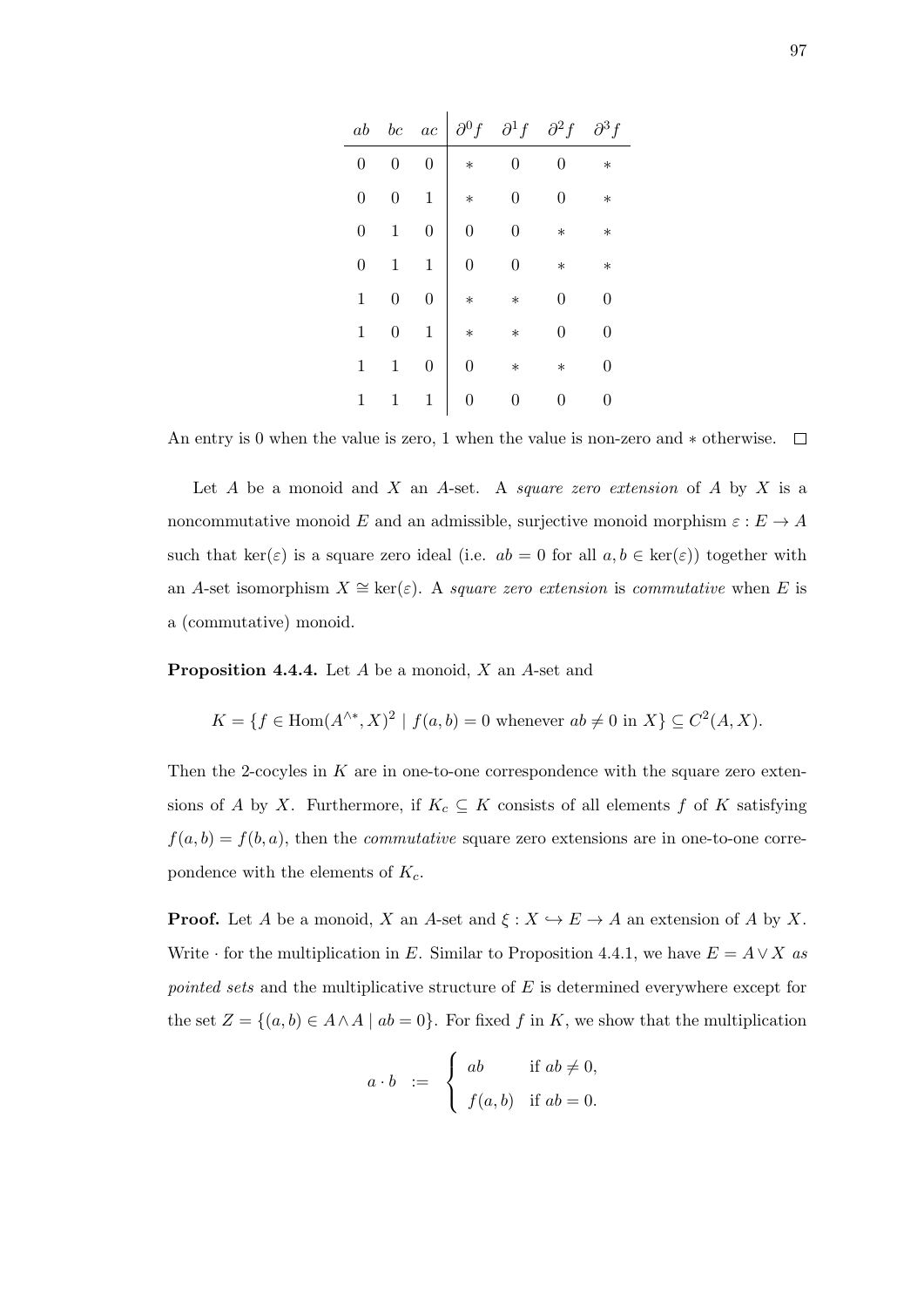| $ab$ | $bc$ | $ac$ | $\partial^0 f$ | $\partial^1 f$ | $\partial^2 f$ | $\partial^3 f$ |
|---|---|---|---|---|---|---|
| 0 | 0 | 0 | $*$ | 0 | 0 | $*$ |
| 0 | 0 | 1 | $*$ | 0 | 0 | $*$ |
| 0 | 1 | 0 | 0 | 0 | $*$ | $*$ |
| 0 | 1 | 1 | 0 | 0 | $*$ | $*$ |
| 1 | 0 | 0 | $*$ | $*$ | 0 | 0 |
| 1 | 0 | 1 | $*$ | $*$ | 0 | 0 |
| 1 | 1 | 0 | 0 | $*$ | $*$ | 0 |
| 1 | 1 | 1 | 0 | 0 | 0 | 0 |

An entry is 0 when the value is zero, 1 when the value is non-zero and $*$ otherwise. □

Let $A$ be a monoid and $X$ an $A$-set. A *square zero extension* of $A$ by $X$ is a noncommutative monoid $E$ and an admissible, surjective monoid morphism $\varepsilon : E \to A$ such that $\ker(\varepsilon)$ is a square zero ideal (i.e. $ab = 0$ for all $a, b \in \ker(\varepsilon)$) together with an $A$-set isomorphism $X \cong \ker(\varepsilon)$. A *square zero extension* is *commutative* when $E$ is a (commutative) monoid.

**Proposition 4.4.4.** Let $A$ be a monoid, $X$ an $A$-set and

$$K = \{f \in \operatorname{Hom}(A^{\wedge *}, X)^2 \mid f(a,b) = 0 \text{ whenever } ab \neq 0 \text{ in } X\} \subseteq C^2(A, X).$$

Then the 2-cocyles in $K$ are in one-to-one correspondence with the square zero extensions of $A$ by $X$. Furthermore, if $K_c \subseteq K$ consists of all elements $f$ of $K$ satisfying $f(a,b) = f(b,a)$, then the *commutative* square zero extensions are in one-to-one correpondence with the elements of $K_c$.

**Proof.** Let $A$ be a monoid, $X$ an $A$-set and $\xi : X \hookrightarrow E \to A$ an extension of $A$ by $X$. Write $\cdot$ for the multiplication in $E$. Similar to Proposition 4.4.1, we have $E = A \vee X$ *as pointed sets* and the multiplicative structure of $E$ is determined everywhere except for the set $Z = \{(a,b) \in A \wedge A \mid ab = 0\}$. For fixed $f$ in $K$, we show that the multiplication

$$a \cdot b \ := \ \begin{cases} ab & \text{if } ab \neq 0, \\ f(a,b) & \text{if } ab = 0. \end{cases}$$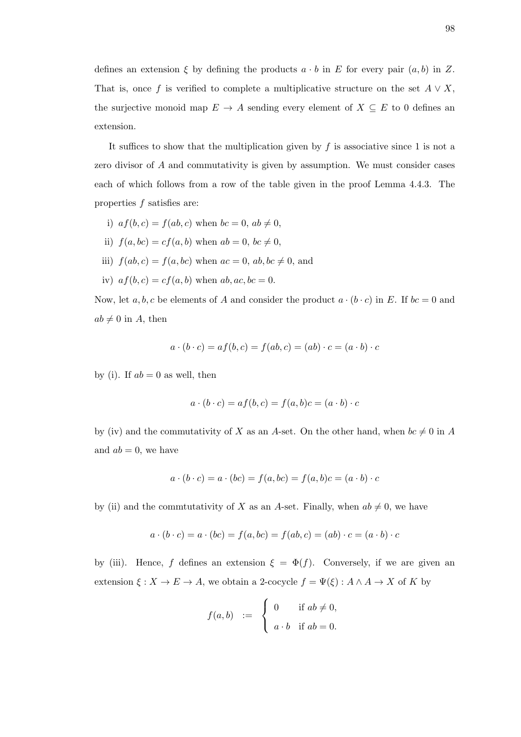defines an extension $\xi$ by defining the products $a \cdot b$ in $E$ for every pair $(a, b)$ in $Z$. That is, once $f$ is verified to complete a multiplicative structure on the set $A \vee X$, the surjective monoid map $E \to A$ sending every element of $X \subseteq E$ to 0 defines an extension.

It suffices to show that the multiplication given by $f$ is associative since 1 is not a zero divisor of $A$ and commutativity is given by assumption. We must consider cases each of which follows from a row of the table given in the proof Lemma 4.4.3. The properties $f$ satisfies are:

i) $af(b, c) = f(ab, c)$ when $bc = 0$, $ab \neq 0$,

ii) $f(a, bc) = cf(a, b)$ when $ab = 0$, $bc \neq 0$,

iii) $f(ab, c) = f(a, bc)$ when $ac = 0$, $ab, bc \neq 0$, and

iv) $af(b, c) = cf(a, b)$ when $ab, ac, bc = 0$.

Now, let $a, b, c$ be elements of $A$ and consider the product $a \cdot (b \cdot c)$ in $E$. If $bc = 0$ and $ab \neq 0$ in $A$, then

$$a \cdot (b \cdot c) = af(b, c) = f(ab, c) = (ab) \cdot c = (a \cdot b) \cdot c$$

by (i). If $ab = 0$ as well, then

$$a \cdot (b \cdot c) = af(b, c) = f(a, b)c = (a \cdot b) \cdot c$$

by (iv) and the commutativity of $X$ as an $A$-set. On the other hand, when $bc \neq 0$ in $A$ and $ab = 0$, we have

$$a \cdot (b \cdot c) = a \cdot (bc) = f(a, bc) = f(a, b)c = (a \cdot b) \cdot c$$

by (ii) and the commtutativity of $X$ as an $A$-set. Finally, when $ab \neq 0$, we have

$$a \cdot (b \cdot c) = a \cdot (bc) = f(a, bc) = f(ab, c) = (ab) \cdot c = (a \cdot b) \cdot c$$

by (iii). Hence, $f$ defines an extension $\xi = \Phi(f)$. Conversely, if we are given an extension $\xi : X \to E \to A$, we obtain a 2-cocycle $f = \Psi(\xi) : A \wedge A \to X$ of $K$ by

$$f(a, b) \ := \ \begin{cases} 0 & \text{if } ab \neq 0, \\ a \cdot b & \text{if } ab = 0. \end{cases}$$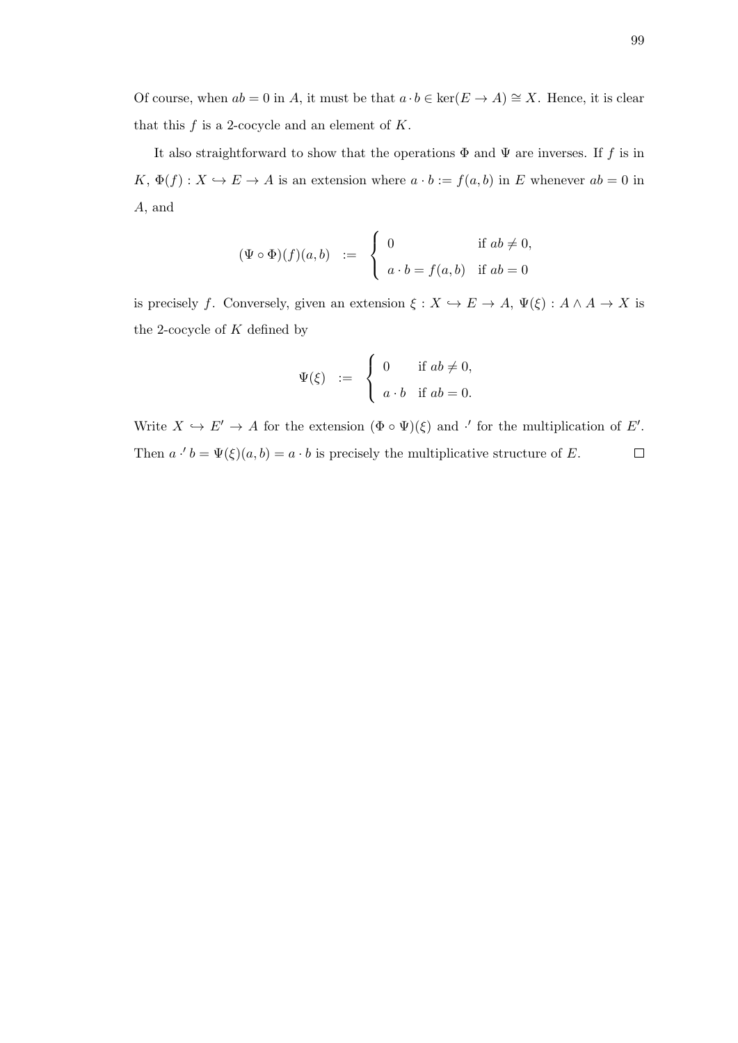Of course, when $ab = 0$ in $A$, it must be that $a \cdot b \in \ker(E \to A) \cong X$. Hence, it is clear that this $f$ is a 2-cocycle and an element of $K$.

It also straightforward to show that the operations $\Phi$ and $\Psi$ are inverses. If $f$ is in $K$, $\Phi(f) : X \hookrightarrow E \to A$ is an extension where $a \cdot b := f(a,b)$ in $E$ whenever $ab = 0$ in $A$, and

$$(\Psi \circ \Phi)(f)(a,b) \quad := \quad \begin{cases} 0 & \text{if } ab \neq 0, \\ a \cdot b = f(a,b) & \text{if } ab = 0 \end{cases}$$

is precisely $f$. Conversely, given an extension $\xi : X \hookrightarrow E \to A$, $\Psi(\xi) : A \wedge A \to X$ is the 2-cocycle of $K$ defined by

$$\Psi(\xi) \quad := \quad \begin{cases} 0 & \text{if } ab \neq 0, \\ a \cdot b & \text{if } ab = 0. \end{cases}$$

Write $X \hookrightarrow E' \to A$ for the extension $(\Phi \circ \Psi)(\xi)$ and $\cdot'$ for the multiplication of $E'$. Then $a \cdot' b = \Psi(\xi)(a,b) = a \cdot b$ is precisely the multiplicative structure of $E$. $\square$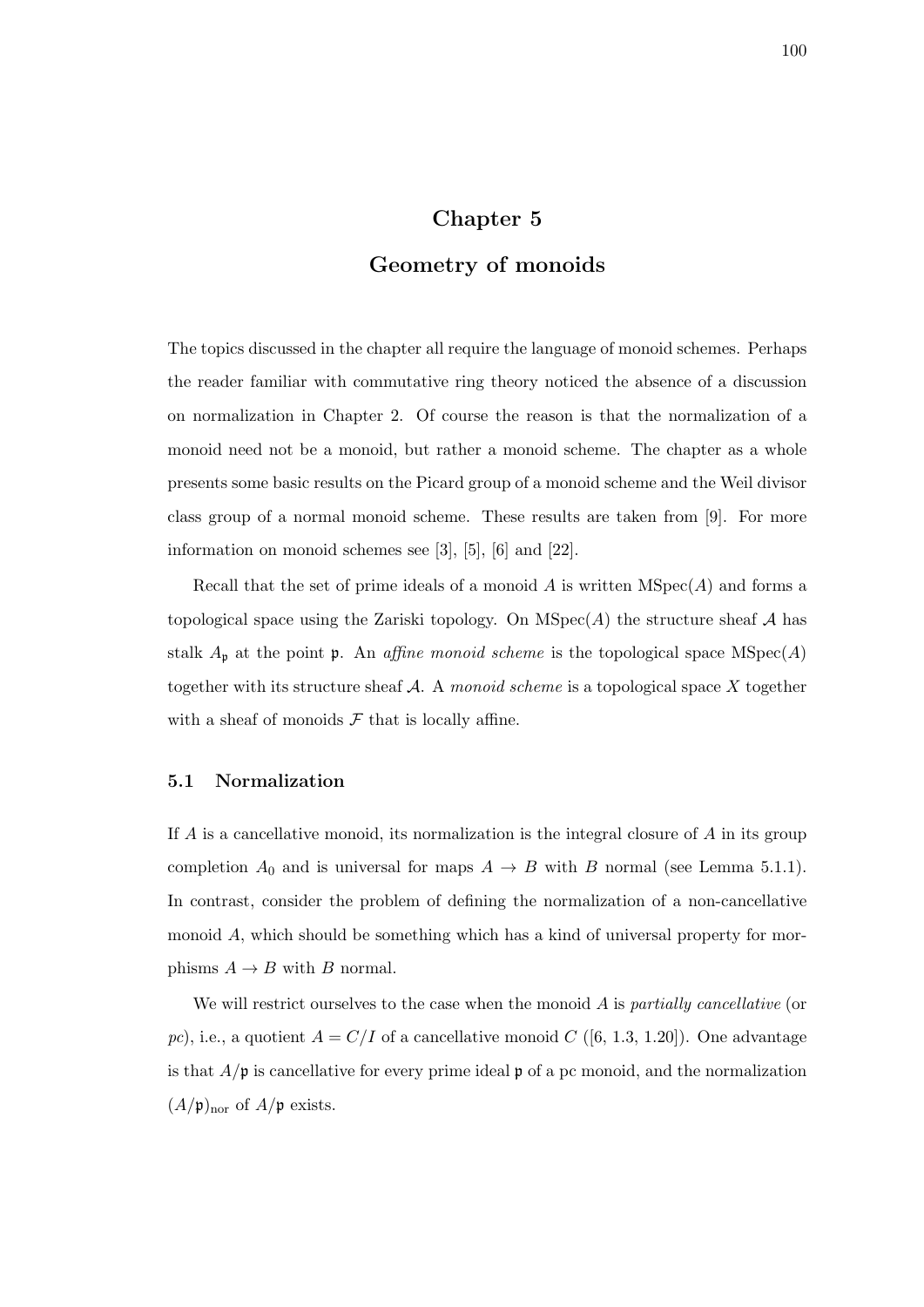# Chapter 5

# Geometry of monoids

The topics discussed in the chapter all require the language of monoid schemes. Perhaps the reader familiar with commutative ring theory noticed the absence of a discussion on normalization in Chapter 2. Of course the reason is that the normalization of a monoid need not be a monoid, but rather a monoid scheme. The chapter as a whole presents some basic results on the Picard group of a monoid scheme and the Weil divisor class group of a normal monoid scheme. These results are taken from [9]. For more information on monoid schemes see [3], [5], [6] and [22].

Recall that the set of prime ideals of a monoid $A$ is written $\mathrm{MSpec}(A)$ and forms a topological space using the Zariski topology. On $\mathrm{MSpec}(A)$ the structure sheaf $\mathcal{A}$ has stalk $A_{\mathfrak{p}}$ at the point $\mathfrak{p}$. An *affine monoid scheme* is the topological space $\mathrm{MSpec}(A)$ together with its structure sheaf $\mathcal{A}$. A *monoid scheme* is a topological space $X$ together with a sheaf of monoids $\mathcal{F}$ that is locally affine.

## 5.1 Normalization

If $A$ is a cancellative monoid, its normalization is the integral closure of $A$ in its group completion $A_0$ and is universal for maps $A \to B$ with $B$ normal (see Lemma 5.1.1). In contrast, consider the problem of defining the normalization of a non-cancellative monoid $A$, which should be something which has a kind of universal property for morphisms $A \to B$ with $B$ normal.

We will restrict ourselves to the case when the monoid $A$ is *partially cancellative* (or *pc*), i.e., a quotient $A = C/I$ of a cancellative monoid $C$ ([6, 1.3, 1.20]). One advantage is that $A/\mathfrak{p}$ is cancellative for every prime ideal $\mathfrak{p}$ of a pc monoid, and the normalization $(A/\mathfrak{p})_{\mathrm{nor}}$ of $A/\mathfrak{p}$ exists.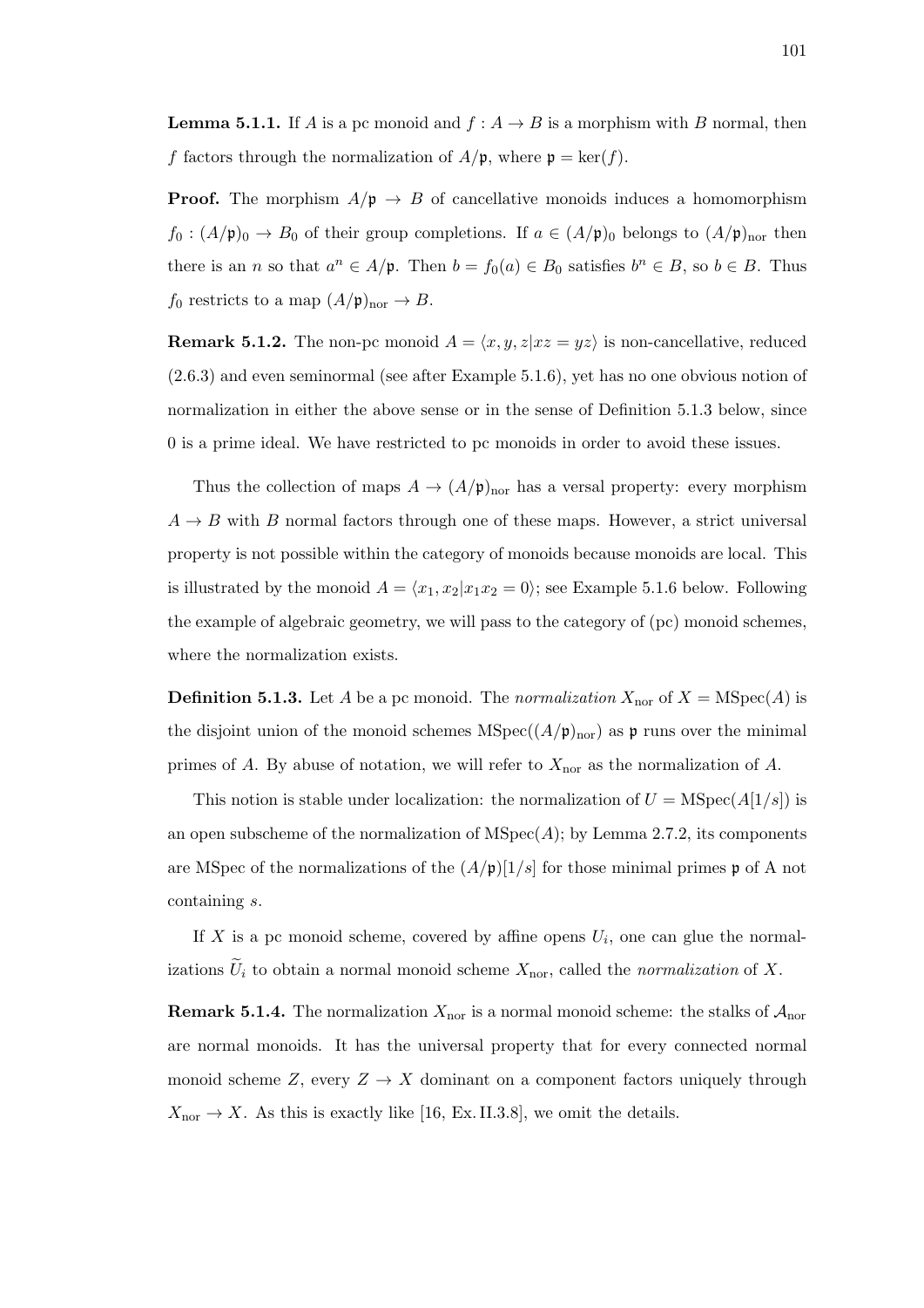**Lemma 5.1.1.** If $A$ is a pc monoid and $f : A \to B$ is a morphism with $B$ normal, then $f$ factors through the normalization of $A/\mathfrak{p}$, where $\mathfrak{p} = \ker(f)$.

**Proof.** The morphism $A/\mathfrak{p} \to B$ of cancellative monoids induces a homomorphism $f_0 : (A/\mathfrak{p})_0 \to B_0$ of their group completions. If $a \in (A/\mathfrak{p})_0$ belongs to $(A/\mathfrak{p})_{\text{nor}}$ then there is an $n$ so that $a^n \in A/\mathfrak{p}$. Then $b = f_0(a) \in B_0$ satisfies $b^n \in B$, so $b \in B$. Thus $f_0$ restricts to a map $(A/\mathfrak{p})_{\text{nor}} \to B$.

**Remark 5.1.2.** The non-pc monoid $A = \langle x, y, z | xz = yz \rangle$ is non-cancellative, reduced (2.6.3) and even seminormal (see after Example 5.1.6), yet has no one obvious notion of normalization in either the above sense or in the sense of Definition 5.1.3 below, since 0 is a prime ideal. We have restricted to pc monoids in order to avoid these issues.

Thus the collection of maps $A \to (A/\mathfrak{p})_{\text{nor}}$ has a versal property: every morphism $A \to B$ with $B$ normal factors through one of these maps. However, a strict universal property is not possible within the category of monoids because monoids are local. This is illustrated by the monoid $A = \langle x_1, x_2 | x_1 x_2 = 0 \rangle$; see Example 5.1.6 below. Following the example of algebraic geometry, we will pass to the category of (pc) monoid schemes, where the normalization exists.

**Definition 5.1.3.** Let $A$ be a pc monoid. The *normalization* $X_{\text{nor}}$ of $X = \text{MSpec}(A)$ is the disjoint union of the monoid schemes $\text{MSpec}((A/\mathfrak{p})_{\text{nor}})$ as $\mathfrak{p}$ runs over the minimal primes of $A$. By abuse of notation, we will refer to $X_{\text{nor}}$ as the normalization of $A$.

This notion is stable under localization: the normalization of $U = \text{MSpec}(A[1/s])$ is an open subscheme of the normalization of $\text{MSpec}(A)$; by Lemma 2.7.2, its components are MSpec of the normalizations of the $(A/\mathfrak{p})[1/s]$ for those minimal primes $\mathfrak{p}$ of A not containing $s$.

If $X$ is a pc monoid scheme, covered by affine opens $U_i$, one can glue the normalizations $\widetilde{U}_i$ to obtain a normal monoid scheme $X_{\text{nor}}$, called the *normalization* of $X$.

**Remark 5.1.4.** The normalization $X_{\text{nor}}$ is a normal monoid scheme: the stalks of $\mathcal{A}_{\text{nor}}$ are normal monoids. It has the universal property that for every connected normal monoid scheme $Z$, every $Z \to X$ dominant on a component factors uniquely through $X_{\text{nor}} \to X$. As this is exactly like [16, Ex. II.3.8], we omit the details.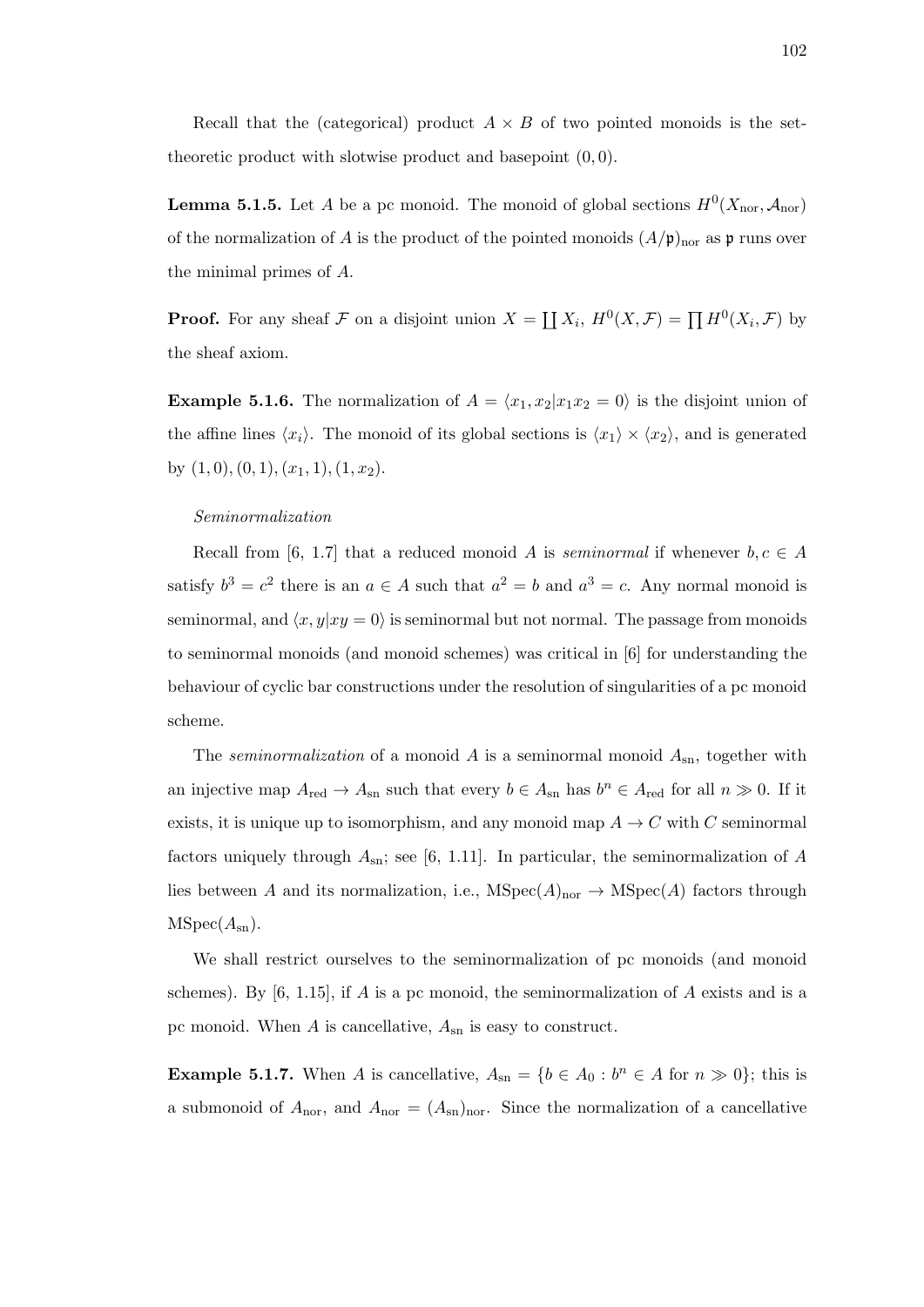Recall that the (categorical) product $A \times B$ of two pointed monoids is the set-theoretic product with slotwise product and basepoint $(0, 0)$.

**Lemma 5.1.5.** Let $A$ be a pc monoid. The monoid of global sections $H^0(X_{\text{nor}}, \mathcal{A}_{\text{nor}})$ of the normalization of $A$ is the product of the pointed monoids $(A/\mathfrak{p})_{\text{nor}}$ as $\mathfrak{p}$ runs over the minimal primes of $A$.

**Proof.** For any sheaf $\mathcal{F}$ on a disjoint union $X = \coprod X_i$, $H^0(X, \mathcal{F}) = \prod H^0(X_i, \mathcal{F})$ by the sheaf axiom.

**Example 5.1.6.** The normalization of $A = \langle x_1, x_2 | x_1 x_2 = 0 \rangle$ is the disjoint union of the affine lines $\langle x_i \rangle$. The monoid of its global sections is $\langle x_1 \rangle \times \langle x_2 \rangle$, and is generated by $(1, 0), (0, 1), (x_1, 1), (1, x_2)$.

*Seminormalization*

Recall from [6, 1.7] that a reduced monoid $A$ is *seminormal* if whenever $b, c \in A$ satisfy $b^3 = c^2$ there is an $a \in A$ such that $a^2 = b$ and $a^3 = c$. Any normal monoid is seminormal, and $\langle x, y | xy = 0 \rangle$ is seminormal but not normal. The passage from monoids to seminormal monoids (and monoid schemes) was critical in [6] for understanding the behaviour of cyclic bar constructions under the resolution of singularities of a pc monoid scheme.

The *seminormalization* of a monoid $A$ is a seminormal monoid $A_{\text{sn}}$, together with an injective map $A_{\text{red}} \to A_{\text{sn}}$ such that every $b \in A_{\text{sn}}$ has $b^n \in A_{\text{red}}$ for all $n \gg 0$. If it exists, it is unique up to isomorphism, and any monoid map $A \to C$ with $C$ seminormal factors uniquely through $A_{\text{sn}}$; see [6, 1.11]. In particular, the seminormalization of $A$ lies between $A$ and its normalization, i.e., $\text{MSpec}(A)_{\text{nor}} \to \text{MSpec}(A)$ factors through $\text{MSpec}(A_{\text{sn}})$.

We shall restrict ourselves to the seminormalization of pc monoids (and monoid schemes). By [6, 1.15], if $A$ is a pc monoid, the seminormalization of $A$ exists and is a pc monoid. When $A$ is cancellative, $A_{\text{sn}}$ is easy to construct.

**Example 5.1.7.** When $A$ is cancellative, $A_{\text{sn}} = \{b \in A_0 : b^n \in A \text{ for } n \gg 0\}$; this is a submonoid of $A_{\text{nor}}$, and $A_{\text{nor}} = (A_{\text{sn}})_{\text{nor}}$. Since the normalization of a cancellative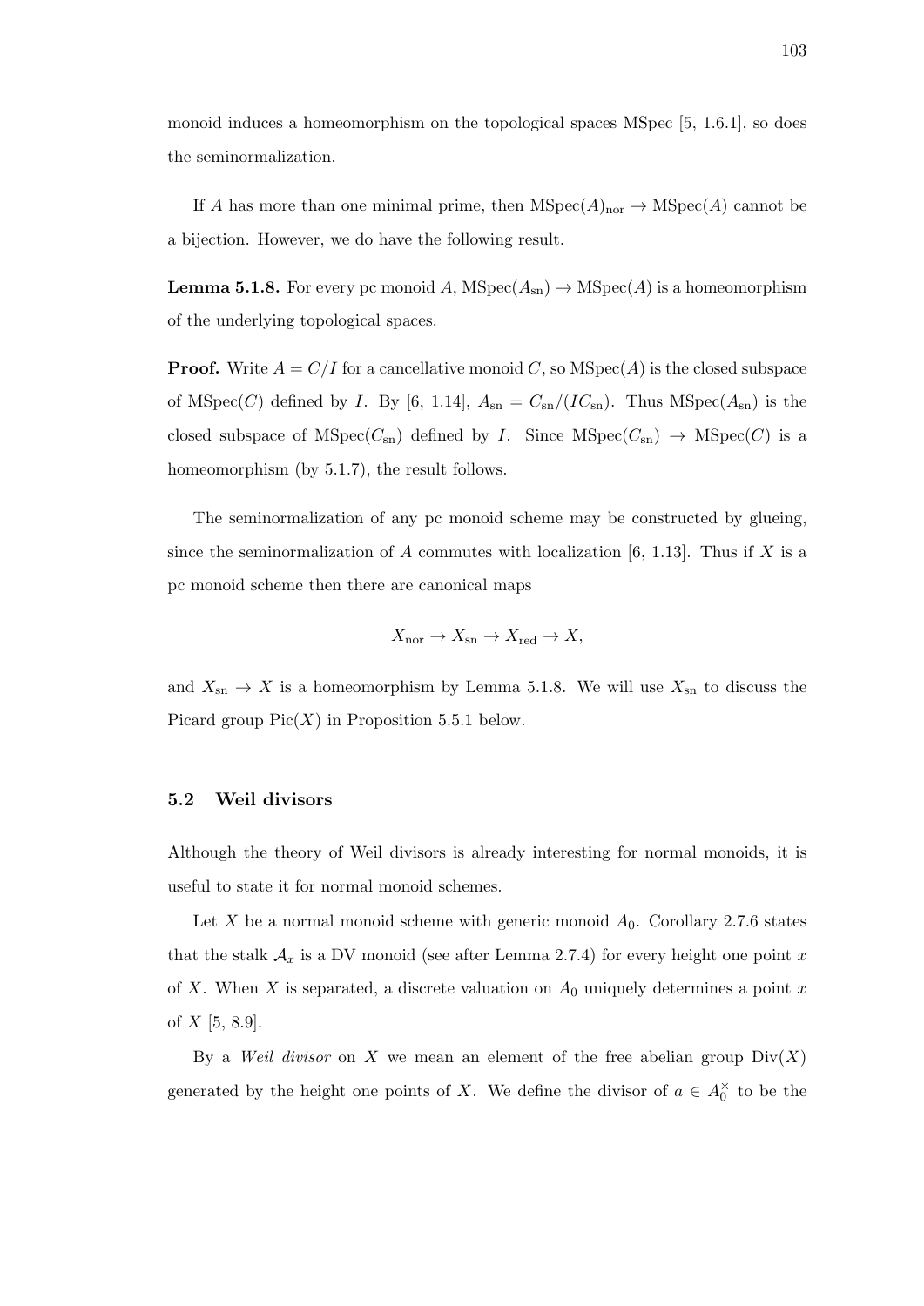monoid induces a homeomorphism on the topological spaces MSpec [5, 1.6.1], so does the seminormalization.

If $A$ has more than one minimal prime, then $\mathrm{MSpec}(A)_{\mathrm{nor}} \to \mathrm{MSpec}(A)$ cannot be a bijection. However, we do have the following result.

**Lemma 5.1.8.** For every pc monoid $A$, $\mathrm{MSpec}(A_{\mathrm{sn}}) \to \mathrm{MSpec}(A)$ is a homeomorphism of the underlying topological spaces.

**Proof.** Write $A = C/I$ for a cancellative monoid $C$, so $\mathrm{MSpec}(A)$ is the closed subspace of $\mathrm{MSpec}(C)$ defined by $I$. By [6, 1.14], $A_{\mathrm{sn}} = C_{\mathrm{sn}}/(IC_{\mathrm{sn}})$. Thus $\mathrm{MSpec}(A_{\mathrm{sn}})$ is the closed subspace of $\mathrm{MSpec}(C_{\mathrm{sn}})$ defined by $I$. Since $\mathrm{MSpec}(C_{\mathrm{sn}}) \to \mathrm{MSpec}(C)$ is a homeomorphism (by 5.1.7), the result follows.

The seminormalization of any pc monoid scheme may be constructed by glueing, since the seminormalization of $A$ commutes with localization [6, 1.13]. Thus if $X$ is a pc monoid scheme then there are canonical maps

$$X_{\mathrm{nor}} \to X_{\mathrm{sn}} \to X_{\mathrm{red}} \to X,$$

and $X_{\mathrm{sn}} \to X$ is a homeomorphism by Lemma 5.1.8. We will use $X_{\mathrm{sn}}$ to discuss the Picard group $\mathrm{Pic}(X)$ in Proposition 5.5.1 below.

## 5.2 Weil divisors

Although the theory of Weil divisors is already interesting for normal monoids, it is useful to state it for normal monoid schemes.

Let $X$ be a normal monoid scheme with generic monoid $A_0$. Corollary 2.7.6 states that the stalk $\mathcal{A}_x$ is a DV monoid (see after Lemma 2.7.4) for every height one point $x$ of $X$. When $X$ is separated, a discrete valuation on $A_0$ uniquely determines a point $x$ of $X$ [5, 8.9].

By a *Weil divisor* on $X$ we mean an element of the free abelian group $\mathrm{Div}(X)$ generated by the height one points of $X$. We define the divisor of $a \in A_0^{\times}$ to be the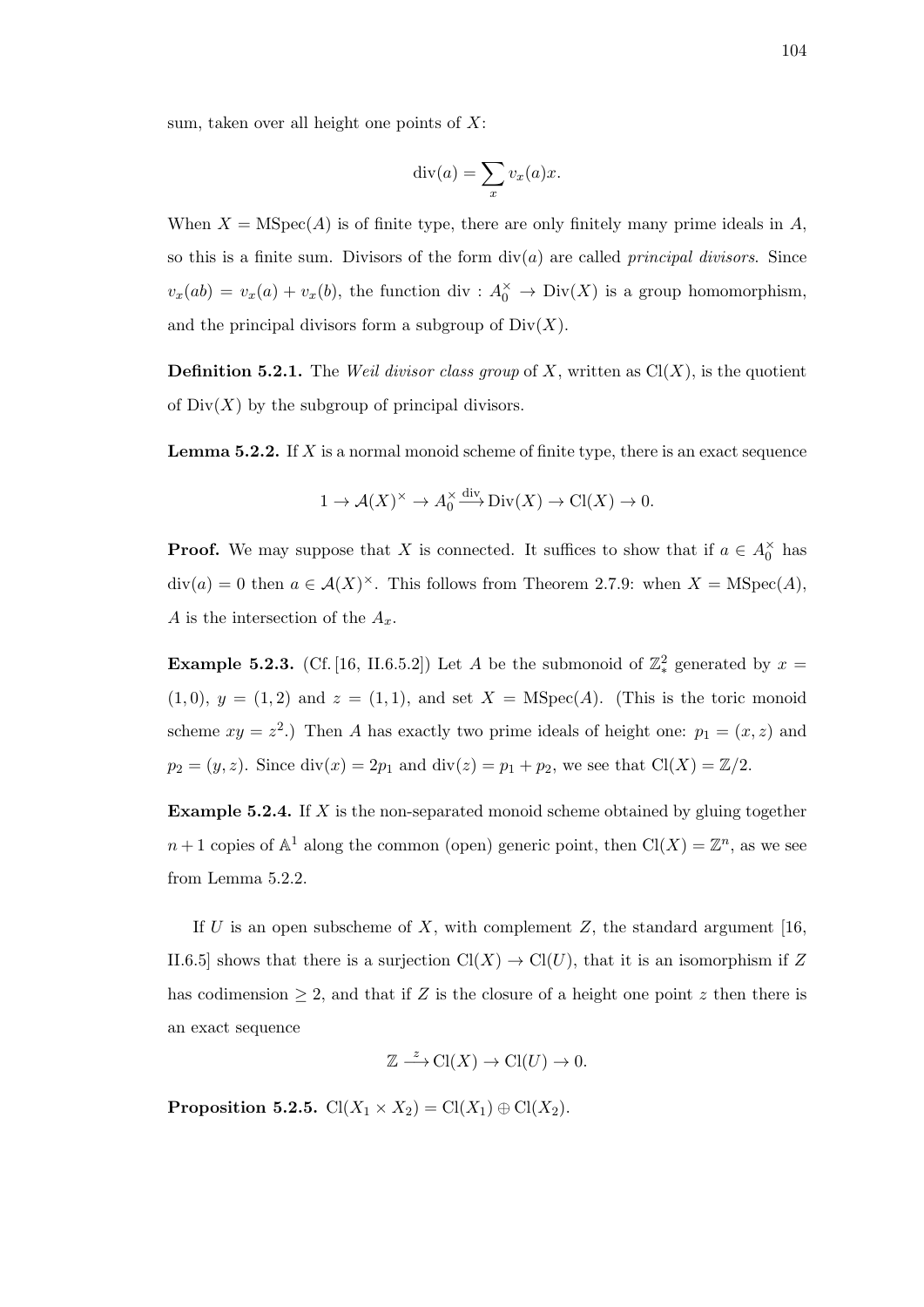sum, taken over all height one points of $X$:

$$\operatorname{div}(a) = \sum_x v_x(a)x.$$

When $X = \operatorname{MSpec}(A)$ is of finite type, there are only finitely many prime ideals in $A$, so this is a finite sum. Divisors of the form $\operatorname{div}(a)$ are called *principal divisors*. Since $v_x(ab) = v_x(a) + v_x(b)$, the function $\operatorname{div} : A_0^\times \to \operatorname{Div}(X)$ is a group homomorphism, and the principal divisors form a subgroup of $\operatorname{Div}(X)$.

**Definition 5.2.1.** The *Weil divisor class group* of $X$, written as $\operatorname{Cl}(X)$, is the quotient of $\operatorname{Div}(X)$ by the subgroup of principal divisors.

**Lemma 5.2.2.** If $X$ is a normal monoid scheme of finite type, there is an exact sequence

$$1 \to \mathcal{A}(X)^\times \to A_0^\times \xrightarrow{\operatorname{div}} \operatorname{Div}(X) \to \operatorname{Cl}(X) \to 0.$$

**Proof.** We may suppose that $X$ is connected. It suffices to show that if $a \in A_0^\times$ has $\operatorname{div}(a) = 0$ then $a \in \mathcal{A}(X)^\times$. This follows from Theorem 2.7.9: when $X = \operatorname{MSpec}(A)$, $A$ is the intersection of the $A_x$.

**Example 5.2.3.** (Cf. [16, II.6.5.2]) Let $A$ be the submonoid of $\mathbb{Z}_*^2$ generated by $x = (1,0)$, $y = (1,2)$ and $z = (1,1)$, and set $X = \operatorname{MSpec}(A)$. (This is the toric monoid scheme $xy = z^2$.) Then $A$ has exactly two prime ideals of height one: $p_1 = (x,z)$ and $p_2 = (y,z)$. Since $\operatorname{div}(x) = 2p_1$ and $\operatorname{div}(z) = p_1 + p_2$, we see that $\operatorname{Cl}(X) = \mathbb{Z}/2$.

**Example 5.2.4.** If $X$ is the non-separated monoid scheme obtained by gluing together $n+1$ copies of $\mathbb{A}^1$ along the common (open) generic point, then $\operatorname{Cl}(X) = \mathbb{Z}^n$, as we see from Lemma 5.2.2.

If $U$ is an open subscheme of $X$, with complement $Z$, the standard argument [16, II.6.5] shows that there is a surjection $\operatorname{Cl}(X) \to \operatorname{Cl}(U)$, that it is an isomorphism if $Z$ has codimension $\geq 2$, and that if $Z$ is the closure of a height one point $z$ then there is an exact sequence

$$\mathbb{Z} \xrightarrow{z} \operatorname{Cl}(X) \to \operatorname{Cl}(U) \to 0.$$

**Proposition 5.2.5.** $\operatorname{Cl}(X_1 \times X_2) = \operatorname{Cl}(X_1) \oplus \operatorname{Cl}(X_2)$.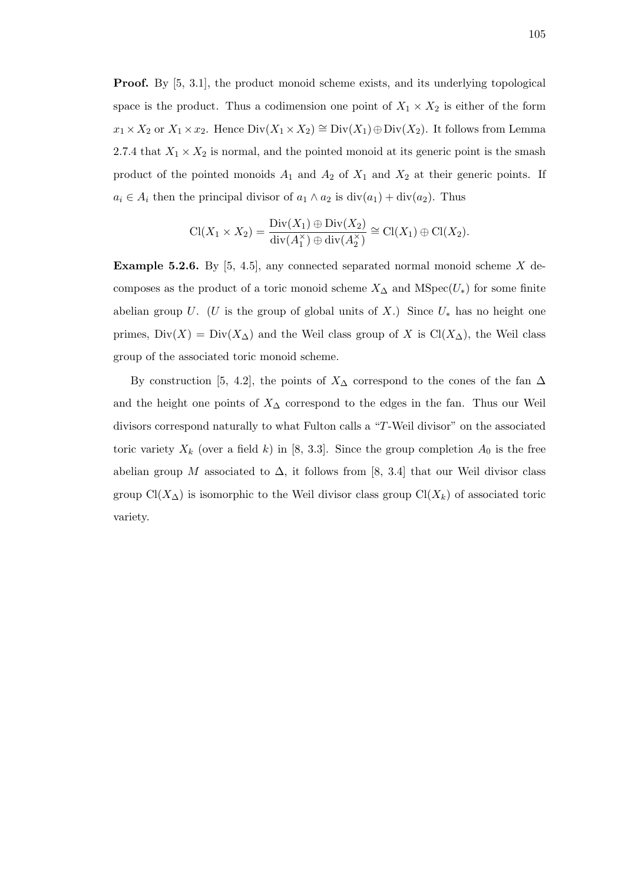**Proof.** By [5, 3.1], the product monoid scheme exists, and its underlying topological space is the product. Thus a codimension one point of $X_1 \times X_2$ is either of the form $x_1 \times X_2$ or $X_1 \times x_2$. Hence $\mathrm{Div}(X_1 \times X_2) \cong \mathrm{Div}(X_1) \oplus \mathrm{Div}(X_2)$. It follows from Lemma 2.7.4 that $X_1 \times X_2$ is normal, and the pointed monoid at its generic point is the smash product of the pointed monoids $A_1$ and $A_2$ of $X_1$ and $X_2$ at their generic points. If $a_i \in A_i$ then the principal divisor of $a_1 \wedge a_2$ is $\mathrm{div}(a_1) + \mathrm{div}(a_2)$. Thus

$$\mathrm{Cl}(X_1 \times X_2) = \frac{\mathrm{Div}(X_1) \oplus \mathrm{Div}(X_2)}{\mathrm{div}(A_1^\times) \oplus \mathrm{div}(A_2^\times)} \cong \mathrm{Cl}(X_1) \oplus \mathrm{Cl}(X_2).$$

**Example 5.2.6.** By [5, 4.5], any connected separated normal monoid scheme $X$ decomposes as the product of a toric monoid scheme $X_\Delta$ and $\mathrm{MSpec}(U_*)$ for some finite abelian group $U$. ($U$ is the group of global units of $X$.) Since $U_*$ has no height one primes, $\mathrm{Div}(X) = \mathrm{Div}(X_\Delta)$ and the Weil class group of $X$ is $\mathrm{Cl}(X_\Delta)$, the Weil class group of the associated toric monoid scheme.

By construction [5, 4.2], the points of $X_\Delta$ correspond to the cones of the fan $\Delta$ and the height one points of $X_\Delta$ correspond to the edges in the fan. Thus our Weil divisors correspond naturally to what Fulton calls a "$T$-Weil divisor" on the associated toric variety $X_k$ (over a field $k$) in [8, 3.3]. Since the group completion $A_0$ is the free abelian group $M$ associated to $\Delta$, it follows from [8, 3.4] that our Weil divisor class group $\mathrm{Cl}(X_\Delta)$ is isomorphic to the Weil divisor class group $\mathrm{Cl}(X_k)$ of associated toric variety.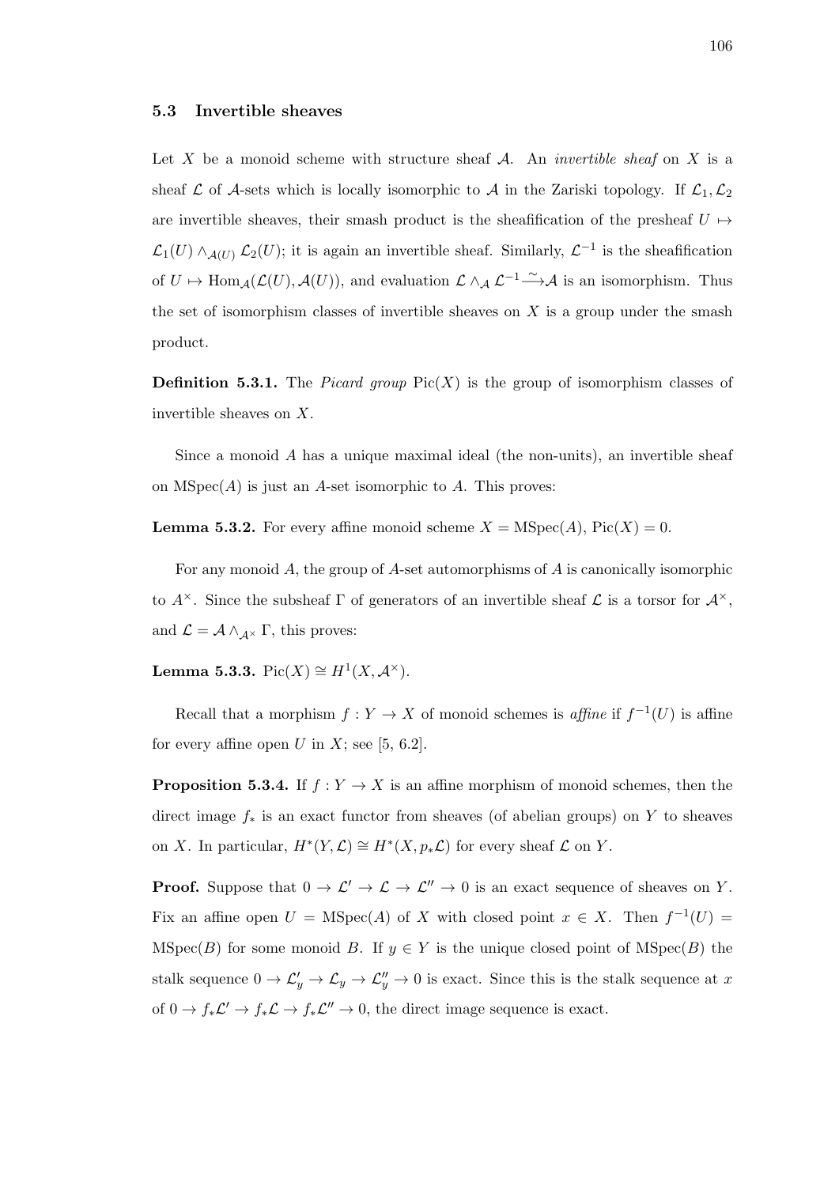## 5.3 Invertible sheaves

Let $X$ be a monoid scheme with structure sheaf $\mathcal{A}$. An *invertible sheaf* on $X$ is a sheaf $\mathcal{L}$ of $\mathcal{A}$-sets which is locally isomorphic to $\mathcal{A}$ in the Zariski topology. If $\mathcal{L}_1, \mathcal{L}_2$ are invertible sheaves, their smash product is the sheafification of the presheaf $U \mapsto \mathcal{L}_1(U) \wedge_{\mathcal{A}(U)} \mathcal{L}_2(U)$; it is again an invertible sheaf. Similarly, $\mathcal{L}^{-1}$ is the sheafification of $U \mapsto \mathrm{Hom}_{\mathcal{A}}(\mathcal{L}(U), \mathcal{A}(U))$, and evaluation $\mathcal{L} \wedge_{\mathcal{A}} \mathcal{L}^{-1} \xrightarrow{\sim} \mathcal{A}$ is an isomorphism. Thus the set of isomorphism classes of invertible sheaves on $X$ is a group under the smash product.

**Definition 5.3.1.** The *Picard group* $\mathrm{Pic}(X)$ is the group of isomorphism classes of invertible sheaves on $X$.

Since a monoid $A$ has a unique maximal ideal (the non-units), an invertible sheaf on $\mathrm{MSpec}(A)$ is just an $A$-set isomorphic to $A$. This proves:

**Lemma 5.3.2.** For every affine monoid scheme $X = \mathrm{MSpec}(A)$, $\mathrm{Pic}(X) = 0$.

For any monoid $A$, the group of $A$-set automorphisms of $A$ is canonically isomorphic to $A^{\times}$. Since the subsheaf $\Gamma$ of generators of an invertible sheaf $\mathcal{L}$ is a torsor for $\mathcal{A}^{\times}$, and $\mathcal{L} = \mathcal{A} \wedge_{\mathcal{A}^{\times}} \Gamma$, this proves:

**Lemma 5.3.3.** $\mathrm{Pic}(X) \cong H^1(X, \mathcal{A}^{\times})$.

Recall that a morphism $f : Y \to X$ of monoid schemes is *affine* if $f^{-1}(U)$ is affine for every affine open $U$ in $X$; see [5, 6.2].

**Proposition 5.3.4.** If $f : Y \to X$ is an affine morphism of monoid schemes, then the direct image $f_*$ is an exact functor from sheaves (of abelian groups) on $Y$ to sheaves on $X$. In particular, $H^*(Y, \mathcal{L}) \cong H^*(X, p_*\mathcal{L})$ for every sheaf $\mathcal{L}$ on $Y$.

**Proof.** Suppose that $0 \to \mathcal{L}' \to \mathcal{L} \to \mathcal{L}'' \to 0$ is an exact sequence of sheaves on $Y$. Fix an affine open $U = \mathrm{MSpec}(A)$ of $X$ with closed point $x \in X$. Then $f^{-1}(U) = \mathrm{MSpec}(B)$ for some monoid $B$. If $y \in Y$ is the unique closed point of $\mathrm{MSpec}(B)$ the stalk sequence $0 \to \mathcal{L}'_y \to \mathcal{L}_y \to \mathcal{L}''_y \to 0$ is exact. Since this is the stalk sequence at $x$ of $0 \to f_*\mathcal{L}' \to f_*\mathcal{L} \to f_*\mathcal{L}'' \to 0$, the direct image sequence is exact.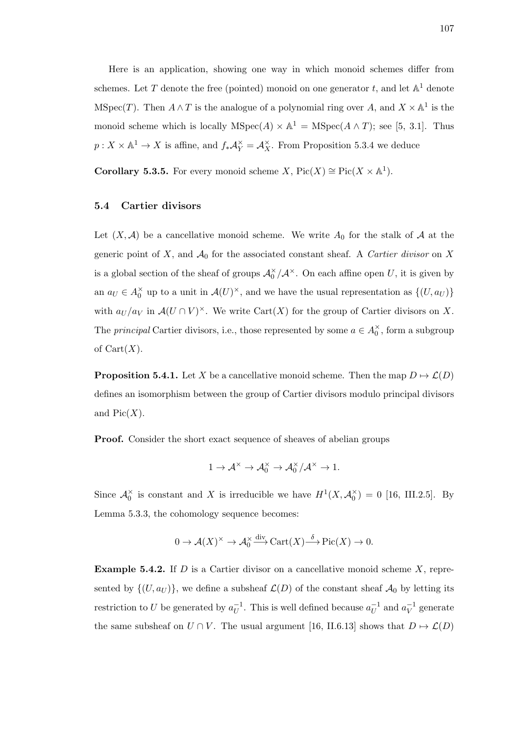Here is an application, showing one way in which monoid schemes differ from schemes. Let $T$ denote the free (pointed) monoid on one generator $t$, and let $\mathbb{A}^1$ denote $\mathrm{MSpec}(T)$. Then $A \wedge T$ is the analogue of a polynomial ring over $A$, and $X \times \mathbb{A}^1$ is the monoid scheme which is locally $\mathrm{MSpec}(A) \times \mathbb{A}^1 = \mathrm{MSpec}(A \wedge T)$; see [5, 3.1]. Thus $p : X \times \mathbb{A}^1 \to X$ is affine, and $f_* \mathcal{A}_Y^\times = \mathcal{A}_X^\times$. From Proposition 5.3.4 we deduce

**Corollary 5.3.5.** For every monoid scheme $X$, $\mathrm{Pic}(X) \cong \mathrm{Pic}(X \times \mathbb{A}^1)$.

## 5.4 Cartier divisors

Let $(X, \mathcal{A})$ be a cancellative monoid scheme. We write $A_0$ for the stalk of $\mathcal{A}$ at the generic point of $X$, and $\mathcal{A}_0$ for the associated constant sheaf. A *Cartier divisor* on $X$ is a global section of the sheaf of groups $\mathcal{A}_0^\times / \mathcal{A}^\times$. On each affine open $U$, it is given by an $a_U \in A_0^\times$ up to a unit in $\mathcal{A}(U)^\times$, and we have the usual representation as $\{(U, a_U)\}$ with $a_U/a_V$ in $\mathcal{A}(U \cap V)^\times$. We write $\mathrm{Cart}(X)$ for the group of Cartier divisors on $X$. The *principal* Cartier divisors, i.e., those represented by some $a \in A_0^\times$, form a subgroup of $\mathrm{Cart}(X)$.

**Proposition 5.4.1.** Let $X$ be a cancellative monoid scheme. Then the map $D \mapsto \mathcal{L}(D)$ defines an isomorphism between the group of Cartier divisors modulo principal divisors and $\mathrm{Pic}(X)$.

**Proof.** Consider the short exact sequence of sheaves of abelian groups

$$1 \to \mathcal{A}^\times \to \mathcal{A}_0^\times \to \mathcal{A}_0^\times / \mathcal{A}^\times \to 1.$$

Since $\mathcal{A}_0^\times$ is constant and $X$ is irreducible we have $H^1(X, \mathcal{A}_0^\times) = 0$ [16, III.2.5]. By Lemma 5.3.3, the cohomology sequence becomes:

$$0 \to \mathcal{A}(X)^\times \to \mathcal{A}_0^\times \xrightarrow{\mathrm{div}} \mathrm{Cart}(X) \xrightarrow{\delta} \mathrm{Pic}(X) \to 0.$$

**Example 5.4.2.** If $D$ is a Cartier divisor on a cancellative monoid scheme $X$, represented by $\{(U, a_U)\}$, we define a subsheaf $\mathcal{L}(D)$ of the constant sheaf $\mathcal{A}_0$ by letting its restriction to $U$ be generated by $a_U^{-1}$. This is well defined because $a_U^{-1}$ and $a_V^{-1}$ generate the same subsheaf on $U \cap V$. The usual argument [16, II.6.13] shows that $D \mapsto \mathcal{L}(D)$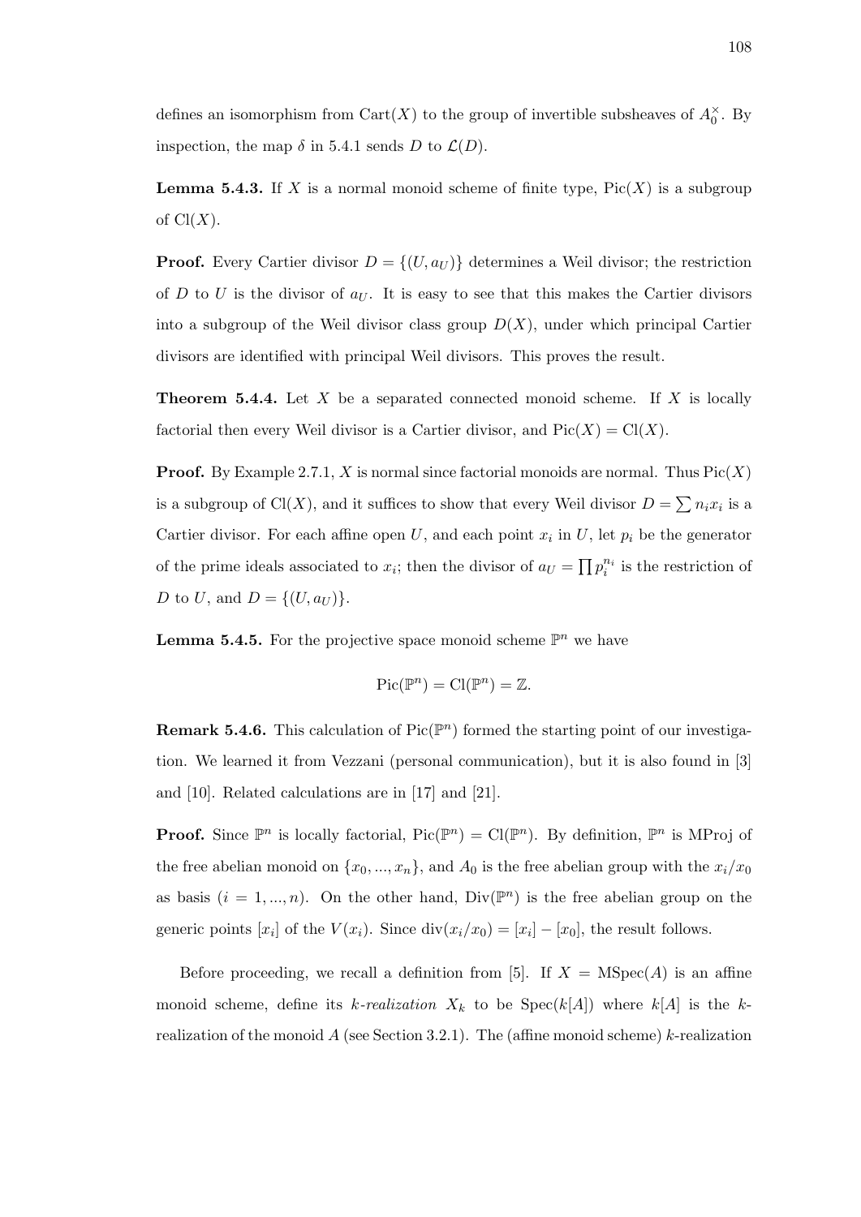defines an isomorphism from $\mathrm{Cart}(X)$ to the group of invertible subsheaves of $A_0^\times$. By inspection, the map $\delta$ in 5.4.1 sends $D$ to $\mathcal{L}(D)$.

**Lemma 5.4.3.** If $X$ is a normal monoid scheme of finite type, $\mathrm{Pic}(X)$ is a subgroup of $\mathrm{Cl}(X)$.

**Proof.** Every Cartier divisor $D = \{(U, a_U)\}$ determines a Weil divisor; the restriction of $D$ to $U$ is the divisor of $a_U$. It is easy to see that this makes the Cartier divisors into a subgroup of the Weil divisor class group $D(X)$, under which principal Cartier divisors are identified with principal Weil divisors. This proves the result.

**Theorem 5.4.4.** Let $X$ be a separated connected monoid scheme. If $X$ is locally factorial then every Weil divisor is a Cartier divisor, and $\mathrm{Pic}(X) = \mathrm{Cl}(X)$.

**Proof.** By Example 2.7.1, $X$ is normal since factorial monoids are normal. Thus $\mathrm{Pic}(X)$ is a subgroup of $\mathrm{Cl}(X)$, and it suffices to show that every Weil divisor $D = \sum n_i x_i$ is a Cartier divisor. For each affine open $U$, and each point $x_i$ in $U$, let $p_i$ be the generator of the prime ideals associated to $x_i$; then the divisor of $a_U = \prod p_i^{n_i}$ is the restriction of $D$ to $U$, and $D = \{(U, a_U)\}$.

**Lemma 5.4.5.** For the projective space monoid scheme $\mathbb{P}^n$ we have

$$\mathrm{Pic}(\mathbb{P}^n) = \mathrm{Cl}(\mathbb{P}^n) = \mathbb{Z}.$$

**Remark 5.4.6.** This calculation of $\mathrm{Pic}(\mathbb{P}^n)$ formed the starting point of our investigation. We learned it from Vezzani (personal communication), but it is also found in [3] and [10]. Related calculations are in [17] and [21].

**Proof.** Since $\mathbb{P}^n$ is locally factorial, $\mathrm{Pic}(\mathbb{P}^n) = \mathrm{Cl}(\mathbb{P}^n)$. By definition, $\mathbb{P}^n$ is MProj of the free abelian monoid on $\{x_0, ..., x_n\}$, and $A_0$ is the free abelian group with the $x_i/x_0$ as basis ($i = 1, ..., n$). On the other hand, $\mathrm{Div}(\mathbb{P}^n)$ is the free abelian group on the generic points $[x_i]$ of the $V(x_i)$. Since $\mathrm{div}(x_i/x_0) = [x_i] - [x_0]$, the result follows.

Before proceeding, we recall a definition from [5]. If $X = \mathrm{MSpec}(A)$ is an affine monoid scheme, define its *k-realization* $X_k$ to be $\mathrm{Spec}(k[A])$ where $k[A]$ is the $k$-realization of the monoid $A$ (see Section 3.2.1). The (affine monoid scheme) $k$-realization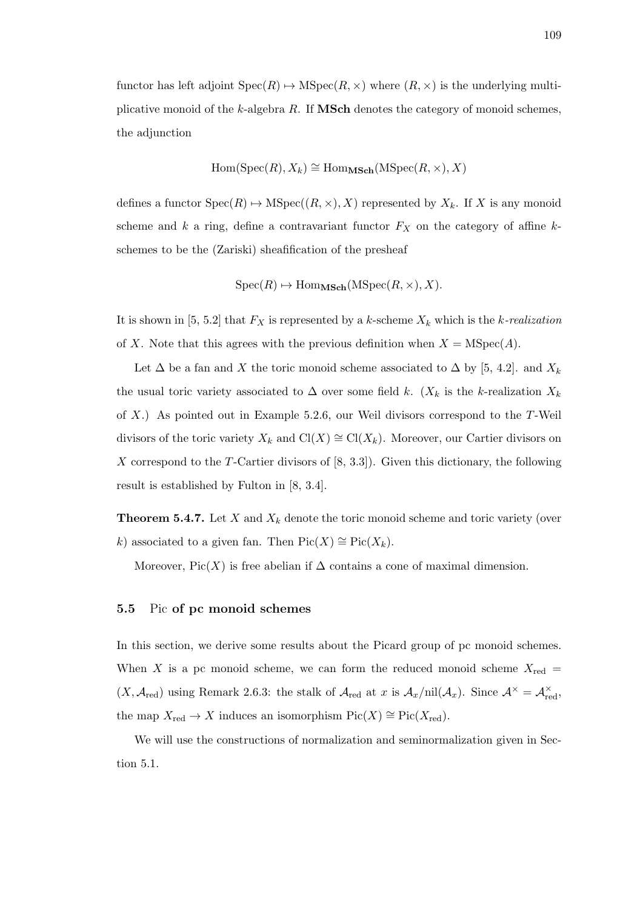functor has left adjoint $\mathrm{Spec}(R) \mapsto \mathrm{MSpec}(R, \times)$ where $(R, \times)$ is the underlying multiplicative monoid of the $k$-algebra $R$. If **MSch** denotes the category of monoid schemes, the adjunction

$$\mathrm{Hom}(\mathrm{Spec}(R), X_k) \cong \mathrm{Hom}_{\mathbf{MSch}}(\mathrm{MSpec}(R, \times), X)$$

defines a functor $\mathrm{Spec}(R) \mapsto \mathrm{MSpec}((R, \times), X)$ represented by $X_k$. If $X$ is any monoid scheme and $k$ a ring, define a contravariant functor $F_X$ on the category of affine $k$-schemes to be the (Zariski) sheafification of the presheaf

$$\mathrm{Spec}(R) \mapsto \mathrm{Hom}_{\mathbf{MSch}}(\mathrm{MSpec}(R, \times), X).$$

It is shown in [5, 5.2] that $F_X$ is represented by a $k$-scheme $X_k$ which is the *$k$-realization* of $X$. Note that this agrees with the previous definition when $X = \mathrm{MSpec}(A)$.

Let $\Delta$ be a fan and $X$ the toric monoid scheme associated to $\Delta$ by [5, 4.2]. and $X_k$ the usual toric variety associated to $\Delta$ over some field $k$. ($X_k$ is the $k$-realization $X_k$ of $X$.) As pointed out in Example 5.2.6, our Weil divisors correspond to the $T$-Weil divisors of the toric variety $X_k$ and $\mathrm{Cl}(X) \cong \mathrm{Cl}(X_k)$. Moreover, our Cartier divisors on $X$ correspond to the $T$-Cartier divisors of [8, 3.3]). Given this dictionary, the following result is established by Fulton in [8, 3.4].

**Theorem 5.4.7.** Let $X$ and $X_k$ denote the toric monoid scheme and toric variety (over $k$) associated to a given fan. Then $\mathrm{Pic}(X) \cong \mathrm{Pic}(X_k)$.

Moreover, $\mathrm{Pic}(X)$ is free abelian if $\Delta$ contains a cone of maximal dimension.

## 5.5 Pic of pc monoid schemes

In this section, we derive some results about the Picard group of pc monoid schemes. When $X$ is a pc monoid scheme, we can form the reduced monoid scheme $X_{\mathrm{red}} = (X, \mathcal{A}_{\mathrm{red}})$ using Remark 2.6.3: the stalk of $\mathcal{A}_{\mathrm{red}}$ at $x$ is $\mathcal{A}_x/\mathrm{nil}(\mathcal{A}_x)$. Since $\mathcal{A}^\times = \mathcal{A}_{\mathrm{red}}^\times$, the map $X_{\mathrm{red}} \to X$ induces an isomorphism $\mathrm{Pic}(X) \cong \mathrm{Pic}(X_{\mathrm{red}})$.

We will use the constructions of normalization and seminormalization given in Section 5.1.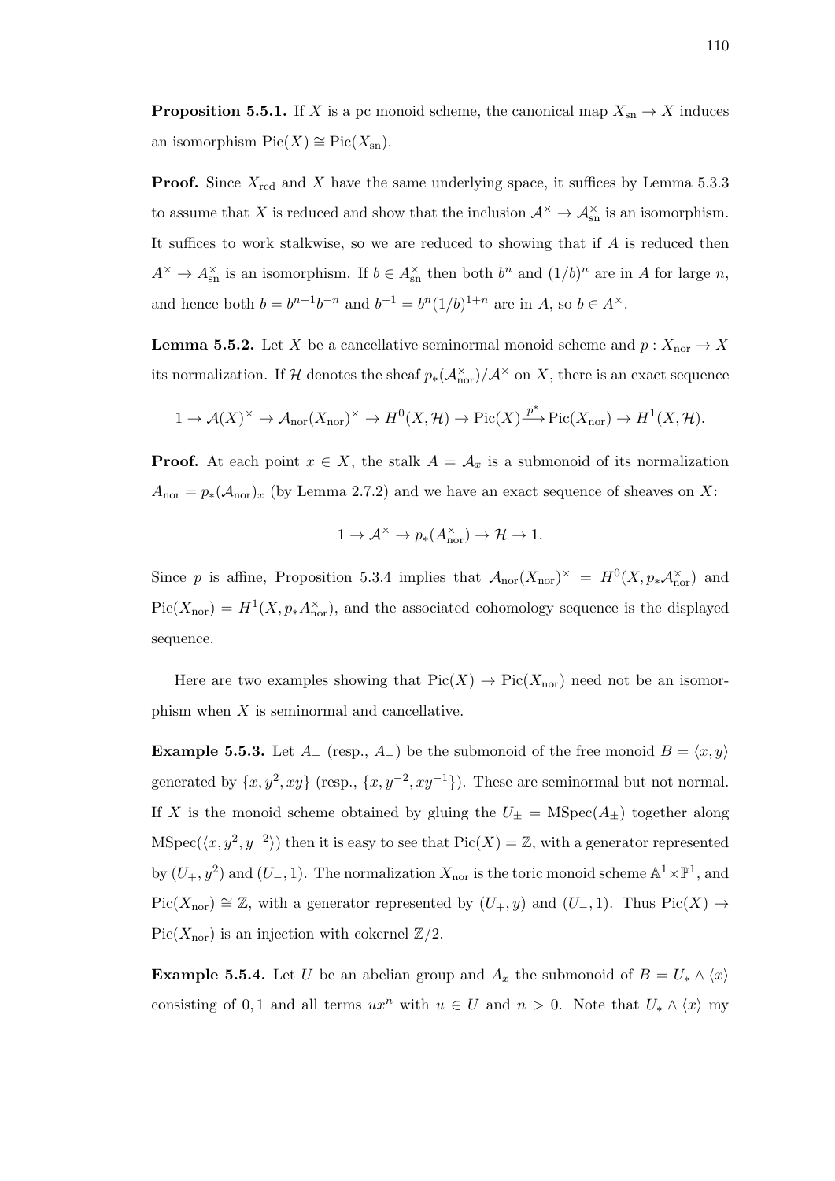**Proposition 5.5.1.** If $X$ is a pc monoid scheme, the canonical map $X_{\text{sn}} \to X$ induces an isomorphism $\text{Pic}(X) \cong \text{Pic}(X_{\text{sn}})$.

**Proof.** Since $X_{\text{red}}$ and $X$ have the same underlying space, it suffices by Lemma 5.3.3 to assume that $X$ is reduced and show that the inclusion $\mathcal{A}^\times \to \mathcal{A}_{\text{sn}}^\times$ is an isomorphism. It suffices to work stalkwise, so we are reduced to showing that if $A$ is reduced then $A^\times \to A_{\text{sn}}^\times$ is an isomorphism. If $b \in A_{\text{sn}}^\times$ then both $b^n$ and $(1/b)^n$ are in $A$ for large $n$, and hence both $b = b^{n+1}b^{-n}$ and $b^{-1} = b^n(1/b)^{1+n}$ are in $A$, so $b \in A^\times$.

**Lemma 5.5.2.** Let $X$ be a cancellative seminormal monoid scheme and $p : X_{\text{nor}} \to X$ its normalization. If $\mathcal{H}$ denotes the sheaf $p_*(\mathcal{A}_{\text{nor}}^\times)/\mathcal{A}^\times$ on $X$, there is an exact sequence

$$1 \to \mathcal{A}(X)^\times \to \mathcal{A}_{\text{nor}}(X_{\text{nor}})^\times \to H^0(X, \mathcal{H}) \to \text{Pic}(X) \xrightarrow{p^*} \text{Pic}(X_{\text{nor}}) \to H^1(X, \mathcal{H}).$$

**Proof.** At each point $x \in X$, the stalk $A = \mathcal{A}_x$ is a submonoid of its normalization $A_{\text{nor}} = p_*(\mathcal{A}_{\text{nor}})_x$ (by Lemma 2.7.2) and we have an exact sequence of sheaves on $X$:

$$1 \to \mathcal{A}^\times \to p_*(A_{\text{nor}}^\times) \to \mathcal{H} \to 1.$$

Since $p$ is affine, Proposition 5.3.4 implies that $\mathcal{A}_{\text{nor}}(X_{\text{nor}})^\times = H^0(X, p_*\mathcal{A}_{\text{nor}}^\times)$ and $\text{Pic}(X_{\text{nor}}) = H^1(X, p_*A_{\text{nor}}^\times)$, and the associated cohomology sequence is the displayed sequence.

Here are two examples showing that $\text{Pic}(X) \to \text{Pic}(X_{\text{nor}})$ need not be an isomorphism when $X$ is seminormal and cancellative.

**Example 5.5.3.** Let $A_+$ (resp., $A_-$) be the submonoid of the free monoid $B = \langle x, y \rangle$ generated by $\{x, y^2, xy\}$ (resp., $\{x, y^{-2}, xy^{-1}\}$). These are seminormal but not normal. If $X$ is the monoid scheme obtained by gluing the $U_\pm = \text{MSpec}(A_\pm)$ together along $\text{MSpec}(\langle x, y^2, y^{-2} \rangle)$ then it is easy to see that $\text{Pic}(X) = \mathbb{Z}$, with a generator represented by $(U_+, y^2)$ and $(U_-, 1)$. The normalization $X_{\text{nor}}$ is the toric monoid scheme $\mathbb{A}^1 \times \mathbb{P}^1$, and $\text{Pic}(X_{\text{nor}}) \cong \mathbb{Z}$, with a generator represented by $(U_+, y)$ and $(U_-, 1)$. Thus $\text{Pic}(X) \to \text{Pic}(X_{\text{nor}})$ is an injection with cokernel $\mathbb{Z}/2$.

**Example 5.5.4.** Let $U$ be an abelian group and $A_x$ the submonoid of $B = U_* \wedge \langle x \rangle$ consisting of $0, 1$ and all terms $ux^n$ with $u \in U$ and $n > 0$. Note that $U_* \wedge \langle x \rangle$ my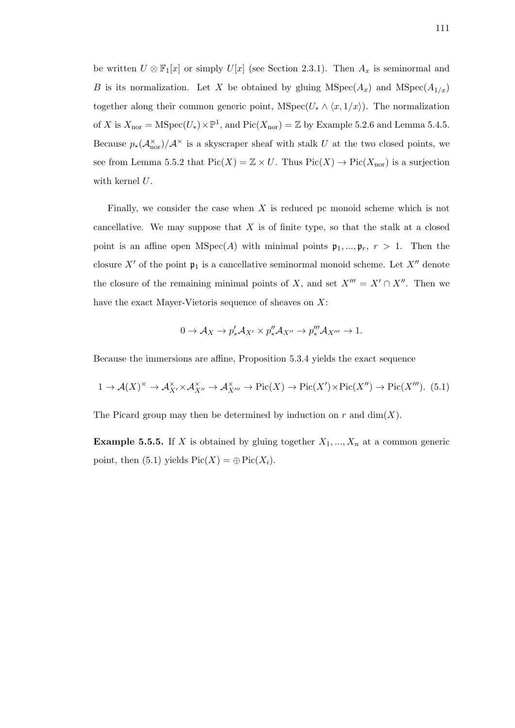be written $U \otimes \mathbb{F}_1[x]$ or simply $U[x]$ (see Section 2.3.1). Then $A_x$ is seminormal and $B$ is its normalization. Let $X$ be obtained by gluing $\mathrm{MSpec}(A_x)$ and $\mathrm{MSpec}(A_{1/x})$ together along their common generic point, $\mathrm{MSpec}(U_* \wedge \langle x, 1/x\rangle)$. The normalization of $X$ is $X_{\mathrm{nor}} = \mathrm{MSpec}(U_*) \times \mathbb{P}^1$, and $\mathrm{Pic}(X_{\mathrm{nor}}) = \mathbb{Z}$ by Example 5.2.6 and Lemma 5.4.5. Because $p_*(\mathcal{A}^\times_{\mathrm{nor}})/\mathcal{A}^\times$ is a skyscraper sheaf with stalk $U$ at the two closed points, we see from Lemma 5.5.2 that $\mathrm{Pic}(X) = \mathbb{Z} \times U$. Thus $\mathrm{Pic}(X) \to \mathrm{Pic}(X_{\mathrm{nor}})$ is a surjection with kernel $U$.

Finally, we consider the case when $X$ is reduced pc monoid scheme which is not cancellative. We may suppose that $X$ is of finite type, so that the stalk at a closed point is an affine open $\mathrm{MSpec}(A)$ with minimal points $\mathfrak{p}_1, ..., \mathfrak{p}_r$, $r > 1$. Then the closure $X'$ of the point $\mathfrak{p}_1$ is a cancellative seminormal monoid scheme. Let $X''$ denote the closure of the remaining minimal points of $X$, and set $X''' = X' \cap X''$. Then we have the exact Mayer-Vietoris sequence of sheaves on $X$:

$$0 \to \mathcal{A}_X \to p'_*\mathcal{A}_{X'} \times p''_*\mathcal{A}_{X''} \to p'''_*\mathcal{A}_{X'''} \to 1.$$

Because the immersions are affine, Proposition 5.3.4 yields the exact sequence

$$1 \to \mathcal{A}(X)^\times \to \mathcal{A}^\times_{X'} \times \mathcal{A}^\times_{X''} \to \mathcal{A}^\times_{X'''} \to \mathrm{Pic}(X) \to \mathrm{Pic}(X') \times \mathrm{Pic}(X'') \to \mathrm{Pic}(X'''). \quad (5.1)$$

The Picard group may then be determined by induction on $r$ and $\dim(X)$.

**Example 5.5.5.** If $X$ is obtained by gluing together $X_1, ..., X_n$ at a common generic point, then (5.1) yields $\mathrm{Pic}(X) = \oplus \mathrm{Pic}(X_i)$.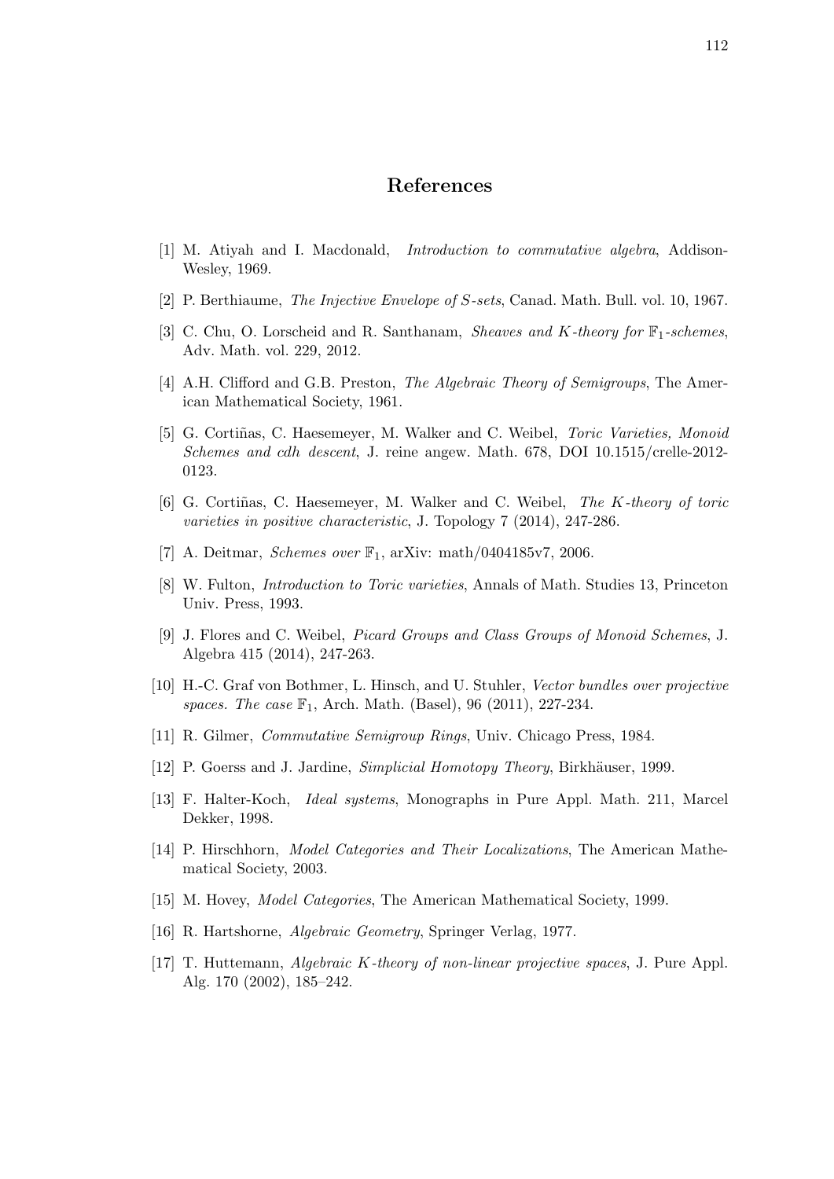# References

[1] M. Atiyah and I. Macdonald, *Introduction to commutative algebra*, Addison-Wesley, 1969.

[2] P. Berthiaume, *The Injective Envelope of S-sets*, Canad. Math. Bull. vol. 10, 1967.

[3] C. Chu, O. Lorscheid and R. Santhanam, *Sheaves and K-theory for $\mathbb{F}_1$-schemes*, Adv. Math. vol. 229, 2012.

[4] A.H. Clifford and G.B. Preston, *The Algebraic Theory of Semigroups*, The American Mathematical Society, 1961.

[5] G. Cortiñas, C. Haesemeyer, M. Walker and C. Weibel, *Toric Varieties, Monoid Schemes and cdh descent*, J. reine angew. Math. 678, DOI 10.1515/crelle-2012-0123.

[6] G. Cortiñas, C. Haesemeyer, M. Walker and C. Weibel, *The K-theory of toric varieties in positive characteristic*, J. Topology 7 (2014), 247-286.

[7] A. Deitmar, *Schemes over $\mathbb{F}_1$*, arXiv: math/0404185v7, 2006.

[8] W. Fulton, *Introduction to Toric varieties*, Annals of Math. Studies 13, Princeton Univ. Press, 1993.

[9] J. Flores and C. Weibel, *Picard Groups and Class Groups of Monoid Schemes*, J. Algebra 415 (2014), 247-263.

[10] H.-C. Graf von Bothmer, L. Hinsch, and U. Stuhler, *Vector bundles over projective spaces. The case $\mathbb{F}_1$*, Arch. Math. (Basel), 96 (2011), 227-234.

[11] R. Gilmer, *Commutative Semigroup Rings*, Univ. Chicago Press, 1984.

[12] P. Goerss and J. Jardine, *Simplicial Homotopy Theory*, Birkhäuser, 1999.

[13] F. Halter-Koch, *Ideal systems*, Monographs in Pure Appl. Math. 211, Marcel Dekker, 1998.

[14] P. Hirschhorn, *Model Categories and Their Localizations*, The American Mathematical Society, 2003.

[15] M. Hovey, *Model Categories*, The American Mathematical Society, 1999.

[16] R. Hartshorne, *Algebraic Geometry*, Springer Verlag, 1977.

[17] T. Huttemann, *Algebraic K-theory of non-linear projective spaces*, J. Pure Appl. Alg. 170 (2002), 185–242.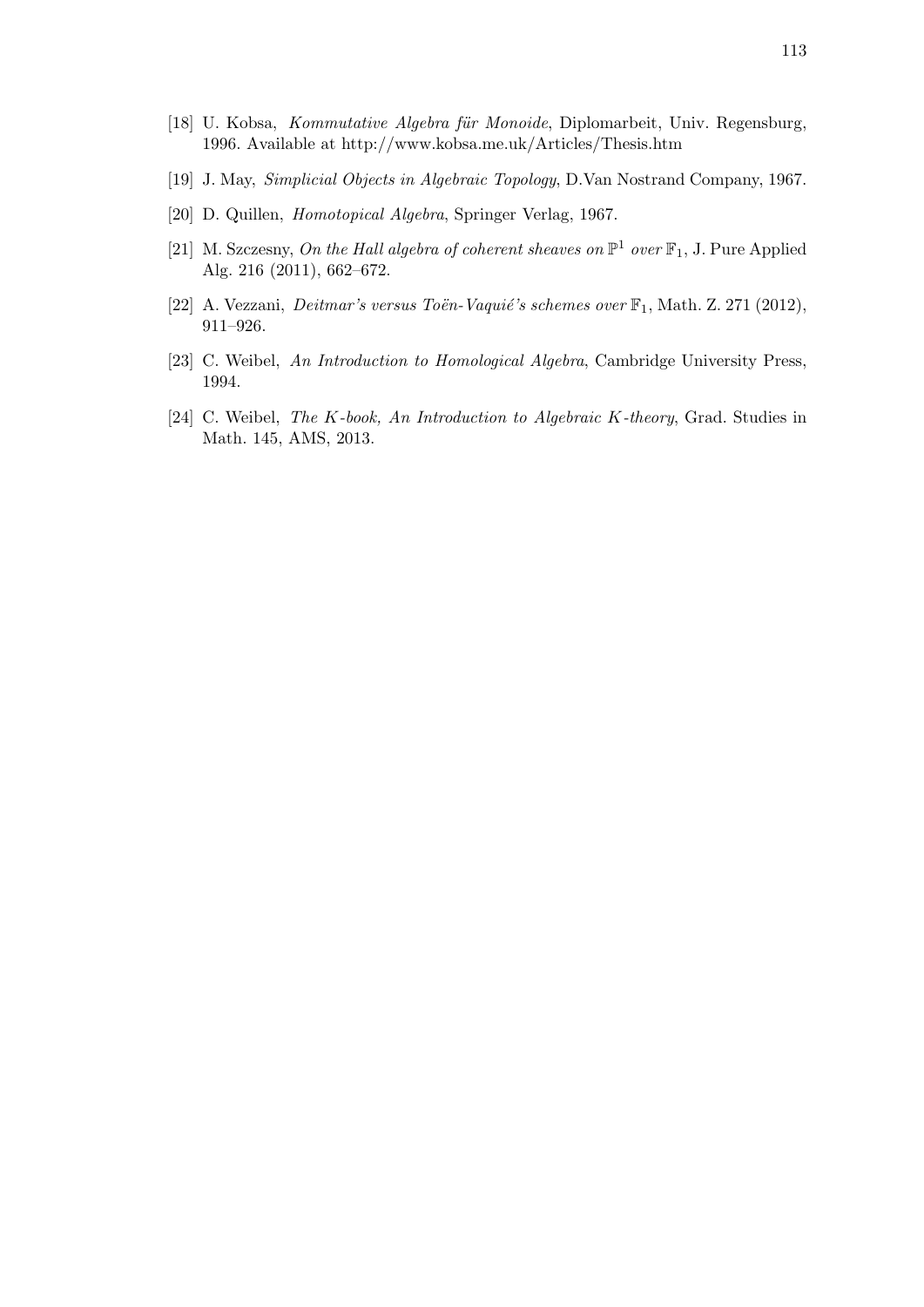[18] U. Kobsa, *Kommutative Algebra für Monoide*, Diplomarbeit, Univ. Regensburg, 1996. Available at http://www.kobsa.me.uk/Articles/Thesis.htm

[19] J. May, *Simplicial Objects in Algebraic Topology*, D.Van Nostrand Company, 1967.

[20] D. Quillen, *Homotopical Algebra*, Springer Verlag, 1967.

[21] M. Szczesny, *On the Hall algebra of coherent sheaves on* $\mathbb{P}^1$ *over* $\mathbb{F}_1$, J. Pure Applied Alg. 216 (2011), 662–672.

[22] A. Vezzani, *Deitmar's versus Toën-Vaquié's schemes over* $\mathbb{F}_1$, Math. Z. 271 (2012), 911–926.

[23] C. Weibel, *An Introduction to Homological Algebra*, Cambridge University Press, 1994.

[24] C. Weibel, *The K-book, An Introduction to Algebraic K-theory*, Grad. Studies in Math. 145, AMS, 2013.